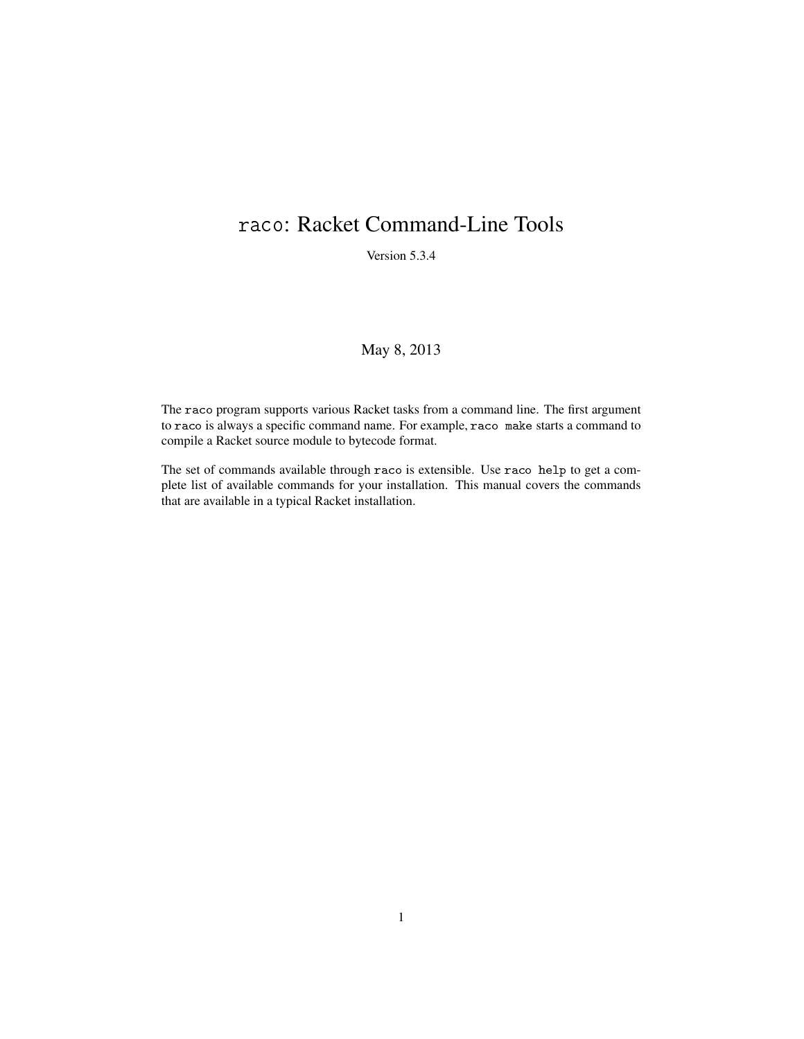# `raco`: Racket Command-Line Tools

Version 5.3.4

May 8, 2013

The `raco` program supports various Racket tasks from a command line. The first argument to `raco` is always a specific command name. For example, `raco make` starts a command to compile a Racket source module to bytecode format.

The set of commands available through `raco` is extensible. Use `raco help` to get a complete list of available commands for your installation. This manual covers the commands that are available in a typical Racket installation.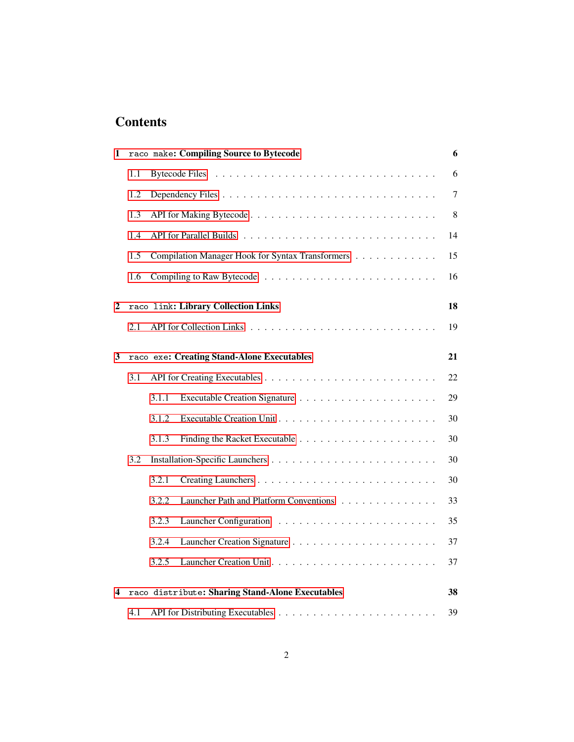# Contents

**1 `raco make`: Compiling Source to Bytecode** **6**

- 1.1 Bytecode Files . . . . . . . . . . . . . . . . . . . . . . . . . . . . 6
- 1.2 Dependency Files . . . . . . . . . . . . . . . . . . . . . . . . . . . 7
- 1.3 API for Making Bytecode . . . . . . . . . . . . . . . . . . . . . . . 8
- 1.4 API for Parallel Builds . . . . . . . . . . . . . . . . . . . . . . . . 14
- 1.5 Compilation Manager Hook for Syntax Transformers . . . . . . . . . . . 15
- 1.6 Compiling to Raw Bytecode . . . . . . . . . . . . . . . . . . . . . . 16

**2 `raco link`: Library Collection Links** **18**

- 2.1 API for Collection Links . . . . . . . . . . . . . . . . . . . . . . . 19

**3 `raco exe`: Creating Stand-Alone Executables** **21**

- 3.1 API for Creating Executables . . . . . . . . . . . . . . . . . . . . . 22
  - 3.1.1 Executable Creation Signature . . . . . . . . . . . . . . . . . . . 29
  - 3.1.2 Executable Creation Unit . . . . . . . . . . . . . . . . . . . . . 30
  - 3.1.3 Finding the Racket Executable . . . . . . . . . . . . . . . . . . . 30
- 3.2 Installation-Specific Launchers . . . . . . . . . . . . . . . . . . . . 30
  - 3.2.1 Creating Launchers . . . . . . . . . . . . . . . . . . . . . . . . 30
  - 3.2.2 Launcher Path and Platform Conventions . . . . . . . . . . . . . . 33
  - 3.2.3 Launcher Configuration . . . . . . . . . . . . . . . . . . . . . . 35
  - 3.2.4 Launcher Creation Signature . . . . . . . . . . . . . . . . . . . . 37
  - 3.2.5 Launcher Creation Unit . . . . . . . . . . . . . . . . . . . . . . 37

**4 `raco distribute`: Sharing Stand-Alone Executables** **38**

- 4.1 API for Distributing Executables . . . . . . . . . . . . . . . . . . . 39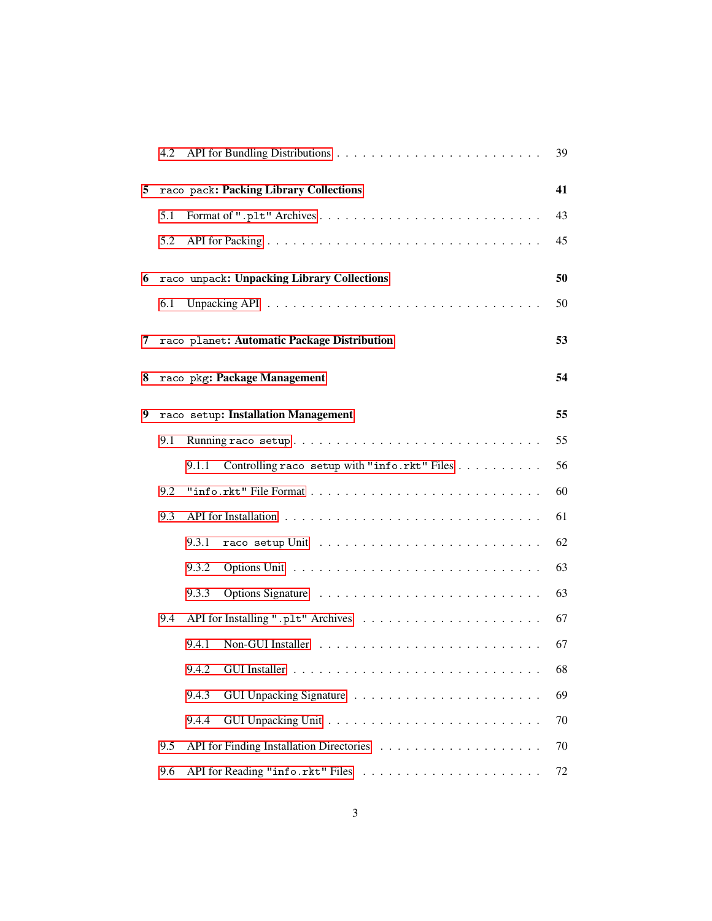- 4.2 API for Bundling Distributions . . . . . . . . . . . . . . . . . . . . . . . . 39

**5 raco pack: Packing Library Collections** **41**

- 5.1 Format of ".plt" Archives . . . . . . . . . . . . . . . . . . . . . . . . 43
- 5.2 API for Packing . . . . . . . . . . . . . . . . . . . . . . . . . . . . . 45

**6 raco unpack: Unpacking Library Collections** **50**

- 6.1 Unpacking API . . . . . . . . . . . . . . . . . . . . . . . . . . . . . 50

**7 raco planet: Automatic Package Distribution** **53**

**8 raco pkg: Package Management** **54**

**9 raco setup: Installation Management** **55**

- 9.1 Running raco setup . . . . . . . . . . . . . . . . . . . . . . . . . . . 55
  - 9.1.1 Controlling raco setup with "info.rkt" Files . . . . . . . . . . 56
- 9.2 "info.rkt" File Format . . . . . . . . . . . . . . . . . . . . . . . . . 60
- 9.3 API for Installation . . . . . . . . . . . . . . . . . . . . . . . . . . . 61
  - 9.3.1 raco setup Unit . . . . . . . . . . . . . . . . . . . . . . . . . 62
  - 9.3.2 Options Unit . . . . . . . . . . . . . . . . . . . . . . . . . . . 63
  - 9.3.3 Options Signature . . . . . . . . . . . . . . . . . . . . . . . . 63
- 9.4 API for Installing ".plt" Archives . . . . . . . . . . . . . . . . . . . 67
  - 9.4.1 Non-GUI Installer . . . . . . . . . . . . . . . . . . . . . . . . 67
  - 9.4.2 GUI Installer . . . . . . . . . . . . . . . . . . . . . . . . . . . 68
  - 9.4.3 GUI Unpacking Signature . . . . . . . . . . . . . . . . . . . . 69
  - 9.4.4 GUI Unpacking Unit . . . . . . . . . . . . . . . . . . . . . . . 70
- 9.5 API for Finding Installation Directories . . . . . . . . . . . . . . . . 70
- 9.6 API for Reading "info.rkt" Files . . . . . . . . . . . . . . . . . . . 72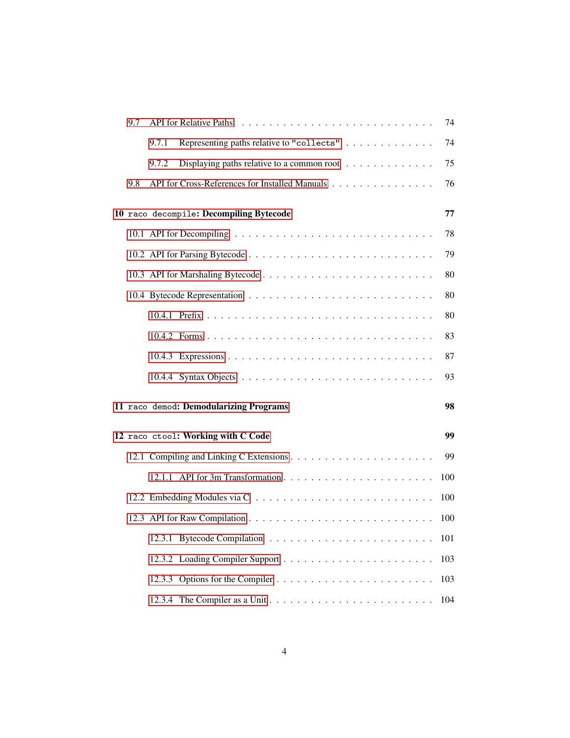- 9.7 API for Relative Paths . . . . . . . . . . 74
  - 9.7.1 Representing paths relative to `"collects"` . . . . . . . . . . 74
  - 9.7.2 Displaying paths relative to a common root . . . . . . . . . . 75
- 9.8 API for Cross-References for Installed Manuals . . . . . . . . . . 76

**10 `raco decompile`: Decompiling Bytecode** **77**

- 10.1 API for Decompiling . . . . . . . . . . 78
- 10.2 API for Parsing Bytecode . . . . . . . . . . 79
- 10.3 API for Marshaling Bytecode . . . . . . . . . . 80
- 10.4 Bytecode Representation . . . . . . . . . . 80
  - 10.4.1 Prefix . . . . . . . . . . 80
  - 10.4.2 Forms . . . . . . . . . . 83
  - 10.4.3 Expressions . . . . . . . . . . 87
  - 10.4.4 Syntax Objects . . . . . . . . . . 93

**11 `raco demod`: Demodularizing Programs** **98**

**12 `raco ctool`: Working with C Code** **99**

- 12.1 Compiling and Linking C Extensions . . . . . . . . . . 99
  - 12.1.1 API for 3m Transformation . . . . . . . . . . 100
- 12.2 Embedding Modules via C . . . . . . . . . . 100
- 12.3 API for Raw Compilation . . . . . . . . . . 100
  - 12.3.1 Bytecode Compilation . . . . . . . . . . 101
  - 12.3.2 Loading Compiler Support . . . . . . . . . . 103
  - 12.3.3 Options for the Compiler . . . . . . . . . . 103
  - 12.3.4 The Compiler as a Unit . . . . . . . . . . 104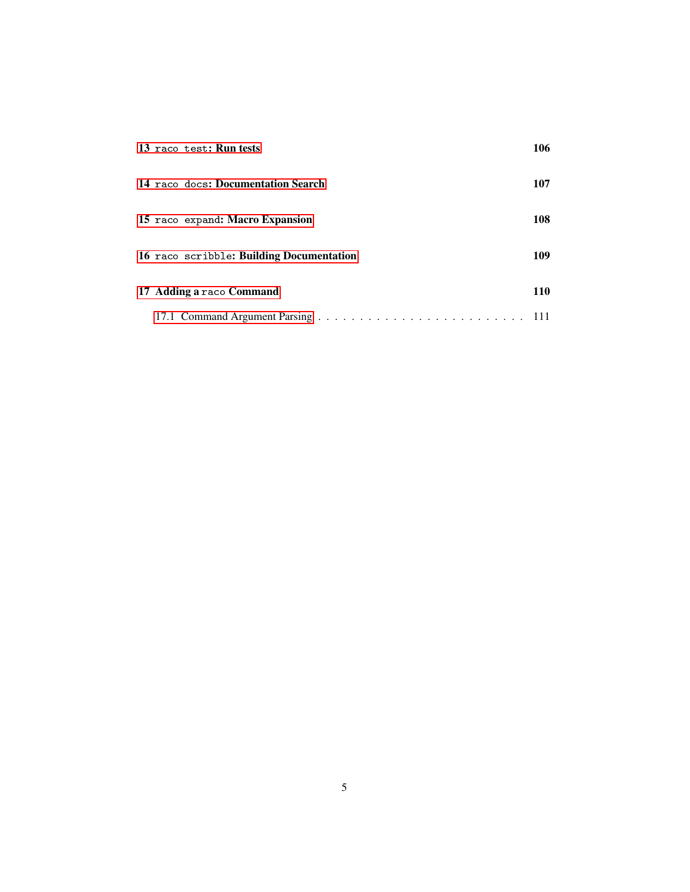**13 `raco test`: Run tests** 106

**14 `raco docs`: Documentation Search** 107

**15 `raco expand`: Macro Expansion** 108

**16 `raco scribble`: Building Documentation** 109

**17 Adding a `raco` Command** 110

- 17.1 Command Argument Parsing . . . . . . . . . . . . . . . . . . . . . . . . . 111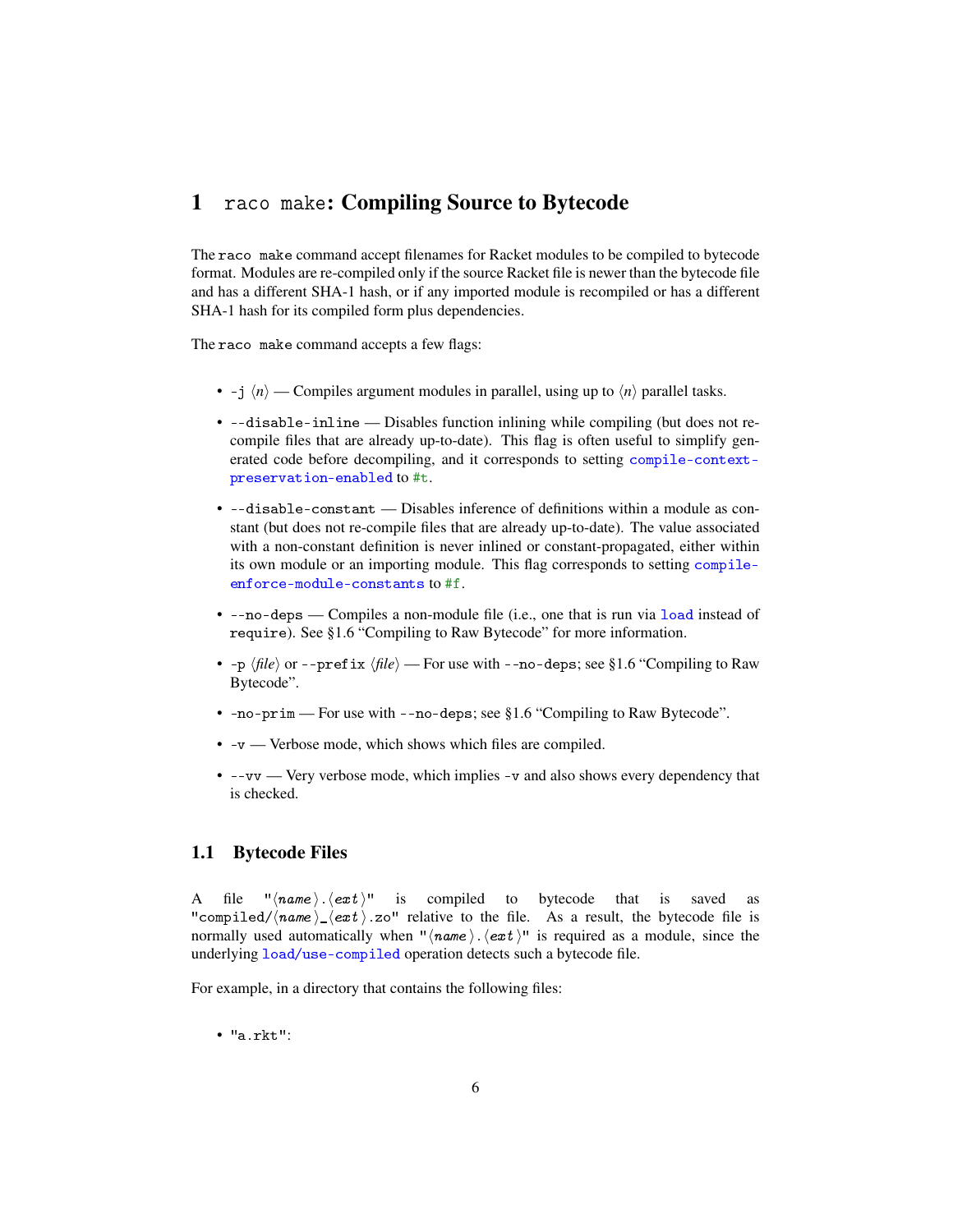# 1 `raco make`: Compiling Source to Bytecode

The `raco make` command accept filenames for Racket modules to be compiled to bytecode format. Modules are re-compiled only if the source Racket file is newer than the bytecode file and has a different SHA-1 hash, or if any imported module is recompiled or has a different SHA-1 hash for its compiled form plus dependencies.

The `raco make` command accepts a few flags:

- `-j` ⟨*n*⟩ — Compiles argument modules in parallel, using up to ⟨*n*⟩ parallel tasks.
- `--disable-inline` — Disables function inlining while compiling (but does not re-compile files that are already up-to-date). This flag is often useful to simplify generated code before decompiling, and it corresponds to setting `compile-context-preservation-enabled` to `#t`.
- `--disable-constant` — Disables inference of definitions within a module as constant (but does not re-compile files that are already up-to-date). The value associated with a non-constant definition is never inlined or constant-propagated, either within its own module or an importing module. This flag corresponds to setting `compile-enforce-module-constants` to `#f`.
- `--no-deps` — Compiles a non-module file (i.e., one that is run via `load` instead of `require`). See §1.6 "Compiling to Raw Bytecode" for more information.
- `-p` ⟨*file*⟩ or `--prefix` ⟨*file*⟩ — For use with `--no-deps`; see §1.6 "Compiling to Raw Bytecode".
- `-no-prim` — For use with `--no-deps`; see §1.6 "Compiling to Raw Bytecode".
- `-v` — Verbose mode, which shows which files are compiled.
- `--vv` — Very verbose mode, which implies `-v` and also shows every dependency that is checked.

## 1.1 Bytecode Files

A file `"⟨name⟩.⟨ext⟩"` is compiled to bytecode that is saved as `"compiled/⟨name⟩_⟨ext⟩.zo"` relative to the file. As a result, the bytecode file is normally used automatically when `"⟨name⟩.⟨ext⟩"` is required as a module, since the underlying `load/use-compiled` operation detects such a bytecode file.

For example, in a directory that contains the following files:

- `"a.rkt"`: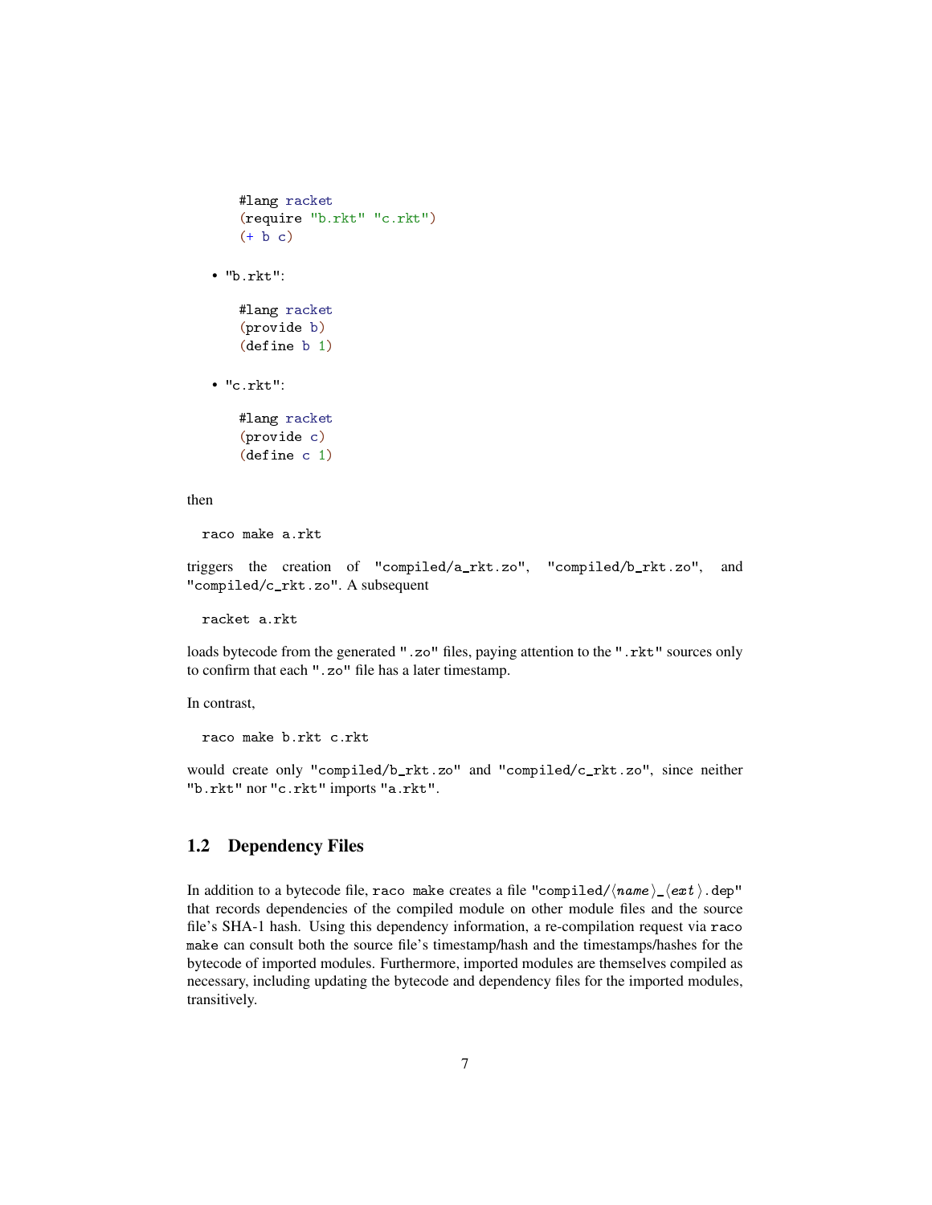```racket
#lang racket
(require "b.rkt" "c.rkt")
(+ b c)
```

- "b.rkt":

```racket
#lang racket
(provide b)
(define b 1)
```

- "c.rkt":

```racket
#lang racket
(provide c)
(define c 1)
```

then

```
raco make a.rkt
```

triggers the creation of "compiled/a_rkt.zo", "compiled/b_rkt.zo", and "compiled/c_rkt.zo". A subsequent

```
racket a.rkt
```

loads bytecode from the generated ".zo" files, paying attention to the ".rkt" sources only to confirm that each ".zo" file has a later timestamp.

In contrast,

```
raco make b.rkt c.rkt
```

would create only "compiled/b_rkt.zo" and "compiled/c_rkt.zo", since neither "b.rkt" nor "c.rkt" imports "a.rkt".

## 1.2 Dependency Files

In addition to a bytecode file, `raco make` creates a file "compiled/⟨*name*⟩_⟨*ext*⟩.dep" that records dependencies of the compiled module on other module files and the source file's SHA-1 hash. Using this dependency information, a re-compilation request via `raco make` can consult both the source file's timestamp/hash and the timestamps/hashes for the bytecode of imported modules. Furthermore, imported modules are themselves compiled as necessary, including updating the bytecode and dependency files for the imported modules, transitively.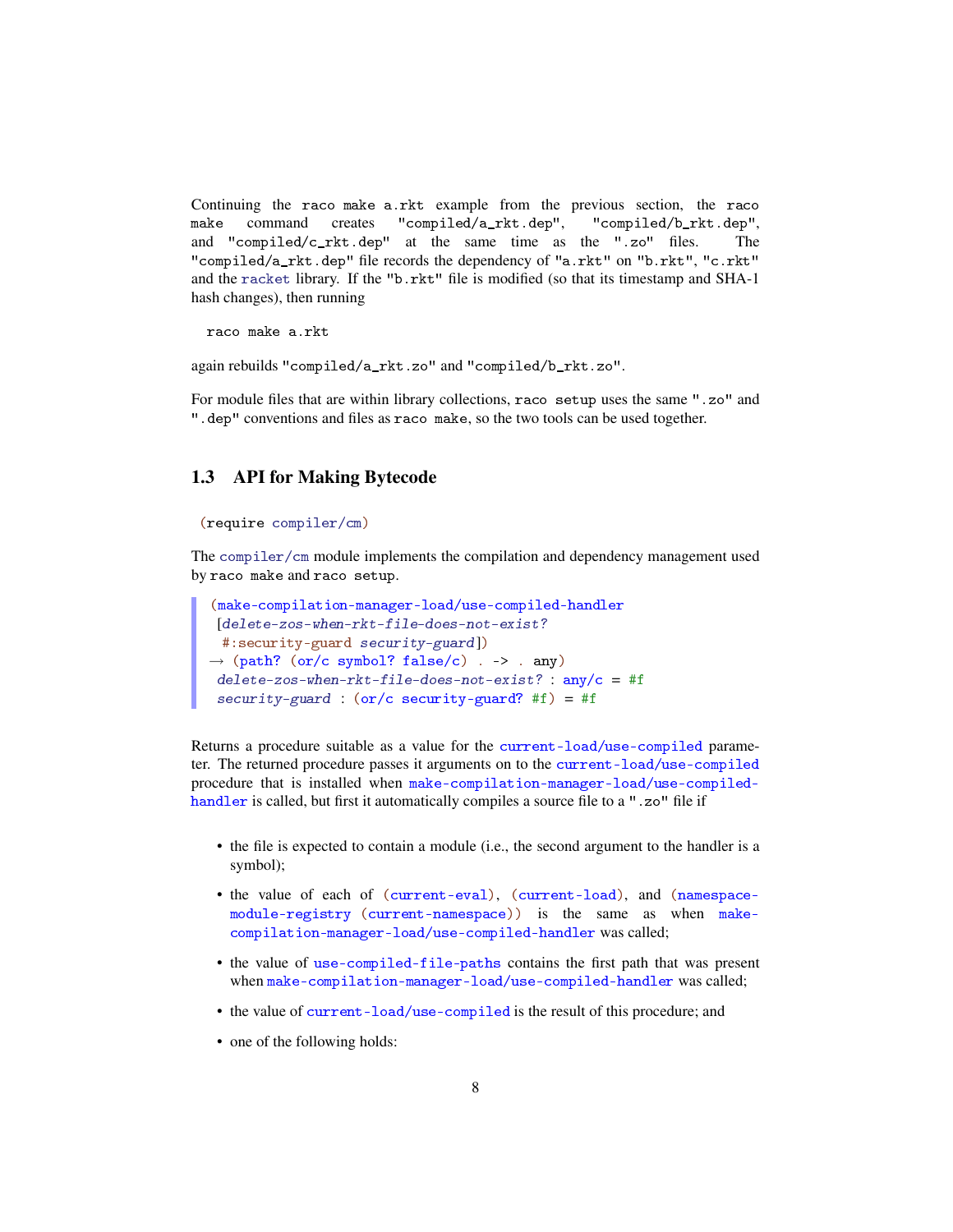Continuing the `raco make a.rkt` example from the previous section, the `raco make` command creates `"compiled/a_rkt.dep"`, `"compiled/b_rkt.dep"`, and `"compiled/c_rkt.dep"` at the same time as the `".zo"` files. The `"compiled/a_rkt.dep"` file records the dependency of `"a.rkt"` on `"b.rkt"`, `"c.rkt"` and the `racket` library. If the `"b.rkt"` file is modified (so that its timestamp and SHA-1 hash changes), then running

```
raco make a.rkt
```

again rebuilds `"compiled/a_rkt.zo"` and `"compiled/b_rkt.zo"`.

For module files that are within library collections, `raco setup` uses the same `".zo"` and `".dep"` conventions and files as `raco make`, so the two tools can be used together.

## 1.3 API for Making Bytecode

```
(require compiler/cm)
```

The `compiler/cm` module implements the compilation and dependency management used by `raco make` and `raco setup`.

```
(make-compilation-manager-load/use-compiled-handler
 [delete-zos-when-rkt-file-does-not-exist?
  #:security-guard security-guard])
→ (path? (or/c symbol? false/c) . -> . any)
  delete-zos-when-rkt-file-does-not-exist? : any/c = #f
  security-guard : (or/c security-guard? #f) = #f
```

Returns a procedure suitable as a value for the `current-load/use-compiled` parameter. The returned procedure passes it arguments on to the `current-load/use-compiled` procedure that is installed when `make-compilation-manager-load/use-compiled-handler` is called, but first it automatically compiles a source file to a `".zo"` file if

- the file is expected to contain a module (i.e., the second argument to the handler is a symbol);
- the value of each of `(current-eval)`, `(current-load)`, and `(namespace-module-registry (current-namespace))` is the same as when `make-compilation-manager-load/use-compiled-handler` was called;
- the value of `use-compiled-file-paths` contains the first path that was present when `make-compilation-manager-load/use-compiled-handler` was called;
- the value of `current-load/use-compiled` is the result of this procedure; and
- one of the following holds: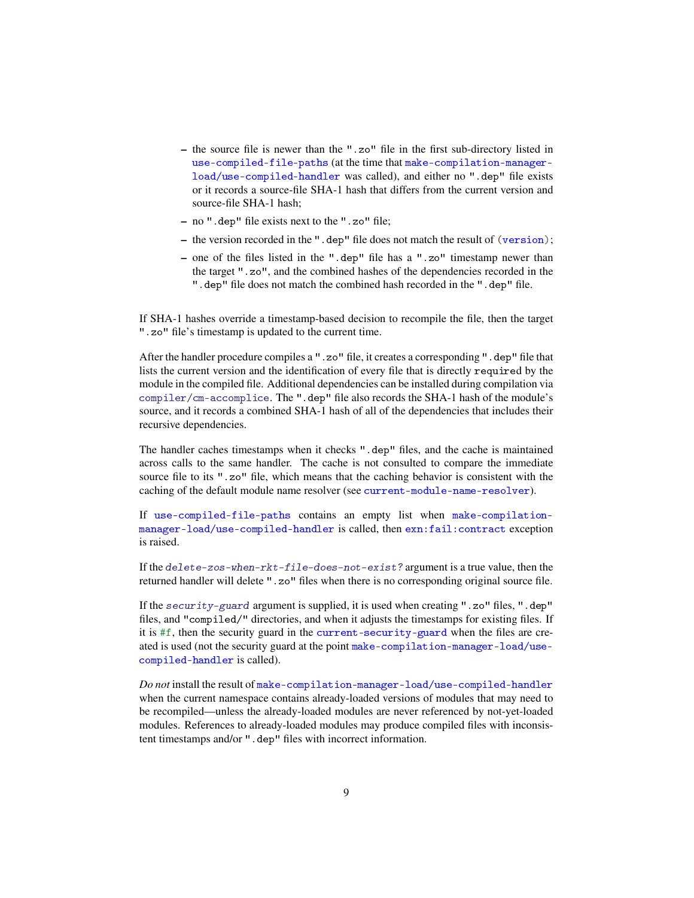- the source file is newer than the `".zo"` file in the first sub-directory listed in `use-compiled-file-paths` (at the time that `make-compilation-manager-load/use-compiled-handler` was called), and either no `".dep"` file exists or it records a source-file SHA-1 hash that differs from the current version and source-file SHA-1 hash;
- no `".dep"` file exists next to the `".zo"` file;
- the version recorded in the `".dep"` file does not match the result of `(version)`;
- one of the files listed in the `".dep"` file has a `".zo"` timestamp newer than the target `".zo"`, and the combined hashes of the dependencies recorded in the `".dep"` file does not match the combined hash recorded in the `".dep"` file.

If SHA-1 hashes override a timestamp-based decision to recompile the file, then the target `".zo"` file's timestamp is updated to the current time.

After the handler procedure compiles a `".zo"` file, it creates a corresponding `".dep"` file that lists the current version and the identification of every file that is directly `required` by the module in the compiled file. Additional dependencies can be installed during compilation via `compiler/cm-accomplice`. The `".dep"` file also records the SHA-1 hash of the module's source, and it records a combined SHA-1 hash of all of the dependencies that includes their recursive dependencies.

The handler caches timestamps when it checks `".dep"` files, and the cache is maintained across calls to the same handler. The cache is not consulted to compare the immediate source file to its `".zo"` file, which means that the caching behavior is consistent with the caching of the default module name resolver (see `current-module-name-resolver`).

If `use-compiled-file-paths` contains an empty list when `make-compilation-manager-load/use-compiled-handler` is called, then `exn:fail:contract` exception is raised.

If the *`delete-zos-when-rkt-file-does-not-exist?`* argument is a true value, then the returned handler will delete `".zo"` files when there is no corresponding original source file.

If the *`security-guard`* argument is supplied, it is used when creating `".zo"` files, `".dep"` files, and `"compiled/"` directories, and when it adjusts the timestamps for existing files. If it is `#f`, then the security guard in the `current-security-guard` when the files are created is used (not the security guard at the point `make-compilation-manager-load/use-compiled-handler` is called).

*Do not* install the result of `make-compilation-manager-load/use-compiled-handler` when the current namespace contains already-loaded versions of modules that may need to be recompiled—unless the already-loaded modules are never referenced by not-yet-loaded modules. References to already-loaded modules may produce compiled files with inconsistent timestamps and/or `".dep"` files with incorrect information.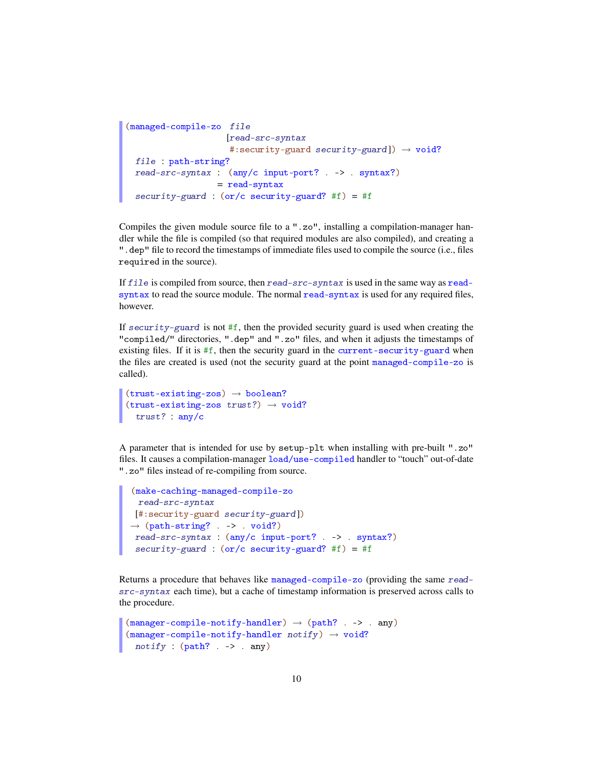```
(managed-compile-zo  file
                    [read-src-syntax
                     #:security-guard security-guard]) → void?
  file : path-string?
  read-src-syntax : (any/c input-port? . -> . syntax?)
                  = read-syntax
  security-guard : (or/c security-guard? #f) = #f
```

Compiles the given module source file to a ".zo", installing a compilation-manager handler while the file is compiled (so that required modules are also compiled), and creating a ".dep" file to record the timestamps of immediate files used to compile the source (i.e., files `required` in the source).

If *file* is compiled from source, then *read-src-syntax* is used in the same way as `read-syntax` to read the source module. The normal `read-syntax` is used for any required files, however.

If *security-guard* is not `#f`, then the provided security guard is used when creating the "compiled/" directories, ".dep" and ".zo" files, and when it adjusts the timestamps of existing files. If it is `#f`, then the security guard in the `current-security-guard` when the files are created is used (not the security guard at the point `managed-compile-zo` is called).

```
(trust-existing-zos) → boolean?
(trust-existing-zos trust?) → void?
  trust? : any/c
```

A parameter that is intended for use by `setup-plt` when installing with pre-built ".zo" files. It causes a compilation-manager `load/use-compiled` handler to "touch" out-of-date ".zo" files instead of re-compiling from source.

```
 (make-caching-managed-compile-zo
  read-src-syntax
 [#:security-guard security-guard])
→ (path-string? . -> . void?)
  read-src-syntax : (any/c input-port? . -> . syntax?)
  security-guard : (or/c security-guard? #f) = #f
```

Returns a procedure that behaves like `managed-compile-zo` (providing the same *read-src-syntax* each time), but a cache of timestamp information is preserved across calls to the procedure.

```
(manager-compile-notify-handler) → (path? . -> . any)
(manager-compile-notify-handler notify) → void?
  notify : (path? . -> . any)
```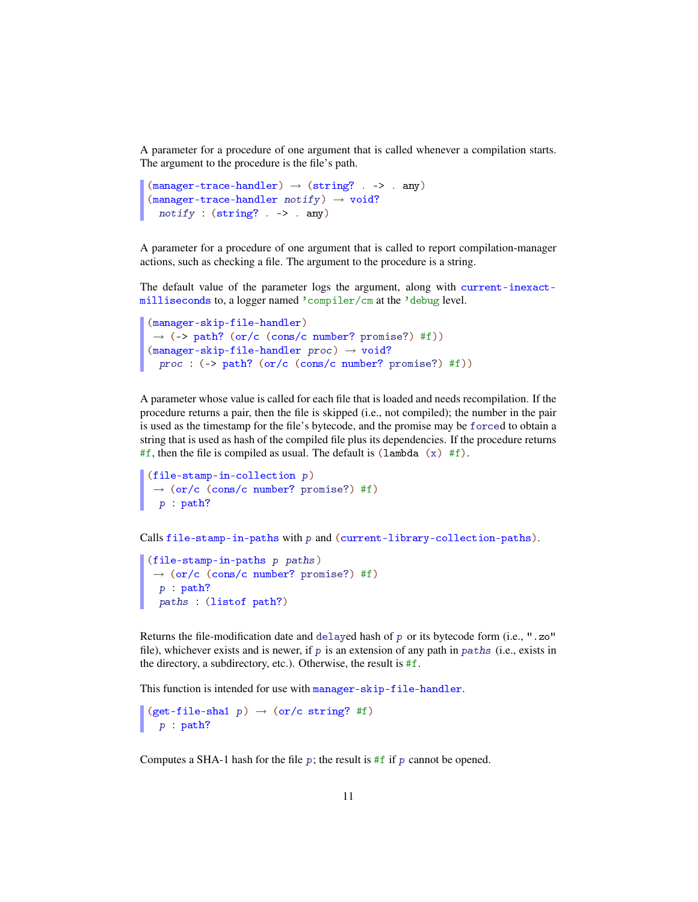A parameter for a procedure of one argument that is called whenever a compilation starts. The argument to the procedure is the file's path.

```
(manager-trace-handler) → (string? . -> . any)
(manager-trace-handler notify) → void?
  notify : (string? . -> . any)
```

A parameter for a procedure of one argument that is called to report compilation-manager actions, such as checking a file. The argument to the procedure is a string.

The default value of the parameter logs the argument, along with `current-inexact-milliseconds` to, a logger named `'compiler/cm` at the `'debug` level.

```
(manager-skip-file-handler)
 → (-> path? (or/c (cons/c number? promise?) #f))
(manager-skip-file-handler proc) → void?
  proc : (-> path? (or/c (cons/c number? promise?) #f))
```

A parameter whose value is called for each file that is loaded and needs recompilation. If the procedure returns a pair, then the file is skipped (i.e., not compiled); the number in the pair is used as the timestamp for the file's bytecode, and the promise may be `force`d to obtain a string that is used as hash of the compiled file plus its dependencies. If the procedure returns `#f`, then the file is compiled as usual. The default is `(lambda (x) #f)`.

```
(file-stamp-in-collection p)
 → (or/c (cons/c number? promise?) #f)
  p : path?
```

Calls `file-stamp-in-paths` with *p* and `(current-library-collection-paths)`.

```
(file-stamp-in-paths p paths)
 → (or/c (cons/c number? promise?) #f)
  p : path?
  paths : (listof path?)
```

Returns the file-modification date and `delay`ed hash of *p* or its bytecode form (i.e., `".zo"` file), whichever exists and is newer, if *p* is an extension of any path in *paths* (i.e., exists in the directory, a subdirectory, etc.). Otherwise, the result is `#f`.

This function is intended for use with `manager-skip-file-handler`.

```
(get-file-sha1 p) → (or/c string? #f)
  p : path?
```

Computes a SHA-1 hash for the file *p*; the result is `#f` if *p* cannot be opened.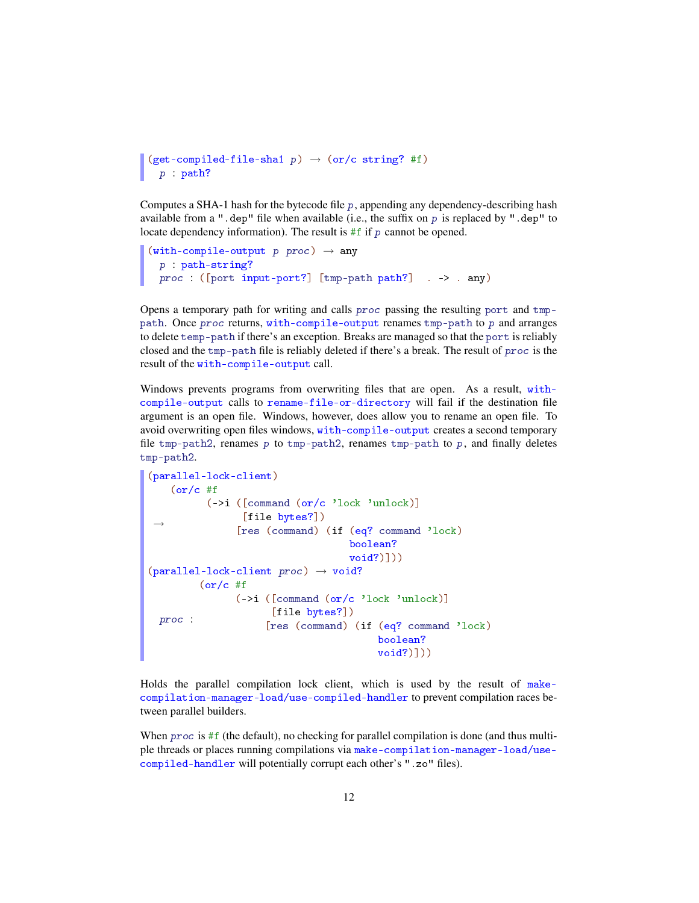```
(get-compiled-file-sha1 p) → (or/c string? #f)
  p : path?
```

Computes a SHA-1 hash for the bytecode file *p*, appending any dependency-describing hash available from a ".dep" file when available (i.e., the suffix on *p* is replaced by ".dep" to locate dependency information). The result is #f if *p* cannot be opened.

```
(with-compile-output p proc) → any
  p : path-string?
  proc : ([port input-port?] [tmp-path path?]  . -> . any)
```

Opens a temporary path for writing and calls *proc* passing the resulting port and tmp-path. Once *proc* returns, with-compile-output renames tmp-path to *p* and arranges to delete temp-path if there's an exception. Breaks are managed so that the port is reliably closed and the tmp-path file is reliably deleted if there's a break. The result of *proc* is the result of the with-compile-output call.

Windows prevents programs from overwriting files that are open. As a result, with-compile-output calls to rename-file-or-directory will fail if the destination file argument is an open file. Windows, however, does allow you to rename an open file. To avoid overwriting open files windows, with-compile-output creates a second temporary file tmp-path2, renames *p* to tmp-path2, renames tmp-path to *p*, and finally deletes tmp-path2.

```
(parallel-lock-client)
    (or/c #f
          (->i ([command (or/c 'lock 'unlock)]
 →              [file bytes?])
               [res (command) (if (eq? command 'lock)
                                  boolean?
                                  void?)]))
(parallel-lock-client proc) → void?
          (or/c #f
                (->i ([command (or/c 'lock 'unlock)]
                      [file bytes?])
  proc :             [res (command) (if (eq? command 'lock)
                                        boolean?
                                        void?)]))
```

Holds the parallel compilation lock client, which is used by the result of make-compilation-manager-load/use-compiled-handler to prevent compilation races between parallel builders.

When *proc* is #f (the default), no checking for parallel compilation is done (and thus multiple threads or places running compilations via make-compilation-manager-load/use-compiled-handler will potentially corrupt each other's ".zo" files).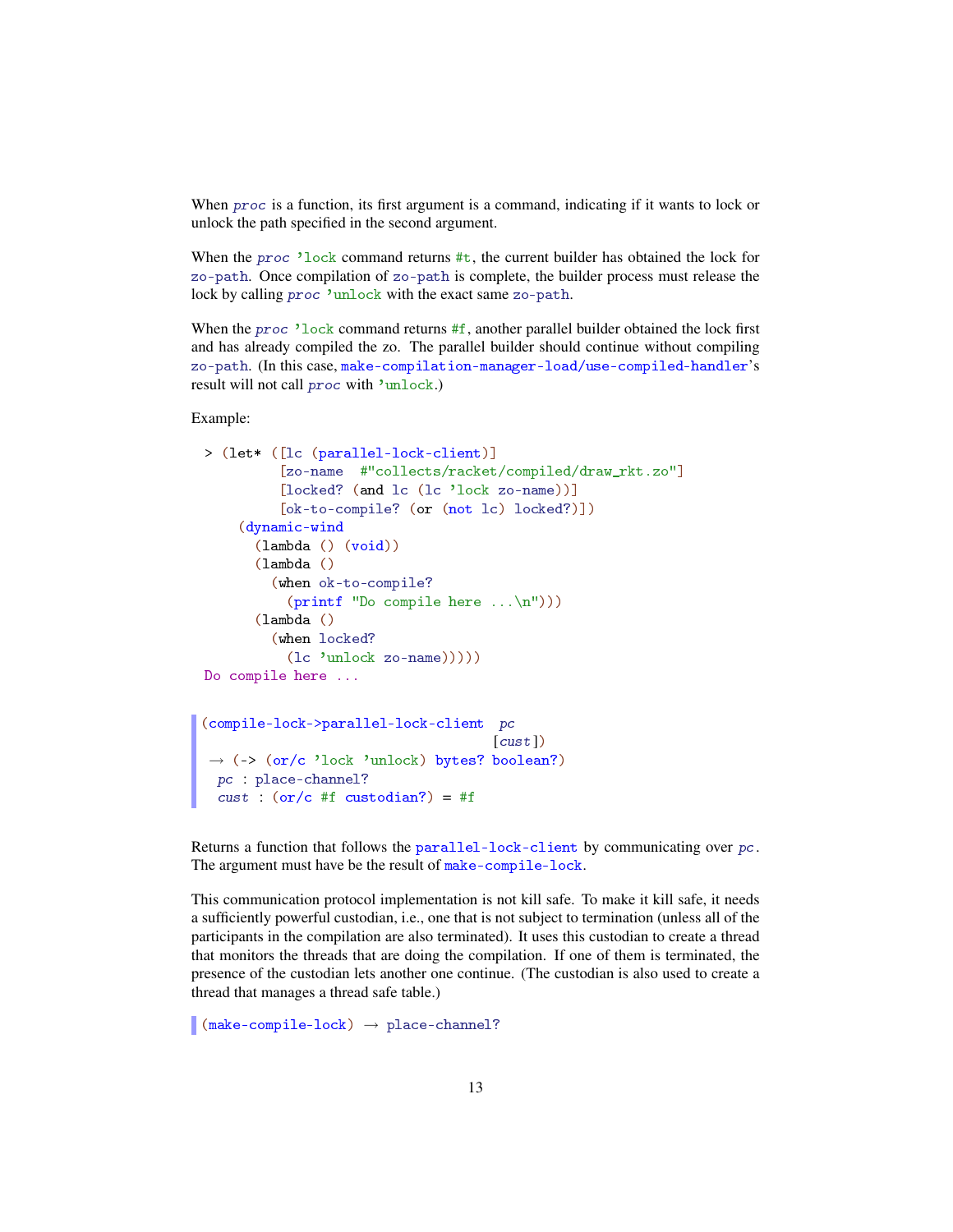When `proc` is a function, its first argument is a command, indicating if it wants to lock or unlock the path specified in the second argument.

When the `proc 'lock` command returns `#t`, the current builder has obtained the lock for `zo-path`. Once compilation of `zo-path` is complete, the builder process must release the lock by calling `proc 'unlock` with the exact same `zo-path`.

When the `proc 'lock` command returns `#f`, another parallel builder obtained the lock first and has already compiled the zo. The parallel builder should continue without compiling `zo-path`. (In this case, `make-compilation-manager-load/use-compiled-handler`'s result will not call `proc` with `'unlock`.)

Example:

```
> (let* ([lc (parallel-lock-client)]
         [zo-name  #"collects/racket/compiled/draw_rkt.zo"]
         [locked? (and lc (lc 'lock zo-name))]
         [ok-to-compile? (or (not lc) locked?)])
    (dynamic-wind
      (lambda () (void))
      (lambda ()
        (when ok-to-compile?
          (printf "Do compile here ...\n")))
      (lambda ()
        (when locked?
          (lc 'unlock zo-name)))))
Do compile here ...
```

```
(compile-lock->parallel-lock-client  pc
                                    [cust])
 → (-> (or/c 'lock 'unlock) bytes? boolean?)
  pc : place-channel?
  cust : (or/c #f custodian?) = #f
```

Returns a function that follows the `parallel-lock-client` by communicating over `pc`. The argument must have be the result of `make-compile-lock`.

This communication protocol implementation is not kill safe. To make it kill safe, it needs a sufficiently powerful custodian, i.e., one that is not subject to termination (unless all of the participants in the compilation are also terminated). It uses this custodian to create a thread that monitors the threads that are doing the compilation. If one of them is terminated, the presence of the custodian lets another one continue. (The custodian is also used to create a thread that manages a thread safe table.)

```
(make-compile-lock) → place-channel?
```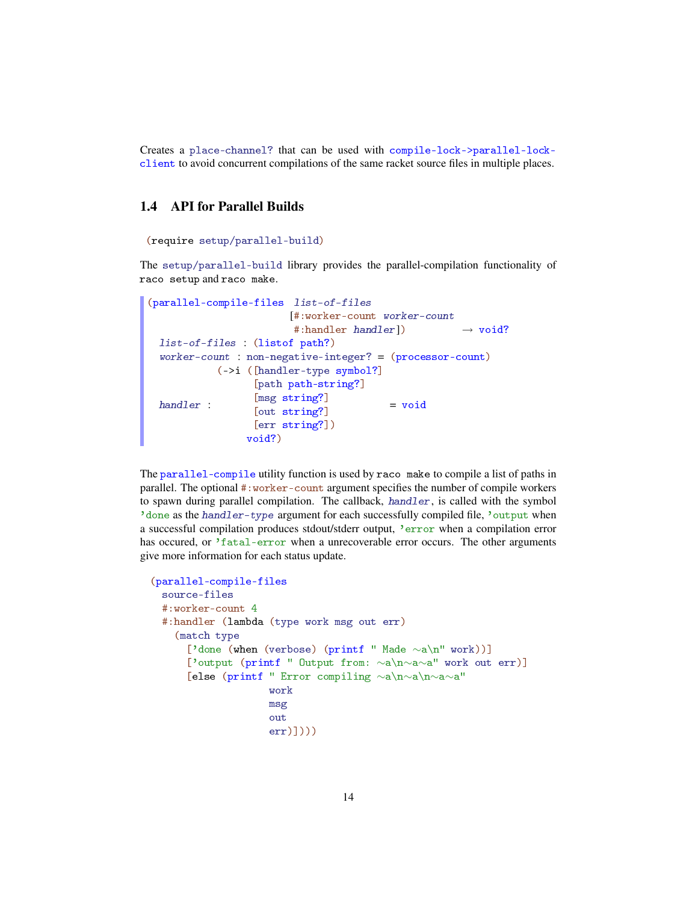Creates a `place-channel?` that can be used with `compile-lock->parallel-lock-client` to avoid concurrent compilations of the same racket source files in multiple places.

## 1.4 API for Parallel Builds

```
(require setup/parallel-build)
```

The `setup/parallel-build` library provides the parallel-compilation functionality of `raco setup` and `raco make`.

```
(parallel-compile-files list-of-files
                       [#:worker-count worker-count
                        #:handler handler])         → void?
  list-of-files : (listof path?)
  worker-count : non-negative-integer? = (processor-count)
             (->i ([handler-type symbol?]
                   [path path-string?]
                   [msg string?]
  handler :        [out string?]          = void
                   [err string?])
                  void?)
```

The `parallel-compile` utility function is used by `raco make` to compile a list of paths in parallel. The optional `#:worker-count` argument specifies the number of compile workers to spawn during parallel compilation. The callback, *handler*, is called with the symbol `'done` as the *handler-type* argument for each successfully compiled file, `'output` when a successful compilation produces stdout/stderr output, `'error` when a compilation error has occured, or `'fatal-error` when a unrecoverable error occurs. The other arguments give more information for each status update.

```
(parallel-compile-files
  source-files
  #:worker-count 4
  #:handler (lambda (type work msg out err)
    (match type
      ['done (when (verbose) (printf " Made ~a\n" work))]
      ['output (printf " Output from: ~a\n~a~a" work out err)]
      [else (printf " Error compiling ~a\n~a\n~a~a"
                    work
                    msg
                    out
                    err)])))
```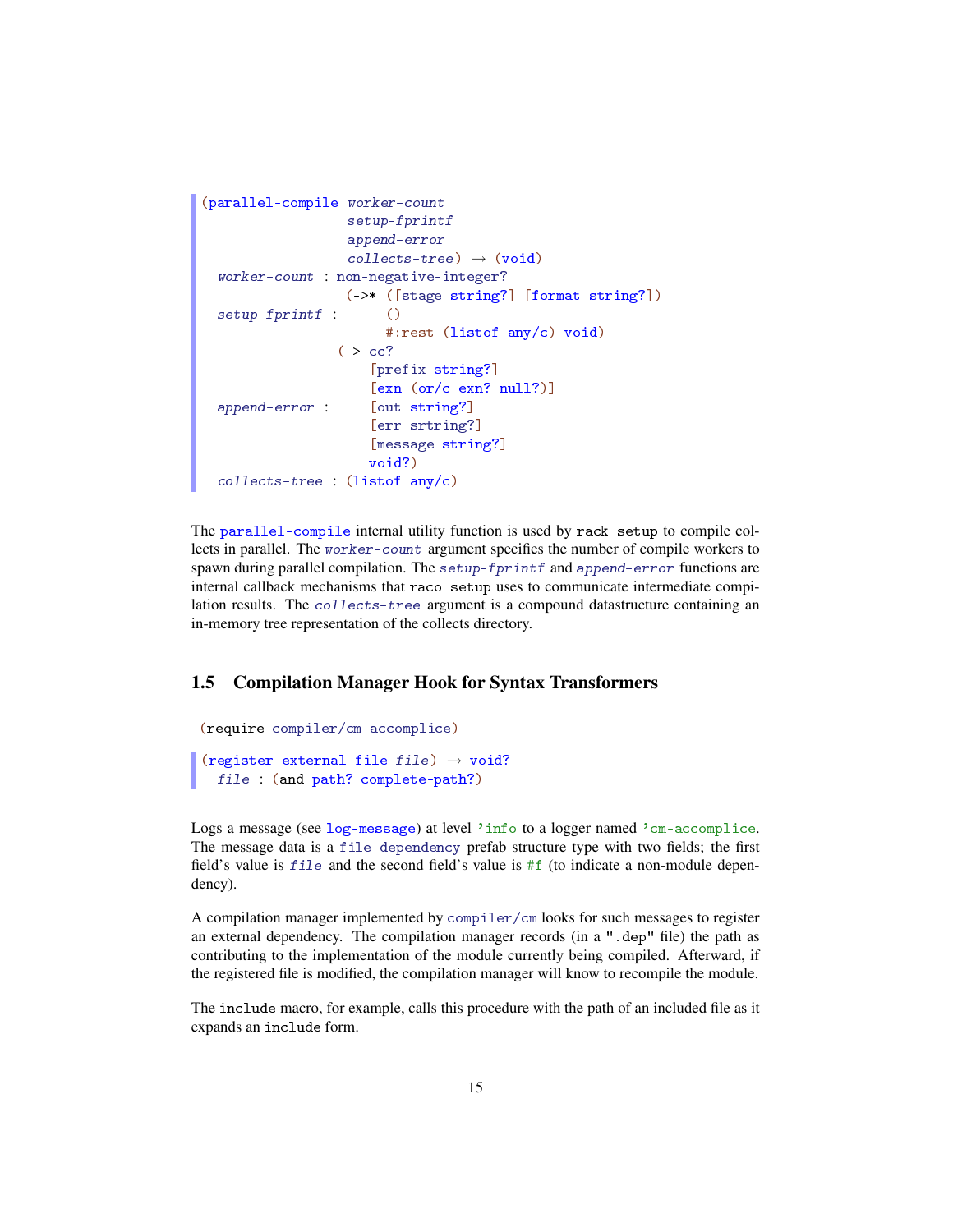```
(parallel-compile worker-count
                  setup-fprintf
                  append-error
                  collects-tree) → (void)
  worker-count : non-negative-integer?
                  (->* ([stage string?] [format string?])
  setup-fprintf :      ()
                       #:rest (listof any/c) void)
                 (-> cc?
                     [prefix string?]
                     [exn (or/c exn? null?)]
  append-error :     [out string?]
                     [err srtring?]
                     [message string?]
                     void?)
  collects-tree : (listof any/c)
```

The `parallel-compile` internal utility function is used by `rack setup` to compile collects in parallel. The *worker-count* argument specifies the number of compile workers to spawn during parallel compilation. The *setup-fprintf* and *append-error* functions are internal callback mechanisms that `raco setup` uses to communicate intermediate compilation results. The *collects-tree* argument is a compound datastructure containing an in-memory tree representation of the collects directory.

## 1.5 Compilation Manager Hook for Syntax Transformers

```
(require compiler/cm-accomplice)
```

```
(register-external-file file) → void?
  file : (and path? complete-path?)
```

Logs a message (see `log-message`) at level `'info` to a logger named `'cm-accomplice`. The message data is a `file-dependency` prefab structure type with two fields; the first field's value is *file* and the second field's value is `#f` (to indicate a non-module dependency).

A compilation manager implemented by `compiler/cm` looks for such messages to register an external dependency. The compilation manager records (in a `".dep"` file) the path as contributing to the implementation of the module currently being compiled. Afterward, if the registered file is modified, the compilation manager will know to recompile the module.

The `include` macro, for example, calls this procedure with the path of an included file as it expands an `include` form.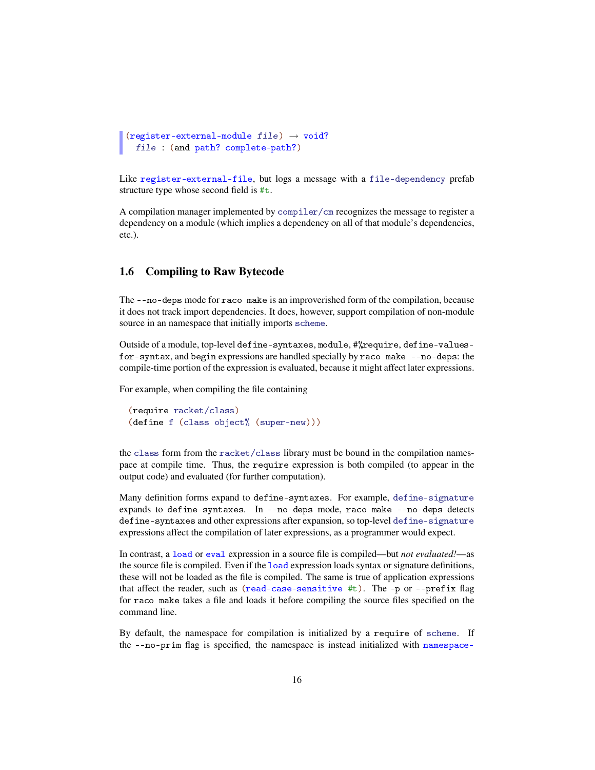```
(register-external-module file) → void?
  file : (and path? complete-path?)
```

Like `register-external-file`, but logs a message with a `file-dependency` prefab structure type whose second field is `#t`.

A compilation manager implemented by `compiler/cm` recognizes the message to register a dependency on a module (which implies a dependency on all of that module's dependencies, etc.).

## 1.6 Compiling to Raw Bytecode

The `--no-deps` mode for `raco make` is an improverished form of the compilation, because it does not track import dependencies. It does, however, support compilation of non-module source in an namespace that initially imports `scheme`.

Outside of a module, top-level `define-syntaxes`, `module`, `#%require`, `define-values-for-syntax`, and `begin` expressions are handled specially by `raco make --no-deps`: the compile-time portion of the expression is evaluated, because it might affect later expressions.

For example, when compiling the file containing

```
(require racket/class)
(define f (class object% (super-new)))
```

the `class` form from the `racket/class` library must be bound in the compilation namespace at compile time. Thus, the `require` expression is both compiled (to appear in the output code) and evaluated (for further computation).

Many definition forms expand to `define-syntaxes`. For example, `define-signature` expands to `define-syntaxes`. In `--no-deps` mode, `raco make --no-deps` detects `define-syntaxes` and other expressions after expansion, so top-level `define-signature` expressions affect the compilation of later expressions, as a programmer would expect.

In contrast, a `load` or `eval` expression in a source file is compiled—but *not evaluated!*—as the source file is compiled. Even if the `load` expression loads syntax or signature definitions, these will not be loaded as the file is compiled. The same is true of application expressions that affect the reader, such as `(read-case-sensitive #t)`. The `-p` or `--prefix` flag for `raco make` takes a file and loads it before compiling the source files specified on the command line.

By default, the namespace for compilation is initialized by a `require` of `scheme`. If the `--no-prim` flag is specified, the namespace is instead initialized with `namespace-`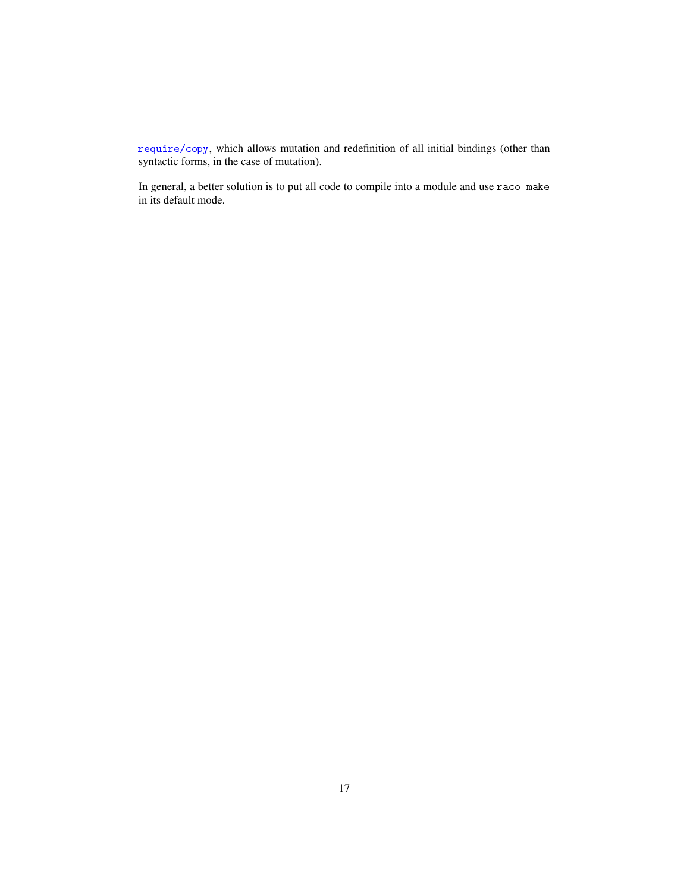`require/copy`, which allows mutation and redefinition of all initial bindings (other than syntactic forms, in the case of mutation).

In general, a better solution is to put all code to compile into a module and use `raco make` in its default mode.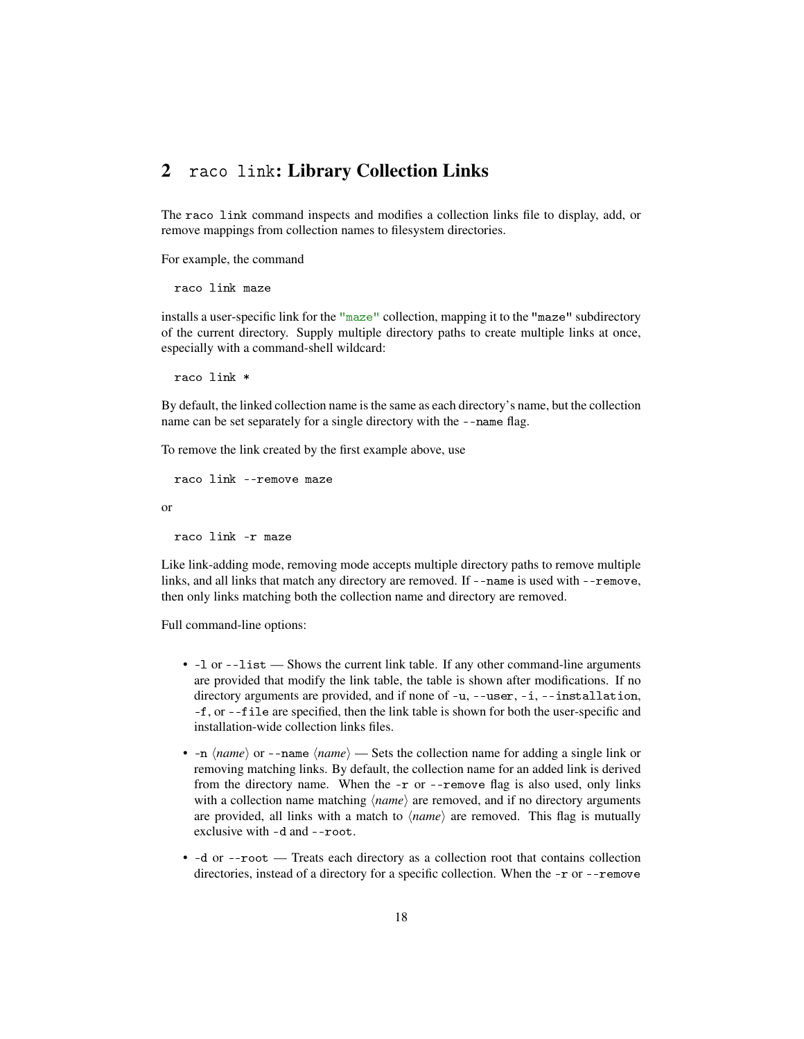## 2 `raco link`: Library Collection Links

The `raco link` command inspects and modifies a collection links file to display, add, or remove mappings from collection names to filesystem directories.

For example, the command

```
raco link maze
```

installs a user-specific link for the "maze" collection, mapping it to the "maze" subdirectory of the current directory. Supply multiple directory paths to create multiple links at once, especially with a command-shell wildcard:

```
raco link *
```

By default, the linked collection name is the same as each directory's name, but the collection name can be set separately for a single directory with the `--name` flag.

To remove the link created by the first example above, use

```
raco link --remove maze
```

or

```
raco link -r maze
```

Like link-adding mode, removing mode accepts multiple directory paths to remove multiple links, and all links that match any directory are removed. If `--name` is used with `--remove`, then only links matching both the collection name and directory are removed.

Full command-line options:

- `-l` or `--list` — Shows the current link table. If any other command-line arguments are provided that modify the link table, the table is shown after modifications. If no directory arguments are provided, and if none of `-u`, `--user`, `-i`, `--installation`, `-f`, or `--file` are specified, then the link table is shown for both the user-specific and installation-wide collection links files.
- `-n` ⟨*name*⟩ or `--name` ⟨*name*⟩ — Sets the collection name for adding a single link or removing matching links. By default, the collection name for an added link is derived from the directory name. When the `-r` or `--remove` flag is also used, only links with a collection name matching ⟨*name*⟩ are removed, and if no directory arguments are provided, all links with a match to ⟨*name*⟩ are removed. This flag is mutually exclusive with `-d` and `--root`.
- `-d` or `--root` — Treats each directory as a collection root that contains collection directories, instead of a directory for a specific collection. When the `-r` or `--remove`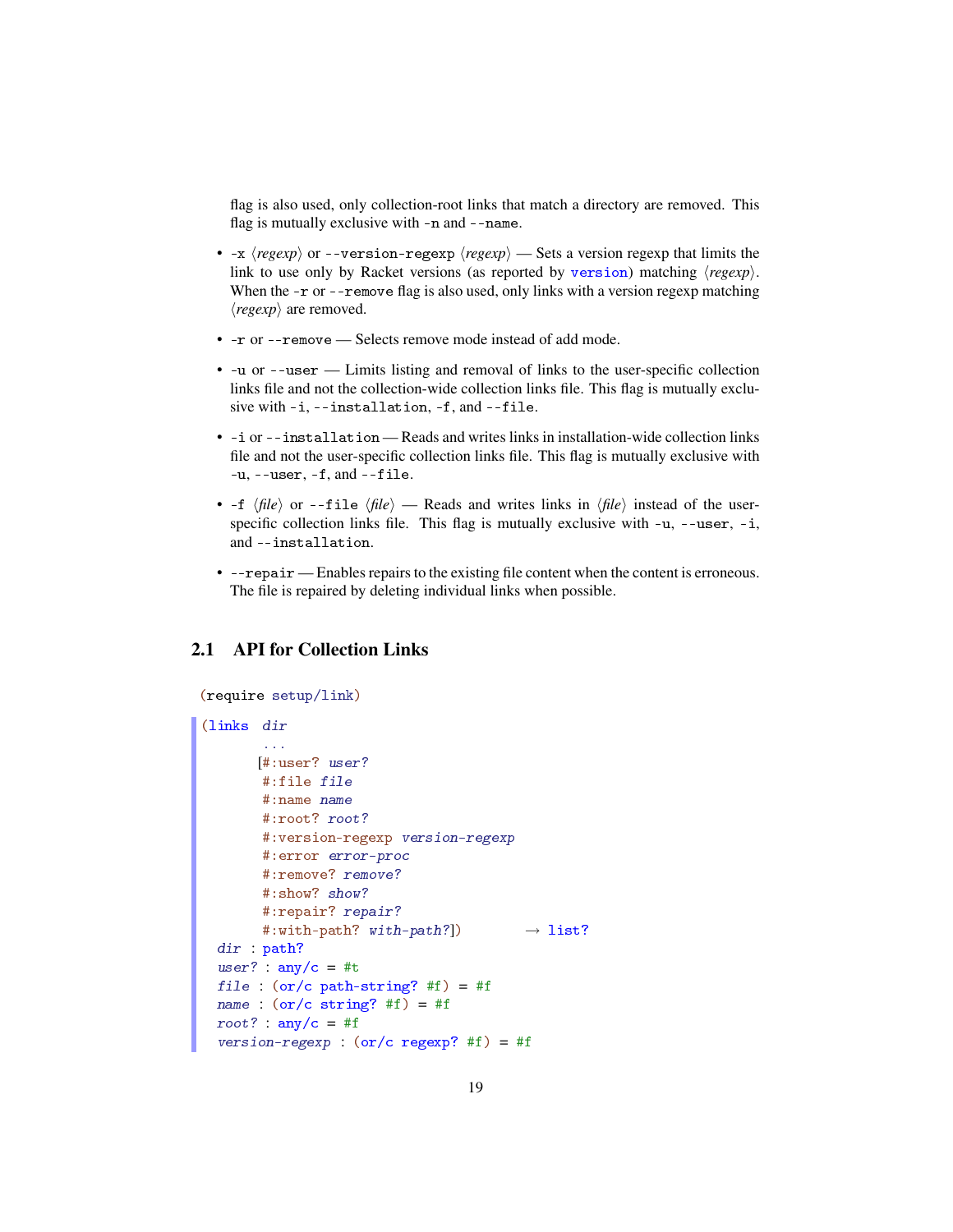flag is also used, only collection-root links that match a directory are removed. This flag is mutually exclusive with `-n` and `--name`.

- `-x` ⟨*regexp*⟩ or `--version-regexp` ⟨*regexp*⟩ — Sets a version regexp that limits the link to use only by Racket versions (as reported by `version`) matching ⟨*regexp*⟩. When the `-r` or `--remove` flag is also used, only links with a version regexp matching ⟨*regexp*⟩ are removed.
- `-r` or `--remove` — Selects remove mode instead of add mode.
- `-u` or `--user` — Limits listing and removal of links to the user-specific collection links file and not the collection-wide collection links file. This flag is mutually exclusive with `-i`, `--installation`, `-f`, and `--file`.
- `-i` or `--installation` — Reads and writes links in installation-wide collection links file and not the user-specific collection links file. This flag is mutually exclusive with `-u`, `--user`, `-f`, and `--file`.
- `-f` ⟨*file*⟩ or `--file` ⟨*file*⟩ — Reads and writes links in ⟨*file*⟩ instead of the user-specific collection links file. This flag is mutually exclusive with `-u`, `--user`, `-i`, and `--installation`.
- `--repair` — Enables repairs to the existing file content when the content is erroneous. The file is repaired by deleting individual links when possible.

## 2.1 API for Collection Links

```
(require setup/link)
```

```
(links dir
       ...
      [#:user? user?
       #:file file
       #:name name
       #:root? root?
       #:version-regexp version-regexp
       #:error error-proc
       #:remove? remove?
       #:show? show?
       #:repair? repair?
       #:with-path? with-path?])        → list?
  dir : path?
  user? : any/c = #t
  file : (or/c path-string? #f) = #f
  name : (or/c string? #f) = #f
  root? : any/c = #f
  version-regexp : (or/c regexp? #f) = #f
```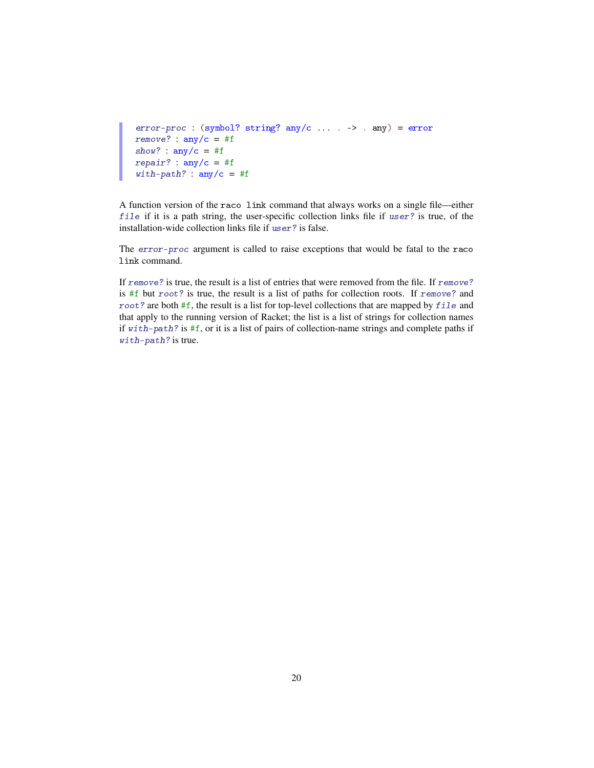```
error-proc : (symbol? string? any/c ... . -> . any) = error
remove? : any/c = #f
show? : any/c = #f
repair? : any/c = #f
with-path? : any/c = #f
```

A function version of the `raco link` command that always works on a single file—either *file* if it is a path string, the user-specific collection links file if *user?* is true, of the installation-wide collection links file if *user?* is false.

The *error-proc* argument is called to raise exceptions that would be fatal to the `raco link` command.

If *remove?* is true, the result is a list of entries that were removed from the file. If *remove?* is `#f` but *root?* is true, the result is a list of paths for collection roots. If *remove?* and *root?* are both `#f`, the result is a list for top-level collections that are mapped by *file* and that apply to the running version of Racket; the list is a list of strings for collection names if *with-path?* is `#f`, or it is a list of pairs of collection-name strings and complete paths if *with-path?* is true.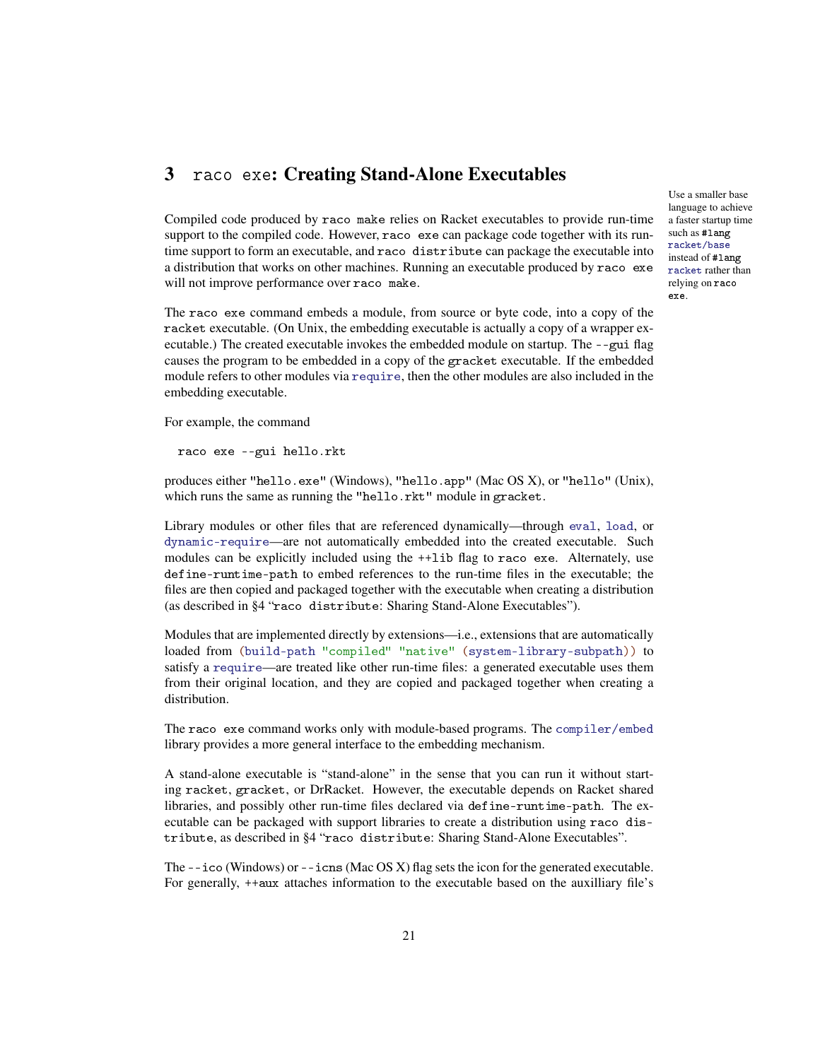# 3 `raco exe`: Creating Stand-Alone Executables

Compiled code produced by `raco make` relies on Racket executables to provide run-time support to the compiled code. However, `raco exe` can package code together with its run-time support to form an executable, and `raco distribute` can package the executable into a distribution that works on other machines. Running an executable produced by `raco exe` will not improve performance over `raco make`.

Use a smaller base language to achieve a faster startup time such as `#lang racket/base` instead of `#lang racket` rather than relying on `raco exe`.

The `raco exe` command embeds a module, from source or byte code, into a copy of the `racket` executable. (On Unix, the embedding executable is actually a copy of a wrapper executable.) The created executable invokes the embedded module on startup. The `--gui` flag causes the program to be embedded in a copy of the `gracket` executable. If the embedded module refers to other modules via `require`, then the other modules are also included in the embedding executable.

For example, the command

```
raco exe --gui hello.rkt
```

produces either `"hello.exe"` (Windows), `"hello.app"` (Mac OS X), or `"hello"` (Unix), which runs the same as running the `"hello.rkt"` module in `gracket`.

Library modules or other files that are referenced dynamically—through `eval`, `load`, or `dynamic-require`—are not automatically embedded into the created executable. Such modules can be explicitly included using the `++lib` flag to `raco exe`. Alternately, use `define-runtime-path` to embed references to the run-time files in the executable; the files are then copied and packaged together with the executable when creating a distribution (as described in §4 "`raco distribute`: Sharing Stand-Alone Executables").

Modules that are implemented directly by extensions—i.e., extensions that are automatically loaded from `(build-path "compiled" "native" (system-library-subpath))` to satisfy a `require`—are treated like other run-time files: a generated executable uses them from their original location, and they are copied and packaged together when creating a distribution.

The `raco exe` command works only with module-based programs. The `compiler/embed` library provides a more general interface to the embedding mechanism.

A stand-alone executable is "stand-alone" in the sense that you can run it without starting `racket`, `gracket`, or DrRacket. However, the executable depends on Racket shared libraries, and possibly other run-time files declared via `define-runtime-path`. The executable can be packaged with support libraries to create a distribution using `raco distribute`, as described in §4 "`raco distribute`: Sharing Stand-Alone Executables".

The `--ico` (Windows) or `--icns` (Mac OS X) flag sets the icon for the generated executable. For generally, `++aux` attaches information to the executable based on the auxilliary file's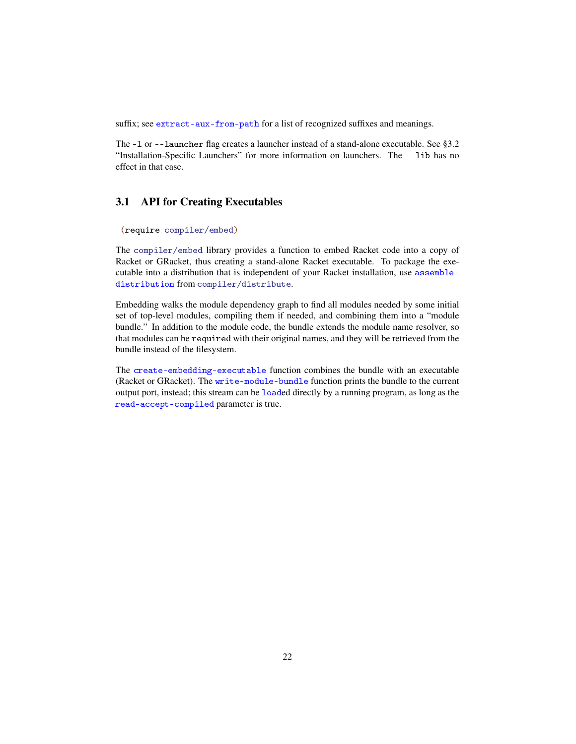suffix; see `extract-aux-from-path` for a list of recognized suffixes and meanings.

The `-l` or `--launcher` flag creates a launcher instead of a stand-alone executable. See §3.2 "Installation-Specific Launchers" for more information on launchers. The `--lib` has no effect in that case.

## 3.1 API for Creating Executables

```
(require compiler/embed)
```

The `compiler/embed` library provides a function to embed Racket code into a copy of Racket or GRacket, thus creating a stand-alone Racket executable. To package the executable into a distribution that is independent of your Racket installation, use `assemble-distribution` from `compiler/distribute`.

Embedding walks the module dependency graph to find all modules needed by some initial set of top-level modules, compiling them if needed, and combining them into a "module bundle." In addition to the module code, the bundle extends the module name resolver, so that modules can be `required` with their original names, and they will be retrieved from the bundle instead of the filesystem.

The `create-embedding-executable` function combines the bundle with an executable (Racket or GRacket). The `write-module-bundle` function prints the bundle to the current output port, instead; this stream can be `load`ed directly by a running program, as long as the `read-accept-compiled` parameter is true.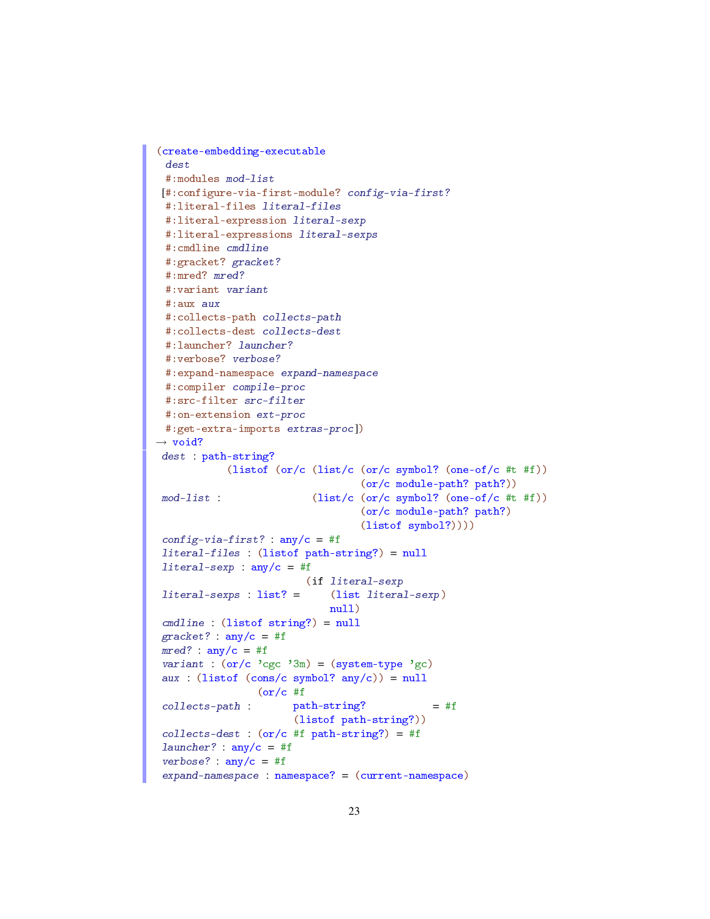```
(create-embedding-executable
  dest
  #:modules mod-list
 [#:configure-via-first-module? config-via-first?
  #:literal-files literal-files
  #:literal-expression literal-sexp
  #:literal-expressions literal-sexps
  #:cmdline cmdline
  #:gracket? gracket?
  #:mred? mred?
  #:variant variant
  #:aux aux
  #:collects-path collects-path
  #:collects-dest collects-dest
  #:launcher? launcher?
  #:verbose? verbose?
  #:expand-namespace expand-namespace
  #:compiler compile-proc
  #:src-filter src-filter
  #:on-extension ext-proc
  #:get-extra-imports extras-proc])
→ void?
 dest : path-string?
            (listof (or/c (list/c (or/c symbol? (one-of/c #t #f))
                                  (or/c module-path? path?))
 mod-list :               (list/c (or/c symbol? (one-of/c #t #f))
                                  (or/c module-path? path?)
                                  (listof symbol?))))
 config-via-first? : any/c = #f
 literal-files : (listof path-string?) = null
 literal-sexp : any/c = #f
                           (if literal-sexp
 literal-sexps : list? =       (list literal-sexp)
                               null)
 cmdline : (listof string?) = null
 gracket? : any/c = #f
 mred? : any/c = #f
 variant : (or/c 'cgc '3m) = (system-type 'gc)
 aux : (listof (cons/c symbol? any/c)) = null
                 (or/c #f
 collects-path :       path-string?          = #f
                       (listof path-string?))
 collects-dest : (or/c #f path-string?) = #f
 launcher? : any/c = #f
 verbose? : any/c = #f
 expand-namespace : namespace? = (current-namespace)
```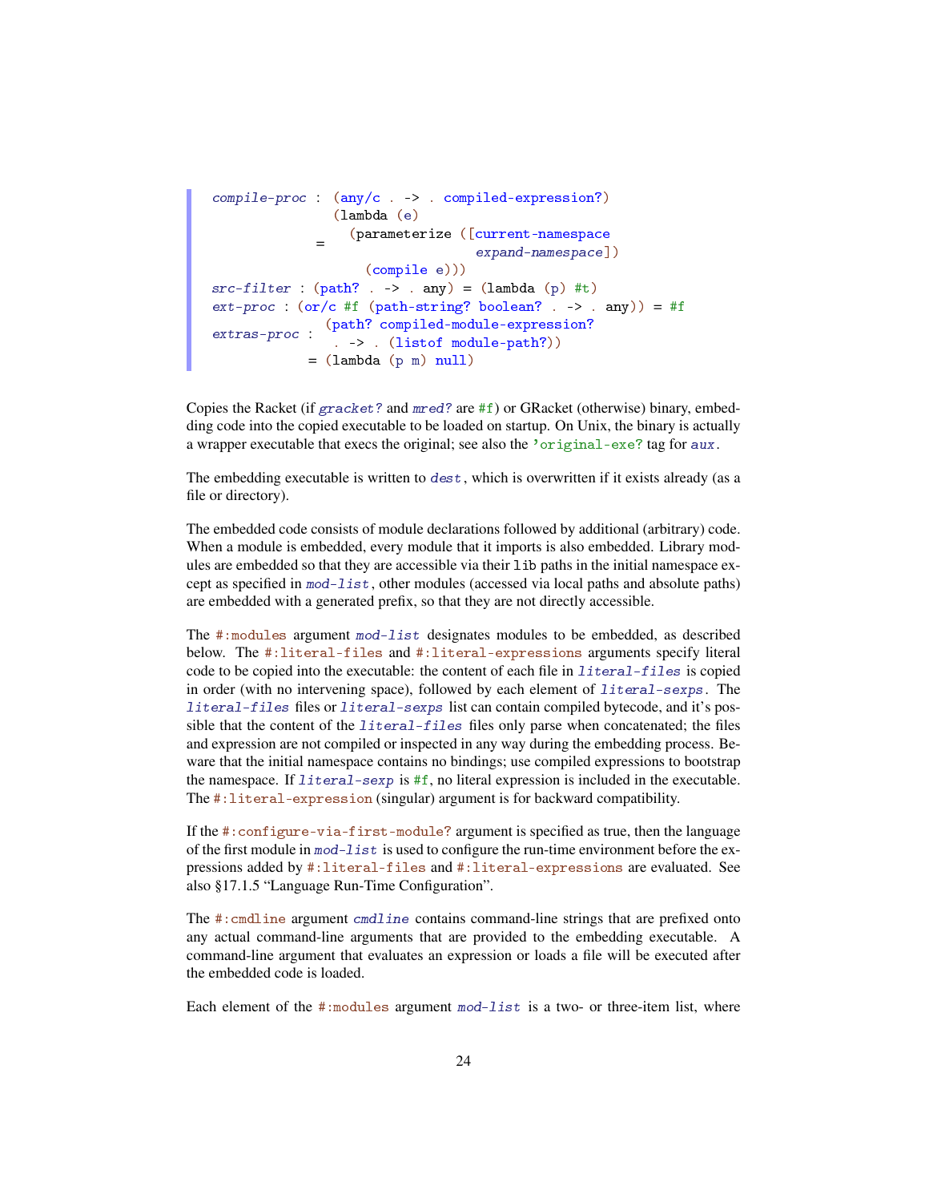```
compile-proc : (any/c . -> . compiled-expression?)
             = (lambda (e)
                 (parameterize ([current-namespace
                                 expand-namespace])
                   (compile e)))
src-filter : (path? . -> . any) = (lambda (p) #t)
ext-proc : (or/c #f (path-string? boolean? . -> . any)) = #f
extras-proc : (path? compiled-module-expression?
               . -> . (listof module-path?))
            = (lambda (p m) null)
```

Copies the Racket (if *gracket?* and *mred?* are `#f`) or GRacket (otherwise) binary, embedding code into the copied executable to be loaded on startup. On Unix, the binary is actually a wrapper executable that execs the original; see also the `'original-exe?` tag for *aux*.

The embedding executable is written to *dest*, which is overwritten if it exists already (as a file or directory).

The embedded code consists of module declarations followed by additional (arbitrary) code. When a module is embedded, every module that it imports is also embedded. Library modules are embedded so that they are accessible via their `lib` paths in the initial namespace except as specified in *mod-list*, other modules (accessed via local paths and absolute paths) are embedded with a generated prefix, so that they are not directly accessible.

The `#:modules` argument *mod-list* designates modules to be embedded, as described below. The `#:literal-files` and `#:literal-expressions` arguments specify literal code to be copied into the executable: the content of each file in *literal-files* is copied in order (with no intervening space), followed by each element of *literal-sexps*. The *literal-files* files or *literal-sexps* list can contain compiled bytecode, and it's possible that the content of the *literal-files* files only parse when concatenated; the files and expression are not compiled or inspected in any way during the embedding process. Beware that the initial namespace contains no bindings; use compiled expressions to bootstrap the namespace. If *literal-sexp* is `#f`, no literal expression is included in the executable. The `#:literal-expression` (singular) argument is for backward compatibility.

If the `#:configure-via-first-module?` argument is specified as true, then the language of the first module in *mod-list* is used to configure the run-time environment before the expressions added by `#:literal-files` and `#:literal-expressions` are evaluated. See also §17.1.5 "Language Run-Time Configuration".

The `#:cmdline` argument *cmdline* contains command-line strings that are prefixed onto any actual command-line arguments that are provided to the embedding executable. A command-line argument that evaluates an expression or loads a file will be executed after the embedded code is loaded.

Each element of the `#:modules` argument *mod-list* is a two- or three-item list, where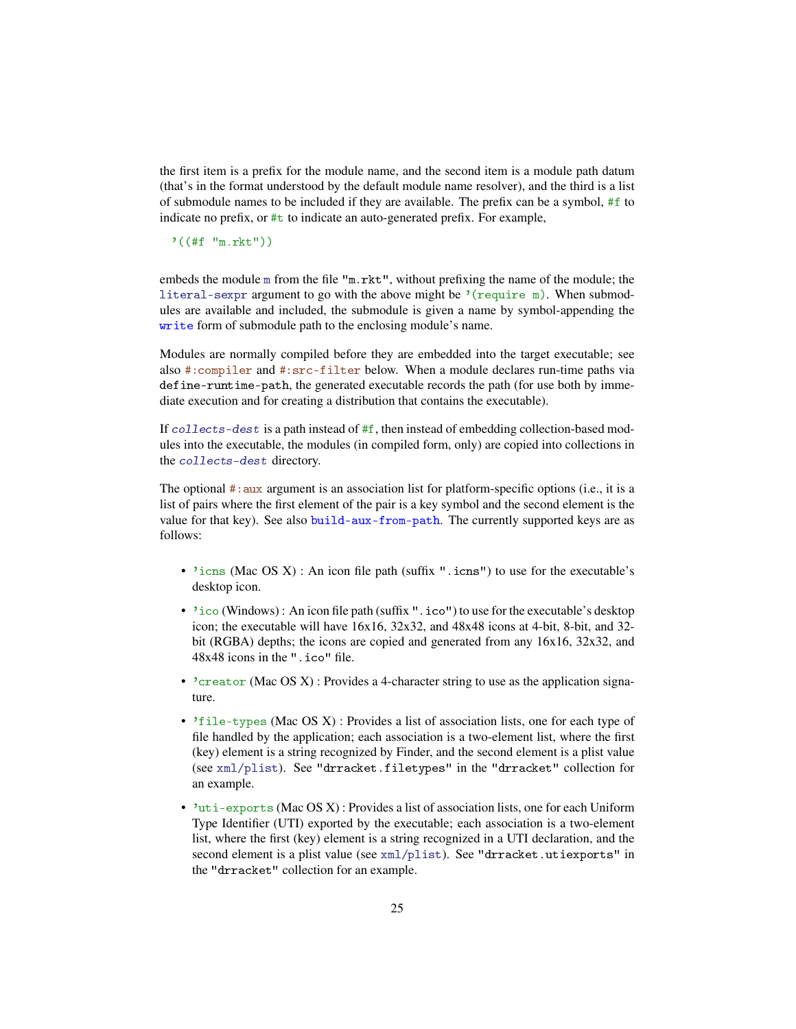the first item is a prefix for the module name, and the second item is a module path datum (that's in the format understood by the default module name resolver), and the third is a list of submodule names to be included if they are available. The prefix can be a symbol, `#f` to indicate no prefix, or `#t` to indicate an auto-generated prefix. For example,

```
'((#f "m.rkt"))
```

embeds the module `m` from the file `"m.rkt"`, without prefixing the name of the module; the `literal-sexpr` argument to go with the above might be `'(require m)`. When submodules are available and included, the submodule is given a name by symbol-appending the `write` form of submodule path to the enclosing module's name.

Modules are normally compiled before they are embedded into the target executable; see also `#:compiler` and `#:src-filter` below. When a module declares run-time paths via `define-runtime-path`, the generated executable records the path (for use both by immediate execution and for creating a distribution that contains the executable).

If *`collects-dest`* is a path instead of `#f`, then instead of embedding collection-based modules into the executable, the modules (in compiled form, only) are copied into collections in the *`collects-dest`* directory.

The optional `#:aux` argument is an association list for platform-specific options (i.e., it is a list of pairs where the first element of the pair is a key symbol and the second element is the value for that key). See also `build-aux-from-path`. The currently supported keys are as follows:

- `'icns` (Mac OS X) : An icon file path (suffix `".icns"`) to use for the executable's desktop icon.
- `'ico` (Windows) : An icon file path (suffix `".ico"`) to use for the executable's desktop icon; the executable will have 16x16, 32x32, and 48x48 icons at 4-bit, 8-bit, and 32-bit (RGBA) depths; the icons are copied and generated from any 16x16, 32x32, and 48x48 icons in the `".ico"` file.
- `'creator` (Mac OS X) : Provides a 4-character string to use as the application signature.
- `'file-types` (Mac OS X) : Provides a list of association lists, one for each type of file handled by the application; each association is a two-element list, where the first (key) element is a string recognized by Finder, and the second element is a plist value (see `xml/plist`). See `"drracket.filetypes"` in the `"drracket"` collection for an example.
- `'uti-exports` (Mac OS X) : Provides a list of association lists, one for each Uniform Type Identifier (UTI) exported by the executable; each association is a two-element list, where the first (key) element is a string recognized in a UTI declaration, and the second element is a plist value (see `xml/plist`). See `"drracket.utiexports"` in the `"drracket"` collection for an example.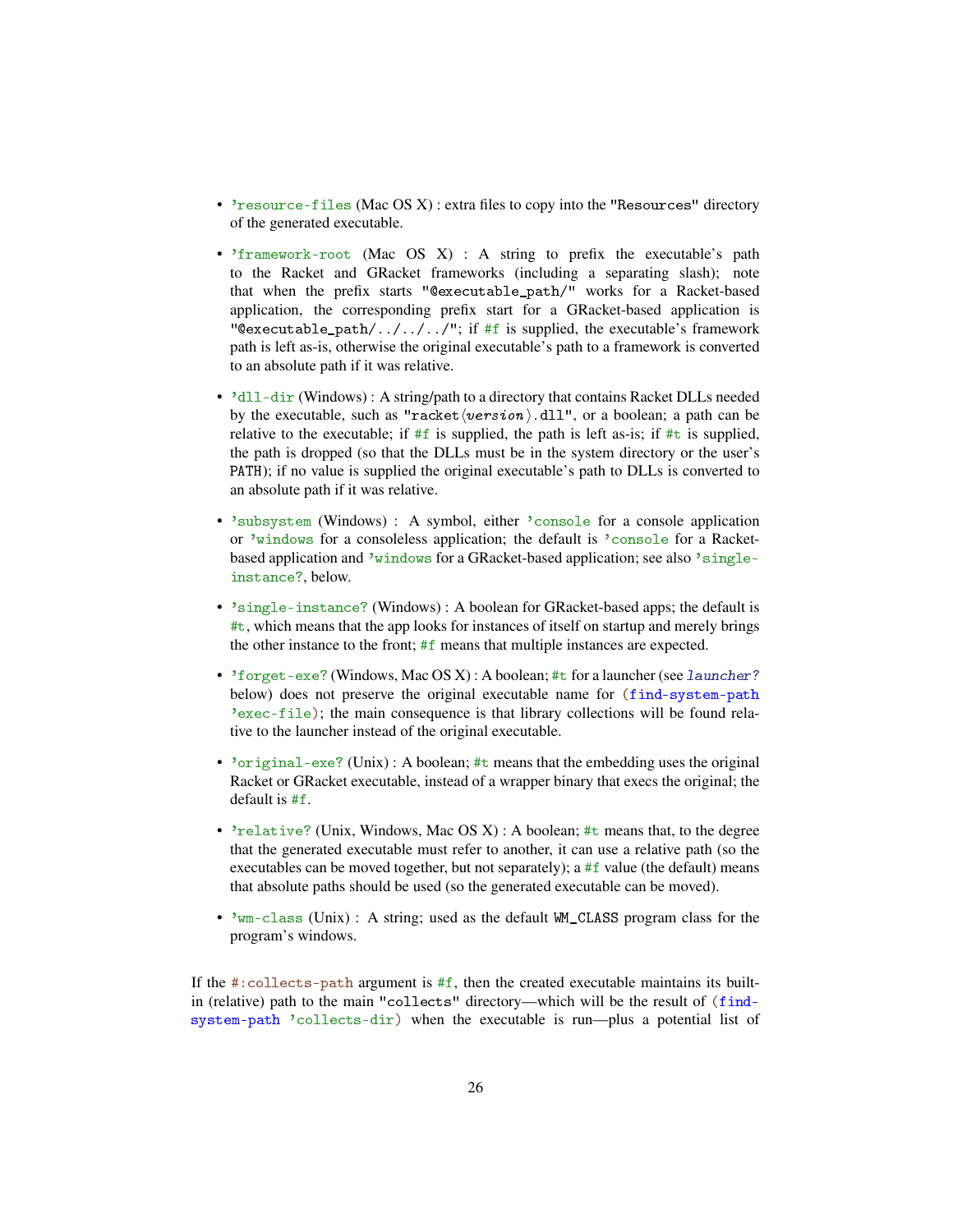- `'resource-files` (Mac OS X) : extra files to copy into the `"Resources"` directory of the generated executable.

- `'framework-root` (Mac OS X) : A string to prefix the executable's path to the Racket and GRacket frameworks (including a separating slash); note that when the prefix starts `"@executable_path/"` works for a Racket-based application, the corresponding prefix start for a GRacket-based application is `"@executable_path/../../../"`; if `#f` is supplied, the executable's framework path is left as-is, otherwise the original executable's path to a framework is converted to an absolute path if it was relative.

- `'dll-dir` (Windows) : A string/path to a directory that contains Racket DLLs needed by the executable, such as `"racket⟨version⟩.dll"`, or a boolean; a path can be relative to the executable; if `#f` is supplied, the path is left as-is; if `#t` is supplied, the path is dropped (so that the DLLs must be in the system directory or the user's `PATH`); if no value is supplied the original executable's path to DLLs is converted to an absolute path if it was relative.

- `'subsystem` (Windows) : A symbol, either `'console` for a console application or `'windows` for a consoleless application; the default is `'console` for a Racket-based application and `'windows` for a GRacket-based application; see also `'single-instance?`, below.

- `'single-instance?` (Windows) : A boolean for GRacket-based apps; the default is `#t`, which means that the app looks for instances of itself on startup and merely brings the other instance to the front; `#f` means that multiple instances are expected.

- `'forget-exe?` (Windows, Mac OS X) : A boolean; `#t` for a launcher (see *`launcher?`* below) does not preserve the original executable name for `(find-system-path 'exec-file)`; the main consequence is that library collections will be found relative to the launcher instead of the original executable.

- `'original-exe?` (Unix) : A boolean; `#t` means that the embedding uses the original Racket or GRacket executable, instead of a wrapper binary that execs the original; the default is `#f`.

- `'relative?` (Unix, Windows, Mac OS X) : A boolean; `#t` means that, to the degree that the generated executable must refer to another, it can use a relative path (so the executables can be moved together, but not separately); a `#f` value (the default) means that absolute paths should be used (so the generated executable can be moved).

- `'wm-class` (Unix) : A string; used as the default `WM_CLASS` program class for the program's windows.

If the `#:collects-path` argument is `#f`, then the created executable maintains its built-in (relative) path to the main `"collects"` directory—which will be the result of `(find-system-path 'collects-dir)` when the executable is run—plus a potential list of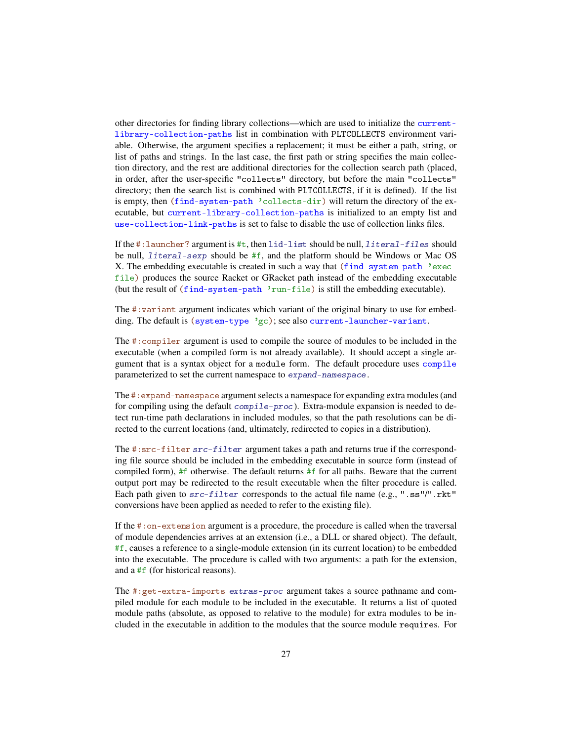other directories for finding library collections—which are used to initialize the `current-library-collection-paths` list in combination with PLTCOLLECTS environment variable. Otherwise, the argument specifies a replacement; it must be either a path, string, or list of paths and strings. In the last case, the first path or string specifies the main collection directory, and the rest are additional directories for the collection search path (placed, in order, after the user-specific `"collects"` directory, but before the main `"collects"` directory; then the search list is combined with PLTCOLLECTS, if it is defined). If the list is empty, then `(find-system-path 'collects-dir)` will return the directory of the executable, but `current-library-collection-paths` is initialized to an empty list and `use-collection-link-paths` is set to false to disable the use of collection links files.

If the `#:launcher?` argument is `#t`, then `lid-list` should be null, *`literal-files`* should be null, *`literal-sexp`* should be `#f`, and the platform should be Windows or Mac OS X. The embedding executable is created in such a way that `(find-system-path 'exec-file)` produces the source Racket or GRacket path instead of the embedding executable (but the result of `(find-system-path 'run-file)` is still the embedding executable).

The `#:variant` argument indicates which variant of the original binary to use for embedding. The default is `(system-type 'gc)`; see also `current-launcher-variant`.

The `#:compiler` argument is used to compile the source of modules to be included in the executable (when a compiled form is not already available). It should accept a single argument that is a syntax object for a `module` form. The default procedure uses `compile` parameterized to set the current namespace to *`expand-namespace`*.

The `#:expand-namespace` argument selects a namespace for expanding extra modules (and for compiling using the default *`compile-proc`*). Extra-module expansion is needed to detect run-time path declarations in included modules, so that the path resolutions can be directed to the current locations (and, ultimately, redirected to copies in a distribution).

The `#:src-filter` *`src-filter`* argument takes a path and returns true if the corresponding file source should be included in the embedding executable in source form (instead of compiled form), `#f` otherwise. The default returns `#f` for all paths. Beware that the current output port may be redirected to the result executable when the filter procedure is called. Each path given to *`src-filter`* corresponds to the actual file name (e.g., `".ss"`/`".rkt"` conversions have been applied as needed to refer to the existing file).

If the `#:on-extension` argument is a procedure, the procedure is called when the traversal of module dependencies arrives at an extension (i.e., a DLL or shared object). The default, `#f`, causes a reference to a single-module extension (in its current location) to be embedded into the executable. The procedure is called with two arguments: a path for the extension, and a `#f` (for historical reasons).

The `#:get-extra-imports` *`extras-proc`* argument takes a source pathname and compiled module for each module to be included in the executable. It returns a list of quoted module paths (absolute, as opposed to relative to the module) for extra modules to be included in the executable in addition to the modules that the source module `requires`. For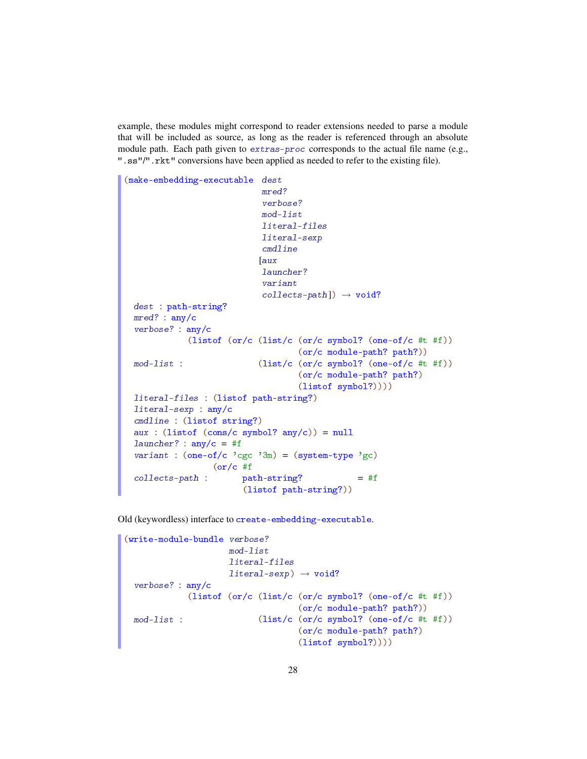example, these modules might correspond to reader extensions needed to parse a module that will be included as source, as long as the reader is referenced through an absolute module path. Each path given to *extras-proc* corresponds to the actual file name (e.g., ".ss"/".rkt" conversions have been applied as needed to refer to the existing file).

```
(make-embedding-executable  dest
                            mred?
                            verbose?
                            mod-list
                            literal-files
                            literal-sexp
                            cmdline
                           [aux
                            launcher?
                            variant
                            collects-path]) → void?
  dest : path-string?
  mred? : any/c
  verbose? : any/c
             (listof (or/c (list/c (or/c symbol? (one-of/c #t #f))
                                   (or/c module-path? path?))
  mod-list :               (list/c (or/c symbol? (one-of/c #t #f))
                                   (or/c module-path? path?)
                                   (listof symbol?))))
  literal-files : (listof path-string?)
  literal-sexp : any/c
  cmdline : (listof string?)
  aux : (listof (cons/c symbol? any/c)) = null
  launcher? : any/c = #f
  variant : (one-of/c 'cgc '3m) = (system-type 'gc)
                  (or/c #f
  collects-path :       path-string?           = #f
                        (listof path-string?))
```

Old (keywordless) interface to `create-embedding-executable`.

```
(write-module-bundle verbose?
                     mod-list
                     literal-files
                     literal-sexp) → void?
  verbose? : any/c
             (listof (or/c (list/c (or/c symbol? (one-of/c #t #f))
                                   (or/c module-path? path?))
  mod-list :               (list/c (or/c symbol? (one-of/c #t #f))
                                   (or/c module-path? path?)
                                   (listof symbol?))))
```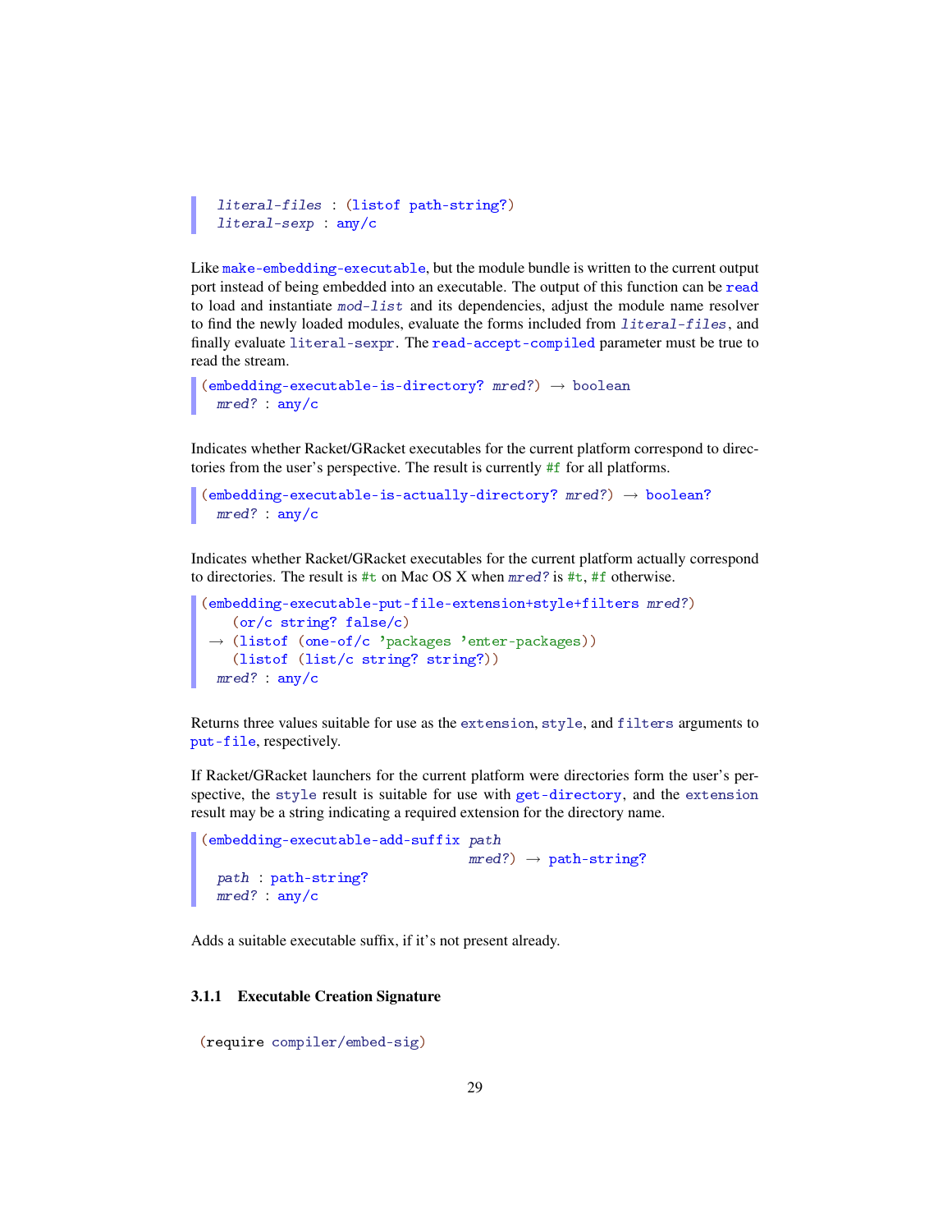```
  literal-files : (listof path-string?)
  literal-sexp : any/c
```

Like `make-embedding-executable`, but the module bundle is written to the current output port instead of being embedded into an executable. The output of this function can be `read` to load and instantiate *mod-list* and its dependencies, adjust the module name resolver to find the newly loaded modules, evaluate the forms included from *literal-files*, and finally evaluate `literal-sexpr`. The `read-accept-compiled` parameter must be true to read the stream.

```
(embedding-executable-is-directory? mred?) → boolean
  mred? : any/c
```

Indicates whether Racket/GRacket executables for the current platform correspond to directories from the user's perspective. The result is currently `#f` for all platforms.

```
(embedding-executable-is-actually-directory? mred?) → boolean?
  mred? : any/c
```

Indicates whether Racket/GRacket executables for the current platform actually correspond to directories. The result is `#t` on Mac OS X when *mred?* is `#t`, `#f` otherwise.

```
(embedding-executable-put-file-extension+style+filters mred?)
    (or/c string? false/c)
 → (listof (one-of/c 'packages 'enter-packages))
    (listof (list/c string? string?))
  mred? : any/c
```

Returns three values suitable for use as the `extension`, `style`, and `filters` arguments to `put-file`, respectively.

If Racket/GRacket launchers for the current platform were directories form the user's perspective, the `style` result is suitable for use with `get-directory`, and the `extension` result may be a string indicating a required extension for the directory name.

```
(embedding-executable-add-suffix path
                                 mred?) → path-string?
  path : path-string?
  mred? : any/c
```

Adds a suitable executable suffix, if it's not present already.

### 3.1.1 Executable Creation Signature

```
(require compiler/embed-sig)
```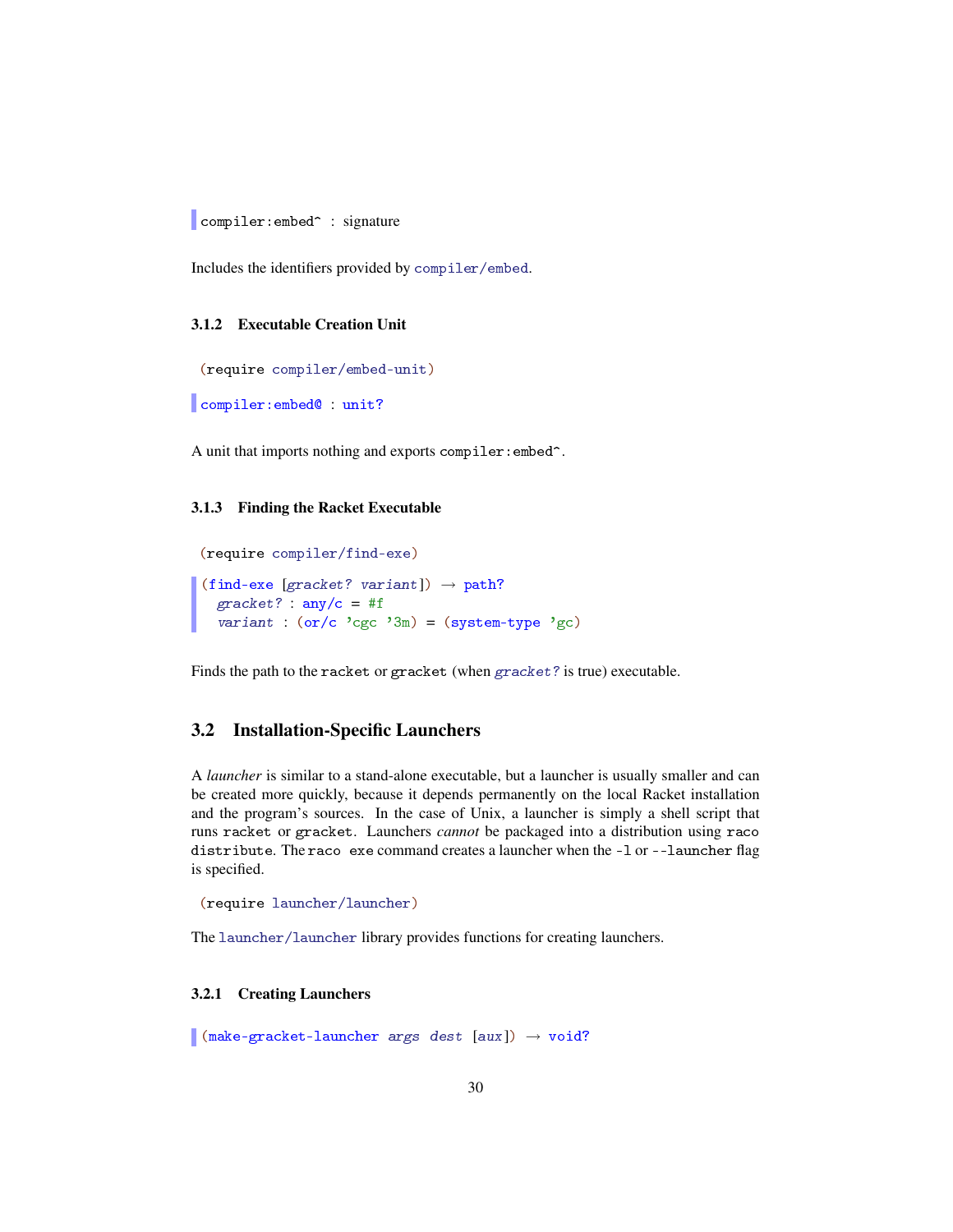```
compiler:embed^ : signature
```

Includes the identifiers provided by `compiler/embed`.

### 3.1.2 Executable Creation Unit

```
(require compiler/embed-unit)
```

```
compiler:embed@ : unit?
```

A unit that imports nothing and exports `compiler:embed^`.

### 3.1.3 Finding the Racket Executable

```
(require compiler/find-exe)
```

```
(find-exe [gracket? variant]) → path?
  gracket? : any/c = #f
  variant : (or/c 'cgc '3m) = (system-type 'gc)
```

Finds the path to the `racket` or `gracket` (when *gracket?* is true) executable.

## 3.2 Installation-Specific Launchers

A *launcher* is similar to a stand-alone executable, but a launcher is usually smaller and can be created more quickly, because it depends permanently on the local Racket installation and the program's sources. In the case of Unix, a launcher is simply a shell script that runs `racket` or `gracket`. Launchers *cannot* be packaged into a distribution using `raco distribute`. The `raco exe` command creates a launcher when the `-l` or `--launcher` flag is specified.

```
(require launcher/launcher)
```

The `launcher/launcher` library provides functions for creating launchers.

### 3.2.1 Creating Launchers

```
(make-gracket-launcher args dest [aux]) → void?
```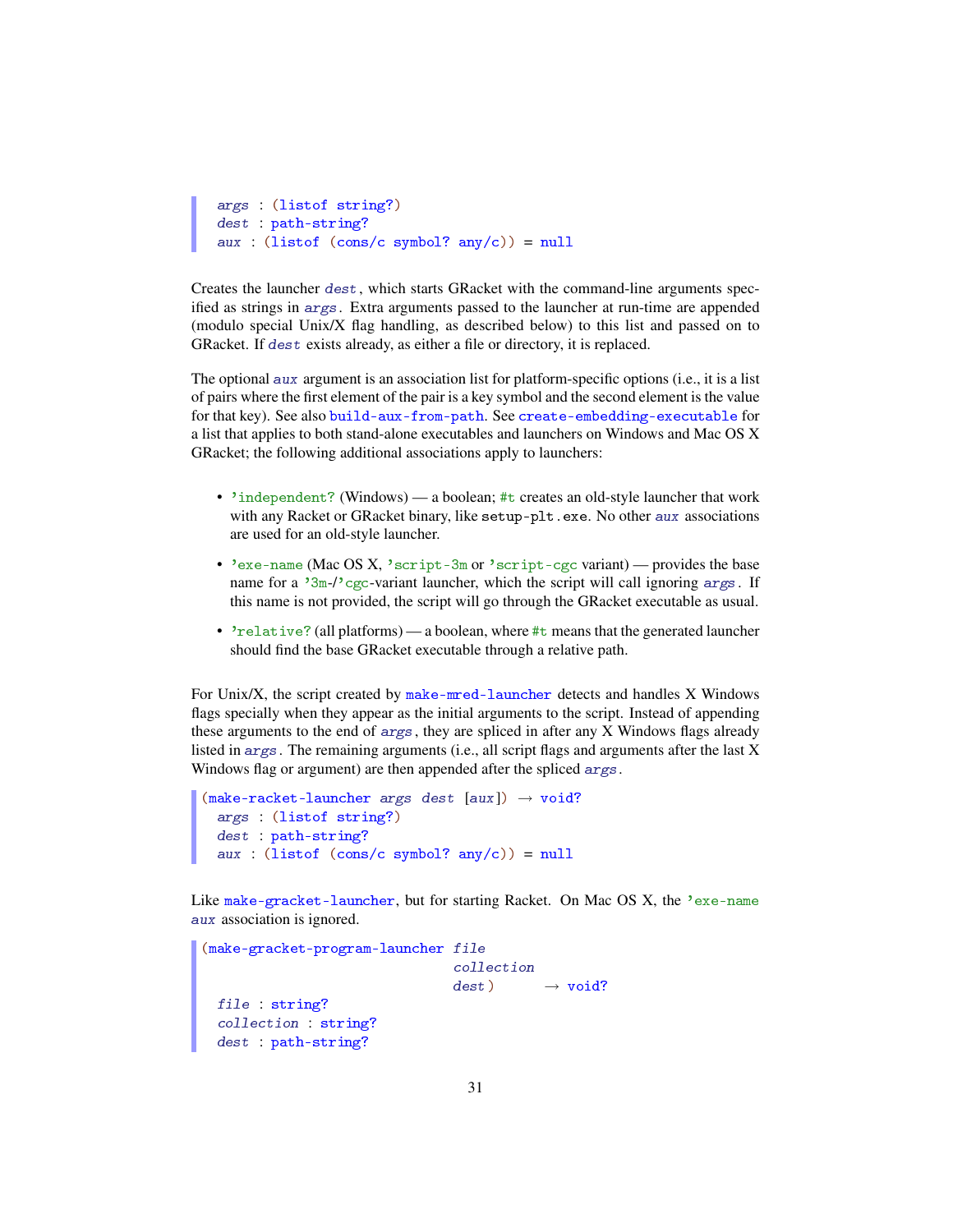```
  args : (listof string?)
  dest : path-string?
  aux : (listof (cons/c symbol? any/c)) = null
```

Creates the launcher *dest*, which starts GRacket with the command-line arguments specified as strings in *args*. Extra arguments passed to the launcher at run-time are appended (modulo special Unix/X flag handling, as described below) to this list and passed on to GRacket. If *dest* exists already, as either a file or directory, it is replaced.

The optional *aux* argument is an association list for platform-specific options (i.e., it is a list of pairs where the first element of the pair is a key symbol and the second element is the value for that key). See also `build-aux-from-path`. See `create-embedding-executable` for a list that applies to both stand-alone executables and launchers on Windows and Mac OS X GRacket; the following additional associations apply to launchers:

- `'independent?` (Windows) — a boolean; `#t` creates an old-style launcher that work with any Racket or GRacket binary, like `setup-plt.exe`. No other *aux* associations are used for an old-style launcher.
- `'exe-name` (Mac OS X, `'script-3m` or `'script-cgc` variant) — provides the base name for a `'3m`-/`'cgc`-variant launcher, which the script will call ignoring *args*. If this name is not provided, the script will go through the GRacket executable as usual.
- `'relative?` (all platforms) — a boolean, where `#t` means that the generated launcher should find the base GRacket executable through a relative path.

For Unix/X, the script created by `make-mred-launcher` detects and handles X Windows flags specially when they appear as the initial arguments to the script. Instead of appending these arguments to the end of *args*, they are spliced in after any X Windows flags already listed in *args*. The remaining arguments (i.e., all script flags and arguments after the last X Windows flag or argument) are then appended after the spliced *args*.

```
(make-racket-launcher args dest [aux]) → void?
  args : (listof string?)
  dest : path-string?
  aux : (listof (cons/c symbol? any/c)) = null
```

Like `make-gracket-launcher`, but for starting Racket. On Mac OS X, the `'exe-name` *aux* association is ignored.

```
(make-gracket-program-launcher file
                               collection
                               dest)      → void?
  file : string?
  collection : string?
  dest : path-string?
```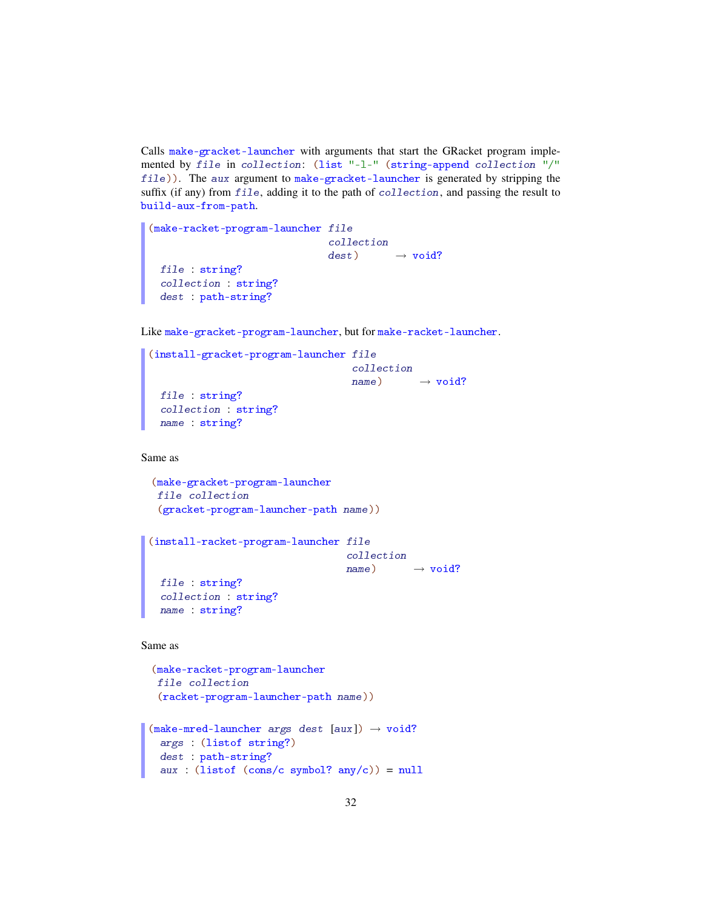Calls `make-gracket-launcher` with arguments that start the GRacket program implemented by *file* in *collection*: `(list "-l-" (string-append collection "/" file))`. The *aux* argument to `make-gracket-launcher` is generated by stripping the suffix (if any) from *file*, adding it to the path of *collection*, and passing the result to `build-aux-from-path`.

```
(make-racket-program-launcher file
                              collection
                              dest)       → void?
  file : string?
  collection : string?
  dest : path-string?
```

Like `make-gracket-program-launcher`, but for `make-racket-launcher`.

```
(install-gracket-program-launcher file
                                  collection
                                  name)       → void?
  file : string?
  collection : string?
  name : string?
```

Same as

```
(make-gracket-program-launcher
 file collection
 (gracket-program-launcher-path name))
```

```
(install-racket-program-launcher file
                                 collection
                                 name)       → void?
  file : string?
  collection : string?
  name : string?
```

Same as

```
(make-racket-program-launcher
 file collection
 (racket-program-launcher-path name))
```

```
(make-mred-launcher args dest [aux]) → void?
  args : (listof string?)
  dest : path-string?
  aux : (listof (cons/c symbol? any/c)) = null
```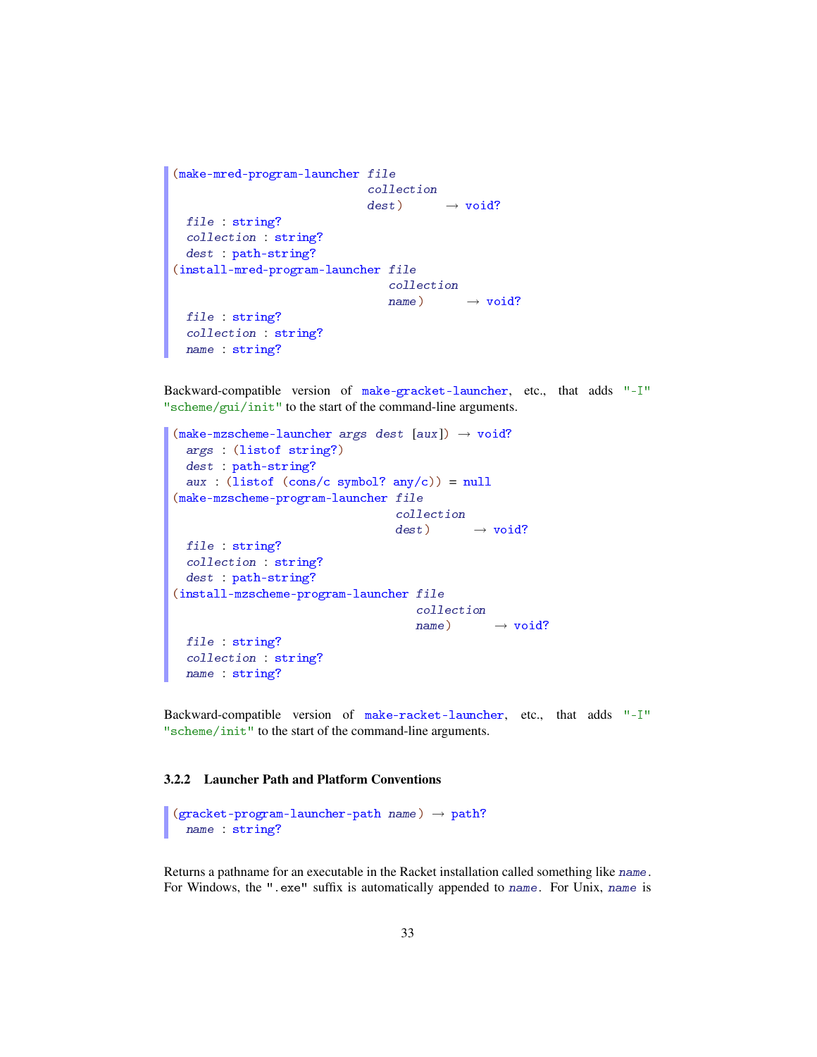```
(make-mred-program-launcher file
                            collection
                            dest)      → void?
  file : string?
  collection : string?
  dest : path-string?
(install-mred-program-launcher file
                               collection
                               name)      → void?
  file : string?
  collection : string?
  name : string?
```

Backward-compatible version of `make-gracket-launcher`, etc., that adds `"-I" "scheme/gui/init"` to the start of the command-line arguments.

```
(make-mzscheme-launcher args dest [aux]) → void?
  args : (listof string?)
  dest : path-string?
  aux : (listof (cons/c symbol? any/c)) = null
(make-mzscheme-program-launcher file
                                collection
                                dest)      → void?
  file : string?
  collection : string?
  dest : path-string?
(install-mzscheme-program-launcher file
                                   collection
                                   name)      → void?
  file : string?
  collection : string?
  name : string?
```

Backward-compatible version of `make-racket-launcher`, etc., that adds `"-I" "scheme/init"` to the start of the command-line arguments.

### 3.2.2 Launcher Path and Platform Conventions

```
(gracket-program-launcher-path name) → path?
  name : string?
```

Returns a pathname for an executable in the Racket installation called something like *name*. For Windows, the `".exe"` suffix is automatically appended to *name*. For Unix, *name* is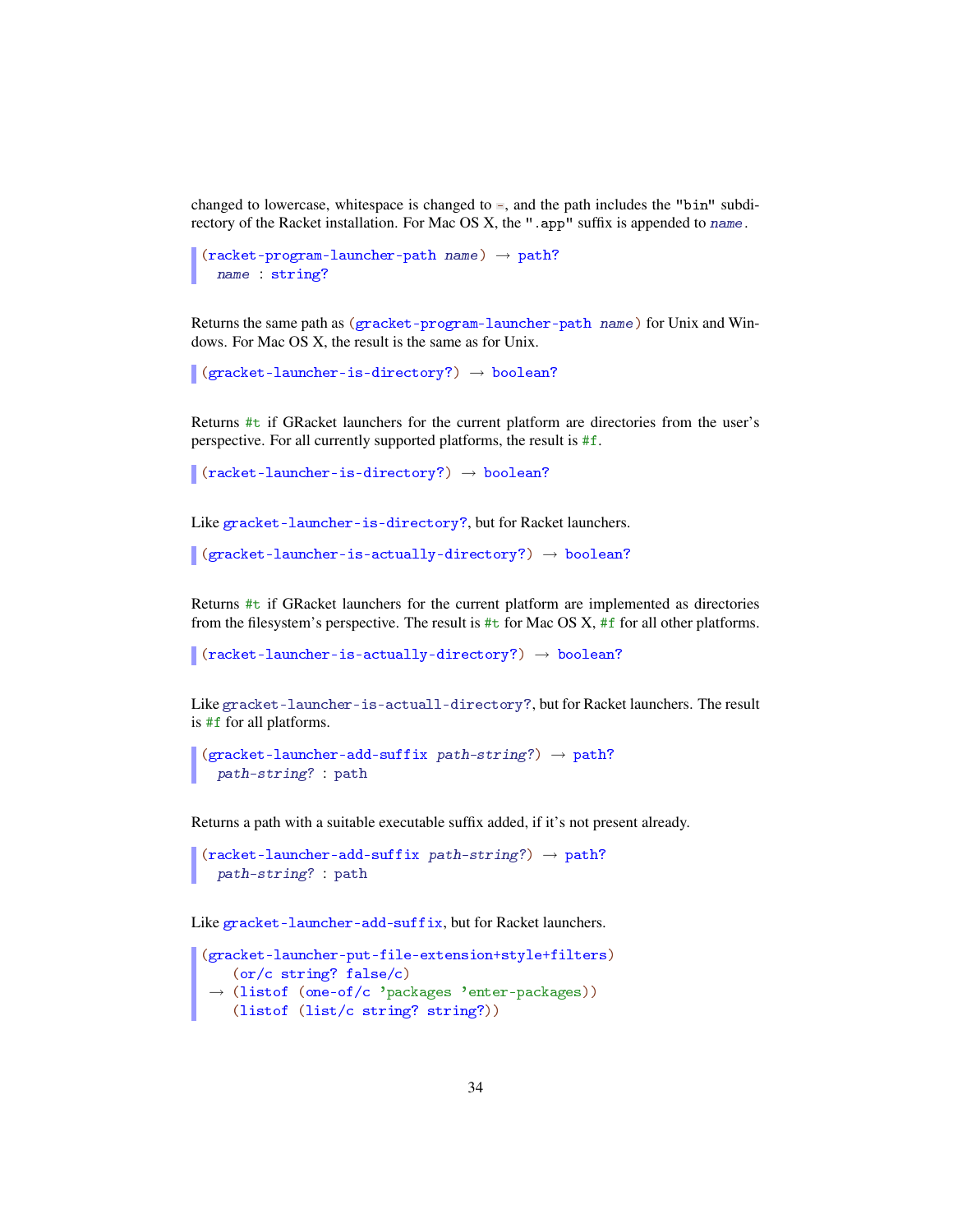changed to lowercase, whitespace is changed to -, and the path includes the "bin" subdirectory of the Racket installation. For Mac OS X, the ".app" suffix is appended to *name*.

```
(racket-program-launcher-path name) → path?
  name : string?
```

Returns the same path as (gracket-program-launcher-path *name*) for Unix and Windows. For Mac OS X, the result is the same as for Unix.

```
(gracket-launcher-is-directory?) → boolean?
```

Returns #t if GRacket launchers for the current platform are directories from the user's perspective. For all currently supported platforms, the result is #f.

```
(racket-launcher-is-directory?) → boolean?
```

Like gracket-launcher-is-directory?, but for Racket launchers.

```
(gracket-launcher-is-actually-directory?) → boolean?
```

Returns #t if GRacket launchers for the current platform are implemented as directories from the filesystem's perspective. The result is #t for Mac OS X, #f for all other platforms.

```
(racket-launcher-is-actually-directory?) → boolean?
```

Like gracket-launcher-is-actuall-directory?, but for Racket launchers. The result is #f for all platforms.

```
(gracket-launcher-add-suffix path-string?) → path?
  path-string? : path
```

Returns a path with a suitable executable suffix added, if it's not present already.

```
(racket-launcher-add-suffix path-string?) → path?
  path-string? : path
```

Like gracket-launcher-add-suffix, but for Racket launchers.

```
(gracket-launcher-put-file-extension+style+filters)
    (or/c string? false/c)
 → (listof (one-of/c 'packages 'enter-packages))
    (listof (list/c string? string?))
```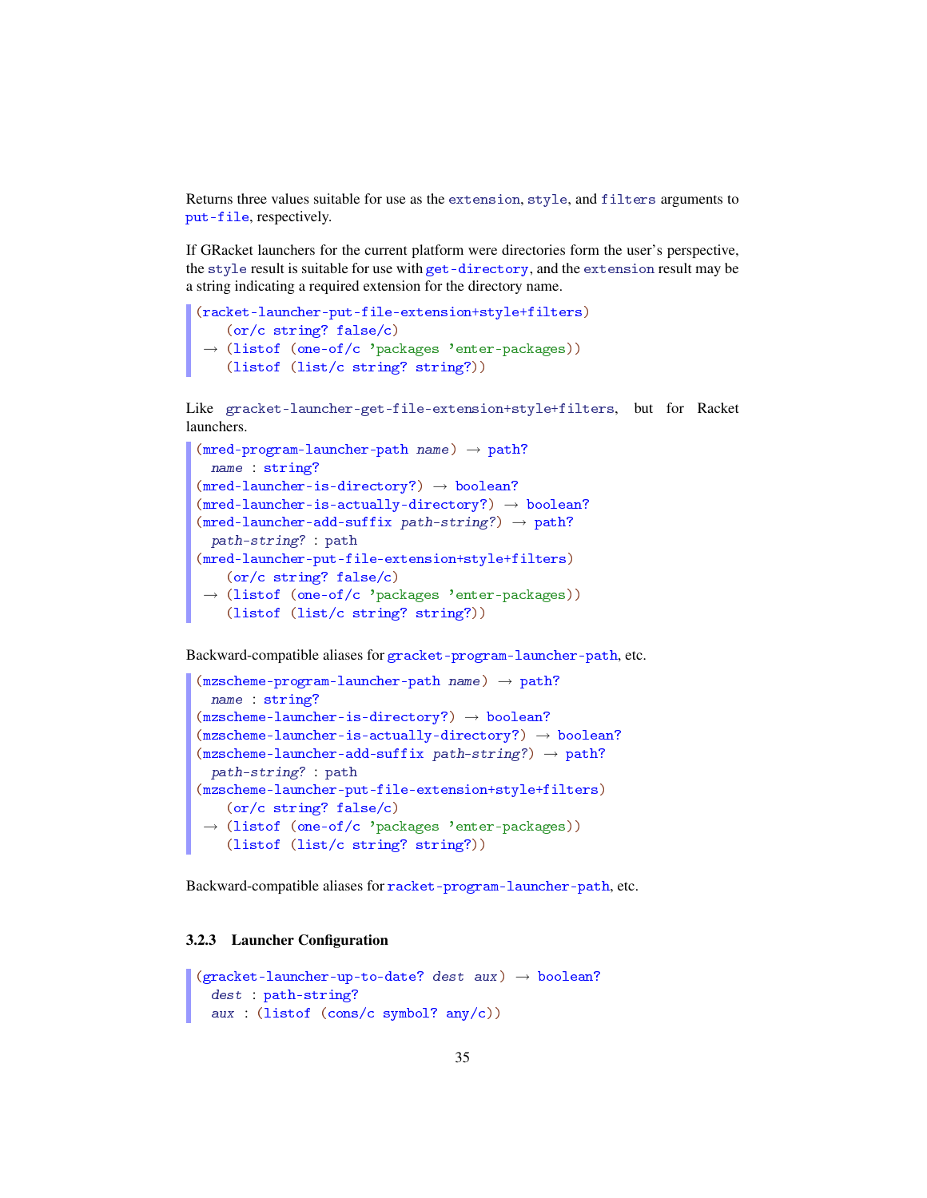Returns three values suitable for use as the `extension`, `style`, and `filters` arguments to `put-file`, respectively.

If GRacket launchers for the current platform were directories form the user's perspective, the `style` result is suitable for use with `get-directory`, and the `extension` result may be a string indicating a required extension for the directory name.

```
(racket-launcher-put-file-extension+style+filters)
    (or/c string? false/c)
 → (listof (one-of/c 'packages 'enter-packages))
    (listof (list/c string? string?))
```

Like `gracket-launcher-get-file-extension+style+filters`, but for Racket launchers.

```
(mred-program-launcher-path name) → path?
  name : string?
(mred-launcher-is-directory?) → boolean?
(mred-launcher-is-actually-directory?) → boolean?
(mred-launcher-add-suffix path-string?) → path?
  path-string? : path
(mred-launcher-put-file-extension+style+filters)
    (or/c string? false/c)
 → (listof (one-of/c 'packages 'enter-packages))
    (listof (list/c string? string?))
```

Backward-compatible aliases for `gracket-program-launcher-path`, etc.

```
(mzscheme-program-launcher-path name) → path?
  name : string?
(mzscheme-launcher-is-directory?) → boolean?
(mzscheme-launcher-is-actually-directory?) → boolean?
(mzscheme-launcher-add-suffix path-string?) → path?
  path-string? : path
(mzscheme-launcher-put-file-extension+style+filters)
    (or/c string? false/c)
 → (listof (one-of/c 'packages 'enter-packages))
    (listof (list/c string? string?))
```

Backward-compatible aliases for `racket-program-launcher-path`, etc.

### 3.2.3 Launcher Configuration

```
(gracket-launcher-up-to-date? dest aux) → boolean?
  dest : path-string?
  aux : (listof (cons/c symbol? any/c))
```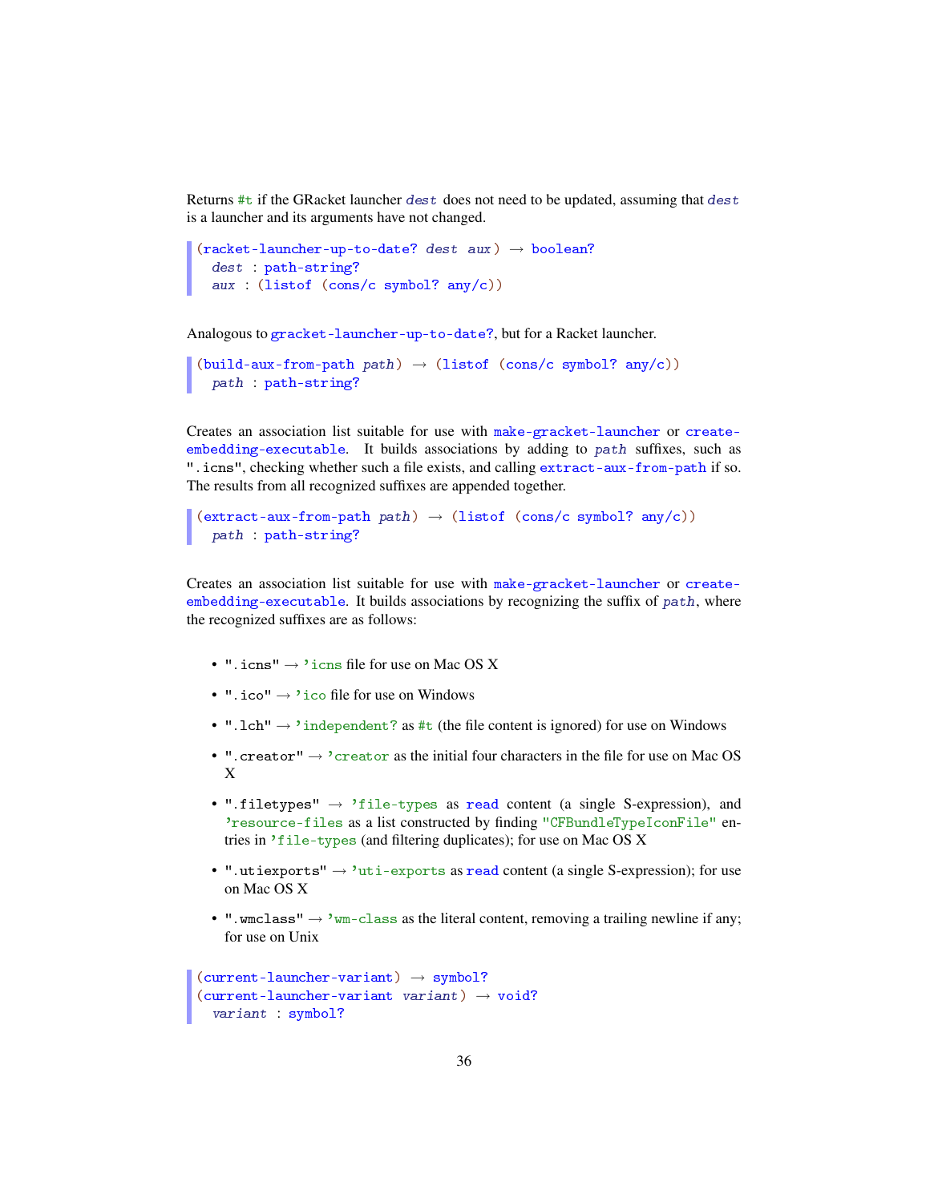Returns `#t` if the GRacket launcher *dest* does not need to be updated, assuming that *dest* is a launcher and its arguments have not changed.

```
(racket-launcher-up-to-date? dest aux) → boolean?
  dest : path-string?
  aux : (listof (cons/c symbol? any/c))
```

Analogous to `gracket-launcher-up-to-date?`, but for a Racket launcher.

```
(build-aux-from-path path) → (listof (cons/c symbol? any/c))
  path : path-string?
```

Creates an association list suitable for use with `make-gracket-launcher` or `create-embedding-executable`. It builds associations by adding to *path* suffixes, such as `".icns"`, checking whether such a file exists, and calling `extract-aux-from-path` if so. The results from all recognized suffixes are appended together.

```
(extract-aux-from-path path) → (listof (cons/c symbol? any/c))
  path : path-string?
```

Creates an association list suitable for use with `make-gracket-launcher` or `create-embedding-executable`. It builds associations by recognizing the suffix of *path*, where the recognized suffixes are as follows:

- `".icns"` → `'icns` file for use on Mac OS X
- `".ico"` → `'ico` file for use on Windows
- `".lch"` → `'independent?` as `#t` (the file content is ignored) for use on Windows
- `".creator"` → `'creator` as the initial four characters in the file for use on Mac OS X
- `".filetypes"` → `'file-types` as `read` content (a single S-expression), and `'resource-files` as a list constructed by finding `"CFBundleTypeIconFile"` entries in `'file-types` (and filtering duplicates); for use on Mac OS X
- `".utiexports"` → `'uti-exports` as `read` content (a single S-expression); for use on Mac OS X
- `".wmclass"` → `'wm-class` as the literal content, removing a trailing newline if any; for use on Unix

```
(current-launcher-variant) → symbol?
(current-launcher-variant variant) → void?
  variant : symbol?
```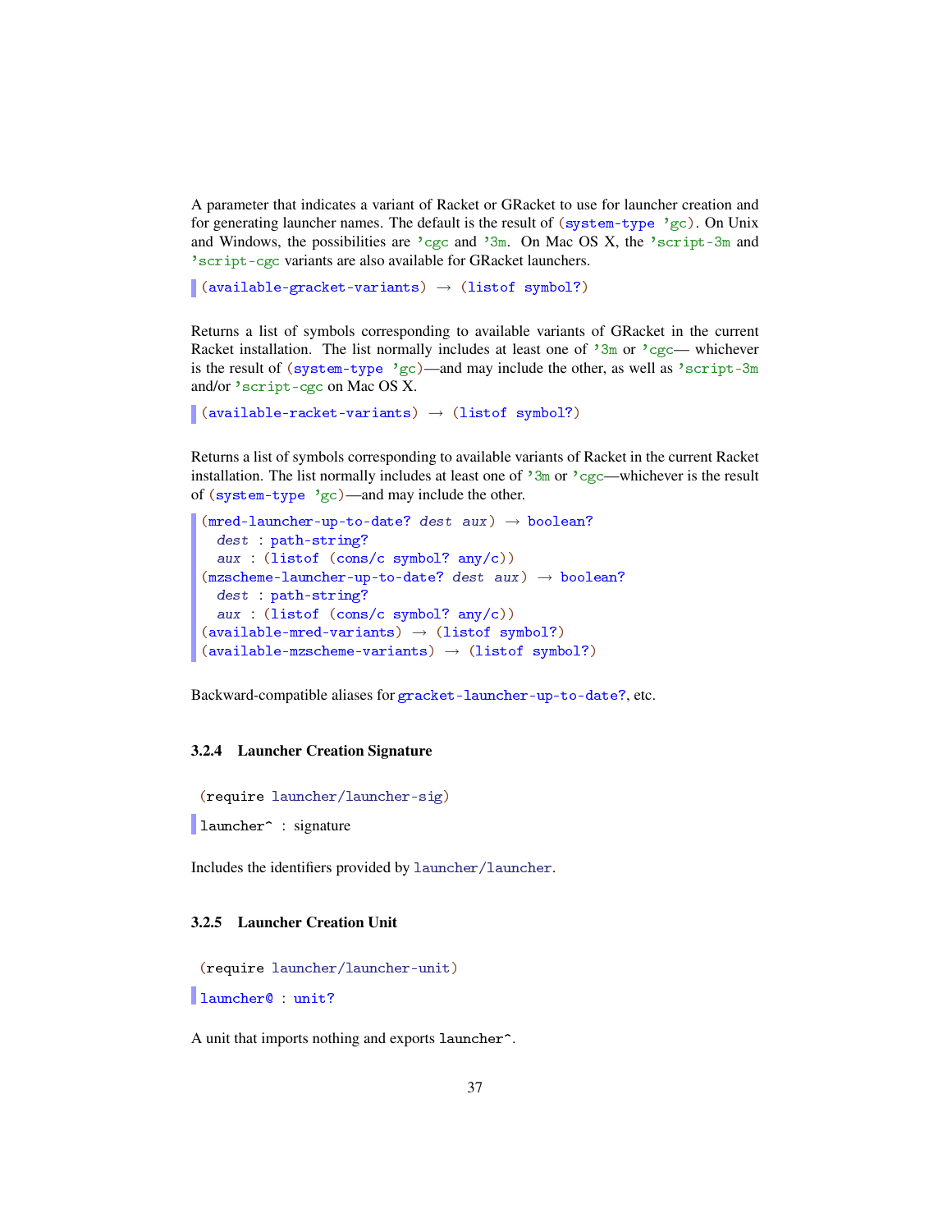A parameter that indicates a variant of Racket or GRacket to use for launcher creation and for generating launcher names. The default is the result of `(system-type 'gc)`. On Unix and Windows, the possibilities are `'cgc` and `'3m`. On Mac OS X, the `'script-3m` and `'script-cgc` variants are also available for GRacket launchers.

```
(available-gracket-variants) → (listof symbol?)
```

Returns a list of symbols corresponding to available variants of GRacket in the current Racket installation. The list normally includes at least one of `'3m` or `'cgc`— whichever is the result of `(system-type 'gc)`—and may include the other, as well as `'script-3m` and/or `'script-cgc` on Mac OS X.

```
(available-racket-variants) → (listof symbol?)
```

Returns a list of symbols corresponding to available variants of Racket in the current Racket installation. The list normally includes at least one of `'3m` or `'cgc`—whichever is the result of `(system-type 'gc)`—and may include the other.

```
(mred-launcher-up-to-date? dest aux) → boolean?
  dest : path-string?
  aux : (listof (cons/c symbol? any/c))
(mzscheme-launcher-up-to-date? dest aux) → boolean?
  dest : path-string?
  aux : (listof (cons/c symbol? any/c))
(available-mred-variants) → (listof symbol?)
(available-mzscheme-variants) → (listof symbol?)
```

Backward-compatible aliases for `gracket-launcher-up-to-date?`, etc.

### 3.2.4 Launcher Creation Signature

```
(require launcher/launcher-sig)
```

```
launcher^ : signature
```

Includes the identifiers provided by `launcher/launcher`.

### 3.2.5 Launcher Creation Unit

```
(require launcher/launcher-unit)
```

```
launcher@ : unit?
```

A unit that imports nothing and exports `launcher^`.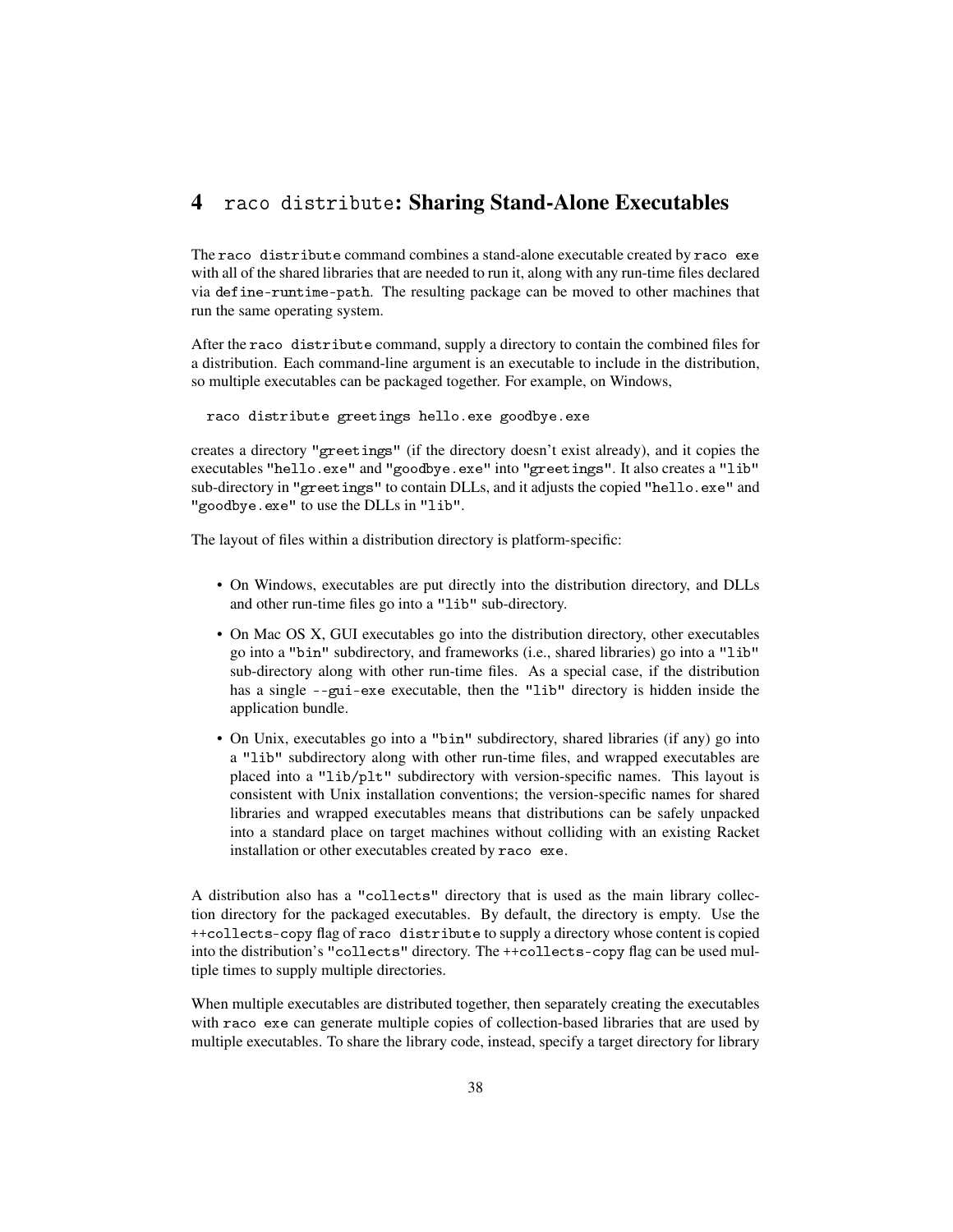# 4 `raco distribute`: Sharing Stand-Alone Executables

The `raco distribute` command combines a stand-alone executable created by `raco exe` with all of the shared libraries that are needed to run it, along with any run-time files declared via `define-runtime-path`. The resulting package can be moved to other machines that run the same operating system.

After the `raco distribute` command, supply a directory to contain the combined files for a distribution. Each command-line argument is an executable to include in the distribution, so multiple executables can be packaged together. For example, on Windows,

```
raco distribute greetings hello.exe goodbye.exe
```

creates a directory `"greetings"` (if the directory doesn't exist already), and it copies the executables `"hello.exe"` and `"goodbye.exe"` into `"greetings"`. It also creates a `"lib"` sub-directory in `"greetings"` to contain DLLs, and it adjusts the copied `"hello.exe"` and `"goodbye.exe"` to use the DLLs in `"lib"`.

The layout of files within a distribution directory is platform-specific:

- On Windows, executables are put directly into the distribution directory, and DLLs and other run-time files go into a `"lib"` sub-directory.
- On Mac OS X, GUI executables go into the distribution directory, other executables go into a `"bin"` subdirectory, and frameworks (i.e., shared libraries) go into a `"lib"` sub-directory along with other run-time files. As a special case, if the distribution has a single `--gui-exe` executable, then the `"lib"` directory is hidden inside the application bundle.
- On Unix, executables go into a `"bin"` subdirectory, shared libraries (if any) go into a `"lib"` subdirectory along with other run-time files, and wrapped executables are placed into a `"lib/plt"` subdirectory with version-specific names. This layout is consistent with Unix installation conventions; the version-specific names for shared libraries and wrapped executables means that distributions can be safely unpacked into a standard place on target machines without colliding with an existing Racket installation or other executables created by `raco exe`.

A distribution also has a `"collects"` directory that is used as the main library collection directory for the packaged executables. By default, the directory is empty. Use the `++collects-copy` flag of `raco distribute` to supply a directory whose content is copied into the distribution's `"collects"` directory. The `++collects-copy` flag can be used multiple times to supply multiple directories.

When multiple executables are distributed together, then separately creating the executables with `raco exe` can generate multiple copies of collection-based libraries that are used by multiple executables. To share the library code, instead, specify a target directory for library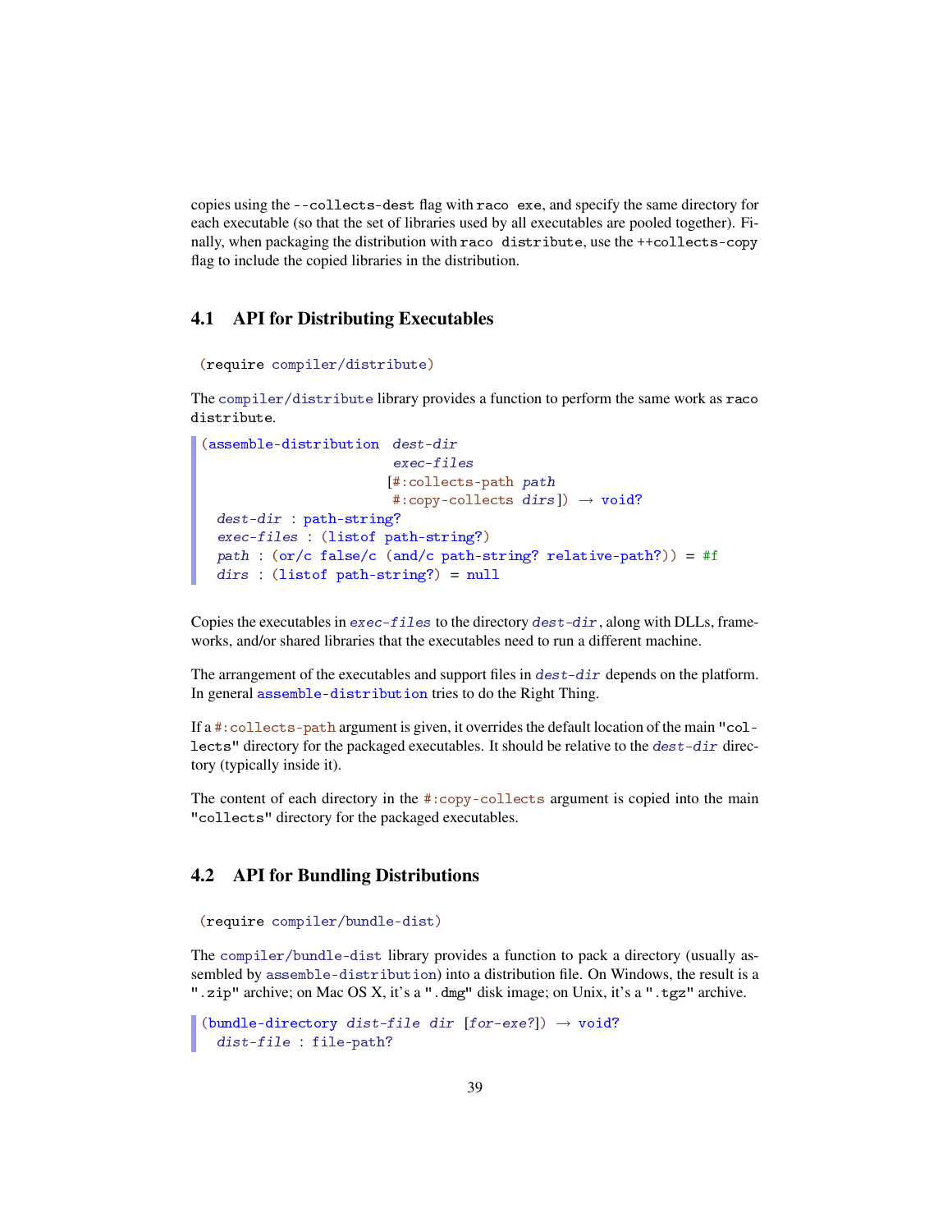copies using the `--collects-dest` flag with `raco exe`, and specify the same directory for each executable (so that the set of libraries used by all executables are pooled together). Finally, when packaging the distribution with `raco distribute`, use the `++collects-copy` flag to include the copied libraries in the distribution.

## 4.1 API for Distributing Executables

```
(require compiler/distribute)
```

The `compiler/distribute` library provides a function to perform the same work as `raco distribute`.

```
(assemble-distribution  dest-dir
                        exec-files
                       [#:collects-path path
                        #:copy-collects dirs]) → void?
  dest-dir : path-string?
  exec-files : (listof path-string?)
  path : (or/c false/c (and/c path-string? relative-path?)) = #f
  dirs : (listof path-string?) = null
```

Copies the executables in *exec-files* to the directory *dest-dir*, along with DLLs, frameworks, and/or shared libraries that the executables need to run a different machine.

The arrangement of the executables and support files in *dest-dir* depends on the platform. In general `assemble-distribution` tries to do the Right Thing.

If a `#:collects-path` argument is given, it overrides the default location of the main `"collects"` directory for the packaged executables. It should be relative to the *dest-dir* directory (typically inside it).

The content of each directory in the `#:copy-collects` argument is copied into the main `"collects"` directory for the packaged executables.

## 4.2 API for Bundling Distributions

```
(require compiler/bundle-dist)
```

The `compiler/bundle-dist` library provides a function to pack a directory (usually assembled by `assemble-distribution`) into a distribution file. On Windows, the result is a `".zip"` archive; on Mac OS X, it's a `".dmg"` disk image; on Unix, it's a `".tgz"` archive.

```
(bundle-directory dist-file dir [for-exe?]) → void?
  dist-file : file-path?
```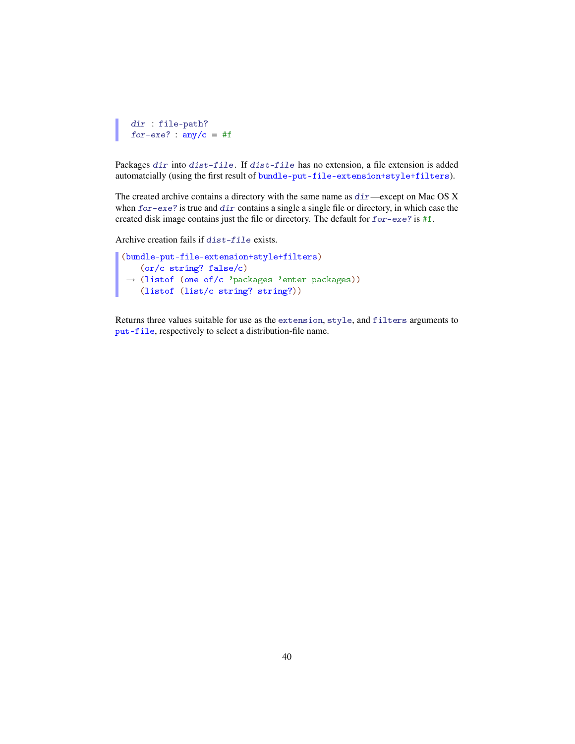```
dir : file-path?
for-exe? : any/c = #f
```

Packages `dir` into `dist-file`. If `dist-file` has no extension, a file extension is added automatcially (using the first result of `bundle-put-file-extension+style+filters`).

The created archive contains a directory with the same name as `dir`—except on Mac OS X when `for-exe?` is true and `dir` contains a single a single file or directory, in which case the created disk image contains just the file or directory. The default for `for-exe?` is `#f`.

Archive creation fails if `dist-file` exists.

```
(bundle-put-file-extension+style+filters)
    (or/c string? false/c)
 → (listof (one-of/c 'packages 'enter-packages))
    (listof (list/c string? string?))
```

Returns three values suitable for use as the `extension`, `style`, and `filters` arguments to `put-file`, respectively to select a distribution-file name.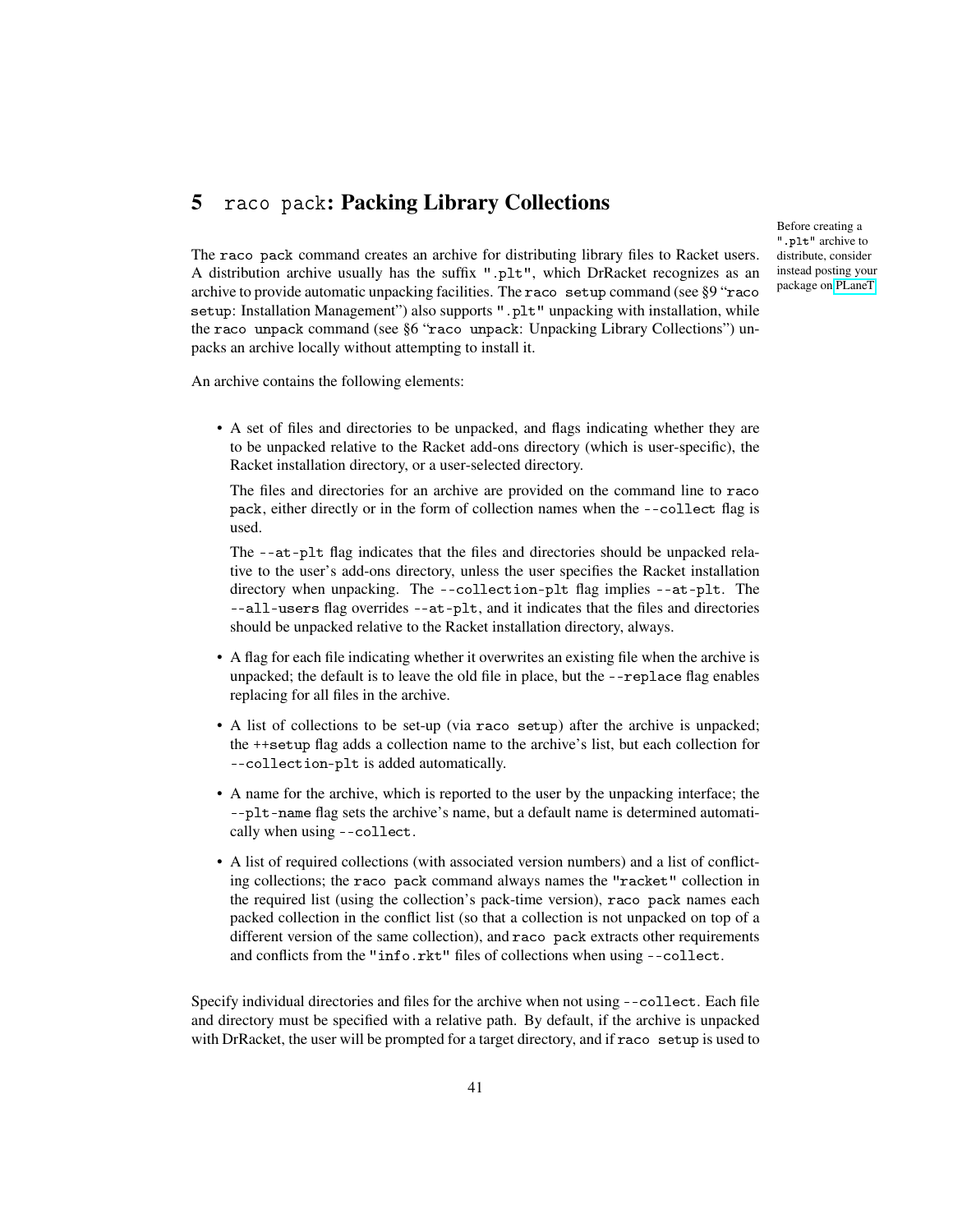# 5 raco pack: Packing Library Collections

Before creating a ".plt" archive to distribute, consider instead posting your package on PLaneT.

The raco pack command creates an archive for distributing library files to Racket users. A distribution archive usually has the suffix ".plt", which DrRacket recognizes as an archive to provide automatic unpacking facilities. The raco setup command (see §9 "raco setup: Installation Management") also supports ".plt" unpacking with installation, while the raco unpack command (see §6 "raco unpack: Unpacking Library Collections") unpacks an archive locally without attempting to install it.

An archive contains the following elements:

- A set of files and directories to be unpacked, and flags indicating whether they are to be unpacked relative to the Racket add-ons directory (which is user-specific), the Racket installation directory, or a user-selected directory.

  The files and directories for an archive are provided on the command line to raco pack, either directly or in the form of collection names when the --collect flag is used.

  The --at-plt flag indicates that the files and directories should be unpacked relative to the user's add-ons directory, unless the user specifies the Racket installation directory when unpacking. The --collection-plt flag implies --at-plt. The --all-users flag overrides --at-plt, and it indicates that the files and directories should be unpacked relative to the Racket installation directory, always.

- A flag for each file indicating whether it overwrites an existing file when the archive is unpacked; the default is to leave the old file in place, but the --replace flag enables replacing for all files in the archive.

- A list of collections to be set-up (via raco setup) after the archive is unpacked; the ++setup flag adds a collection name to the archive's list, but each collection for --collection-plt is added automatically.

- A name for the archive, which is reported to the user by the unpacking interface; the --plt-name flag sets the archive's name, but a default name is determined automatically when using --collect.

- A list of required collections (with associated version numbers) and a list of conflicting collections; the raco pack command always names the "racket" collection in the required list (using the collection's pack-time version), raco pack names each packed collection in the conflict list (so that a collection is not unpacked on top of a different version of the same collection), and raco pack extracts other requirements and conflicts from the "info.rkt" files of collections when using --collect.

Specify individual directories and files for the archive when not using --collect. Each file and directory must be specified with a relative path. By default, if the archive is unpacked with DrRacket, the user will be prompted for a target directory, and if raco setup is used to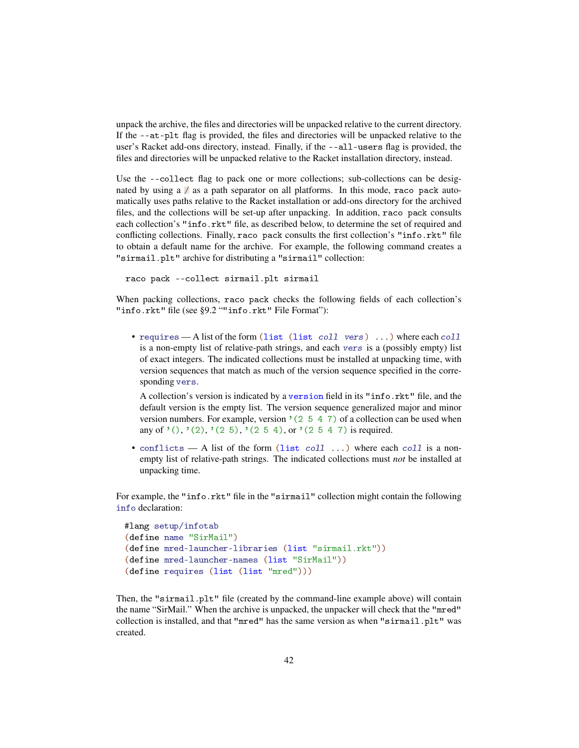unpack the archive, the files and directories will be unpacked relative to the current directory. If the `--at-plt` flag is provided, the files and directories will be unpacked relative to the user's Racket add-ons directory, instead. Finally, if the `--all-users` flag is provided, the files and directories will be unpacked relative to the Racket installation directory, instead.

Use the `--collect` flag to pack one or more collections; sub-collections can be designated by using a `/` as a path separator on all platforms. In this mode, `raco pack` automatically uses paths relative to the Racket installation or add-ons directory for the archived files, and the collections will be set-up after unpacking. In addition, `raco pack` consults each collection's `"info.rkt"` file, as described below, to determine the set of required and conflicting collections. Finally, `raco pack` consults the first collection's `"info.rkt"` file to obtain a default name for the archive. For example, the following command creates a `"sirmail.plt"` archive for distributing a `"sirmail"` collection:

```
raco pack --collect sirmail.plt sirmail
```

When packing collections, `raco pack` checks the following fields of each collection's `"info.rkt"` file (see §9.2 ""info.rkt" File Format"):

- `requires` — A list of the form `(list (list coll vers) ...)` where each *coll* is a non-empty list of relative-path strings, and each *vers* is a (possibly empty) list of exact integers. The indicated collections must be installed at unpacking time, with version sequences that match as much of the version sequence specified in the corresponding `vers`.

  A collection's version is indicated by a `version` field in its `"info.rkt"` file, and the default version is the empty list. The version sequence generalized major and minor version numbers. For example, version `'(2 5 4 7)` of a collection can be used when any of `'()`, `'(2)`, `'(2 5)`, `'(2 5 4)`, or `'(2 5 4 7)` is required.

- `conflicts` — A list of the form `(list coll ...)` where each *coll* is a non-empty list of relative-path strings. The indicated collections must *not* be installed at unpacking time.

For example, the `"info.rkt"` file in the `"sirmail"` collection might contain the following `info` declaration:

```
#lang setup/infotab
(define name "SirMail")
(define mred-launcher-libraries (list "sirmail.rkt"))
(define mred-launcher-names (list "SirMail"))
(define requires (list (list "mred")))
```

Then, the `"sirmail.plt"` file (created by the command-line example above) will contain the name "SirMail." When the archive is unpacked, the unpacker will check that the `"mred"` collection is installed, and that `"mred"` has the same version as when `"sirmail.plt"` was created.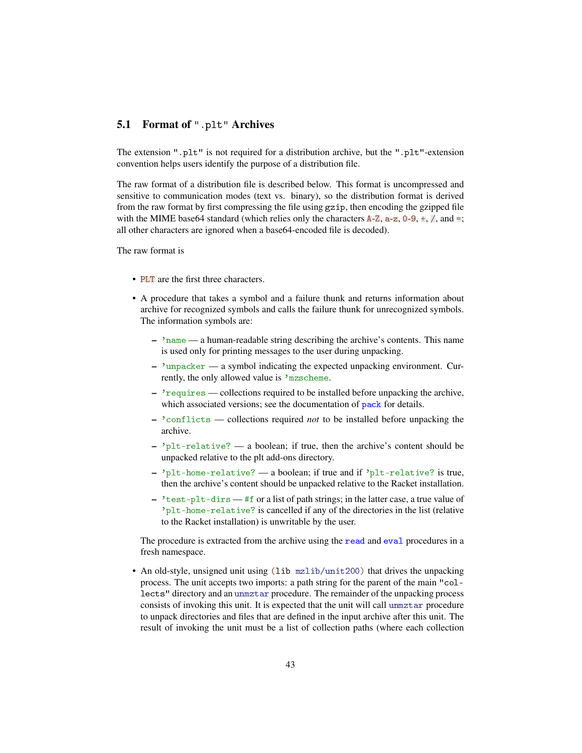## 5.1 Format of ".plt" Archives

The extension ".plt" is not required for a distribution archive, but the ".plt"-extension convention helps users identify the purpose of a distribution file.

The raw format of a distribution file is described below. This format is uncompressed and sensitive to communication modes (text vs. binary), so the distribution format is derived from the raw format by first compressing the file using `gzip`, then encoding the gzipped file with the MIME base64 standard (which relies only the characters `A`-`Z`, `a`-`z`, `0`-`9`, `+`, `/`, and `=`; all other characters are ignored when a base64-encoded file is decoded).

The raw format is

- `PLT` are the first three characters.
- A procedure that takes a symbol and a failure thunk and returns information about archive for recognized symbols and calls the failure thunk for unrecognized symbols. The information symbols are:
  - `'name` — a human-readable string describing the archive's contents. This name is used only for printing messages to the user during unpacking.
  - `'unpacker` — a symbol indicating the expected unpacking environment. Currently, the only allowed value is `'mzscheme`.
  - `'requires` — collections required to be installed before unpacking the archive, which associated versions; see the documentation of `pack` for details.
  - `'conflicts` — collections required *not* to be installed before unpacking the archive.
  - `'plt-relative?` — a boolean; if true, then the archive's content should be unpacked relative to the plt add-ons directory.
  - `'plt-home-relative?` — a boolean; if true and if `'plt-relative?` is true, then the archive's content should be unpacked relative to the Racket installation.
  - `'test-plt-dirs` — `#f` or a list of path strings; in the latter case, a true value of `'plt-home-relative?` is cancelled if any of the directories in the list (relative to the Racket installation) is unwritable by the user.

  The procedure is extracted from the archive using the `read` and `eval` procedures in a fresh namespace.
- An old-style, unsigned unit using `(lib mzlib/unit200)` that drives the unpacking process. The unit accepts two imports: a path string for the parent of the main `"collects"` directory and an `unmztar` procedure. The remainder of the unpacking process consists of invoking this unit. It is expected that the unit will call `unmztar` procedure to unpack directories and files that are defined in the input archive after this unit. The result of invoking the unit must be a list of collection paths (where each collection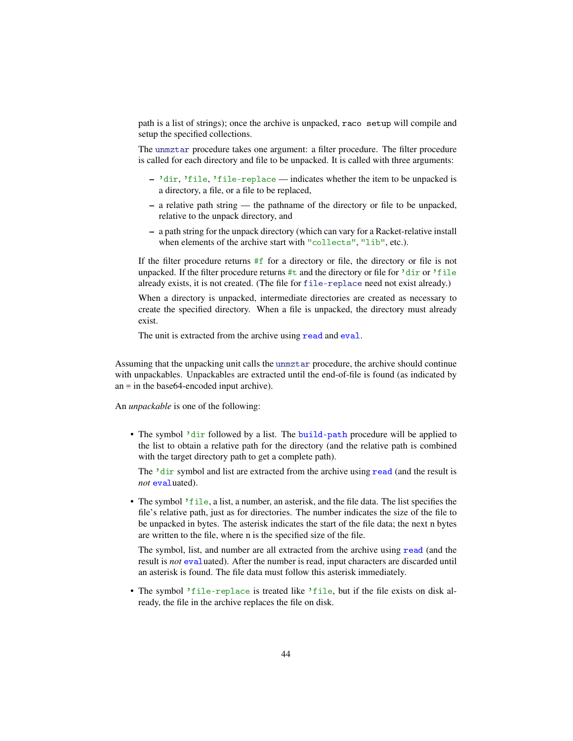path is a list of strings); once the archive is unpacked, `raco setup` will compile and setup the specified collections.

The `unmztar` procedure takes one argument: a filter procedure. The filter procedure is called for each directory and file to be unpacked. It is called with three arguments:

- `'dir`, `'file`, `'file-replace` — indicates whether the item to be unpacked is a directory, a file, or a file to be replaced,
- a relative path string — the pathname of the directory or file to be unpacked, relative to the unpack directory, and
- a path string for the unpack directory (which can vary for a Racket-relative install when elements of the archive start with `"collects"`, `"lib"`, etc.).

If the filter procedure returns `#f` for a directory or file, the directory or file is not unpacked. If the filter procedure returns `#t` and the directory or file for `'dir` or `'file` already exists, it is not created. (The file for `file-replace` need not exist already.)

When a directory is unpacked, intermediate directories are created as necessary to create the specified directory. When a file is unpacked, the directory must already exist.

The unit is extracted from the archive using `read` and `eval`.

Assuming that the unpacking unit calls the `unmztar` procedure, the archive should continue with unpackables. Unpackables are extracted until the end-of-file is found (as indicated by an `=` in the base64-encoded input archive).

An *unpackable* is one of the following:

- The symbol `'dir` followed by a list. The `build-path` procedure will be applied to the list to obtain a relative path for the directory (and the relative path is combined with the target directory path to get a complete path).

  The `'dir` symbol and list are extracted from the archive using `read` (and the result is *not* `eval`uated).

- The symbol `'file`, a list, a number, an asterisk, and the file data. The list specifies the file's relative path, just as for directories. The number indicates the size of the file to be unpacked in bytes. The asterisk indicates the start of the file data; the next n bytes are written to the file, where n is the specified size of the file.

  The symbol, list, and number are all extracted from the archive using `read` (and the result is *not* `eval`uated). After the number is read, input characters are discarded until an asterisk is found. The file data must follow this asterisk immediately.

- The symbol `'file-replace` is treated like `'file`, but if the file exists on disk already, the file in the archive replaces the file on disk.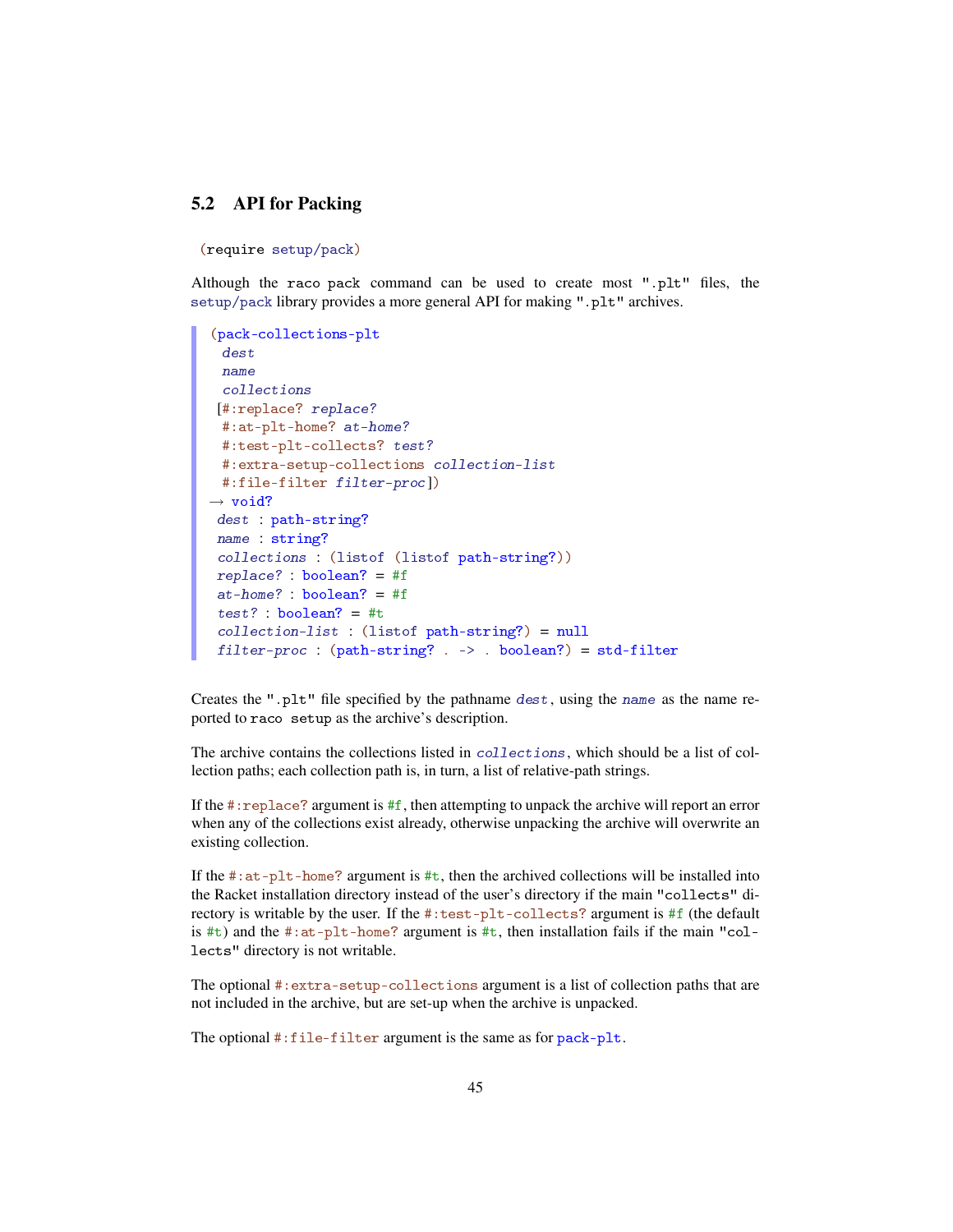## 5.2 API for Packing

```
(require setup/pack)
```

Although the `raco pack` command can be used to create most `".plt"` files, the `setup/pack` library provides a more general API for making `".plt"` archives.

```
(pack-collections-plt
  dest
  name
  collections
 [#:replace? replace?
  #:at-plt-home? at-home?
  #:test-plt-collects? test?
  #:extra-setup-collections collection-list
  #:file-filter filter-proc])
→ void?
 dest : path-string?
 name : string?
 collections : (listof (listof path-string?))
 replace? : boolean? = #f
 at-home? : boolean? = #f
 test? : boolean? = #t
 collection-list : (listof path-string?) = null
 filter-proc : (path-string? . -> . boolean?) = std-filter
```

Creates the `".plt"` file specified by the pathname *dest*, using the *name* as the name reported to `raco setup` as the archive's description.

The archive contains the collections listed in *collections*, which should be a list of collection paths; each collection path is, in turn, a list of relative-path strings.

If the `#:replace?` argument is `#f`, then attempting to unpack the archive will report an error when any of the collections exist already, otherwise unpacking the archive will overwrite an existing collection.

If the `#:at-plt-home?` argument is `#t`, then the archived collections will be installed into the Racket installation directory instead of the user's directory if the main `"collects"` directory is writable by the user. If the `#:test-plt-collects?` argument is `#f` (the default is `#t`) and the `#:at-plt-home?` argument is `#t`, then installation fails if the main `"collects"` directory is not writable.

The optional `#:extra-setup-collections` argument is a list of collection paths that are not included in the archive, but are set-up when the archive is unpacked.

The optional `#:file-filter` argument is the same as for `pack-plt`.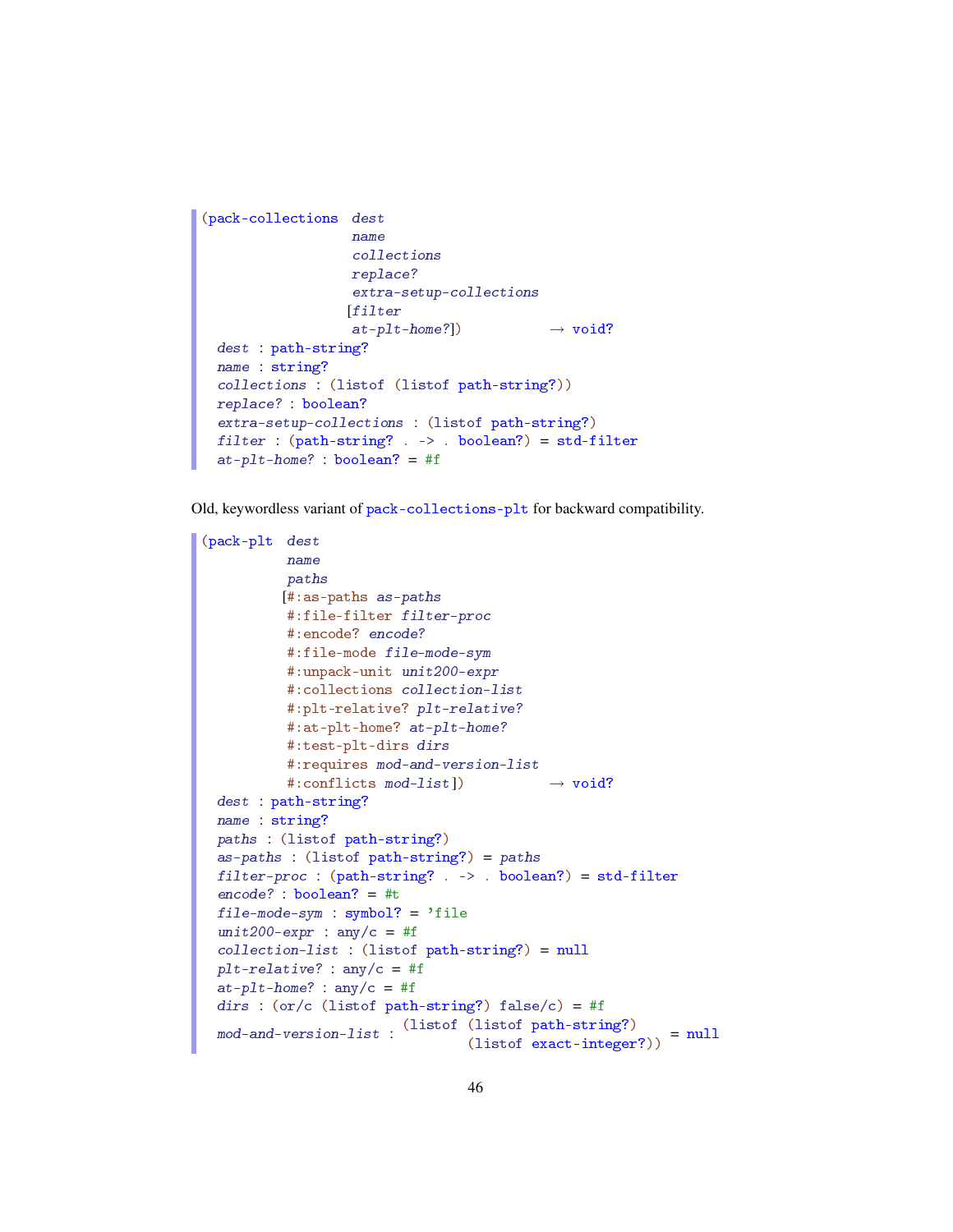```
(pack-collections  dest
                   name
                   collections
                   replace?
                   extra-setup-collections
                  [filter
                   at-plt-home?])           → void?
  dest : path-string?
  name : string?
  collections : (listof (listof path-string?))
  replace? : boolean?
  extra-setup-collections : (listof path-string?)
  filter : (path-string? . -> . boolean?) = std-filter
  at-plt-home? : boolean? = #f
```

Old, keywordless variant of `pack-collections-plt` for backward compatibility.

```
(pack-plt  dest
           name
           paths
          [#:as-paths as-paths
           #:file-filter filter-proc
           #:encode? encode?
           #:file-mode file-mode-sym
           #:unpack-unit unit200-expr
           #:collections collection-list
           #:plt-relative? plt-relative?
           #:at-plt-home? at-plt-home?
           #:test-plt-dirs dirs
           #:requires mod-and-version-list
           #:conflicts mod-list])           → void?
  dest : path-string?
  name : string?
  paths : (listof path-string?)
  as-paths : (listof path-string?) = paths
  filter-proc : (path-string? . -> . boolean?) = std-filter
  encode? : boolean? = #t
  file-mode-sym : symbol? = 'file
  unit200-expr : any/c = #f
  collection-list : (listof path-string?) = null
  plt-relative? : any/c = #f
  at-plt-home? : any/c = #f
  dirs : (or/c (listof path-string?) false/c) = #f
  mod-and-version-list : (listof (listof path-string?)
                                 (listof exact-integer?)) = null
```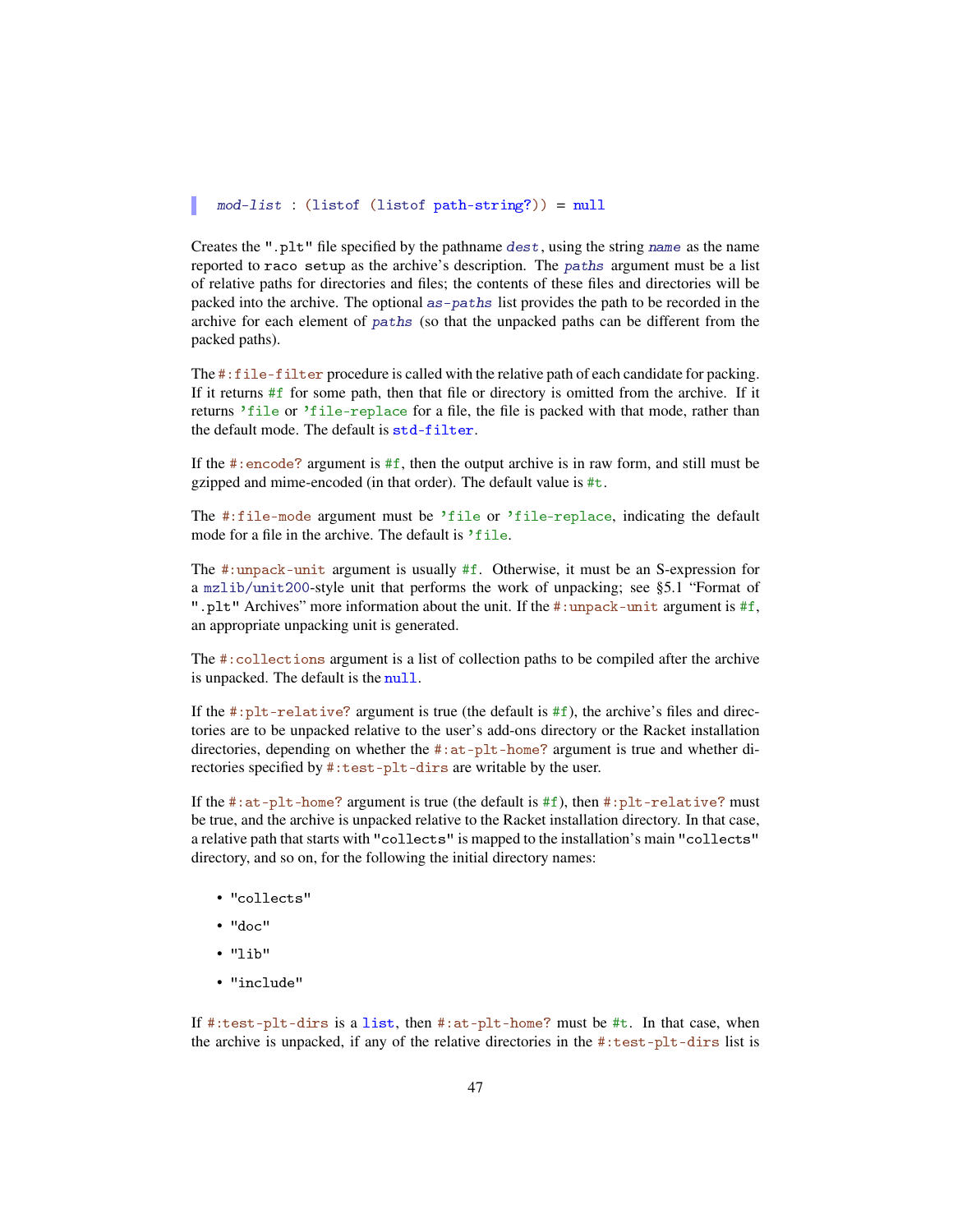```
mod-list : (listof (listof path-string?)) = null
```

Creates the ".plt" file specified by the pathname *dest*, using the string *name* as the name reported to `raco setup` as the archive's description. The *paths* argument must be a list of relative paths for directories and files; the contents of these files and directories will be packed into the archive. The optional *as-paths* list provides the path to be recorded in the archive for each element of *paths* (so that the unpacked paths can be different from the packed paths).

The `#:file-filter` procedure is called with the relative path of each candidate for packing. If it returns `#f` for some path, then that file or directory is omitted from the archive. If it returns `'file` or `'file-replace` for a file, the file is packed with that mode, rather than the default mode. The default is `std-filter`.

If the `#:encode?` argument is `#f`, then the output archive is in raw form, and still must be gzipped and mime-encoded (in that order). The default value is `#t`.

The `#:file-mode` argument must be `'file` or `'file-replace`, indicating the default mode for a file in the archive. The default is `'file`.

The `#:unpack-unit` argument is usually `#f`. Otherwise, it must be an S-expression for a `mzlib/unit200`-style unit that performs the work of unpacking; see §5.1 "Format of ".plt" Archives" more information about the unit. If the `#:unpack-unit` argument is `#f`, an appropriate unpacking unit is generated.

The `#:collections` argument is a list of collection paths to be compiled after the archive is unpacked. The default is the `null`.

If the `#:plt-relative?` argument is true (the default is `#f`), the archive's files and directories are to be unpacked relative to the user's add-ons directory or the Racket installation directories, depending on whether the `#:at-plt-home?` argument is true and whether directories specified by `#:test-plt-dirs` are writable by the user.

If the `#:at-plt-home?` argument is true (the default is `#f`), then `#:plt-relative?` must be true, and the archive is unpacked relative to the Racket installation directory. In that case, a relative path that starts with "collects" is mapped to the installation's main "collects" directory, and so on, for the following the initial directory names:

- "collects"
- "doc"
- "lib"
- "include"

If `#:test-plt-dirs` is a `list`, then `#:at-plt-home?` must be `#t`. In that case, when the archive is unpacked, if any of the relative directories in the `#:test-plt-dirs` list is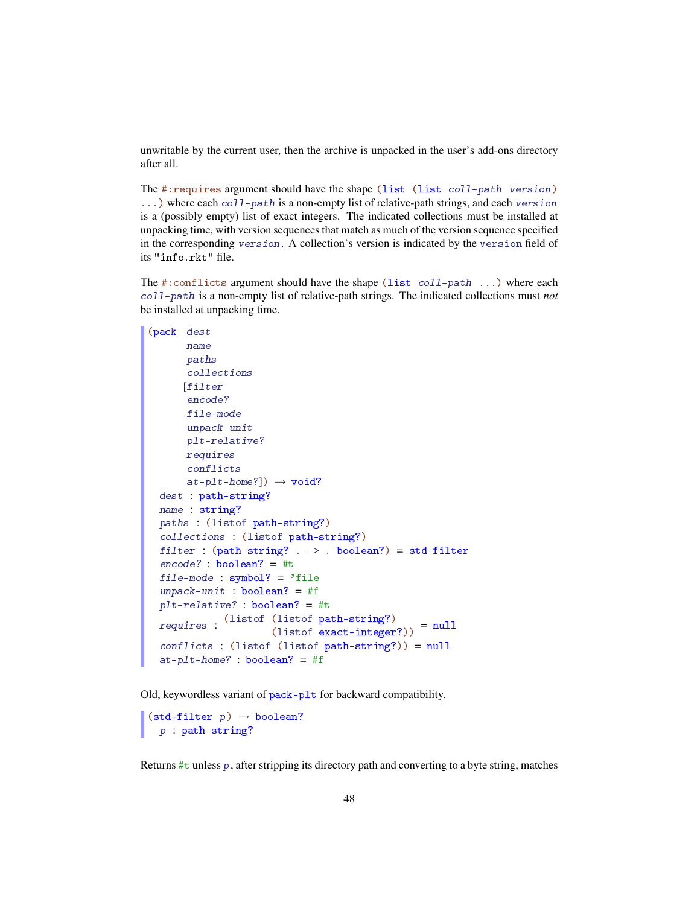unwritable by the current user, then the archive is unpacked in the user's add-ons directory after all.

The `#:requires` argument should have the shape `(list (list coll-path version) ...)` where each `coll-path` is a non-empty list of relative-path strings, and each `version` is a (possibly empty) list of exact integers. The indicated collections must be installed at unpacking time, with version sequences that match as much of the version sequence specified in the corresponding `version`. A collection's version is indicated by the `version` field of its `"info.rkt"` file.

The `#:conflicts` argument should have the shape `(list coll-path ...)` where each `coll-path` is a non-empty list of relative-path strings. The indicated collections must *not* be installed at unpacking time.

```
(pack  dest
       name
       paths
       collections
      [filter
       encode?
       file-mode
       unpack-unit
       plt-relative?
       requires
       conflicts
       at-plt-home?]) → void?
  dest : path-string?
  name : string?
  paths : (listof path-string?)
  collections : (listof path-string?)
  filter : (path-string? . -> . boolean?) = std-filter
  encode? : boolean? = #t
  file-mode : symbol? = 'file
  unpack-unit : boolean? = #f
  plt-relative? : boolean? = #t
  requires : (listof (listof path-string?)
                     (listof exact-integer?)) = null
  conflicts : (listof (listof path-string?)) = null
  at-plt-home? : boolean? = #f
```

Old, keywordless variant of `pack-plt` for backward compatibility.

```
(std-filter p) → boolean?
  p : path-string?
```

Returns `#t` unless `p`, after stripping its directory path and converting to a byte string, matches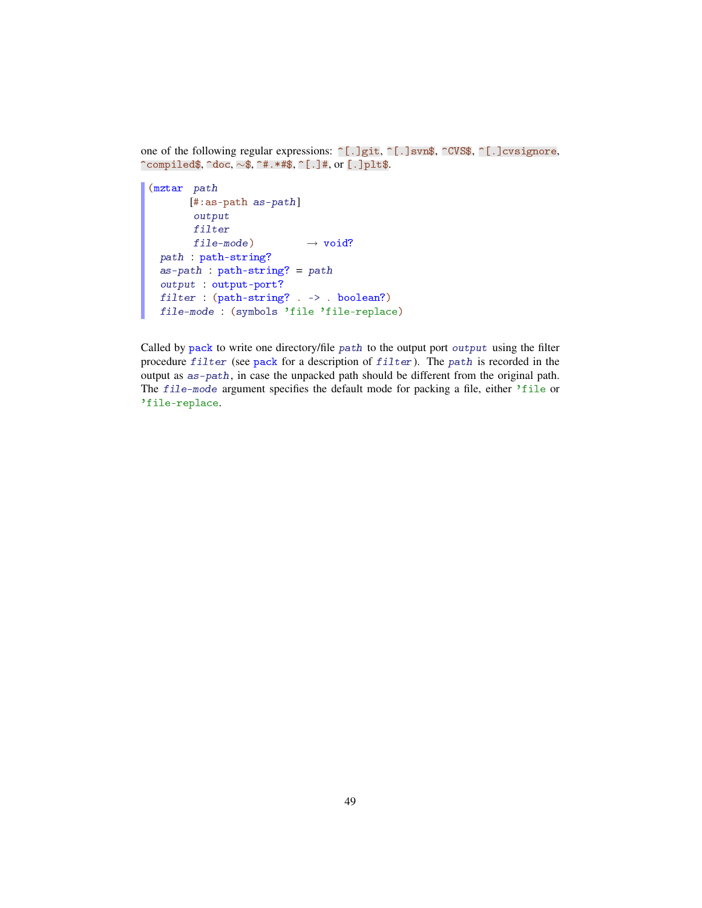one of the following regular expressions: `^[.]git`, `^[.]svn$`, `^CVS$`, `^[.]cvsignore`, `^compiled$`, `^doc`, `~$`, `^#.*#$`, `^[.]#`, or `[.]plt$`.

```
(mztar  path
       [#:as-path as-path]
        output
        filter
        file-mode)          → void?
  path : path-string?
  as-path : path-string? = path
  output : output-port?
  filter : (path-string? . -> . boolean?)
  file-mode : (symbols 'file 'file-replace)
```

Called by `pack` to write one directory/file *path* to the output port *output* using the filter procedure *filter* (see `pack` for a description of *filter*). The *path* is recorded in the output as *as-path*, in case the unpacked path should be different from the original path. The *file-mode* argument specifies the default mode for packing a file, either `'file` or `'file-replace`.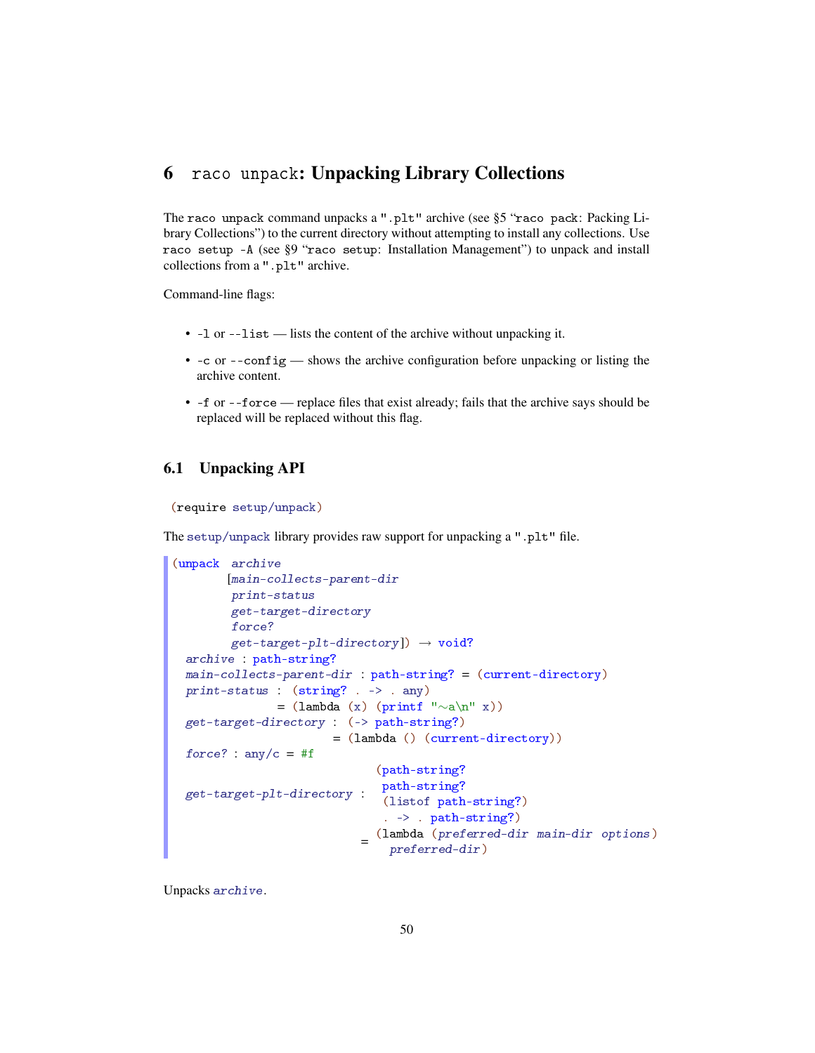# 6 raco unpack: Unpacking Library Collections

The `raco unpack` command unpacks a `".plt"` archive (see §5 "`raco pack`: Packing Library Collections") to the current directory without attempting to install any collections. Use `raco setup -A` (see §9 "`raco setup`: Installation Management") to unpack and install collections from a `".plt"` archive.

Command-line flags:

- `-l` or `--list` — lists the content of the archive without unpacking it.
- `-c` or `--config` — shows the archive configuration before unpacking or listing the archive content.
- `-f` or `--force` — replace files that exist already; fails that the archive says should be replaced will be replaced without this flag.

## 6.1 Unpacking API

```
(require setup/unpack)
```

The `setup/unpack` library provides raw support for unpacking a `".plt"` file.

```
(unpack  archive
        [main-collects-parent-dir
         print-status
         get-target-directory
         force?
         get-target-plt-directory])  → void?
  archive : path-string?
  main-collects-parent-dir : path-string? = (current-directory)
  print-status : (string? . -> . any)
               = (lambda (x) (printf "~a\n" x))
  get-target-directory : (-> path-string?)
                       = (lambda () (current-directory))
  force? : any/c = #f
                              (path-string?
                               path-string?
  get-target-plt-directory :   (listof path-string?)
                               . -> . path-string?)
                            = (lambda (preferred-dir main-dir options)
                                preferred-dir)
```

Unpacks *archive*.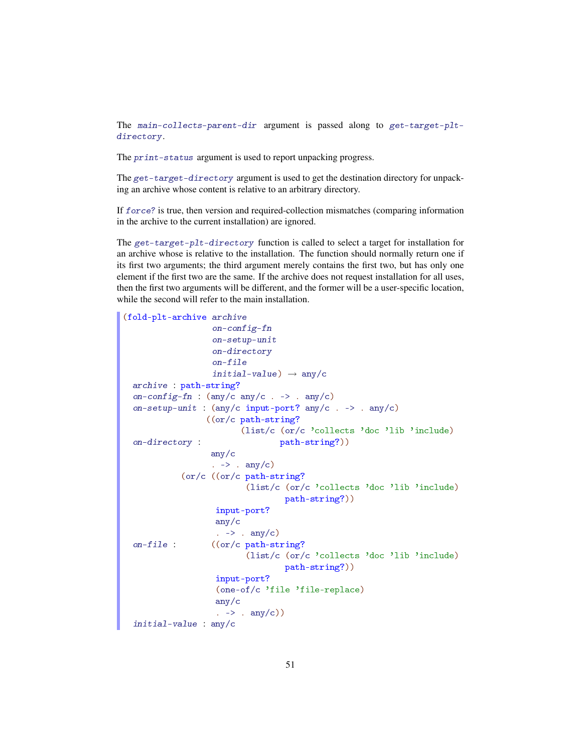The *main-collects-parent-dir* argument is passed along to *get-target-plt-directory*.

The *print-status* argument is used to report unpacking progress.

The *get-target-directory* argument is used to get the destination directory for unpacking an archive whose content is relative to an arbitrary directory.

If *force?* is true, then version and required-collection mismatches (comparing information in the archive to the current installation) are ignored.

The *get-target-plt-directory* function is called to select a target for installation for an archive whose is relative to the installation. The function should normally return one if its first two arguments; the third argument merely contains the first two, but has only one element if the first two are the same. If the archive does not request installation for all uses, then the first two arguments will be different, and the former will be a user-specific location, while the second will refer to the main installation.

```
(fold-plt-archive archive
                  on-config-fn
                  on-setup-unit
                  on-directory
                  on-file
                  initial-value) → any/c
  archive : path-string?
  on-config-fn : (any/c any/c . -> . any/c)
  on-setup-unit : (any/c input-port? any/c . -> . any/c)
                 ((or/c path-string?
                        (list/c (or/c 'collects 'doc 'lib 'include)
  on-directory :                path-string?))
                  any/c
                  . -> . any/c)
           (or/c ((or/c path-string?
                        (list/c (or/c 'collects 'doc 'lib 'include)
                                path-string?))
                  input-port?
                  any/c
                  . -> . any/c)
  on-file :       ((or/c path-string?
                        (list/c (or/c 'collects 'doc 'lib 'include)
                                path-string?))
                  input-port?
                  (one-of/c 'file 'file-replace)
                  any/c
                  . -> . any/c))
  initial-value : any/c
```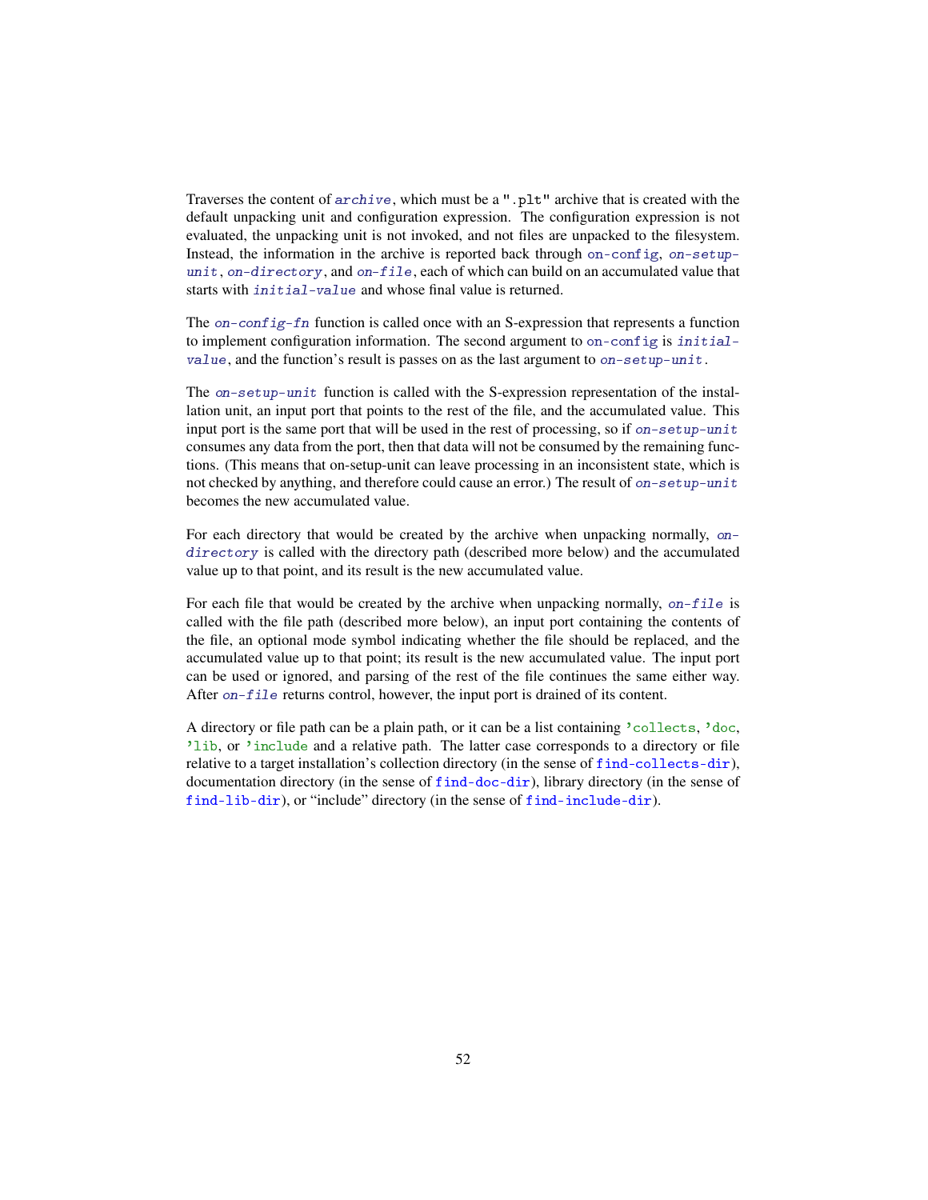Traverses the content of *archive*, which must be a `".plt"` archive that is created with the default unpacking unit and configuration expression. The configuration expression is not evaluated, the unpacking unit is not invoked, and not files are unpacked to the filesystem. Instead, the information in the archive is reported back through `on-config`, *on-setup-unit*, *on-directory*, and *on-file*, each of which can build on an accumulated value that starts with *initial-value* and whose final value is returned.

The *on-config-fn* function is called once with an S-expression that represents a function to implement configuration information. The second argument to `on-config` is *initial-value*, and the function's result is passes on as the last argument to *on-setup-unit*.

The *on-setup-unit* function is called with the S-expression representation of the installation unit, an input port that points to the rest of the file, and the accumulated value. This input port is the same port that will be used in the rest of processing, so if *on-setup-unit* consumes any data from the port, then that data will not be consumed by the remaining functions. (This means that on-setup-unit can leave processing in an inconsistent state, which is not checked by anything, and therefore could cause an error.) The result of *on-setup-unit* becomes the new accumulated value.

For each directory that would be created by the archive when unpacking normally, *on-directory* is called with the directory path (described more below) and the accumulated value up to that point, and its result is the new accumulated value.

For each file that would be created by the archive when unpacking normally, *on-file* is called with the file path (described more below), an input port containing the contents of the file, an optional mode symbol indicating whether the file should be replaced, and the accumulated value up to that point; its result is the new accumulated value. The input port can be used or ignored, and parsing of the rest of the file continues the same either way. After *on-file* returns control, however, the input port is drained of its content.

A directory or file path can be a plain path, or it can be a list containing `'collects`, `'doc`, `'lib`, or `'include` and a relative path. The latter case corresponds to a directory or file relative to a target installation's collection directory (in the sense of `find-collects-dir`), documentation directory (in the sense of `find-doc-dir`), library directory (in the sense of `find-lib-dir`), or "include" directory (in the sense of `find-include-dir`).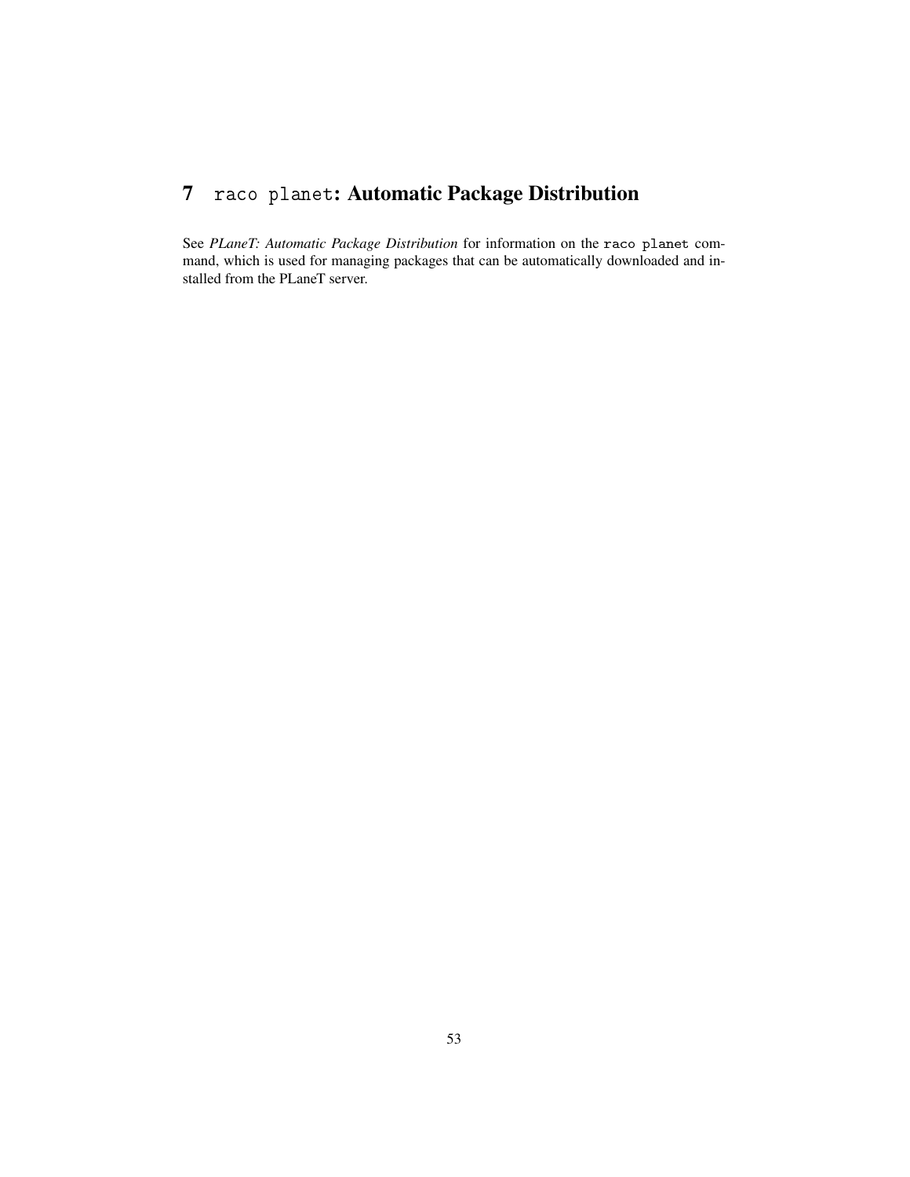# 7 `raco planet`: Automatic Package Distribution

See *PLaneT: Automatic Package Distribution* for information on the `raco planet` command, which is used for managing packages that can be automatically downloaded and installed from the PLaneT server.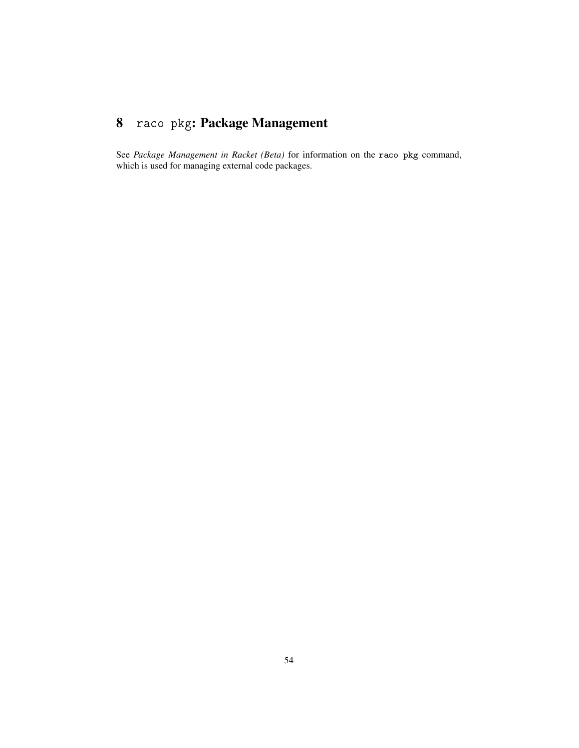# 8 `raco pkg`: Package Management

See *Package Management in Racket (Beta)* for information on the `raco pkg` command, which is used for managing external code packages.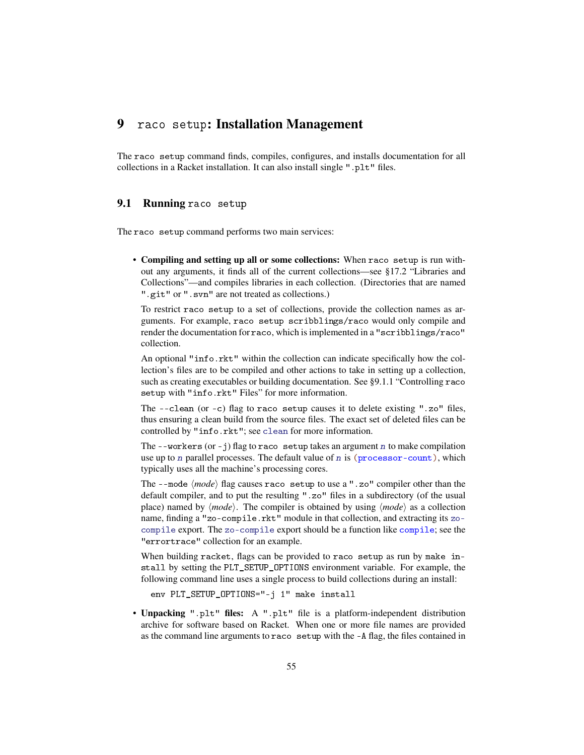# 9 `raco setup`: Installation Management

The `raco setup` command finds, compiles, configures, and installs documentation for all collections in a Racket installation. It can also install single `".plt"` files.

## 9.1 Running `raco setup`

The `raco setup` command performs two main services:

- **Compiling and setting up all or some collections:** When `raco setup` is run without any arguments, it finds all of the current collections—see §17.2 “Libraries and Collections”—and compiles libraries in each collection. (Directories that are named `".git"` or `".svn"` are not treated as collections.)

  To restrict `raco setup` to a set of collections, provide the collection names as arguments. For example, `raco setup scribblings/raco` would only compile and render the documentation for `raco`, which is implemented in a `"scribblings/raco"` collection.

  An optional `"info.rkt"` within the collection can indicate specifically how the collection's files are to be compiled and other actions to take in setting up a collection, such as creating executables or building documentation. See §9.1.1 “Controlling `raco setup` with `"info.rkt"` Files” for more information.

  The `--clean` (or `-c`) flag to `raco setup` causes it to delete existing `".zo"` files, thus ensuring a clean build from the source files. The exact set of deleted files can be controlled by `"info.rkt"`; see `clean` for more information.

  The `--workers` (or `-j`) flag to `raco setup` takes an argument *n* to make compilation use up to *n* parallel processes. The default value of *n* is `(processor-count)`, which typically uses all the machine's processing cores.

  The `--mode` ⟨*mode*⟩ flag causes `raco setup` to use a `".zo"` compiler other than the default compiler, and to put the resulting `".zo"` files in a subdirectory (of the usual place) named by ⟨*mode*⟩. The compiler is obtained by using ⟨*mode*⟩ as a collection name, finding a `"zo-compile.rkt"` module in that collection, and extracting its `zo-compile` export. The `zo-compile` export should be a function like `compile`; see the `"errortrace"` collection for an example.

  When building `racket`, flags can be provided to `raco setup` as run by `make install` by setting the `PLT_SETUP_OPTIONS` environment variable. For example, the following command line uses a single process to build collections during an install:

  ```
  env PLT_SETUP_OPTIONS="-j 1" make install
  ```

- **Unpacking `".plt"` files:** A `".plt"` file is a platform-independent distribution archive for software based on Racket. When one or more file names are provided as the command line arguments to `raco setup` with the `-A` flag, the files contained in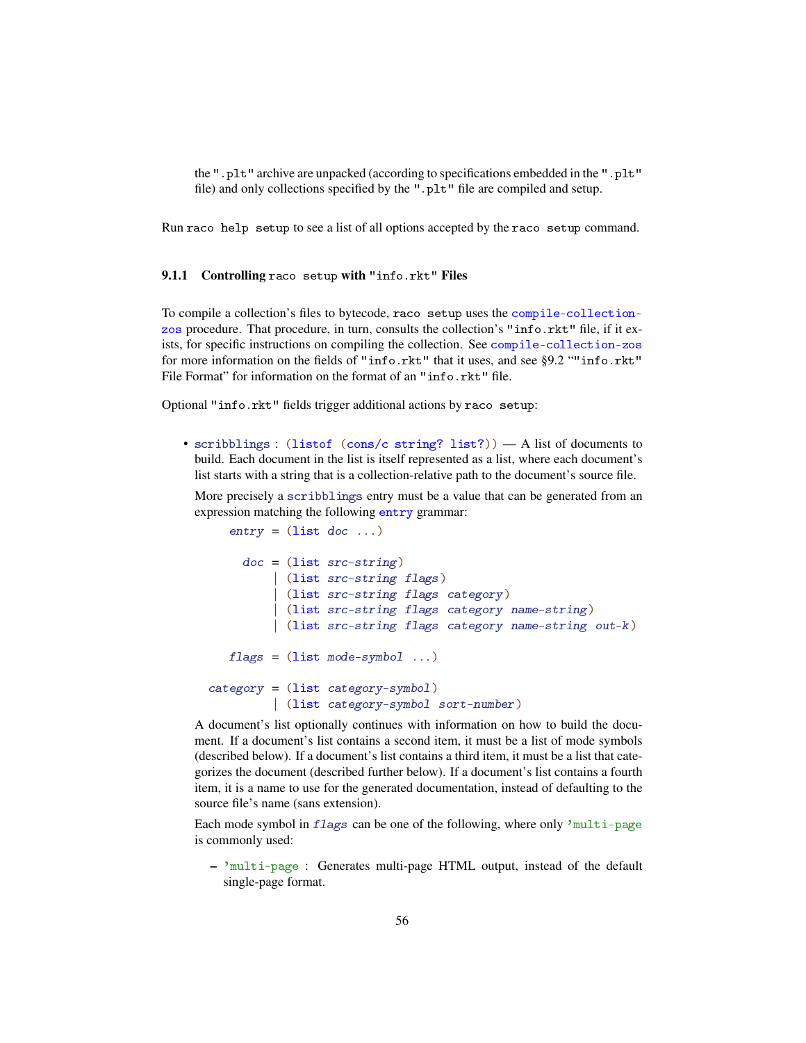the ".plt" archive are unpacked (according to specifications embedded in the ".plt" file) and only collections specified by the ".plt" file are compiled and setup.

Run `raco help setup` to see a list of all options accepted by the `raco setup` command.

### 9.1.1 Controlling `raco setup` with "info.rkt" Files

To compile a collection's files to bytecode, `raco setup` uses the `compile-collection-zos` procedure. That procedure, in turn, consults the collection's "info.rkt" file, if it exists, for specific instructions on compiling the collection. See `compile-collection-zos` for more information on the fields of "info.rkt" that it uses, and see §9.2 ""info.rkt" File Format" for information on the format of an "info.rkt" file.

Optional "info.rkt" fields trigger additional actions by `raco setup`:

- `scribblings : (listof (cons/c string? list?))` — A list of documents to build. Each document in the list is itself represented as a list, where each document's list starts with a string that is a collection-relative path to the document's source file.

  More precisely a `scribblings` entry must be a value that can be generated from an expression matching the following `entry` grammar:

  ```
       entry = (list doc ...)

         doc = (list src-string)
             | (list src-string flags)
             | (list src-string flags category)
             | (list src-string flags category name-string)
             | (list src-string flags category name-string out-k)

       flags = (list mode-symbol ...)

    category = (list category-symbol)
             | (list category-symbol sort-number)
  ```

  A document's list optionally continues with information on how to build the document. If a document's list contains a second item, it must be a list of mode symbols (described below). If a document's list contains a third item, it must be a list that categorizes the document (described further below). If a document's list contains a fourth item, it is a name to use for the generated documentation, instead of defaulting to the source file's name (sans extension).

  Each mode symbol in *flags* can be one of the following, where only `'multi-page` is commonly used:

  - `'multi-page` : Generates multi-page HTML output, instead of the default single-page format.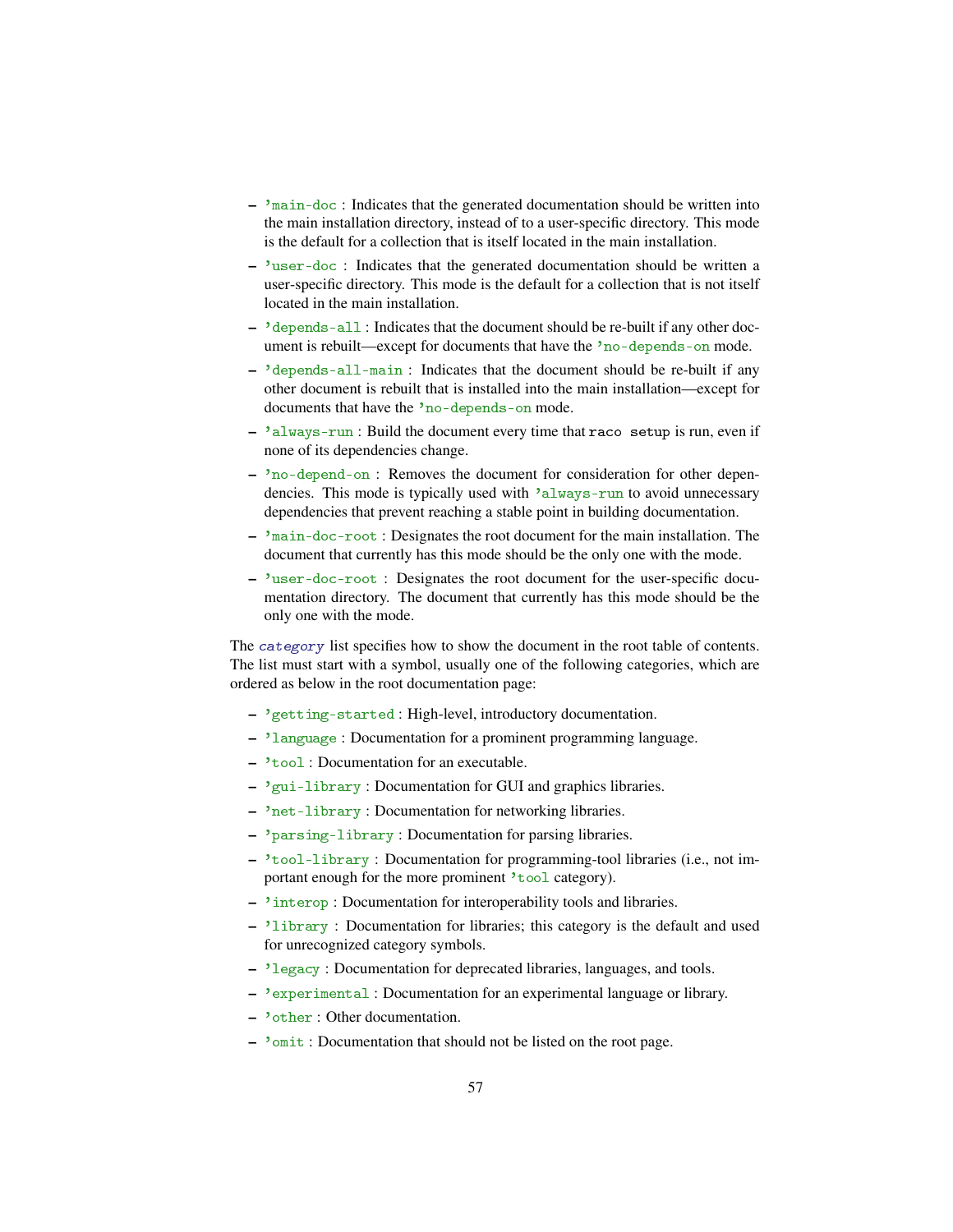- `'main-doc` : Indicates that the generated documentation should be written into the main installation directory, instead of to a user-specific directory. This mode is the default for a collection that is itself located in the main installation.
- `'user-doc` : Indicates that the generated documentation should be written a user-specific directory. This mode is the default for a collection that is not itself located in the main installation.
- `'depends-all` : Indicates that the document should be re-built if any other document is rebuilt—except for documents that have the `'no-depends-on` mode.
- `'depends-all-main` : Indicates that the document should be re-built if any other document is rebuilt that is installed into the main installation—except for documents that have the `'no-depends-on` mode.
- `'always-run` : Build the document every time that `raco setup` is run, even if none of its dependencies change.
- `'no-depend-on` : Removes the document for consideration for other dependencies. This mode is typically used with `'always-run` to avoid unnecessary dependencies that prevent reaching a stable point in building documentation.
- `'main-doc-root` : Designates the root document for the main installation. The document that currently has this mode should be the only one with the mode.
- `'user-doc-root` : Designates the root document for the user-specific documentation directory. The document that currently has this mode should be the only one with the mode.

The *category* list specifies how to show the document in the root table of contents. The list must start with a symbol, usually one of the following categories, which are ordered as below in the root documentation page:

- `'getting-started` : High-level, introductory documentation.
- `'language` : Documentation for a prominent programming language.
- `'tool` : Documentation for an executable.
- `'gui-library` : Documentation for GUI and graphics libraries.
- `'net-library` : Documentation for networking libraries.
- `'parsing-library` : Documentation for parsing libraries.
- `'tool-library` : Documentation for programming-tool libraries (i.e., not important enough for the more prominent `'tool` category).
- `'interop` : Documentation for interoperability tools and libraries.
- `'library` : Documentation for libraries; this category is the default and used for unrecognized category symbols.
- `'legacy` : Documentation for deprecated libraries, languages, and tools.
- `'experimental` : Documentation for an experimental language or library.
- `'other` : Other documentation.
- `'omit` : Documentation that should not be listed on the root page.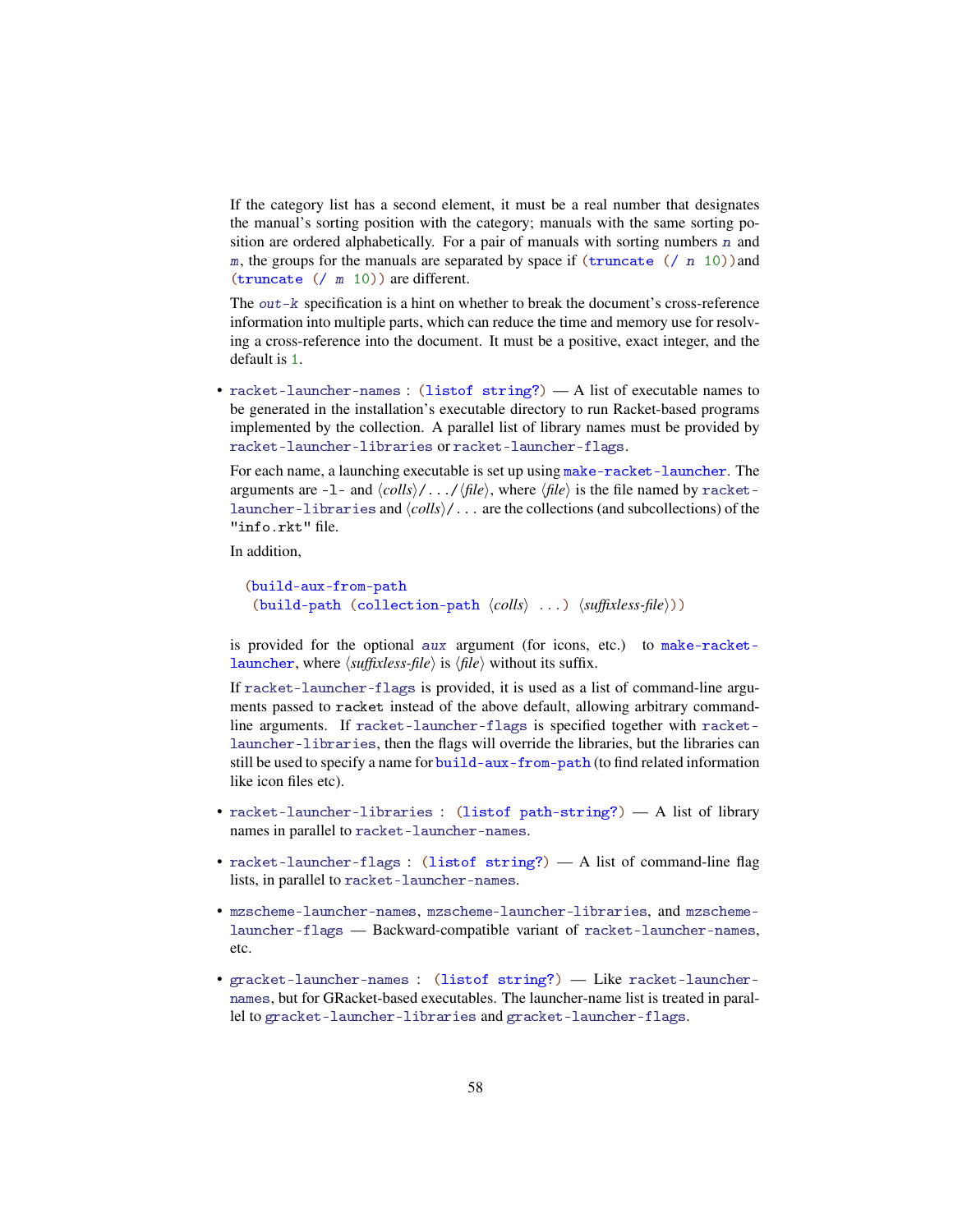If the category list has a second element, it must be a real number that designates the manual's sorting position with the category; manuals with the same sorting position are ordered alphabetically. For a pair of manuals with sorting numbers *n* and *m*, the groups for the manuals are separated by space if `(truncate (/ n 10))` and `(truncate (/ m 10))` are different.

The *out-k* specification is a hint on whether to break the document's cross-reference information into multiple parts, which can reduce the time and memory use for resolving a cross-reference into the document. It must be a positive, exact integer, and the default is `1`.

- `racket-launcher-names` : `(listof string?)` — A list of executable names to be generated in the installation's executable directory to run Racket-based programs implemented by the collection. A parallel list of library names must be provided by `racket-launcher-libraries` or `racket-launcher-flags`.

  For each name, a launching executable is set up using `make-racket-launcher`. The arguments are `-l-` and ⟨*colls*⟩`/.../`⟨*file*⟩, where ⟨*file*⟩ is the file named by `racket-launcher-libraries` and ⟨*colls*⟩`/...` are the collections (and subcollections) of the `"info.rkt"` file.

  In addition,

  ```
  (build-aux-from-path
   (build-path (collection-path ⟨colls⟩ ...) ⟨suffixless-file⟩))
  ```

  is provided for the optional *aux* argument (for icons, etc.) to `make-racket-launcher`, where ⟨*suffixless-file*⟩ is ⟨*file*⟩ without its suffix.

  If `racket-launcher-flags` is provided, it is used as a list of command-line arguments passed to `racket` instead of the above default, allowing arbitrary command-line arguments. If `racket-launcher-flags` is specified together with `racket-launcher-libraries`, then the flags will override the libraries, but the libraries can still be used to specify a name for `build-aux-from-path` (to find related information like icon files etc).

- `racket-launcher-libraries` : `(listof path-string?)` — A list of library names in parallel to `racket-launcher-names`.

- `racket-launcher-flags` : `(listof string?)` — A list of command-line flag lists, in parallel to `racket-launcher-names`.

- `mzscheme-launcher-names`, `mzscheme-launcher-libraries`, and `mzscheme-launcher-flags` — Backward-compatible variant of `racket-launcher-names`, etc.

- `gracket-launcher-names` : `(listof string?)` — Like `racket-launcher-names`, but for GRacket-based executables. The launcher-name list is treated in parallel to `gracket-launcher-libraries` and `gracket-launcher-flags`.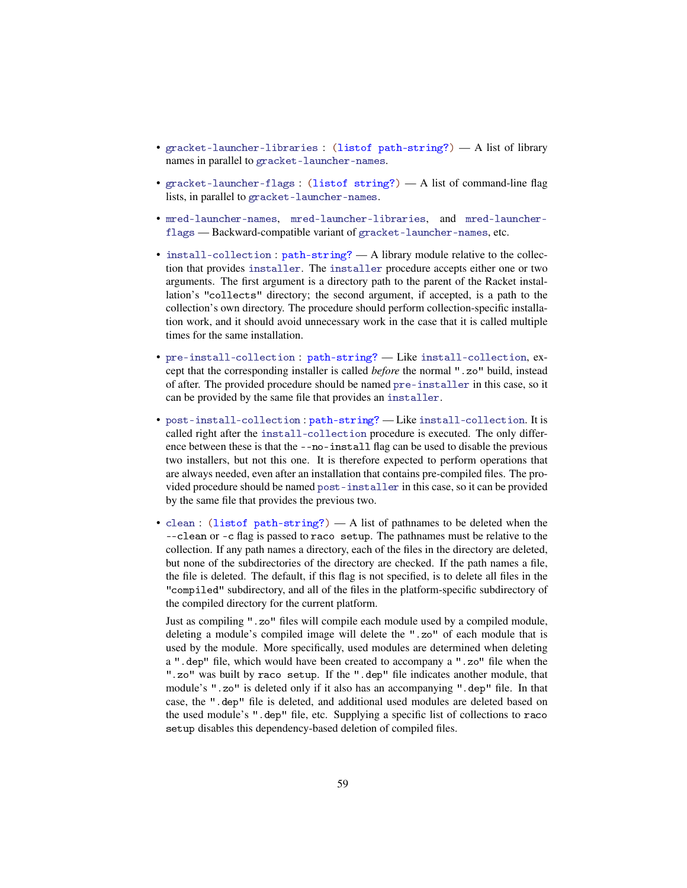- `gracket-launcher-libraries` : `(listof path-string?)` — A list of library names in parallel to `gracket-launcher-names`.

- `gracket-launcher-flags` : `(listof string?)` — A list of command-line flag lists, in parallel to `gracket-launcher-names`.

- `mred-launcher-names`, `mred-launcher-libraries`, and `mred-launcher-flags` — Backward-compatible variant of `gracket-launcher-names`, etc.

- `install-collection` : `path-string?` — A library module relative to the collection that provides `installer`. The `installer` procedure accepts either one or two arguments. The first argument is a directory path to the parent of the Racket installation's `"collects"` directory; the second argument, if accepted, is a path to the collection's own directory. The procedure should perform collection-specific installation work, and it should avoid unnecessary work in the case that it is called multiple times for the same installation.

- `pre-install-collection` : `path-string?` — Like `install-collection`, except that the corresponding installer is called *before* the normal `".zo"` build, instead of after. The provided procedure should be named `pre-installer` in this case, so it can be provided by the same file that provides an `installer`.

- `post-install-collection` : `path-string?` — Like `install-collection`. It is called right after the `install-collection` procedure is executed. The only difference between these is that the `--no-install` flag can be used to disable the previous two installers, but not this one. It is therefore expected to perform operations that are always needed, even after an installation that contains pre-compiled files. The provided procedure should be named `post-installer` in this case, so it can be provided by the same file that provides the previous two.

- `clean` : `(listof path-string?)` — A list of pathnames to be deleted when the `--clean` or `-c` flag is passed to `raco setup`. The pathnames must be relative to the collection. If any path names a directory, each of the files in the directory are deleted, but none of the subdirectories of the directory are checked. If the path names a file, the file is deleted. The default, if this flag is not specified, is to delete all files in the `"compiled"` subdirectory, and all of the files in the platform-specific subdirectory of the compiled directory for the current platform.

  Just as compiling `".zo"` files will compile each module used by a compiled module, deleting a module's compiled image will delete the `".zo"` of each module that is used by the module. More specifically, used modules are determined when deleting a `".dep"` file, which would have been created to accompany a `".zo"` file when the `".zo"` was built by `raco setup`. If the `".dep"` file indicates another module, that module's `".zo"` is deleted only if it also has an accompanying `".dep"` file. In that case, the `".dep"` file is deleted, and additional used modules are deleted based on the used module's `".dep"` file, etc. Supplying a specific list of collections to `raco setup` disables this dependency-based deletion of compiled files.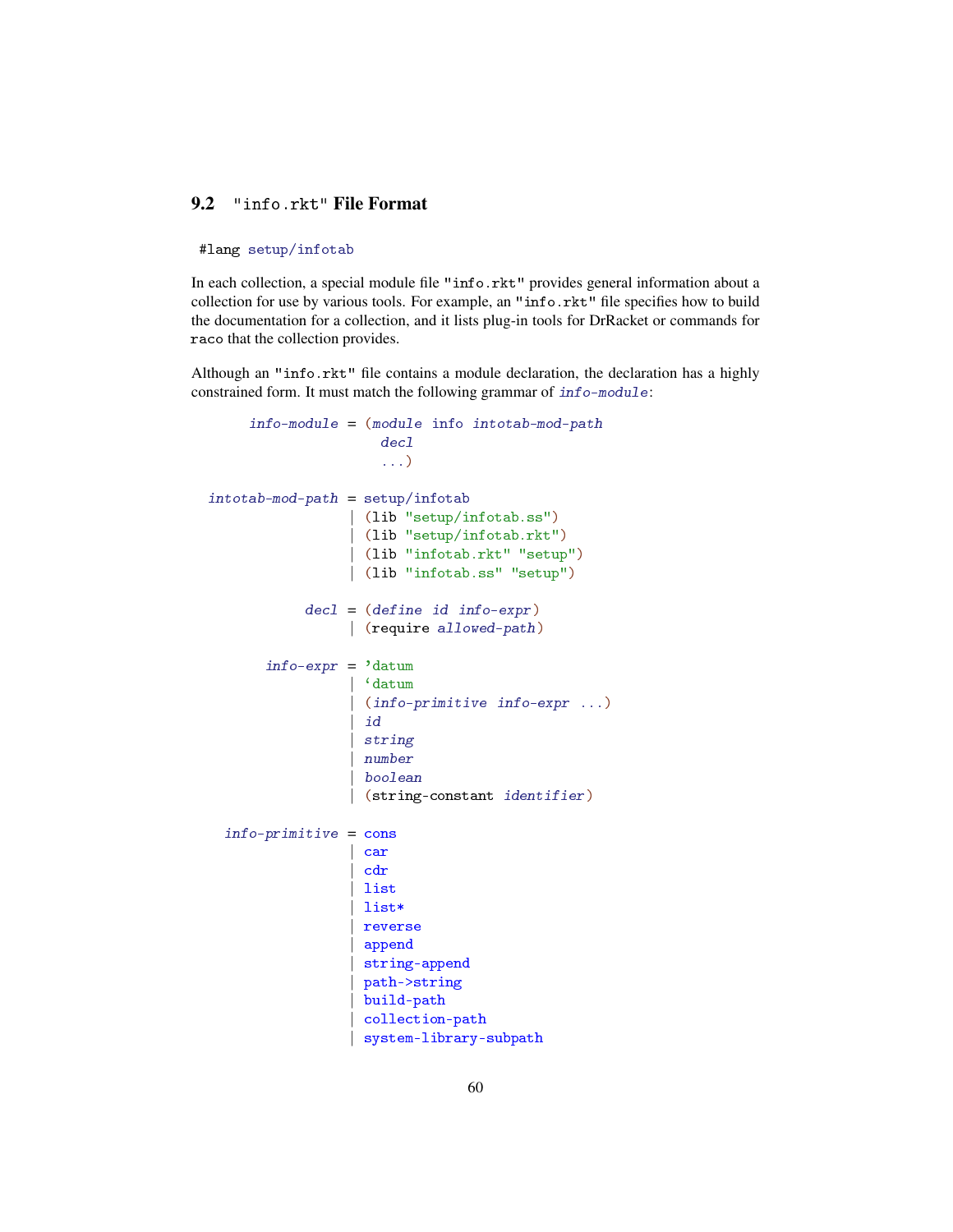## 9.2 "info.rkt" File Format

```
#lang setup/infotab
```

In each collection, a special module file "info.rkt" provides general information about a collection for use by various tools. For example, an "info.rkt" file specifies how to build the documentation for a collection, and it lists plug-in tools for DrRacket or commands for raco that the collection provides.

Although an "info.rkt" file contains a module declaration, the declaration has a highly constrained form. It must match the following grammar of *info-module*:

```
     info-module = (module info intotab-mod-path
                     decl
                     ...)

intotab-mod-path = setup/infotab
                 | (lib "setup/infotab.ss")
                 | (lib "setup/infotab.rkt")
                 | (lib "infotab.rkt" "setup")
                 | (lib "infotab.ss" "setup")

            decl = (define id info-expr)
                 | (require allowed-path)

       info-expr = 'datum
                 | `datum
                 | (info-primitive info-expr ...)
                 | id
                 | string
                 | number
                 | boolean
                 | (string-constant identifier)

  info-primitive = cons
                 | car
                 | cdr
                 | list
                 | list*
                 | reverse
                 | append
                 | string-append
                 | path->string
                 | build-path
                 | collection-path
                 | system-library-subpath
```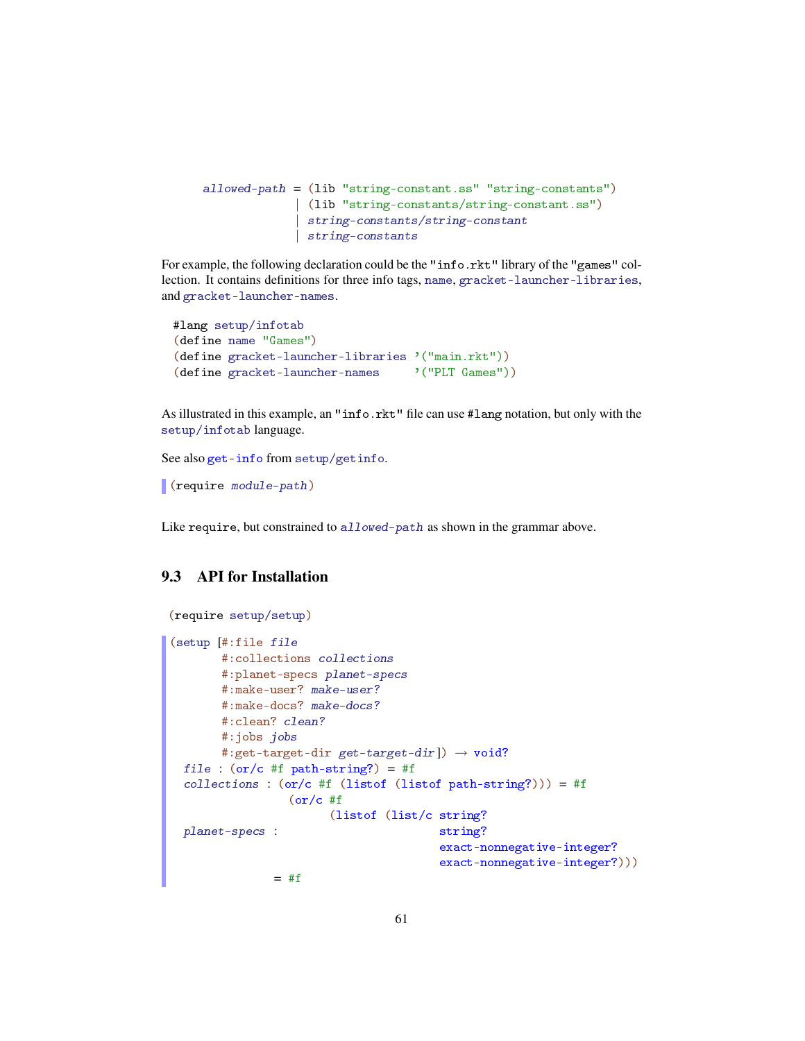```
allowed-path = (lib "string-constant.ss" "string-constants")
             | (lib "string-constants/string-constant.ss")
             | string-constants/string-constant
             | string-constants
```

For example, the following declaration could be the "info.rkt" library of the "games" collection. It contains definitions for three info tags, name, gracket-launcher-libraries, and gracket-launcher-names.

```
#lang setup/infotab
(define name "Games")
(define gracket-launcher-libraries '("main.rkt"))
(define gracket-launcher-names     '("PLT Games"))
```

As illustrated in this example, an "info.rkt" file can use #lang notation, but only with the setup/infotab language.

See also get-info from setup/getinfo.

```
(require module-path)
```

Like require, but constrained to *allowed-path* as shown in the grammar above.

## 9.3 API for Installation

```
(require setup/setup)
```

```
(setup [#:file file
        #:collections collections
        #:planet-specs planet-specs
        #:make-user? make-user?
        #:make-docs? make-docs?
        #:clean? clean?
        #:jobs jobs
        #:get-target-dir get-target-dir]) → void?
  file : (or/c #f path-string?) = #f
  collections : (or/c #f (listof (listof path-string?))) = #f
                 (or/c #f
                       (listof (list/c string?
  planet-specs :                       string?
                                       exact-nonnegative-integer?
                                       exact-nonnegative-integer?)))
               = #f
```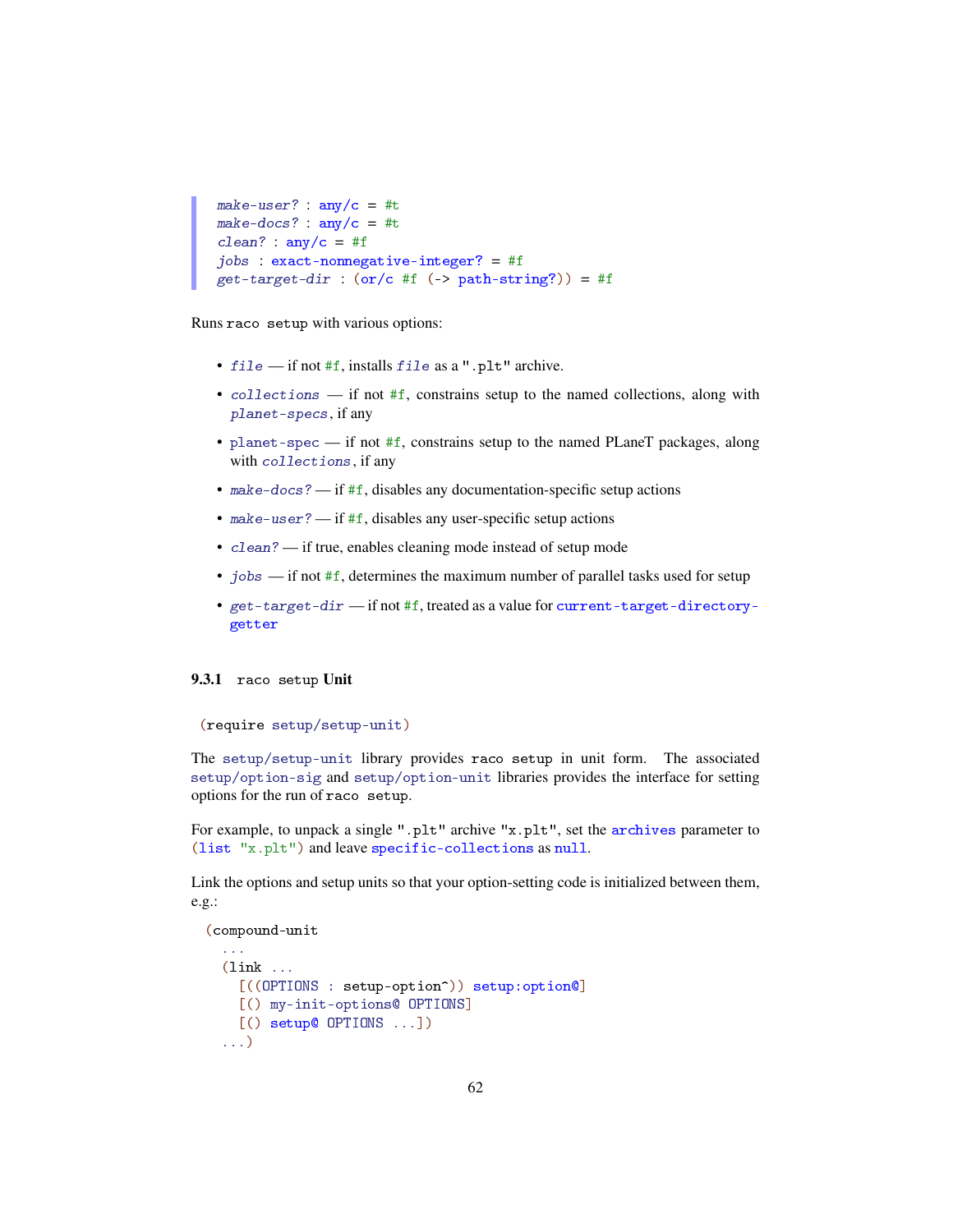```
make-user? : any/c = #t
make-docs? : any/c = #t
clean? : any/c = #f
jobs : exact-nonnegative-integer? = #f
get-target-dir : (or/c #f (-> path-string?)) = #f
```

Runs `raco setup` with various options:

- *file* — if not `#f`, installs *file* as a `".plt"` archive.
- *collections* — if not `#f`, constrains setup to the named collections, along with *planet-specs*, if any
- `planet-spec` — if not `#f`, constrains setup to the named PLaneT packages, along with *collections*, if any
- *make-docs?* — if `#f`, disables any documentation-specific setup actions
- *make-user?* — if `#f`, disables any user-specific setup actions
- *clean?* — if true, enables cleaning mode instead of setup mode
- *jobs* — if not `#f`, determines the maximum number of parallel tasks used for setup
- *get-target-dir* — if not `#f`, treated as a value for `current-target-directory-getter`

### 9.3.1 `raco setup` Unit

```
(require setup/setup-unit)
```

The `setup/setup-unit` library provides `raco setup` in unit form. The associated `setup/option-sig` and `setup/option-unit` libraries provides the interface for setting options for the run of `raco setup`.

For example, to unpack a single `".plt"` archive `"x.plt"`, set the `archives` parameter to `(list "x.plt")` and leave `specific-collections` as `null`.

Link the options and setup units so that your option-setting code is initialized between them, e.g.:

```
(compound-unit
  ...
  (link ...
    [((OPTIONS : setup-option^)) setup:option@]
    [() my-init-options@ OPTIONS]
    [() setup@ OPTIONS ...])
  ...)
```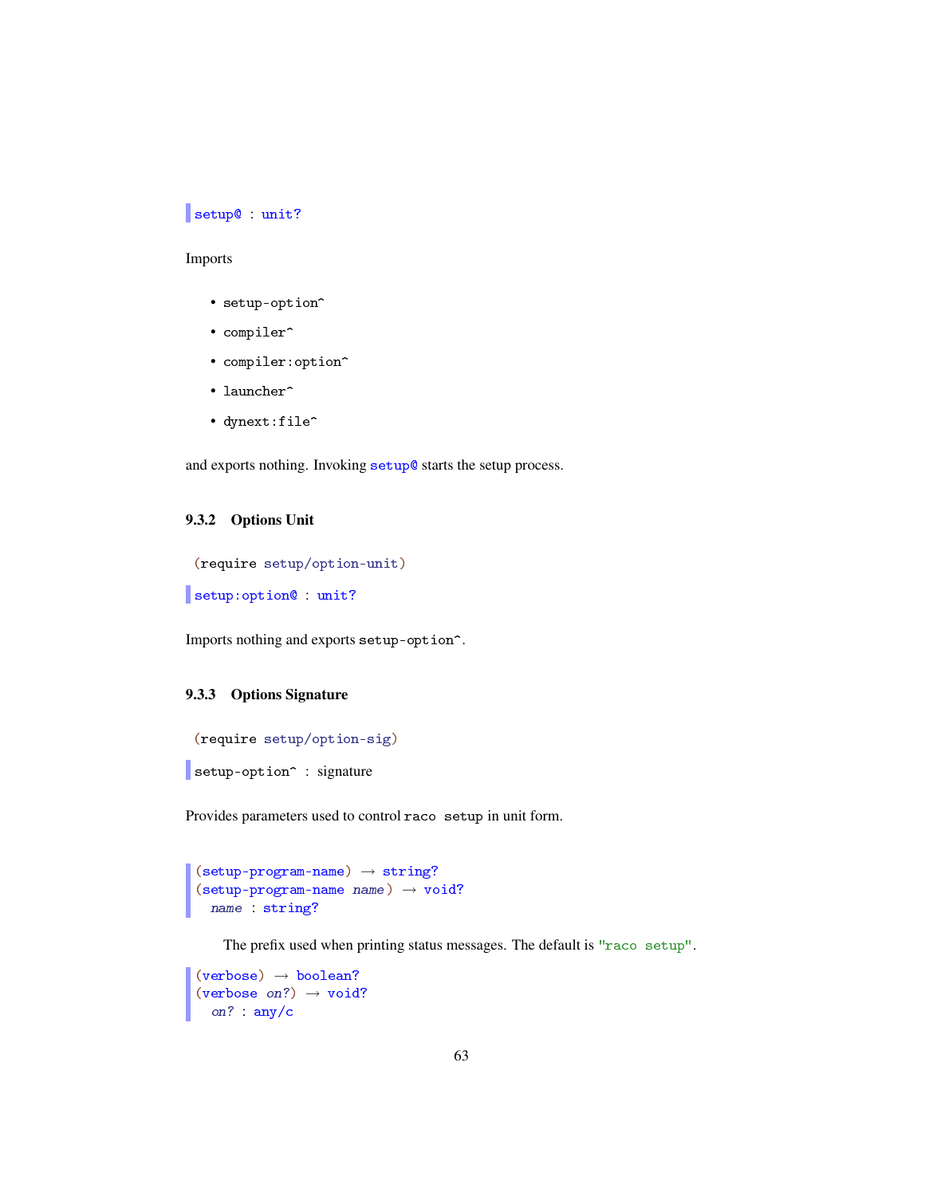```
setup@ : unit?
```

Imports

- `setup-option^`
- `compiler^`
- `compiler:option^`
- `launcher^`
- `dynext:file^`

and exports nothing. Invoking `setup@` starts the setup process.

### 9.3.2 Options Unit

```
(require setup/option-unit)
```

```
setup:option@ : unit?
```

Imports nothing and exports `setup-option^`.

### 9.3.3 Options Signature

```
(require setup/option-sig)
```

```
setup-option^ : signature
```

Provides parameters used to control `raco setup` in unit form.

```
(setup-program-name) → string?
(setup-program-name name) → void?
  name : string?
```

The prefix used when printing status messages. The default is `"raco setup"`.

```
(verbose) → boolean?
(verbose on?) → void?
  on? : any/c
```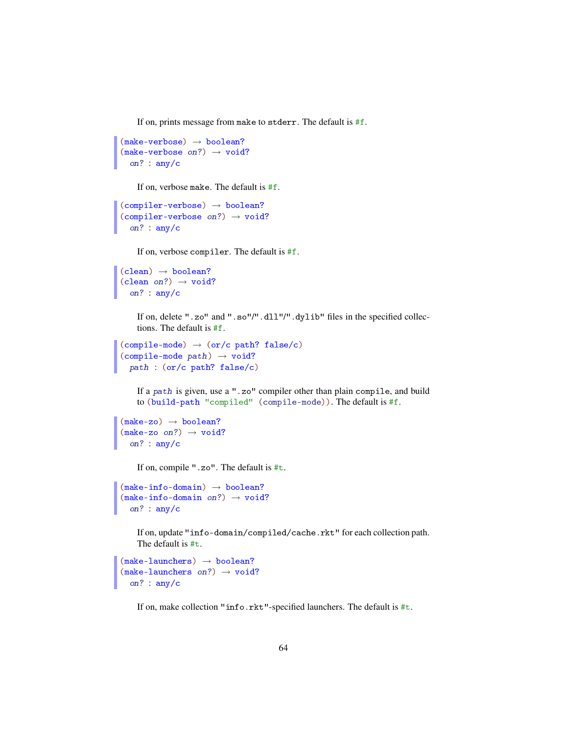If on, prints message from `make` to `stderr`. The default is `#f`.

```
(make-verbose) → boolean?
(make-verbose on?) → void?
  on? : any/c
```

If on, verbose `make`. The default is `#f`.

```
(compiler-verbose) → boolean?
(compiler-verbose on?) → void?
  on? : any/c
```

If on, verbose `compiler`. The default is `#f`.

```
(clean) → boolean?
(clean on?) → void?
  on? : any/c
```

If on, delete `".zo"` and `".so"`/`".dll"`/`".dylib"` files in the specified collections. The default is `#f`.

```
(compile-mode) → (or/c path? false/c)
(compile-mode path) → void?
  path : (or/c path? false/c)
```

If a *path* is given, use a `".zo"` compiler other than plain `compile`, and build to `(build-path "compiled" (compile-mode))`. The default is `#f`.

```
(make-zo) → boolean?
(make-zo on?) → void?
  on? : any/c
```

If on, compile `".zo"`. The default is `#t`.

```
(make-info-domain) → boolean?
(make-info-domain on?) → void?
  on? : any/c
```

If on, update `"info-domain/compiled/cache.rkt"` for each collection path. The default is `#t`.

```
(make-launchers) → boolean?
(make-launchers on?) → void?
  on? : any/c
```

If on, make collection `"info.rkt"`-specified launchers. The default is `#t`.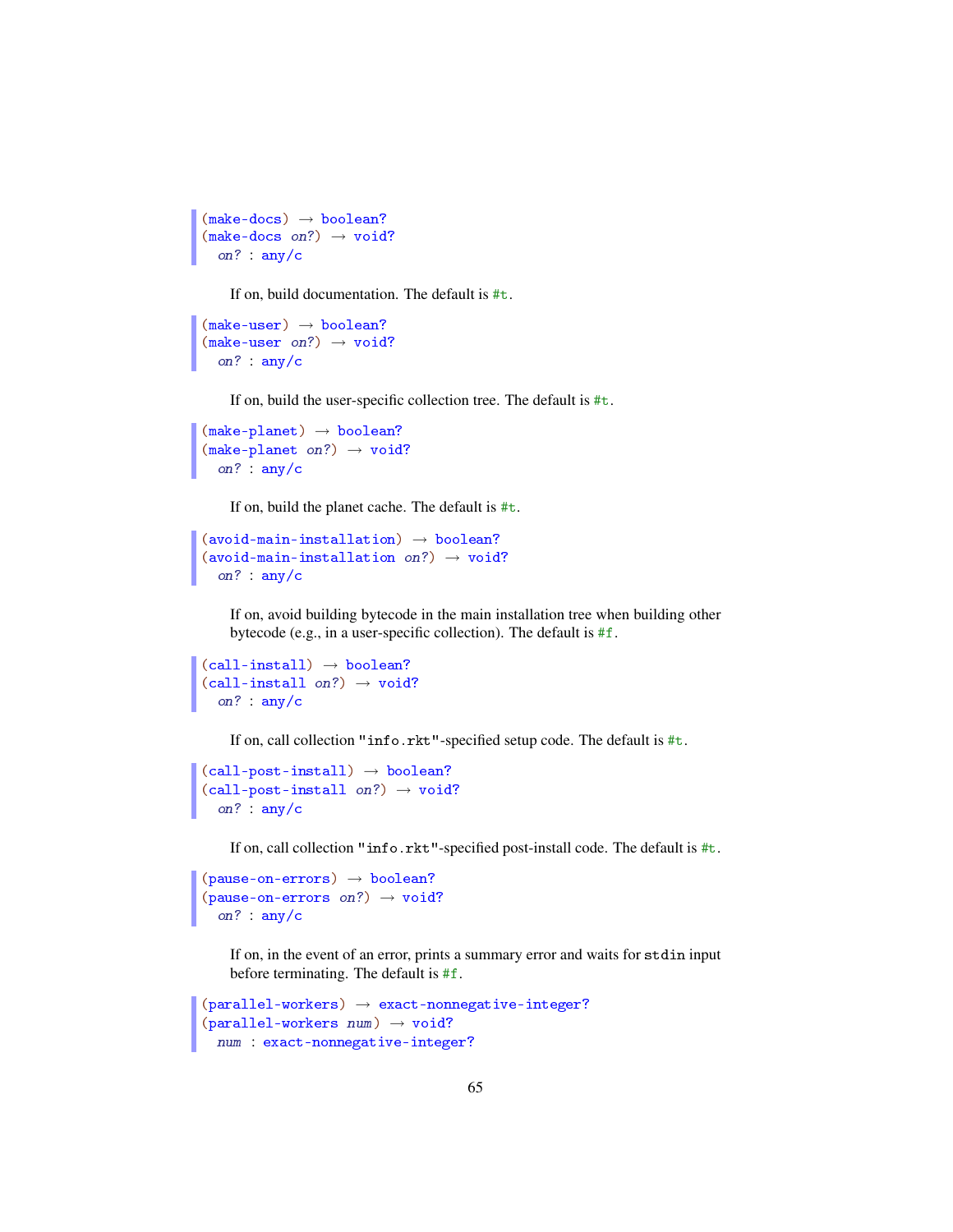```
(make-docs) → boolean?
(make-docs on?) → void?
  on? : any/c
```

If on, build documentation. The default is `#t`.

```
(make-user) → boolean?
(make-user on?) → void?
  on? : any/c
```

If on, build the user-specific collection tree. The default is `#t`.

```
(make-planet) → boolean?
(make-planet on?) → void?
  on? : any/c
```

If on, build the planet cache. The default is `#t`.

```
(avoid-main-installation) → boolean?
(avoid-main-installation on?) → void?
  on? : any/c
```

If on, avoid building bytecode in the main installation tree when building other bytecode (e.g., in a user-specific collection). The default is `#f`.

```
(call-install) → boolean?
(call-install on?) → void?
  on? : any/c
```

If on, call collection `"info.rkt"`-specified setup code. The default is `#t`.

```
(call-post-install) → boolean?
(call-post-install on?) → void?
  on? : any/c
```

If on, call collection `"info.rkt"`-specified post-install code. The default is `#t`.

```
(pause-on-errors) → boolean?
(pause-on-errors on?) → void?
  on? : any/c
```

If on, in the event of an error, prints a summary error and waits for `stdin` input before terminating. The default is `#f`.

```
(parallel-workers) → exact-nonnegative-integer?
(parallel-workers num) → void?
  num : exact-nonnegative-integer?
```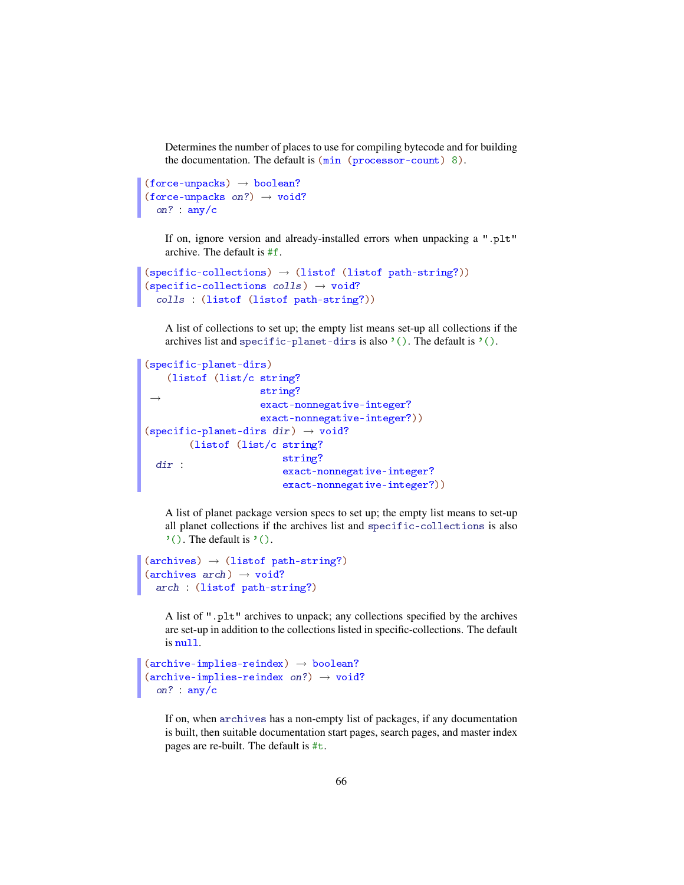Determines the number of places to use for compiling bytecode and for building the documentation. The default is `(min (processor-count) 8)`.

```
(force-unpacks) → boolean?
(force-unpacks on?) → void?
  on? : any/c
```

If on, ignore version and already-installed errors when unpacking a ".plt" archive. The default is `#f`.

```
(specific-collections) → (listof (listof path-string?))
(specific-collections colls) → void?
  colls : (listof (listof path-string?))
```

A list of collections to set up; the empty list means set-up all collections if the archives list and `specific-planet-dirs` is also `'()`. The default is `'()`.

```
(specific-planet-dirs)
    (listof (list/c string?
                    string?
 →                  exact-nonnegative-integer?
                    exact-nonnegative-integer?))
(specific-planet-dirs dir) → void?
        (listof (list/c string?
                        string?
  dir :                 exact-nonnegative-integer?
                        exact-nonnegative-integer?))
```

A list of planet package version specs to set up; the empty list means to set-up all planet collections if the archives list and `specific-collections` is also `'()`. The default is `'()`.

```
(archives) → (listof path-string?)
(archives arch) → void?
  arch : (listof path-string?)
```

A list of ".plt" archives to unpack; any collections specified by the archives are set-up in addition to the collections listed in specific-collections. The default is `null`.

```
(archive-implies-reindex) → boolean?
(archive-implies-reindex on?) → void?
  on? : any/c
```

If on, when `archives` has a non-empty list of packages, if any documentation is built, then suitable documentation start pages, search pages, and master index pages are re-built. The default is `#t`.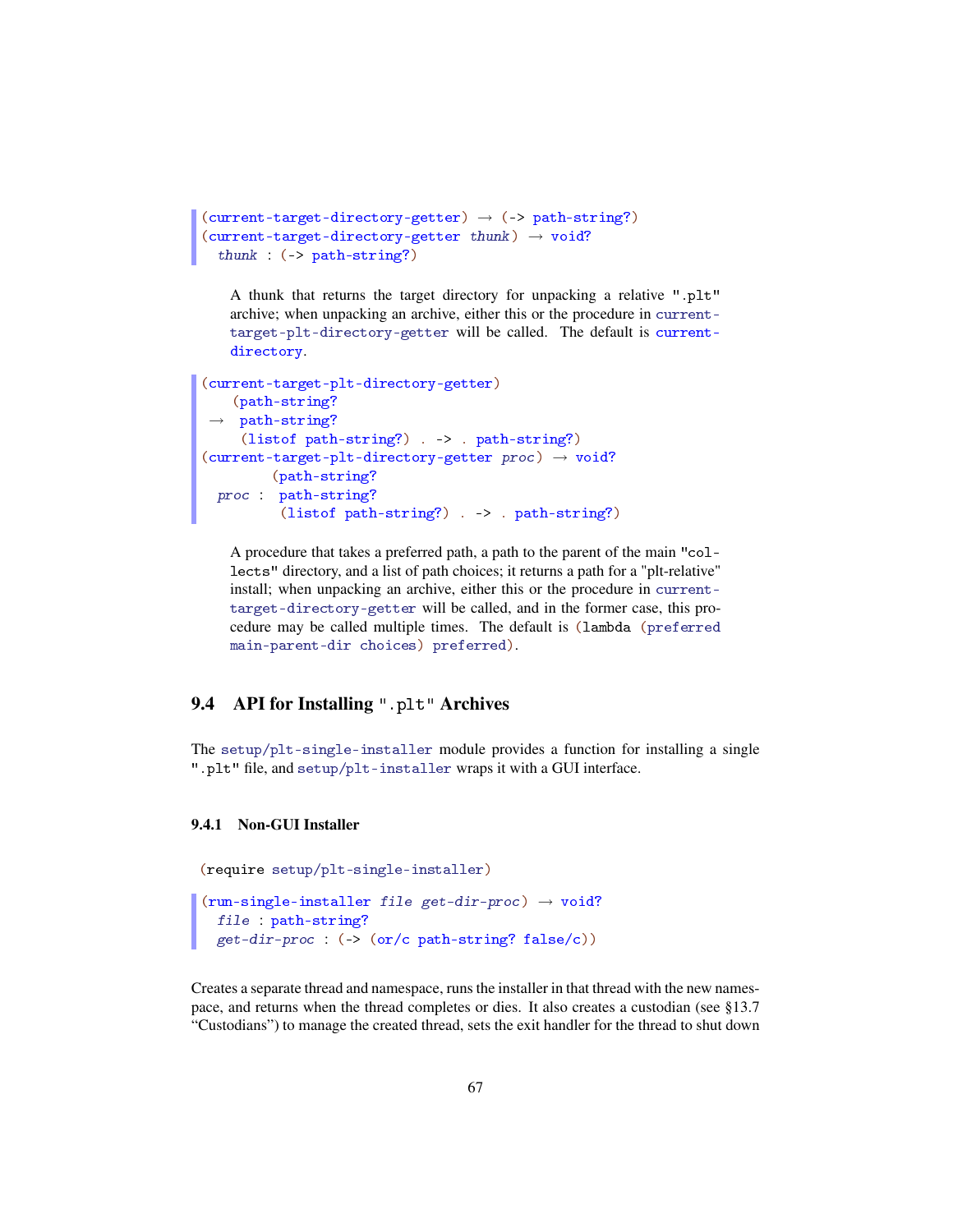```
(current-target-directory-getter) → (-> path-string?)
(current-target-directory-getter thunk) → void?
  thunk : (-> path-string?)
```

A thunk that returns the target directory for unpacking a relative ".plt" archive; when unpacking an archive, either this or the procedure in `current-target-plt-directory-getter` will be called. The default is `current-directory`.

```
(current-target-plt-directory-getter)
   (path-string?
 →  path-string?
    (listof path-string?) . -> . path-string?)
(current-target-plt-directory-getter proc) → void?
          (path-string?
  proc :   path-string?
           (listof path-string?) . -> . path-string?)
```

A procedure that takes a preferred path, a path to the parent of the main "collects" directory, and a list of path choices; it returns a path for a "plt-relative" install; when unpacking an archive, either this or the procedure in `current-target-directory-getter` will be called, and in the former case, this procedure may be called multiple times. The default is `(lambda (preferred main-parent-dir choices) preferred)`.

## 9.4 API for Installing ".plt" Archives

The `setup/plt-single-installer` module provides a function for installing a single ".plt" file, and `setup/plt-installer` wraps it with a GUI interface.

### 9.4.1 Non-GUI Installer

```
(require setup/plt-single-installer)
```

```
(run-single-installer file get-dir-proc) → void?
  file : path-string?
  get-dir-proc : (-> (or/c path-string? false/c))
```

Creates a separate thread and namespace, runs the installer in that thread with the new namespace, and returns when the thread completes or dies. It also creates a custodian (see §13.7 "Custodians") to manage the created thread, sets the exit handler for the thread to shut down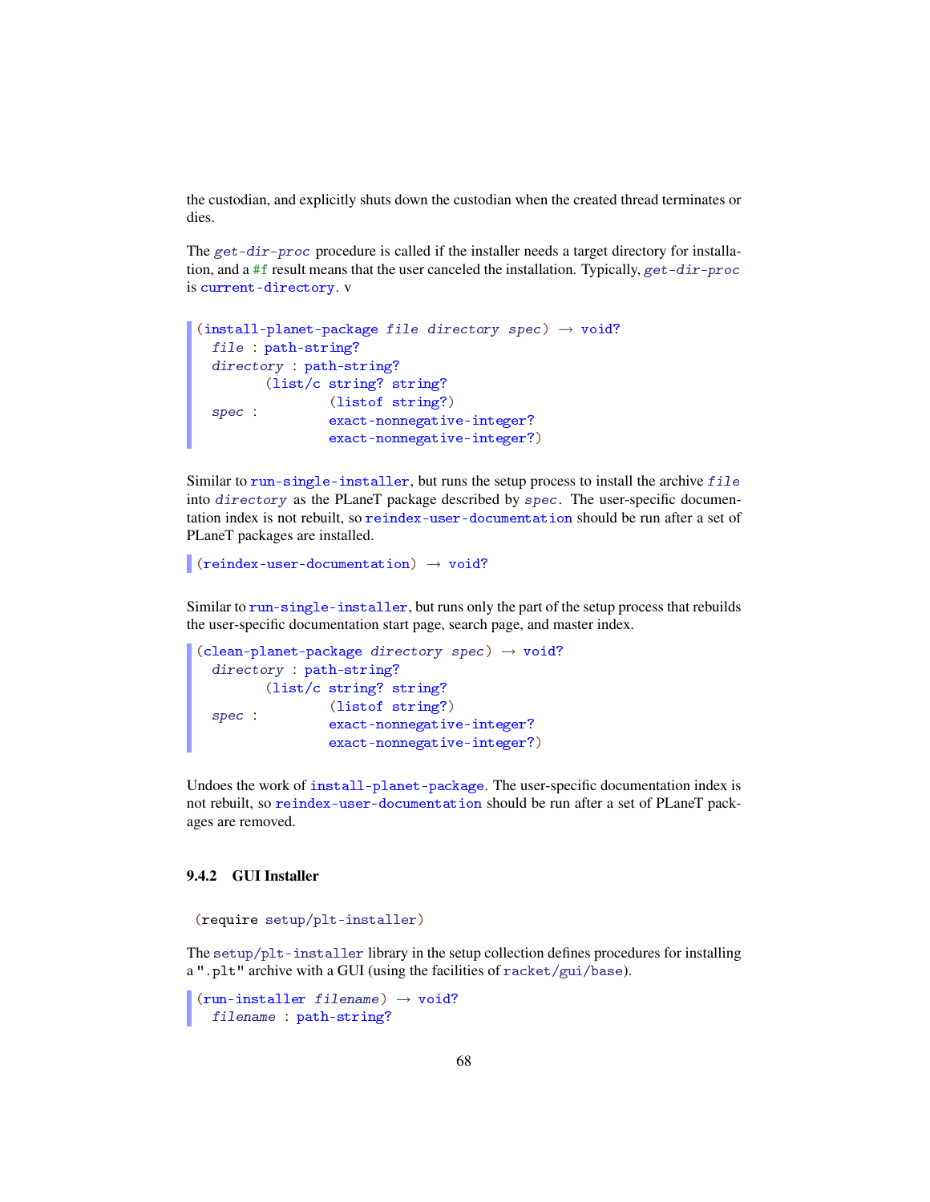the custodian, and explicitly shuts down the custodian when the created thread terminates or dies.

The *get-dir-proc* procedure is called if the installer needs a target directory for installation, and a #f result means that the user canceled the installation. Typically, *get-dir-proc* is current-directory. v

```
(install-planet-package file directory spec) → void?
  file : path-string?
  directory : path-string?
  spec : (list/c string? string?
                 (listof string?)
                 exact-nonnegative-integer?
                 exact-nonnegative-integer?)
```

Similar to run-single-installer, but runs the setup process to install the archive *file* into *directory* as the PLaneT package described by *spec*. The user-specific documentation index is not rebuilt, so reindex-user-documentation should be run after a set of PLaneT packages are installed.

```
(reindex-user-documentation) → void?
```

Similar to run-single-installer, but runs only the part of the setup process that rebuilds the user-specific documentation start page, search page, and master index.

```
(clean-planet-package directory spec) → void?
  directory : path-string?
  spec : (list/c string? string?
                 (listof string?)
                 exact-nonnegative-integer?
                 exact-nonnegative-integer?)
```

Undoes the work of install-planet-package. The user-specific documentation index is not rebuilt, so reindex-user-documentation should be run after a set of PLaneT packages are removed.

### 9.4.2 GUI Installer

```
(require setup/plt-installer)
```

The setup/plt-installer library in the setup collection defines procedures for installing a ".plt" archive with a GUI (using the facilities of racket/gui/base).

```
(run-installer filename) → void?
  filename : path-string?
```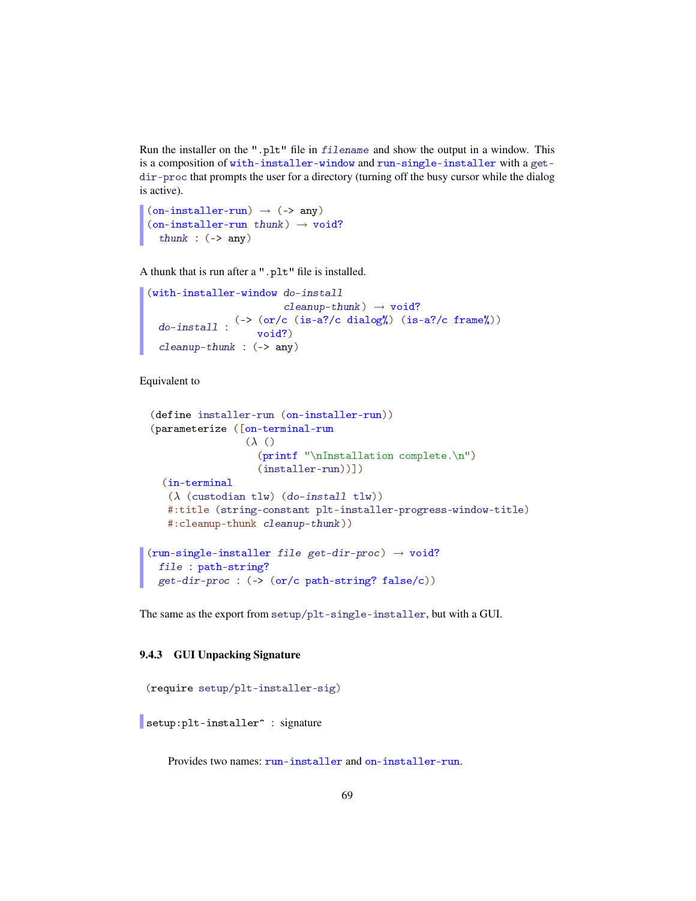Run the installer on the ".plt" file in *filename* and show the output in a window. This is a composition of `with-installer-window` and `run-single-installer` with a `get-dir-proc` that prompts the user for a directory (turning off the busy cursor while the dialog is active).

```
(on-installer-run) → (-> any)
(on-installer-run thunk) → void?
  thunk : (-> any)
```

A thunk that is run after a ".plt" file is installed.

```
(with-installer-window do-install
                       cleanup-thunk) → void?
  do-install : (-> (or/c (is-a?/c dialog%) (is-a?/c frame%))
                   void?)
  cleanup-thunk : (-> any)
```

Equivalent to

```
(define installer-run (on-installer-run))
(parameterize ([on-terminal-run
                (λ ()
                  (printf "\nInstallation complete.\n")
                  (installer-run))])
  (in-terminal
   (λ (custodian tlw) (do-install tlw))
   #:title (string-constant plt-installer-progress-window-title)
   #:cleanup-thunk cleanup-thunk))
```

```
(run-single-installer file get-dir-proc) → void?
  file : path-string?
  get-dir-proc : (-> (or/c path-string? false/c))
```

The same as the export from `setup/plt-single-installer`, but with a GUI.

### 9.4.3 GUI Unpacking Signature

```
(require setup/plt-installer-sig)
```

```
setup:plt-installer^ : signature
```

Provides two names: `run-installer` and `on-installer-run`.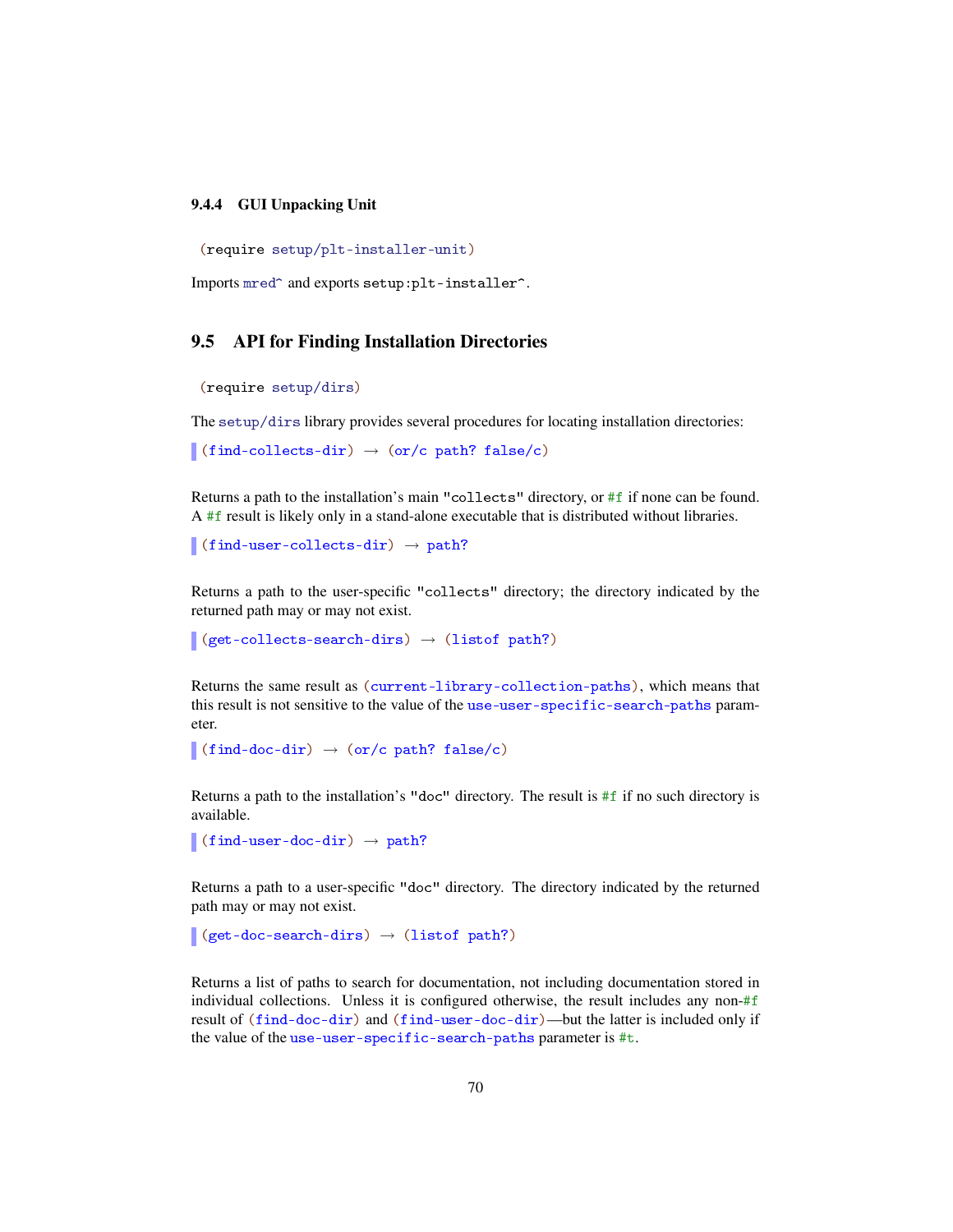### 9.4.4 GUI Unpacking Unit

```
(require setup/plt-installer-unit)
```

Imports `mred^` and exports `setup:plt-installer^`.

## 9.5 API for Finding Installation Directories

```
(require setup/dirs)
```

The `setup/dirs` library provides several procedures for locating installation directories:

```
(find-collects-dir) → (or/c path? false/c)
```

Returns a path to the installation's main `"collects"` directory, or `#f` if none can be found. A `#f` result is likely only in a stand-alone executable that is distributed without libraries.

```
(find-user-collects-dir) → path?
```

Returns a path to the user-specific `"collects"` directory; the directory indicated by the returned path may or may not exist.

```
(get-collects-search-dirs) → (listof path?)
```

Returns the same result as `(current-library-collection-paths)`, which means that this result is not sensitive to the value of the `use-user-specific-search-paths` parameter.

```
(find-doc-dir) → (or/c path? false/c)
```

Returns a path to the installation's `"doc"` directory. The result is `#f` if no such directory is available.

```
(find-user-doc-dir) → path?
```

Returns a path to a user-specific `"doc"` directory. The directory indicated by the returned path may or may not exist.

```
(get-doc-search-dirs) → (listof path?)
```

Returns a list of paths to search for documentation, not including documentation stored in individual collections. Unless it is configured otherwise, the result includes any non-`#f` result of `(find-doc-dir)` and `(find-user-doc-dir)`—but the latter is included only if the value of the `use-user-specific-search-paths` parameter is `#t`.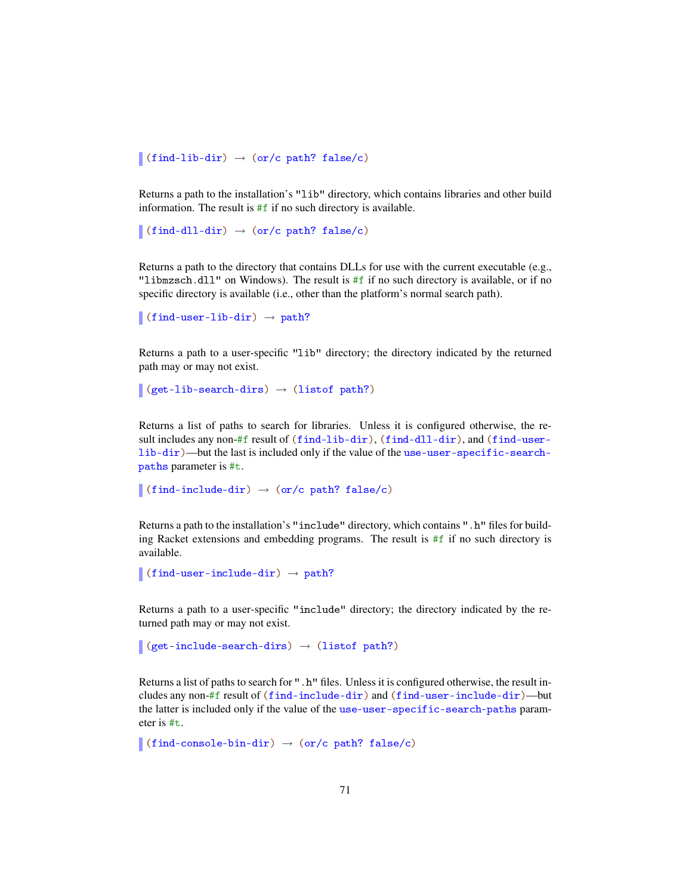```
(find-lib-dir) → (or/c path? false/c)
```

Returns a path to the installation's "lib" directory, which contains libraries and other build information. The result is #f if no such directory is available.

```
(find-dll-dir) → (or/c path? false/c)
```

Returns a path to the directory that contains DLLs for use with the current executable (e.g., "libmzsch.dll" on Windows). The result is #f if no such directory is available, or if no specific directory is available (i.e., other than the platform's normal search path).

```
(find-user-lib-dir) → path?
```

Returns a path to a user-specific "lib" directory; the directory indicated by the returned path may or may not exist.

```
(get-lib-search-dirs) → (listof path?)
```

Returns a list of paths to search for libraries. Unless it is configured otherwise, the result includes any non-#f result of (find-lib-dir), (find-dll-dir), and (find-user-lib-dir)—but the last is included only if the value of the use-user-specific-search-paths parameter is #t.

```
(find-include-dir) → (or/c path? false/c)
```

Returns a path to the installation's "include" directory, which contains ".h" files for building Racket extensions and embedding programs. The result is #f if no such directory is available.

```
(find-user-include-dir) → path?
```

Returns a path to a user-specific "include" directory; the directory indicated by the returned path may or may not exist.

```
(get-include-search-dirs) → (listof path?)
```

Returns a list of paths to search for ".h" files. Unless it is configured otherwise, the result includes any non-#f result of (find-include-dir) and (find-user-include-dir)—but the latter is included only if the value of the use-user-specific-search-paths parameter is #t.

```
(find-console-bin-dir) → (or/c path? false/c)
```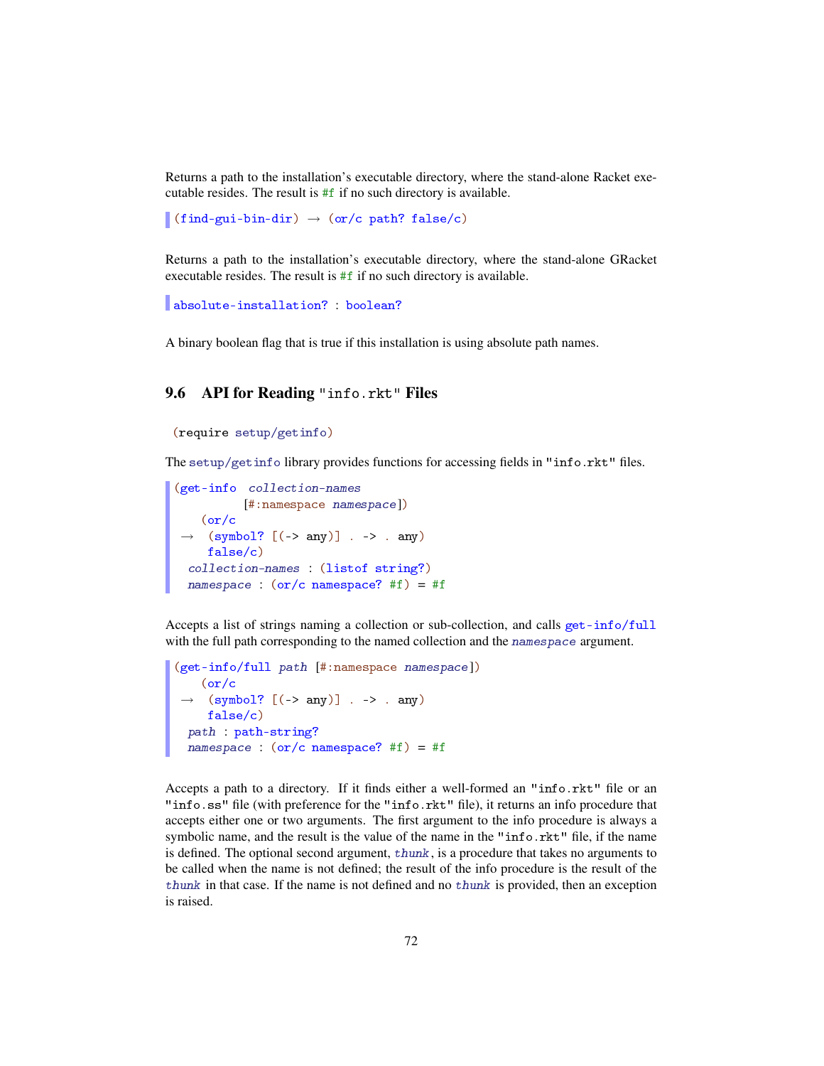Returns a path to the installation's executable directory, where the stand-alone Racket executable resides. The result is #f if no such directory is available.

```
(find-gui-bin-dir) → (or/c path? false/c)
```

Returns a path to the installation's executable directory, where the stand-alone GRacket executable resides. The result is #f if no such directory is available.

```
absolute-installation? : boolean?
```

A binary boolean flag that is true if this installation is using absolute path names.

## 9.6 API for Reading "info.rkt" Files

```
(require setup/getinfo)
```

The setup/getinfo library provides functions for accessing fields in "info.rkt" files.

```
(get-info collection-names
          [#:namespace namespace])
   (or/c
 →  (symbol? [(-> any)] . -> . any)
    false/c)
  collection-names : (listof string?)
  namespace : (or/c namespace? #f) = #f
```

Accepts a list of strings naming a collection or sub-collection, and calls get-info/full with the full path corresponding to the named collection and the *namespace* argument.

```
(get-info/full path [#:namespace namespace])
   (or/c
 →  (symbol? [(-> any)] . -> . any)
    false/c)
  path : path-string?
  namespace : (or/c namespace? #f) = #f
```

Accepts a path to a directory. If it finds either a well-formed an "info.rkt" file or an "info.ss" file (with preference for the "info.rkt" file), it returns an info procedure that accepts either one or two arguments. The first argument to the info procedure is always a symbolic name, and the result is the value of the name in the "info.rkt" file, if the name is defined. The optional second argument, *thunk*, is a procedure that takes no arguments to be called when the name is not defined; the result of the info procedure is the result of the *thunk* in that case. If the name is not defined and no *thunk* is provided, then an exception is raised.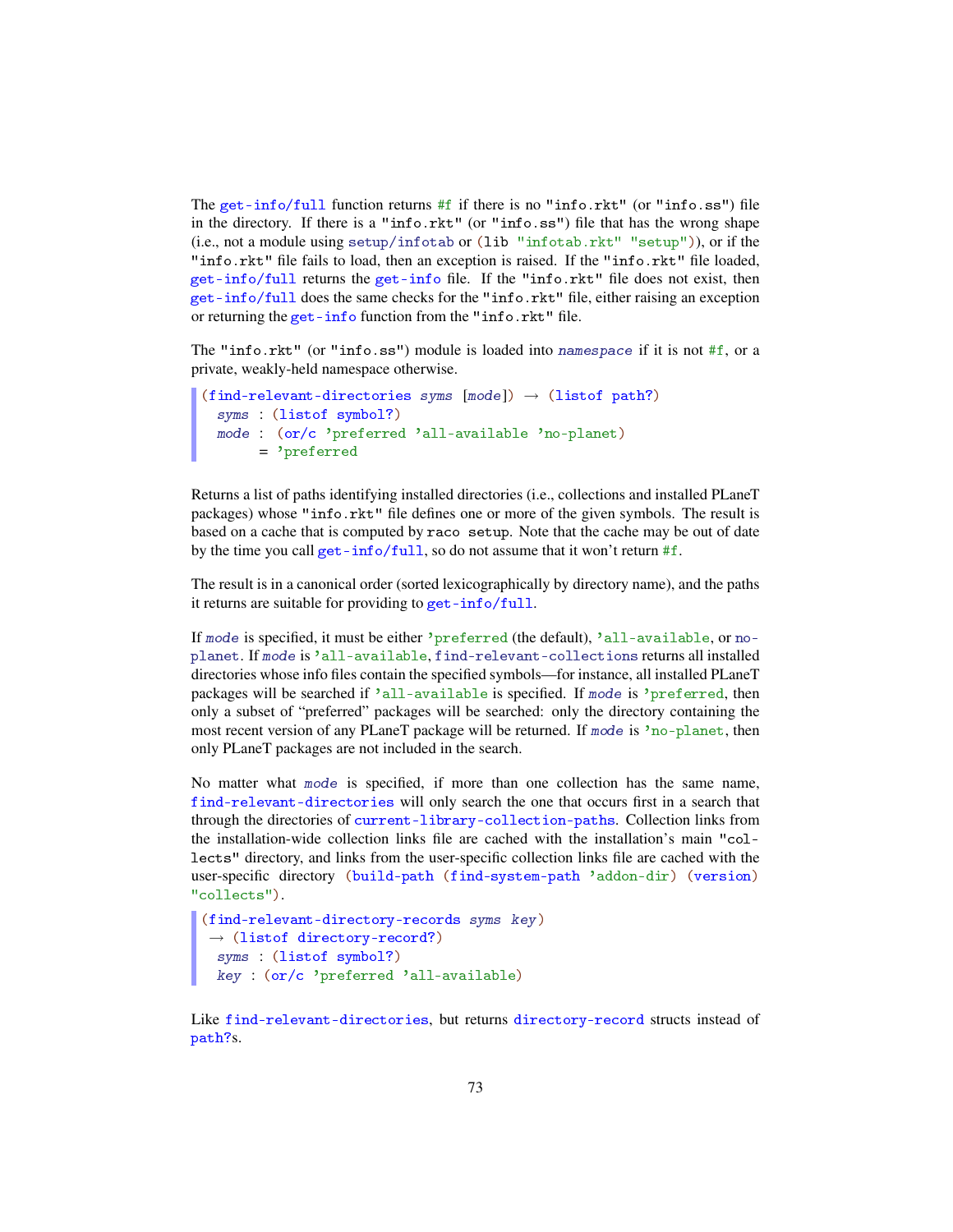The `get-info/full` function returns `#f` if there is no `"info.rkt"` (or `"info.ss"`) file in the directory. If there is a `"info.rkt"` (or `"info.ss"`) file that has the wrong shape (i.e., not a module using `setup/infotab` or `(lib "infotab.rkt" "setup")`), or if the `"info.rkt"` file fails to load, then an exception is raised. If the `"info.rkt"` file loaded, `get-info/full` returns the `get-info` file. If the `"info.rkt"` file does not exist, then `get-info/full` does the same checks for the `"info.rkt"` file, either raising an exception or returning the `get-info` function from the `"info.rkt"` file.

The `"info.rkt"` (or `"info.ss"`) module is loaded into *namespace* if it is not `#f`, or a private, weakly-held namespace otherwise.

```
(find-relevant-directories syms [mode]) → (listof path?)
  syms : (listof symbol?)
  mode : (or/c 'preferred 'all-available 'no-planet)
       = 'preferred
```

Returns a list of paths identifying installed directories (i.e., collections and installed PLaneT packages) whose `"info.rkt"` file defines one or more of the given symbols. The result is based on a cache that is computed by `raco setup`. Note that the cache may be out of date by the time you call `get-info/full`, so do not assume that it won't return `#f`.

The result is in a canonical order (sorted lexicographically by directory name), and the paths it returns are suitable for providing to `get-info/full`.

If *mode* is specified, it must be either `'preferred` (the default), `'all-available`, or `no-planet`. If *mode* is `'all-available`, `find-relevant-collections` returns all installed directories whose info files contain the specified symbols—for instance, all installed PLaneT packages will be searched if `'all-available` is specified. If *mode* is `'preferred`, then only a subset of "preferred" packages will be searched: only the directory containing the most recent version of any PLaneT package will be returned. If *mode* is `'no-planet`, then only PLaneT packages are not included in the search.

No matter what *mode* is specified, if more than one collection has the same name, `find-relevant-directories` will only search the one that occurs first in a search that through the directories of `current-library-collection-paths`. Collection links from the installation-wide collection links file are cached with the installation's main `"collects"` directory, and links from the user-specific collection links file are cached with the user-specific directory `(build-path (find-system-path 'addon-dir) (version) "collects")`.

```
(find-relevant-directory-records syms key)
 → (listof directory-record?)
  syms : (listof symbol?)
  key : (or/c 'preferred 'all-available)
```

Like `find-relevant-directories`, but returns `directory-record` structs instead of `path?`s.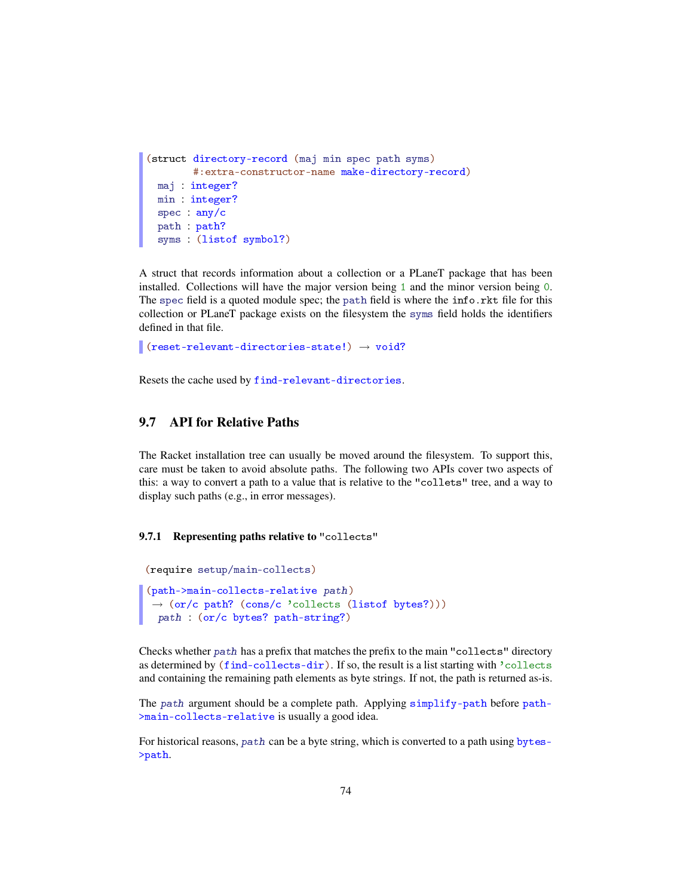```
(struct directory-record (maj min spec path syms)
        #:extra-constructor-name make-directory-record)
  maj : integer?
  min : integer?
  spec : any/c
  path : path?
  syms : (listof symbol?)
```

A struct that records information about a collection or a PLaneT package that has been installed. Collections will have the major version being `1` and the minor version being `0`. The `spec` field is a quoted module spec; the `path` field is where the `info.rkt` file for this collection or PLaneT package exists on the filesystem the `syms` field holds the identifiers defined in that file.

```
(reset-relevant-directories-state!) → void?
```

Resets the cache used by `find-relevant-directories`.

## 9.7 API for Relative Paths

The Racket installation tree can usually be moved around the filesystem. To support this, care must be taken to avoid absolute paths. The following two APIs cover two aspects of this: a way to convert a path to a value that is relative to the "collets" tree, and a way to display such paths (e.g., in error messages).

### 9.7.1 Representing paths relative to "collects"

```
(require setup/main-collects)
```

```
(path->main-collects-relative path)
 → (or/c path? (cons/c 'collects (listof bytes?)))
  path : (or/c bytes? path-string?)
```

Checks whether *path* has a prefix that matches the prefix to the main "collects" directory as determined by `(find-collects-dir)`. If so, the result is a list starting with `'collects` and containing the remaining path elements as byte strings. If not, the path is returned as-is.

The *path* argument should be a complete path. Applying `simplify-path` before `path->main-collects-relative` is usually a good idea.

For historical reasons, *path* can be a byte string, which is converted to a path using `bytes->path`.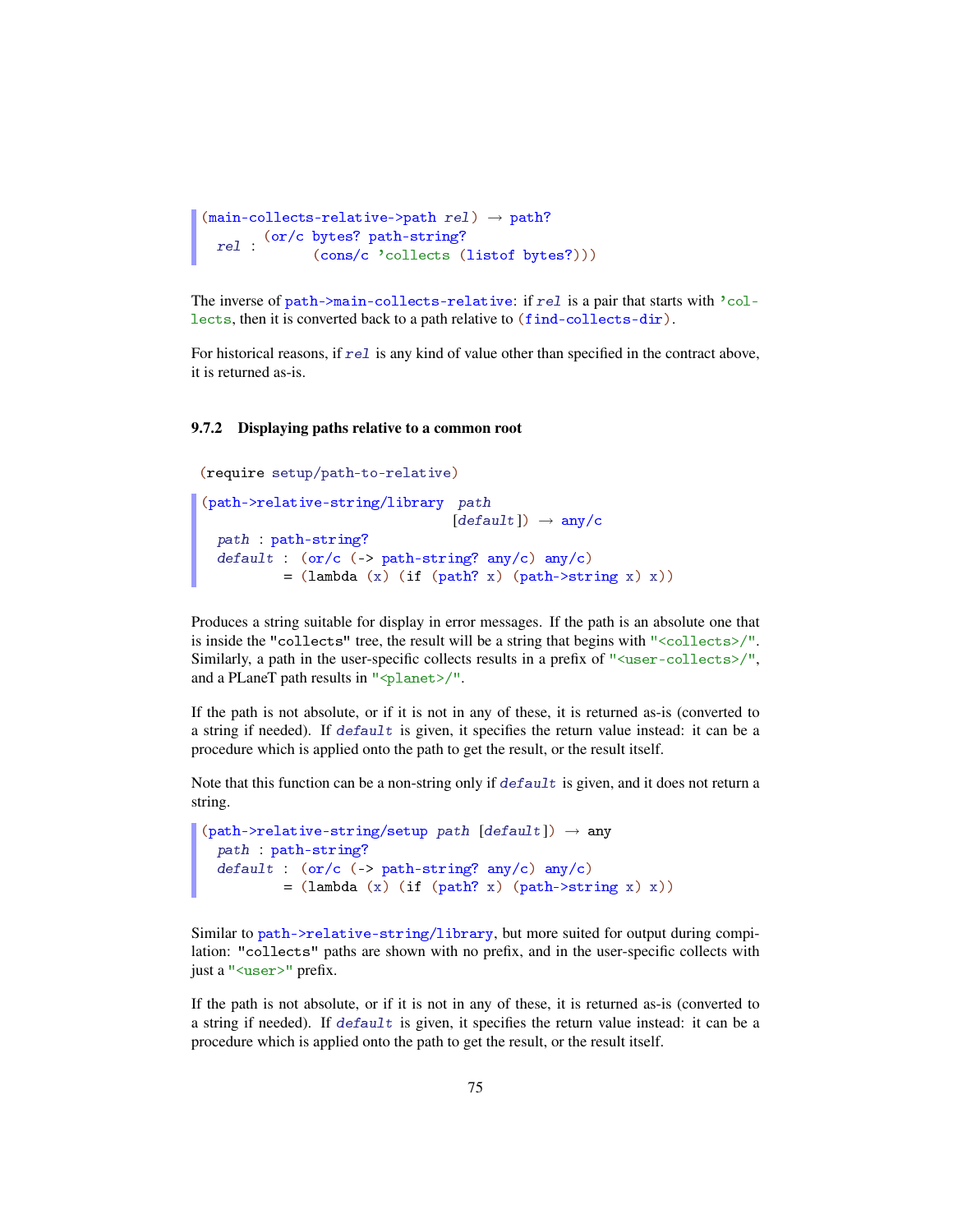```
(main-collects-relative->path rel) → path?
  rel : (or/c bytes? path-string?
              (cons/c 'collects (listof bytes?)))
```

The inverse of `path->main-collects-relative`: if *rel* is a pair that starts with `'collects`, then it is converted back to a path relative to `(find-collects-dir)`.

For historical reasons, if *rel* is any kind of value other than specified in the contract above, it is returned as-is.

### 9.7.2 Displaying paths relative to a common root

```
(require setup/path-to-relative)
```

```
(path->relative-string/library path
                               [default]) → any/c
  path : path-string?
  default : (or/c (-> path-string? any/c) any/c)
          = (lambda (x) (if (path? x) (path->string x) x))
```

Produces a string suitable for display in error messages. If the path is an absolute one that is inside the `"collects"` tree, the result will be a string that begins with `"<collects>/"`. Similarly, a path in the user-specific collects results in a prefix of `"<user-collects>/"`, and a PLaneT path results in `"<planet>/"`.

If the path is not absolute, or if it is not in any of these, it is returned as-is (converted to a string if needed). If *default* is given, it specifies the return value instead: it can be a procedure which is applied onto the path to get the result, or the result itself.

Note that this function can be a non-string only if *default* is given, and it does not return a string.

```
(path->relative-string/setup path [default]) → any
  path : path-string?
  default : (or/c (-> path-string? any/c) any/c)
          = (lambda (x) (if (path? x) (path->string x) x))
```

Similar to `path->relative-string/library`, but more suited for output during compilation: `"collects"` paths are shown with no prefix, and in the user-specific collects with just a `"<user>"` prefix.

If the path is not absolute, or if it is not in any of these, it is returned as-is (converted to a string if needed). If *default* is given, it specifies the return value instead: it can be a procedure which is applied onto the path to get the result, or the result itself.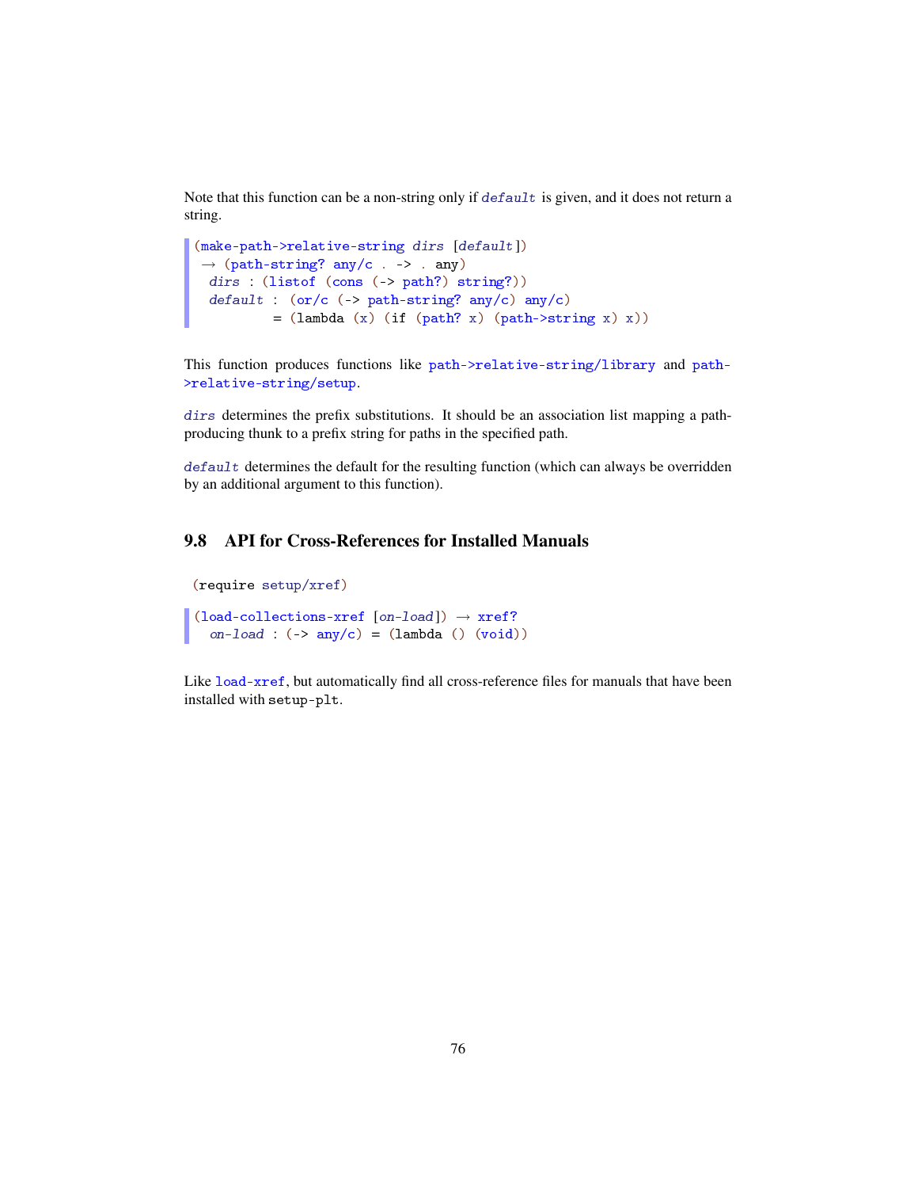Note that this function can be a non-string only if *default* is given, and it does not return a string.

```
(make-path->relative-string dirs [default])
 → (path-string? any/c . -> . any)
  dirs : (listof (cons (-> path?) string?))
  default : (or/c (-> path-string? any/c) any/c)
          = (lambda (x) (if (path? x) (path->string x) x))
```

This function produces functions like `path->relative-string/library` and `path->relative-string/setup`.

*dirs* determines the prefix substitutions. It should be an association list mapping a path-producing thunk to a prefix string for paths in the specified path.

*default* determines the default for the resulting function (which can always be overridden by an additional argument to this function).

## 9.8 API for Cross-References for Installed Manuals

```
(require setup/xref)
```

```
(load-collections-xref [on-load]) → xref?
  on-load : (-> any/c) = (lambda () (void))
```

Like `load-xref`, but automatically find all cross-reference files for manuals that have been installed with `setup-plt`.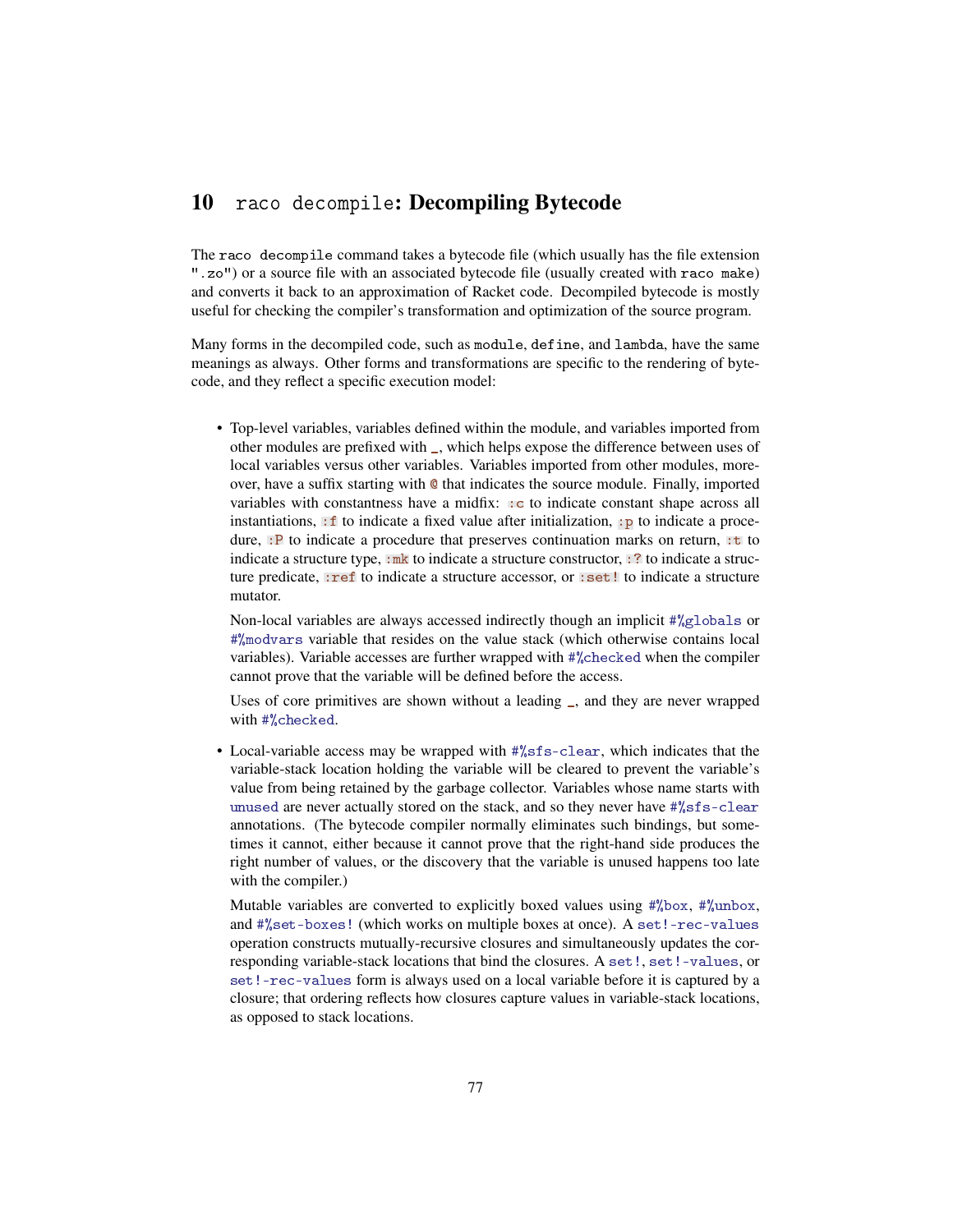# 10 raco decompile: Decompiling Bytecode

The `raco decompile` command takes a bytecode file (which usually has the file extension `".zo"`) or a source file with an associated bytecode file (usually created with `raco make`) and converts it back to an approximation of Racket code. Decompiled bytecode is mostly useful for checking the compiler's transformation and optimization of the source program.

Many forms in the decompiled code, such as `module`, `define`, and `lambda`, have the same meanings as always. Other forms and transformations are specific to the rendering of bytecode, and they reflect a specific execution model:

- Top-level variables, variables defined within the module, and variables imported from other modules are prefixed with `_`, which helps expose the difference between uses of local variables versus other variables. Variables imported from other modules, moreover, have a suffix starting with `@` that indicates the source module. Finally, imported variables with constantness have a midfix: `:c` to indicate constant shape across all instantiations, `:f` to indicate a fixed value after initialization, `:p` to indicate a procedure, `:P` to indicate a procedure that preserves continuation marks on return, `:t` to indicate a structure type, `:mk` to indicate a structure constructor, `:?` to indicate a structure predicate, `:ref` to indicate a structure accessor, or `:set!` to indicate a structure mutator.

  Non-local variables are always accessed indirectly though an implicit `#%globals` or `#%modvars` variable that resides on the value stack (which otherwise contains local variables). Variable accesses are further wrapped with `#%checked` when the compiler cannot prove that the variable will be defined before the access.

  Uses of core primitives are shown without a leading `_`, and they are never wrapped with `#%checked`.

- Local-variable access may be wrapped with `#%sfs-clear`, which indicates that the variable-stack location holding the variable will be cleared to prevent the variable's value from being retained by the garbage collector. Variables whose name starts with `unused` are never actually stored on the stack, and so they never have `#%sfs-clear` annotations. (The bytecode compiler normally eliminates such bindings, but sometimes it cannot, either because it cannot prove that the right-hand side produces the right number of values, or the discovery that the variable is unused happens too late with the compiler.)

  Mutable variables are converted to explicitly boxed values using `#%box`, `#%unbox`, and `#%set-boxes!` (which works on multiple boxes at once). A `set!-rec-values` operation constructs mutually-recursive closures and simultaneously updates the corresponding variable-stack locations that bind the closures. A `set!`, `set!-values`, or `set!-rec-values` form is always used on a local variable before it is captured by a closure; that ordering reflects how closures capture values in variable-stack locations, as opposed to stack locations.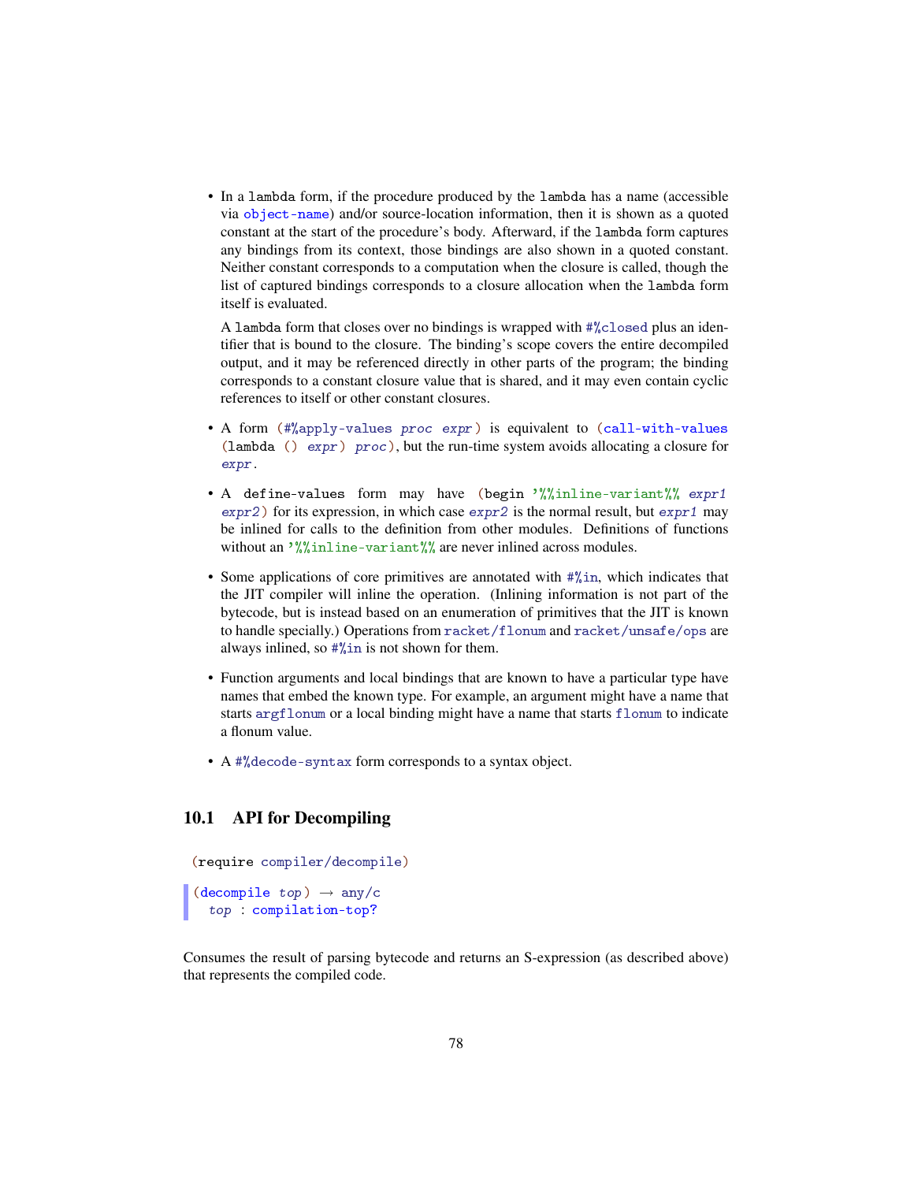- In a `lambda` form, if the procedure produced by the `lambda` has a name (accessible via `object-name`) and/or source-location information, then it is shown as a quoted constant at the start of the procedure's body. Afterward, if the `lambda` form captures any bindings from its context, those bindings are also shown in a quoted constant. Neither constant corresponds to a computation when the closure is called, though the list of captured bindings corresponds to a closure allocation when the `lambda` form itself is evaluated.

  A `lambda` form that closes over no bindings is wrapped with `#%closed` plus an identifier that is bound to the closure. The binding's scope covers the entire decompiled output, and it may be referenced directly in other parts of the program; the binding corresponds to a constant closure value that is shared, and it may even contain cyclic references to itself or other constant closures.

- A form `(#%apply-values proc expr)` is equivalent to `(call-with-values (lambda () expr) proc)`, but the run-time system avoids allocating a closure for *expr*.

- A `define-values` form may have `(begin '%%inline-variant%% expr1 expr2)` for its expression, in which case *expr2* is the normal result, but *expr1* may be inlined for calls to the definition from other modules. Definitions of functions without an `'%%inline-variant%%` are never inlined across modules.

- Some applications of core primitives are annotated with `#%in`, which indicates that the JIT compiler will inline the operation. (Inlining information is not part of the bytecode, but is instead based on an enumeration of primitives that the JIT is known to handle specially.) Operations from `racket/flonum` and `racket/unsafe/ops` are always inlined, so `#%in` is not shown for them.

- Function arguments and local bindings that are known to have a particular type have names that embed the known type. For example, an argument might have a name that starts `argflonum` or a local binding might have a name that starts `flonum` to indicate a flonum value.

- A `#%decode-syntax` form corresponds to a syntax object.

## 10.1 API for Decompiling

```
(require compiler/decompile)
```

```
(decompile top) → any/c
  top : compilation-top?
```

Consumes the result of parsing bytecode and returns an S-expression (as described above) that represents the compiled code.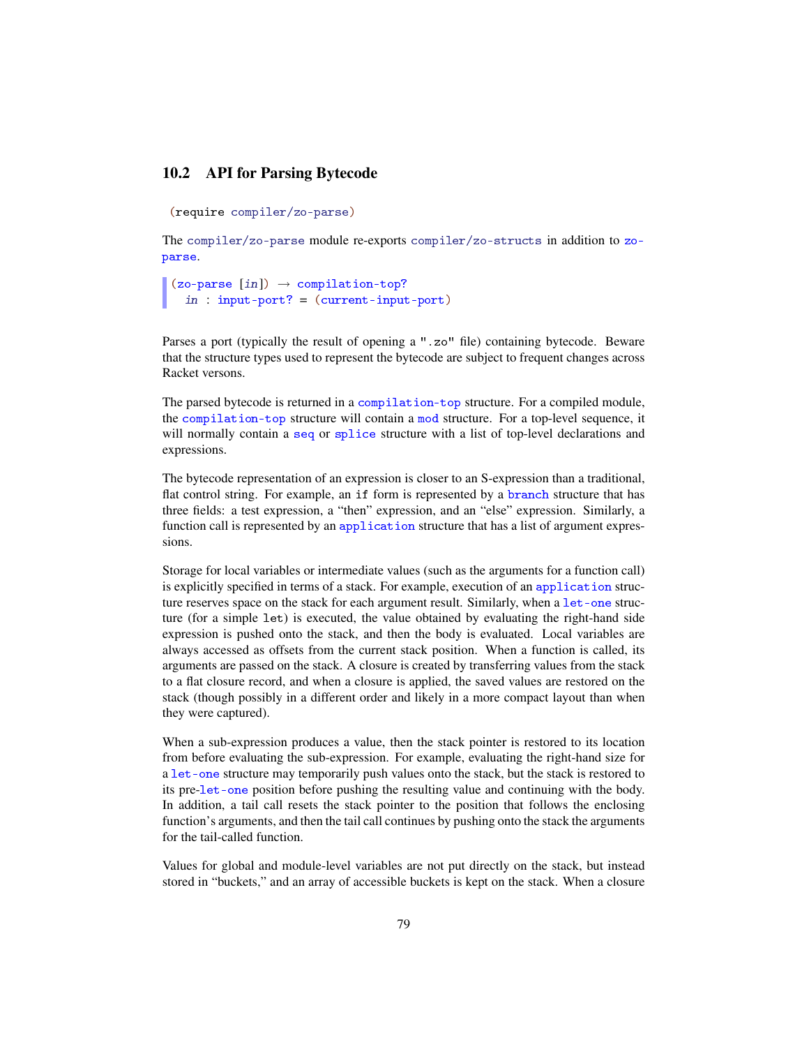## 10.2 API for Parsing Bytecode

```
(require compiler/zo-parse)
```

The `compiler/zo-parse` module re-exports `compiler/zo-structs` in addition to `zo-parse`.

```
(zo-parse [in]) → compilation-top?
  in : input-port? = (current-input-port)
```

Parses a port (typically the result of opening a ".zo" file) containing bytecode. Beware that the structure types used to represent the bytecode are subject to frequent changes across Racket versons.

The parsed bytecode is returned in a `compilation-top` structure. For a compiled module, the `compilation-top` structure will contain a `mod` structure. For a top-level sequence, it will normally contain a `seq` or `splice` structure with a list of top-level declarations and expressions.

The bytecode representation of an expression is closer to an S-expression than a traditional, flat control string. For example, an `if` form is represented by a `branch` structure that has three fields: a test expression, a "then" expression, and an "else" expression. Similarly, a function call is represented by an `application` structure that has a list of argument expressions.

Storage for local variables or intermediate values (such as the arguments for a function call) is explicitly specified in terms of a stack. For example, execution of an `application` structure reserves space on the stack for each argument result. Similarly, when a `let-one` structure (for a simple `let`) is executed, the value obtained by evaluating the right-hand side expression is pushed onto the stack, and then the body is evaluated. Local variables are always accessed as offsets from the current stack position. When a function is called, its arguments are passed on the stack. A closure is created by transferring values from the stack to a flat closure record, and when a closure is applied, the saved values are restored on the stack (though possibly in a different order and likely in a more compact layout than when they were captured).

When a sub-expression produces a value, then the stack pointer is restored to its location from before evaluating the sub-expression. For example, evaluating the right-hand size for a `let-one` structure may temporarily push values onto the stack, but the stack is restored to its pre-`let-one` position before pushing the resulting value and continuing with the body. In addition, a tail call resets the stack pointer to the position that follows the enclosing function's arguments, and then the tail call continues by pushing onto the stack the arguments for the tail-called function.

Values for global and module-level variables are not put directly on the stack, but instead stored in "buckets," and an array of accessible buckets is kept on the stack. When a closure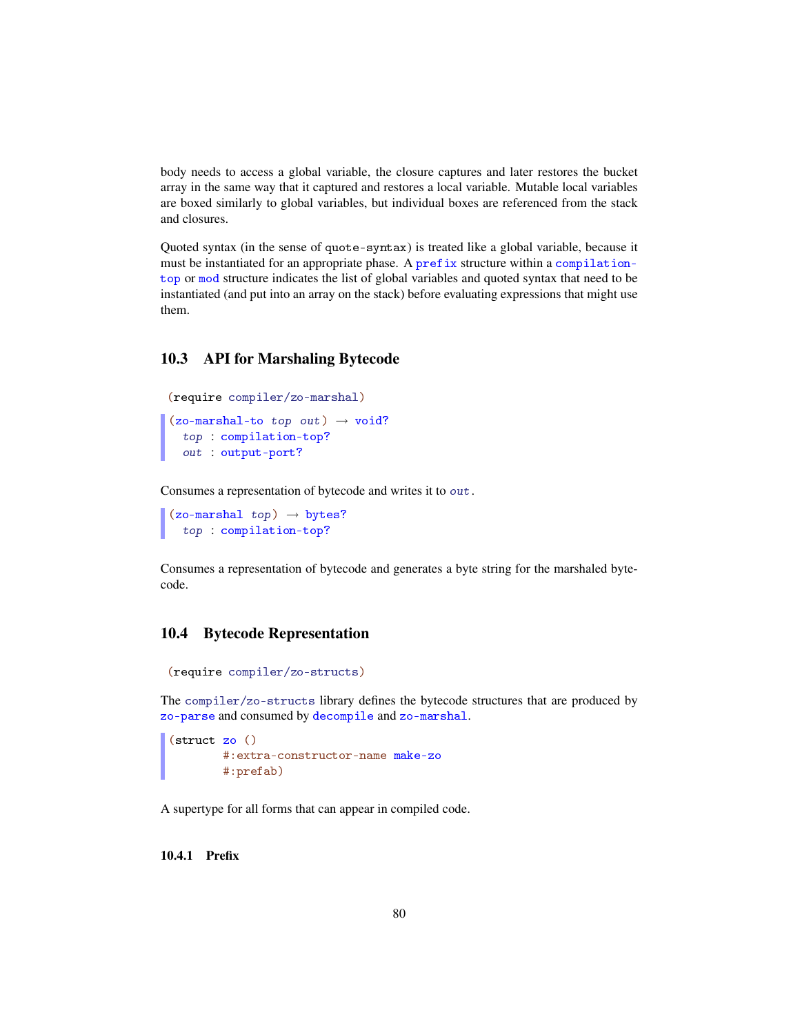body needs to access a global variable, the closure captures and later restores the bucket array in the same way that it captured and restores a local variable. Mutable local variables are boxed similarly to global variables, but individual boxes are referenced from the stack and closures.

Quoted syntax (in the sense of `quote-syntax`) is treated like a global variable, because it must be instantiated for an appropriate phase. A `prefix` structure within a `compilation-top` or `mod` structure indicates the list of global variables and quoted syntax that need to be instantiated (and put into an array on the stack) before evaluating expressions that might use them.

## 10.3 API for Marshaling Bytecode

```
(require compiler/zo-marshal)
```

```
(zo-marshal-to top out) → void?
  top : compilation-top?
  out : output-port?
```

Consumes a representation of bytecode and writes it to *out*.

```
(zo-marshal top) → bytes?
  top : compilation-top?
```

Consumes a representation of bytecode and generates a byte string for the marshaled bytecode.

## 10.4 Bytecode Representation

```
(require compiler/zo-structs)
```

The `compiler/zo-structs` library defines the bytecode structures that are produced by `zo-parse` and consumed by `decompile` and `zo-marshal`.

```
(struct zo ()
        #:extra-constructor-name make-zo
        #:prefab)
```

A supertype for all forms that can appear in compiled code.

### 10.4.1 Prefix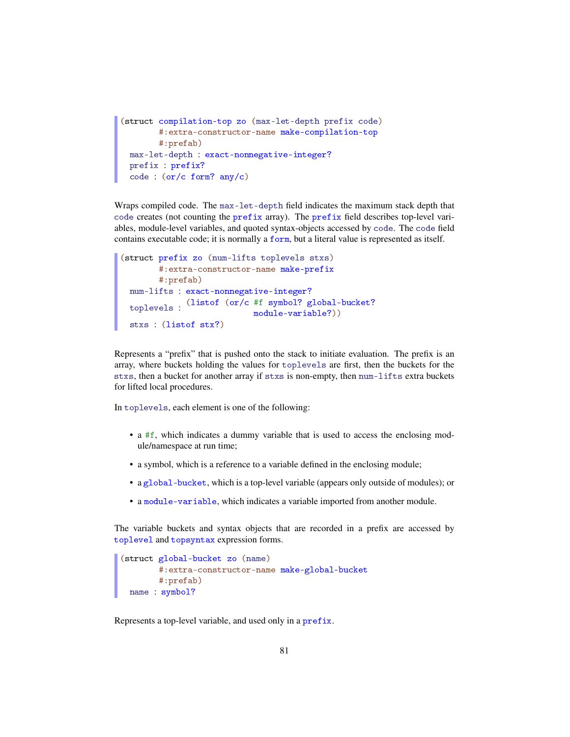```
(struct compilation-top zo (max-let-depth prefix code)
        #:extra-constructor-name make-compilation-top
        #:prefab)
  max-let-depth : exact-nonnegative-integer?
  prefix : prefix?
  code : (or/c form? any/c)
```

Wraps compiled code. The max-let-depth field indicates the maximum stack depth that code creates (not counting the prefix array). The prefix field describes top-level variables, module-level variables, and quoted syntax-objects accessed by code. The code field contains executable code; it is normally a form, but a literal value is represented as itself.

```
(struct prefix zo (num-lifts toplevels stxs)
        #:extra-constructor-name make-prefix
        #:prefab)
  num-lifts : exact-nonnegative-integer?
  toplevels : (listof (or/c #f symbol? global-bucket?
                            module-variable?))
  stxs : (listof stx?)
```

Represents a "prefix" that is pushed onto the stack to initiate evaluation. The prefix is an array, where buckets holding the values for toplevels are first, then the buckets for the stxs, then a bucket for another array if stxs is non-empty, then num-lifts extra buckets for lifted local procedures.

In toplevels, each element is one of the following:

- a #f, which indicates a dummy variable that is used to access the enclosing module/namespace at run time;
- a symbol, which is a reference to a variable defined in the enclosing module;
- a global-bucket, which is a top-level variable (appears only outside of modules); or
- a module-variable, which indicates a variable imported from another module.

The variable buckets and syntax objects that are recorded in a prefix are accessed by toplevel and topsyntax expression forms.

```
(struct global-bucket zo (name)
        #:extra-constructor-name make-global-bucket
        #:prefab)
  name : symbol?
```

Represents a top-level variable, and used only in a prefix.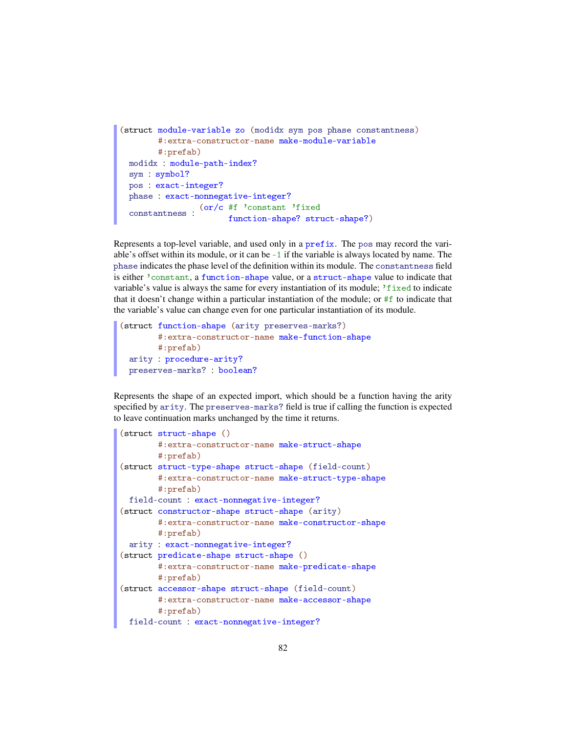```
(struct module-variable zo (modidx sym pos phase constantness)
        #:extra-constructor-name make-module-variable
        #:prefab)
  modidx : module-path-index?
  sym : symbol?
  pos : exact-integer?
  phase : exact-nonnegative-integer?
  constantness : (or/c #f 'constant 'fixed
                       function-shape? struct-shape?)
```

Represents a top-level variable, and used only in a `prefix`. The `pos` may record the variable's offset within its module, or it can be `-1` if the variable is always located by name. The `phase` indicates the phase level of the definition within its module. The `constantness` field is either `'constant`, a `function-shape` value, or a `struct-shape` value to indicate that variable's value is always the same for every instantiation of its module; `'fixed` to indicate that it doesn't change within a particular instantiation of the module; or `#f` to indicate that the variable's value can change even for one particular instantiation of its module.

```
(struct function-shape (arity preserves-marks?)
        #:extra-constructor-name make-function-shape
        #:prefab)
  arity : procedure-arity?
  preserves-marks? : boolean?
```

Represents the shape of an expected import, which should be a function having the arity specified by `arity`. The `preserves-marks?` field is true if calling the function is expected to leave continuation marks unchanged by the time it returns.

```
(struct struct-shape ()
        #:extra-constructor-name make-struct-shape
        #:prefab)
(struct struct-type-shape struct-shape (field-count)
        #:extra-constructor-name make-struct-type-shape
        #:prefab)
  field-count : exact-nonnegative-integer?
(struct constructor-shape struct-shape (arity)
        #:extra-constructor-name make-constructor-shape
        #:prefab)
  arity : exact-nonnegative-integer?
(struct predicate-shape struct-shape ()
        #:extra-constructor-name make-predicate-shape
        #:prefab)
(struct accessor-shape struct-shape (field-count)
        #:extra-constructor-name make-accessor-shape
        #:prefab)
  field-count : exact-nonnegative-integer?
```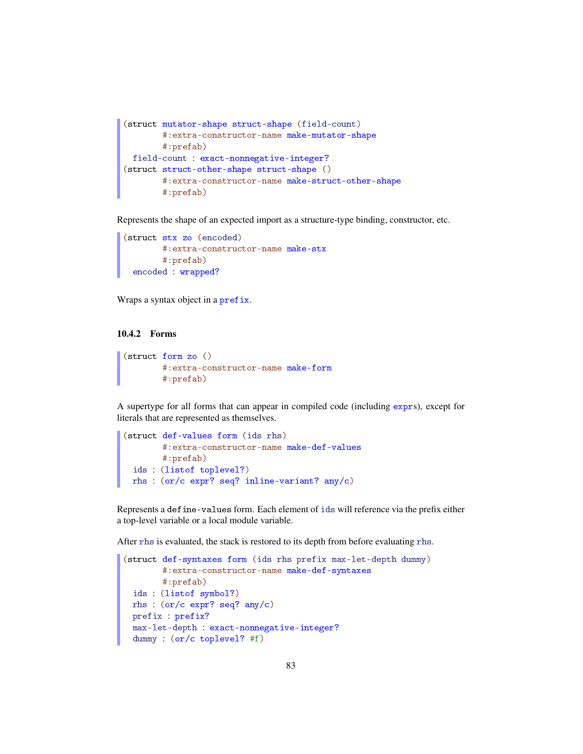```
(struct mutator-shape struct-shape (field-count)
        #:extra-constructor-name make-mutator-shape
        #:prefab)
  field-count : exact-nonnegative-integer?
(struct struct-other-shape struct-shape ()
        #:extra-constructor-name make-struct-other-shape
        #:prefab)
```

Represents the shape of an expected import as a structure-type binding, constructor, etc.

```
(struct stx zo (encoded)
        #:extra-constructor-name make-stx
        #:prefab)
  encoded : wrapped?
```

Wraps a syntax object in a `prefix`.

### 10.4.2 Forms

```
(struct form zo ()
        #:extra-constructor-name make-form
        #:prefab)
```

A supertype for all forms that can appear in compiled code (including `expr`s), except for literals that are represented as themselves.

```
(struct def-values form (ids rhs)
        #:extra-constructor-name make-def-values
        #:prefab)
  ids : (listof toplevel?)
  rhs : (or/c expr? seq? inline-variant? any/c)
```

Represents a `define-values` form. Each element of `ids` will reference via the prefix either a top-level variable or a local module variable.

After `rhs` is evaluated, the stack is restored to its depth from before evaluating `rhs`.

```
(struct def-syntaxes form (ids rhs prefix max-let-depth dummy)
        #:extra-constructor-name make-def-syntaxes
        #:prefab)
  ids : (listof symbol?)
  rhs : (or/c expr? seq? any/c)
  prefix : prefix?
  max-let-depth : exact-nonnegative-integer?
  dummy : (or/c toplevel? #f)
```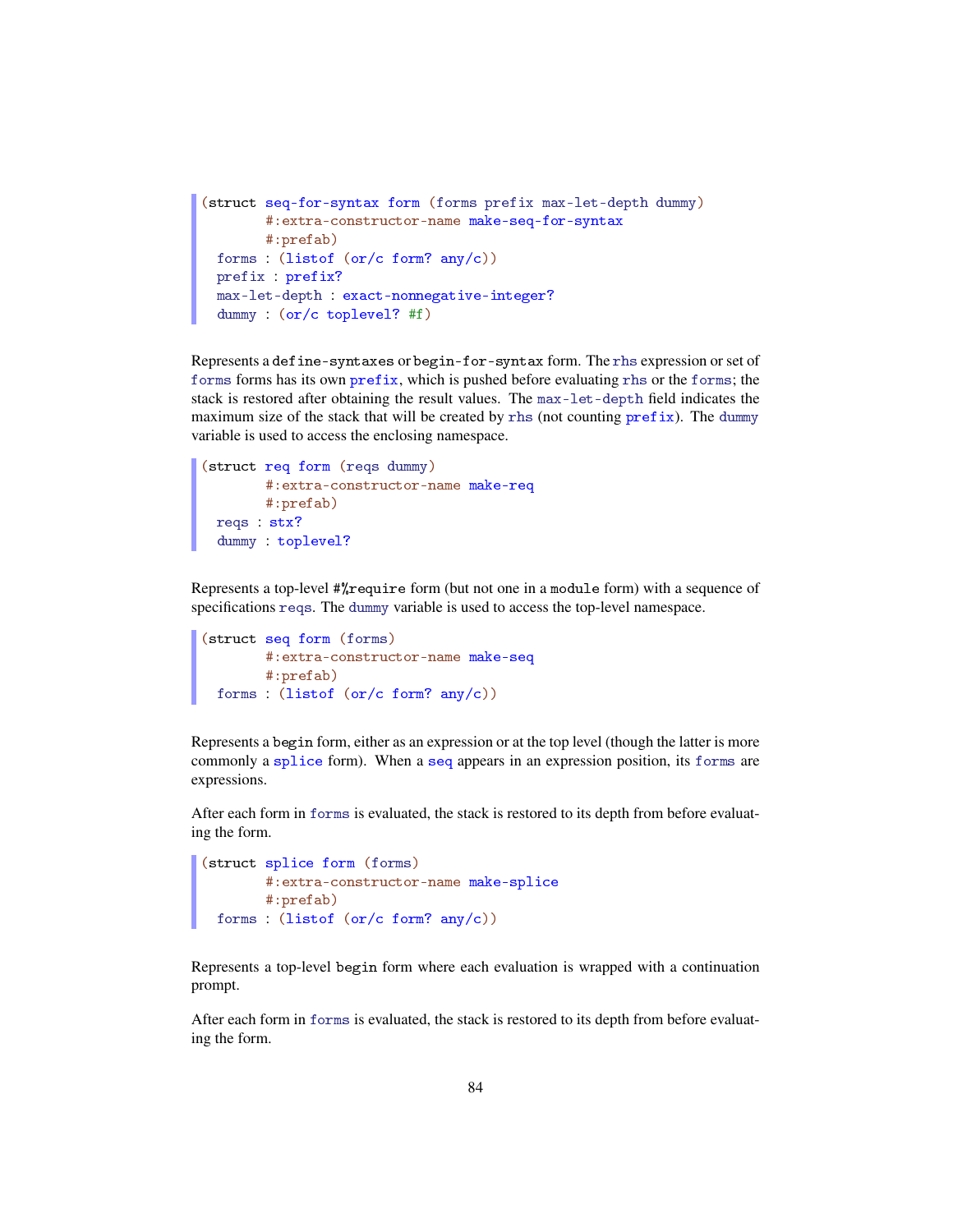```
(struct seq-for-syntax form (forms prefix max-let-depth dummy)
        #:extra-constructor-name make-seq-for-syntax
        #:prefab)
  forms : (listof (or/c form? any/c))
  prefix : prefix?
  max-let-depth : exact-nonnegative-integer?
  dummy : (or/c toplevel? #f)
```

Represents a `define-syntaxes` or `begin-for-syntax` form. The `rhs` expression or set of `forms` forms has its own `prefix`, which is pushed before evaluating `rhs` or the `forms`; the stack is restored after obtaining the result values. The `max-let-depth` field indicates the maximum size of the stack that will be created by `rhs` (not counting `prefix`). The `dummy` variable is used to access the enclosing namespace.

```
(struct req form (reqs dummy)
        #:extra-constructor-name make-req
        #:prefab)
  reqs : stx?
  dummy : toplevel?
```

Represents a top-level `#%require` form (but not one in a `module` form) with a sequence of specifications `reqs`. The `dummy` variable is used to access the top-level namespace.

```
(struct seq form (forms)
        #:extra-constructor-name make-seq
        #:prefab)
  forms : (listof (or/c form? any/c))
```

Represents a `begin` form, either as an expression or at the top level (though the latter is more commonly a `splice` form). When a `seq` appears in an expression position, its `forms` are expressions.

After each form in `forms` is evaluated, the stack is restored to its depth from before evaluating the form.

```
(struct splice form (forms)
        #:extra-constructor-name make-splice
        #:prefab)
  forms : (listof (or/c form? any/c))
```

Represents a top-level `begin` form where each evaluation is wrapped with a continuation prompt.

After each form in `forms` is evaluated, the stack is restored to its depth from before evaluating the form.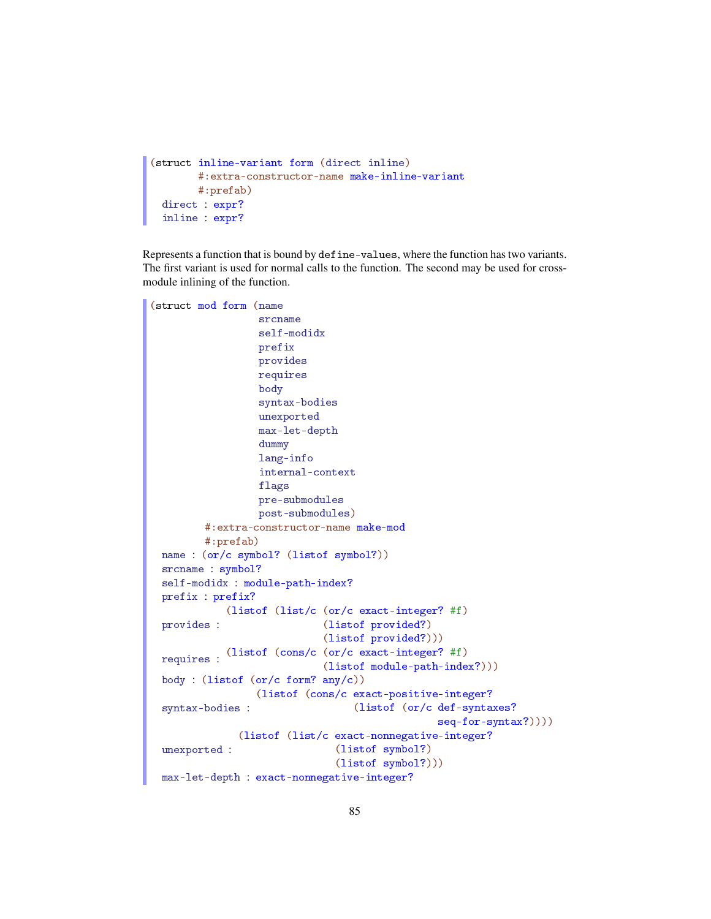```
(struct inline-variant form (direct inline)
        #:extra-constructor-name make-inline-variant
        #:prefab)
  direct : expr?
  inline : expr?
```

Represents a function that is bound by `define-values`, where the function has two variants. The first variant is used for normal calls to the function. The second may be used for cross-module inlining of the function.

```
(struct mod form (name
                  srcname
                  self-modidx
                  prefix
                  provides
                  requires
                  body
                  syntax-bodies
                  unexported
                  max-let-depth
                  dummy
                  lang-info
                  internal-context
                  flags
                  pre-submodules
                  post-submodules)
         #:extra-constructor-name make-mod
         #:prefab)
  name : (or/c symbol? (listof symbol?))
  srcname : symbol?
  self-modidx : module-path-index?
  prefix : prefix?
  provides : (listof (list/c (or/c exact-integer? #f)
                             (listof provided?)
                             (listof provided?)))
  requires : (listof (cons/c (or/c exact-integer? #f)
                             (listof module-path-index?)))
  body : (listof (or/c form? any/c))
  syntax-bodies : (listof (cons/c exact-positive-integer?
                                  (listof (or/c def-syntaxes?
                                                seq-for-syntax?))))
  unexported : (listof (list/c exact-nonnegative-integer?
                               (listof symbol?)
                               (listof symbol?)))
  max-let-depth : exact-nonnegative-integer?
```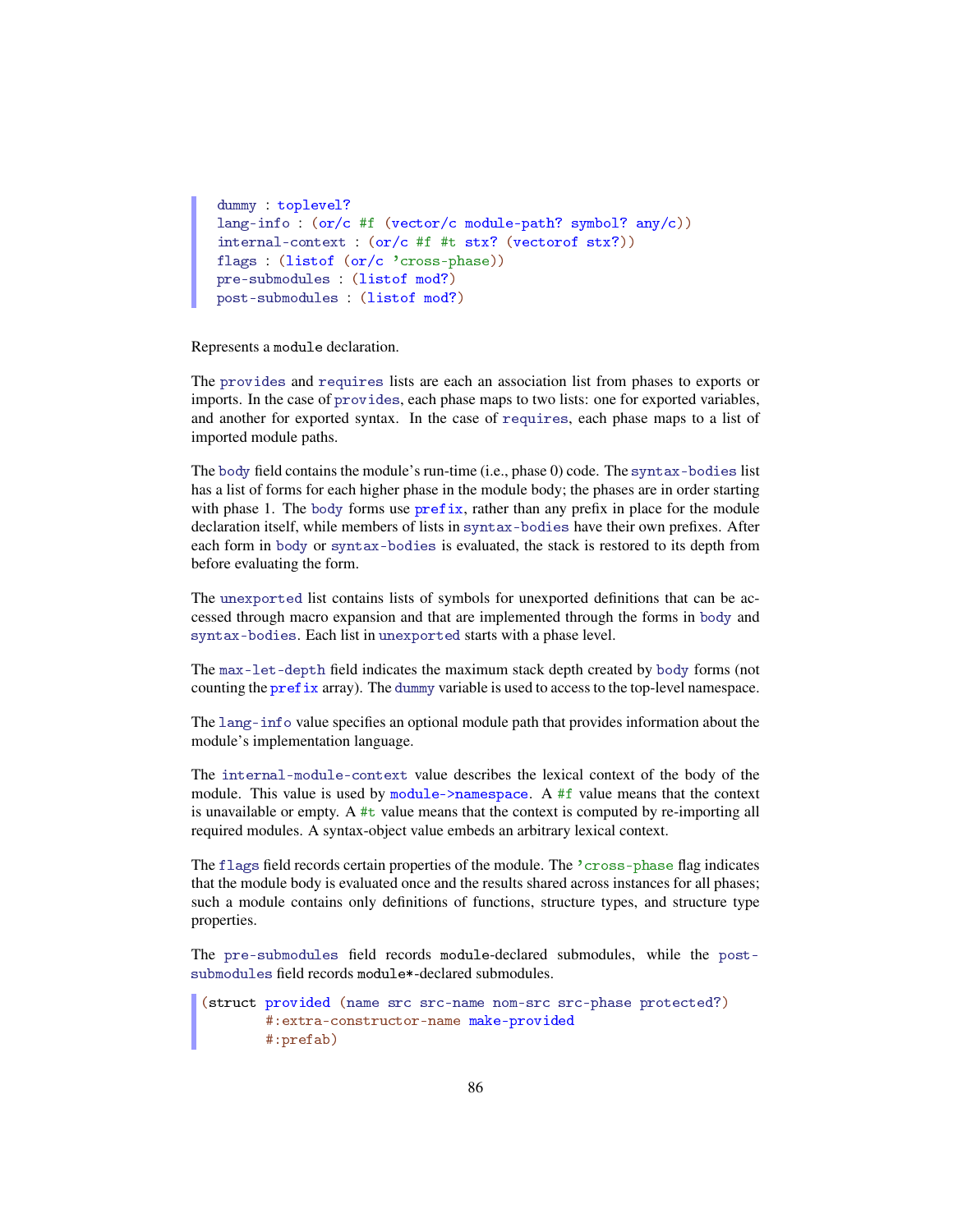```
  dummy : toplevel?
  lang-info : (or/c #f (vector/c module-path? symbol? any/c))
  internal-context : (or/c #f #t stx? (vectorof stx?))
  flags : (listof (or/c 'cross-phase))
  pre-submodules : (listof mod?)
  post-submodules : (listof mod?)
```

Represents a `module` declaration.

The `provides` and `requires` lists are each an association list from phases to exports or imports. In the case of `provides`, each phase maps to two lists: one for exported variables, and another for exported syntax. In the case of `requires`, each phase maps to a list of imported module paths.

The `body` field contains the module's run-time (i.e., phase 0) code. The `syntax-bodies` list has a list of forms for each higher phase in the module body; the phases are in order starting with phase 1. The `body` forms use `prefix`, rather than any prefix in place for the module declaration itself, while members of lists in `syntax-bodies` have their own prefixes. After each form in `body` or `syntax-bodies` is evaluated, the stack is restored to its depth from before evaluating the form.

The `unexported` list contains lists of symbols for unexported definitions that can be accessed through macro expansion and that are implemented through the forms in `body` and `syntax-bodies`. Each list in `unexported` starts with a phase level.

The `max-let-depth` field indicates the maximum stack depth created by `body` forms (not counting the `prefix` array). The `dummy` variable is used to access to the top-level namespace.

The `lang-info` value specifies an optional module path that provides information about the module's implementation language.

The `internal-module-context` value describes the lexical context of the body of the module. This value is used by `module->namespace`. A `#f` value means that the context is unavailable or empty. A `#t` value means that the context is computed by re-importing all required modules. A syntax-object value embeds an arbitrary lexical context.

The `flags` field records certain properties of the module. The `'cross-phase` flag indicates that the module body is evaluated once and the results shared across instances for all phases; such a module contains only definitions of functions, structure types, and structure type properties.

The `pre-submodules` field records `module`-declared submodules, while the `post-submodules` field records `module*`-declared submodules.

```
(struct provided (name src src-name nom-src src-phase protected?)
        #:extra-constructor-name make-provided
        #:prefab)
```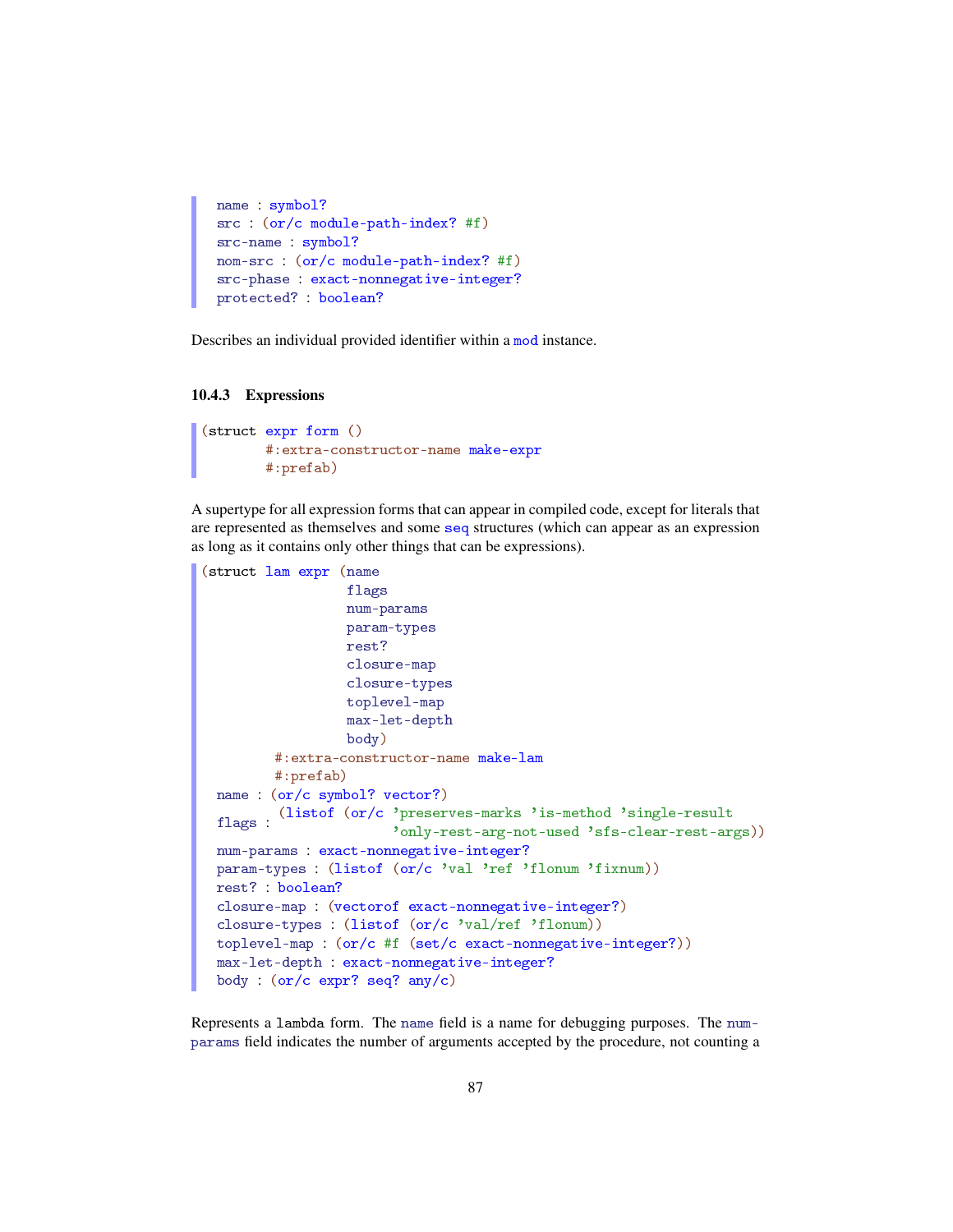```
name : symbol?
src : (or/c module-path-index? #f)
src-name : symbol?
nom-src : (or/c module-path-index? #f)
src-phase : exact-nonnegative-integer?
protected? : boolean?
```

Describes an individual provided identifier within a mod instance.

### 10.4.3 Expressions

```
(struct expr form ()
        #:extra-constructor-name make-expr
        #:prefab)
```

A supertype for all expression forms that can appear in compiled code, except for literals that are represented as themselves and some seq structures (which can appear as an expression as long as it contains only other things that can be expressions).

```
(struct lam expr (name
                  flags
                  num-params
                  param-types
                  rest?
                  closure-map
                  closure-types
                  toplevel-map
                  max-let-depth
                  body)
         #:extra-constructor-name make-lam
         #:prefab)
  name : (or/c symbol? vector?)
  flags : (listof (or/c 'preserves-marks 'is-method 'single-result
                        'only-rest-arg-not-used 'sfs-clear-rest-args))
  num-params : exact-nonnegative-integer?
  param-types : (listof (or/c 'val 'ref 'flonum 'fixnum))
  rest? : boolean?
  closure-map : (vectorof exact-nonnegative-integer?)
  closure-types : (listof (or/c 'val/ref 'flonum))
  toplevel-map : (or/c #f (set/c exact-nonnegative-integer?))
  max-let-depth : exact-nonnegative-integer?
  body : (or/c expr? seq? any/c)
```

Represents a lambda form. The name field is a name for debugging purposes. The num-params field indicates the number of arguments accepted by the procedure, not counting a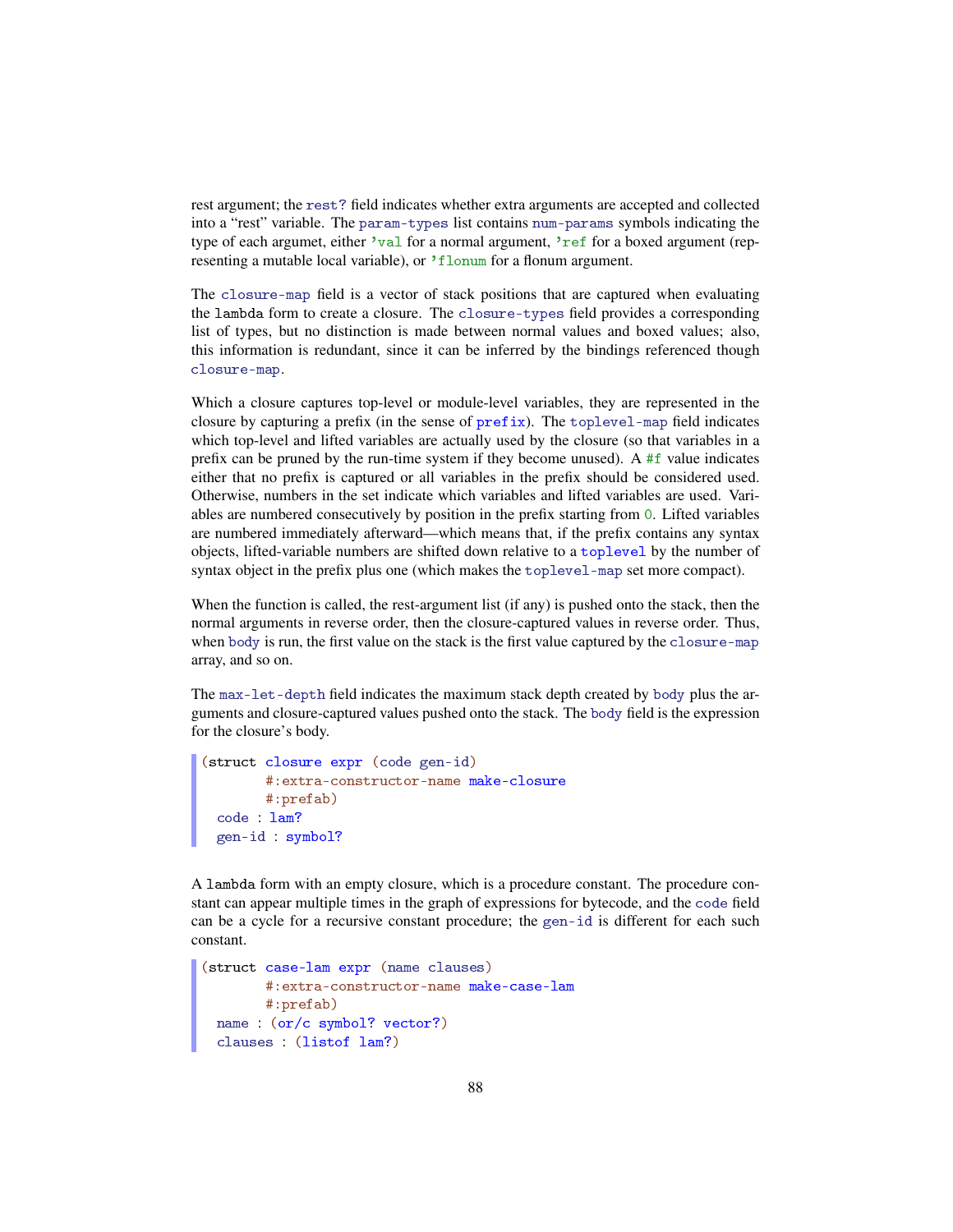rest argument; the rest? field indicates whether extra arguments are accepted and collected into a "rest" variable. The param-types list contains num-params symbols indicating the type of each argumet, either 'val for a normal argument, 'ref for a boxed argument (representing a mutable local variable), or 'flonum for a flonum argument.

The closure-map field is a vector of stack positions that are captured when evaluating the lambda form to create a closure. The closure-types field provides a corresponding list of types, but no distinction is made between normal values and boxed values; also, this information is redundant, since it can be inferred by the bindings referenced though closure-map.

Which a closure captures top-level or module-level variables, they are represented in the closure by capturing a prefix (in the sense of prefix). The toplevel-map field indicates which top-level and lifted variables are actually used by the closure (so that variables in a prefix can be pruned by the run-time system if they become unused). A #f value indicates either that no prefix is captured or all variables in the prefix should be considered used. Otherwise, numbers in the set indicate which variables and lifted variables are used. Variables are numbered consecutively by position in the prefix starting from 0. Lifted variables are numbered immediately afterward—which means that, if the prefix contains any syntax objects, lifted-variable numbers are shifted down relative to a toplevel by the number of syntax object in the prefix plus one (which makes the toplevel-map set more compact).

When the function is called, the rest-argument list (if any) is pushed onto the stack, then the normal arguments in reverse order, then the closure-captured values in reverse order. Thus, when body is run, the first value on the stack is the first value captured by the closure-map array, and so on.

The max-let-depth field indicates the maximum stack depth created by body plus the arguments and closure-captured values pushed onto the stack. The body field is the expression for the closure's body.

```
(struct closure expr (code gen-id)
        #:extra-constructor-name make-closure
        #:prefab)
  code : lam?
  gen-id : symbol?
```

A lambda form with an empty closure, which is a procedure constant. The procedure constant can appear multiple times in the graph of expressions for bytecode, and the code field can be a cycle for a recursive constant procedure; the gen-id is different for each such constant.

```
(struct case-lam expr (name clauses)
        #:extra-constructor-name make-case-lam
        #:prefab)
  name : (or/c symbol? vector?)
  clauses : (listof lam?)
```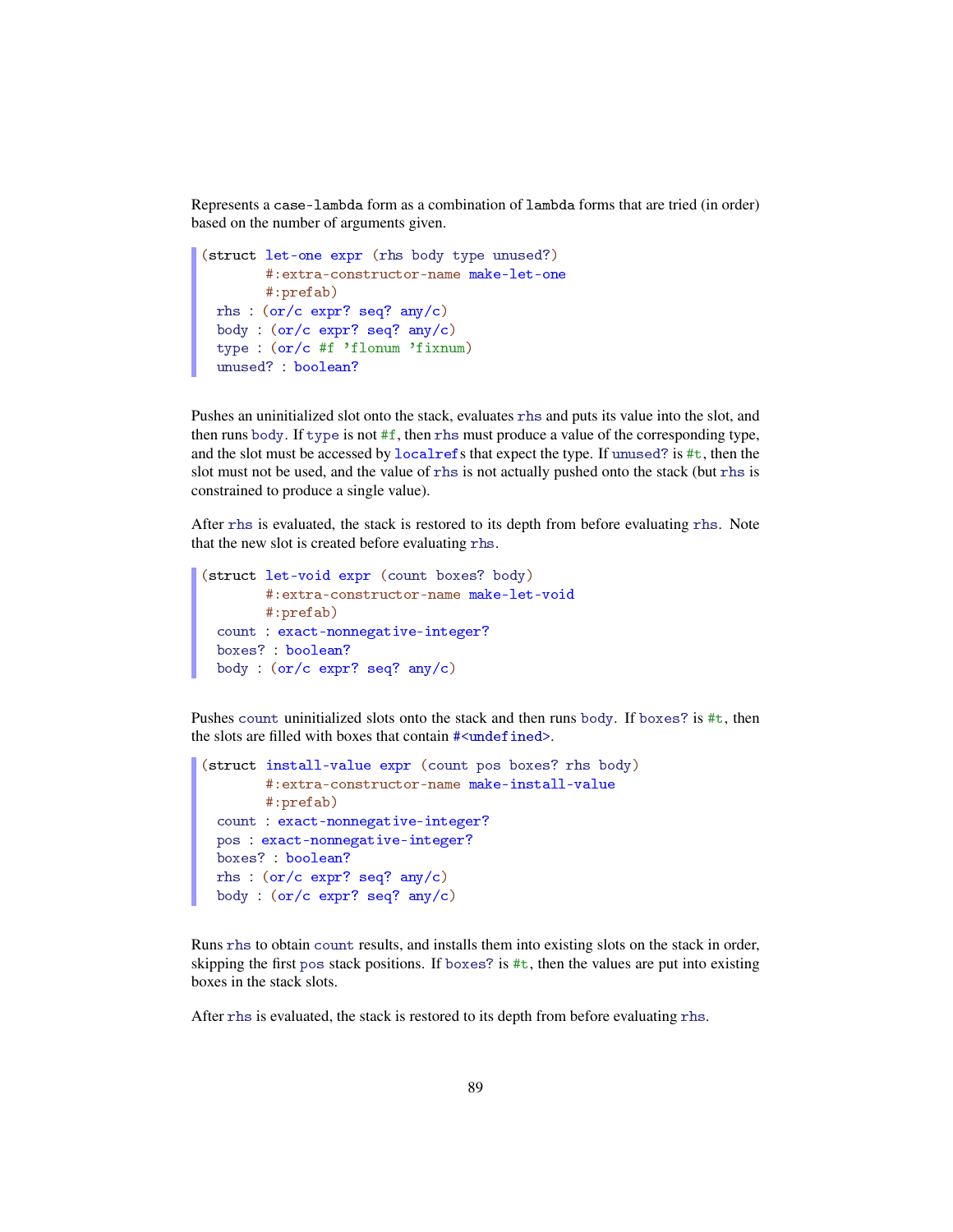Represents a `case-lambda` form as a combination of `lambda` forms that are tried (in order) based on the number of arguments given.

```
(struct let-one expr (rhs body type unused?)
        #:extra-constructor-name make-let-one
        #:prefab)
  rhs : (or/c expr? seq? any/c)
  body : (or/c expr? seq? any/c)
  type : (or/c #f 'flonum 'fixnum)
  unused? : boolean?
```

Pushes an uninitialized slot onto the stack, evaluates `rhs` and puts its value into the slot, and then runs `body`. If `type` is not `#f`, then `rhs` must produce a value of the corresponding type, and the slot must be accessed by `localref`s that expect the type. If `unused?` is `#t`, then the slot must not be used, and the value of `rhs` is not actually pushed onto the stack (but `rhs` is constrained to produce a single value).

After `rhs` is evaluated, the stack is restored to its depth from before evaluating `rhs`. Note that the new slot is created before evaluating `rhs`.

```
(struct let-void expr (count boxes? body)
        #:extra-constructor-name make-let-void
        #:prefab)
  count : exact-nonnegative-integer?
  boxes? : boolean?
  body : (or/c expr? seq? any/c)
```

Pushes `count` uninitialized slots onto the stack and then runs `body`. If `boxes?` is `#t`, then the slots are filled with boxes that contain `#<undefined>`.

```
(struct install-value expr (count pos boxes? rhs body)
        #:extra-constructor-name make-install-value
        #:prefab)
  count : exact-nonnegative-integer?
  pos : exact-nonnegative-integer?
  boxes? : boolean?
  rhs : (or/c expr? seq? any/c)
  body : (or/c expr? seq? any/c)
```

Runs `rhs` to obtain `count` results, and installs them into existing slots on the stack in order, skipping the first `pos` stack positions. If `boxes?` is `#t`, then the values are put into existing boxes in the stack slots.

After `rhs` is evaluated, the stack is restored to its depth from before evaluating `rhs`.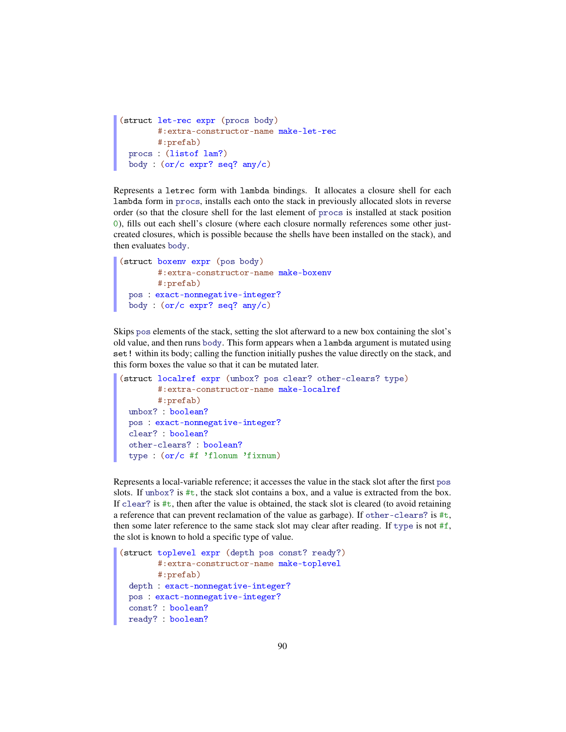```
(struct let-rec expr (procs body)
        #:extra-constructor-name make-let-rec
        #:prefab)
  procs : (listof lam?)
  body : (or/c expr? seq? any/c)
```

Represents a `letrec` form with `lambda` bindings. It allocates a closure shell for each `lambda` form in `procs`, installs each onto the stack in previously allocated slots in reverse order (so that the closure shell for the last element of `procs` is installed at stack position `0`), fills out each shell's closure (where each closure normally references some other just-created closures, which is possible because the shells have been installed on the stack), and then evaluates `body`.

```
(struct boxenv expr (pos body)
        #:extra-constructor-name make-boxenv
        #:prefab)
  pos : exact-nonnegative-integer?
  body : (or/c expr? seq? any/c)
```

Skips `pos` elements of the stack, setting the slot afterward to a new box containing the slot's old value, and then runs `body`. This form appears when a `lambda` argument is mutated using `set!` within its body; calling the function initially pushes the value directly on the stack, and this form boxes the value so that it can be mutated later.

```
(struct localref expr (unbox? pos clear? other-clears? type)
        #:extra-constructor-name make-localref
        #:prefab)
  unbox? : boolean?
  pos : exact-nonnegative-integer?
  clear? : boolean?
  other-clears? : boolean?
  type : (or/c #f 'flonum 'fixnum)
```

Represents a local-variable reference; it accesses the value in the stack slot after the first `pos` slots. If `unbox?` is `#t`, the stack slot contains a box, and a value is extracted from the box. If `clear?` is `#t`, then after the value is obtained, the stack slot is cleared (to avoid retaining a reference that can prevent reclamation of the value as garbage). If `other-clears?` is `#t`, then some later reference to the same stack slot may clear after reading. If `type` is not `#f`, the slot is known to hold a specific type of value.

```
(struct toplevel expr (depth pos const? ready?)
        #:extra-constructor-name make-toplevel
        #:prefab)
  depth : exact-nonnegative-integer?
  pos : exact-nonnegative-integer?
  const? : boolean?
  ready? : boolean?
```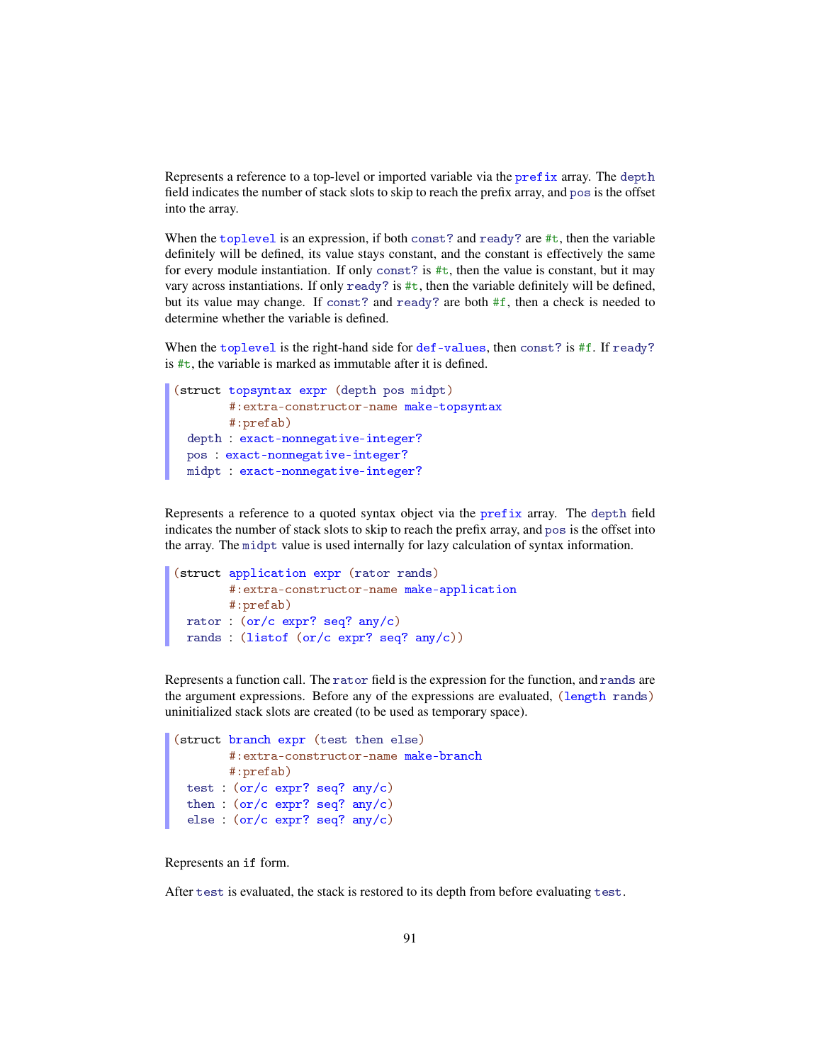Represents a reference to a top-level or imported variable via the `prefix` array. The `depth` field indicates the number of stack slots to skip to reach the prefix array, and `pos` is the offset into the array.

When the `toplevel` is an expression, if both `const?` and `ready?` are `#t`, then the variable definitely will be defined, its value stays constant, and the constant is effectively the same for every module instantiation. If only `const?` is `#t`, then the value is constant, but it may vary across instantiations. If only `ready?` is `#t`, then the variable definitely will be defined, but its value may change. If `const?` and `ready?` are both `#f`, then a check is needed to determine whether the variable is defined.

When the `toplevel` is the right-hand side for `def-values`, then `const?` is `#f`. If `ready?` is `#t`, the variable is marked as immutable after it is defined.

```
(struct topsyntax expr (depth pos midpt)
        #:extra-constructor-name make-topsyntax
        #:prefab)
  depth : exact-nonnegative-integer?
  pos : exact-nonnegative-integer?
  midpt : exact-nonnegative-integer?
```

Represents a reference to a quoted syntax object via the `prefix` array. The `depth` field indicates the number of stack slots to skip to reach the prefix array, and `pos` is the offset into the array. The `midpt` value is used internally for lazy calculation of syntax information.

```
(struct application expr (rator rands)
        #:extra-constructor-name make-application
        #:prefab)
  rator : (or/c expr? seq? any/c)
  rands : (listof (or/c expr? seq? any/c))
```

Represents a function call. The `rator` field is the expression for the function, and `rands` are the argument expressions. Before any of the expressions are evaluated, `(length rands)` uninitialized stack slots are created (to be used as temporary space).

```
(struct branch expr (test then else)
        #:extra-constructor-name make-branch
        #:prefab)
  test : (or/c expr? seq? any/c)
  then : (or/c expr? seq? any/c)
  else : (or/c expr? seq? any/c)
```

Represents an `if` form.

After `test` is evaluated, the stack is restored to its depth from before evaluating `test`.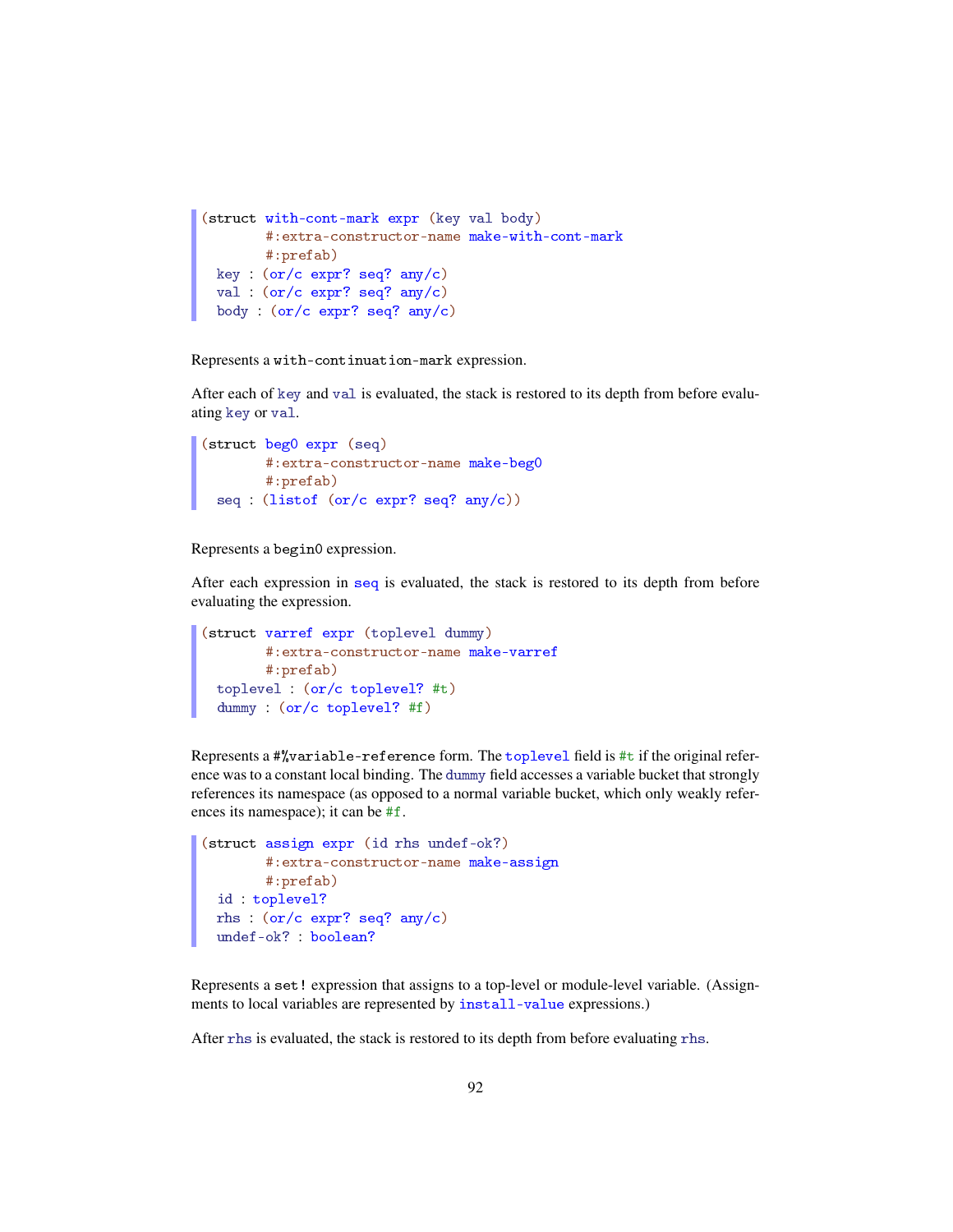```
(struct with-cont-mark expr (key val body)
        #:extra-constructor-name make-with-cont-mark
        #:prefab)
  key : (or/c expr? seq? any/c)
  val : (or/c expr? seq? any/c)
  body : (or/c expr? seq? any/c)
```

Represents a `with-continuation-mark` expression.

After each of `key` and `val` is evaluated, the stack is restored to its depth from before evaluating `key` or `val`.

```
(struct beg0 expr (seq)
        #:extra-constructor-name make-beg0
        #:prefab)
  seq : (listof (or/c expr? seq? any/c))
```

Represents a `begin0` expression.

After each expression in `seq` is evaluated, the stack is restored to its depth from before evaluating the expression.

```
(struct varref expr (toplevel dummy)
        #:extra-constructor-name make-varref
        #:prefab)
  toplevel : (or/c toplevel? #t)
  dummy : (or/c toplevel? #f)
```

Represents a `#%variable-reference` form. The `toplevel` field is `#t` if the original reference was to a constant local binding. The `dummy` field accesses a variable bucket that strongly references its namespace (as opposed to a normal variable bucket, which only weakly references its namespace); it can be `#f`.

```
(struct assign expr (id rhs undef-ok?)
        #:extra-constructor-name make-assign
        #:prefab)
  id : toplevel?
  rhs : (or/c expr? seq? any/c)
  undef-ok? : boolean?
```

Represents a `set!` expression that assigns to a top-level or module-level variable. (Assignments to local variables are represented by `install-value` expressions.)

After `rhs` is evaluated, the stack is restored to its depth from before evaluating `rhs`.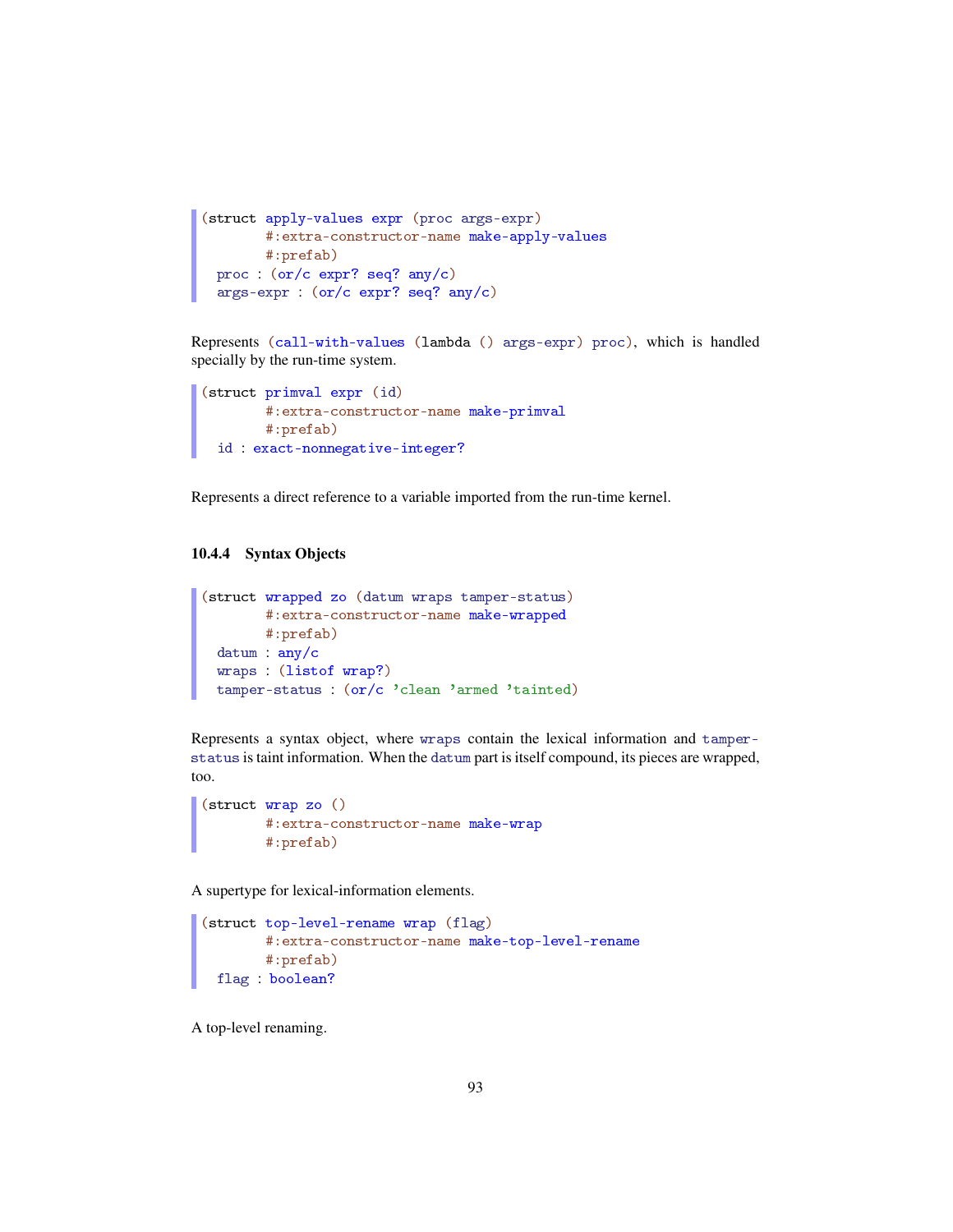```
(struct apply-values expr (proc args-expr)
        #:extra-constructor-name make-apply-values
        #:prefab)
  proc : (or/c expr? seq? any/c)
  args-expr : (or/c expr? seq? any/c)
```

Represents `(call-with-values (lambda () args-expr) proc)`, which is handled specially by the run-time system.

```
(struct primval expr (id)
        #:extra-constructor-name make-primval
        #:prefab)
  id : exact-nonnegative-integer?
```

Represents a direct reference to a variable imported from the run-time kernel.

### 10.4.4 Syntax Objects

```
(struct wrapped zo (datum wraps tamper-status)
        #:extra-constructor-name make-wrapped
        #:prefab)
  datum : any/c
  wraps : (listof wrap?)
  tamper-status : (or/c 'clean 'armed 'tainted)
```

Represents a syntax object, where `wraps` contain the lexical information and `tamper-status` is taint information. When the `datum` part is itself compound, its pieces are wrapped, too.

```
(struct wrap zo ()
        #:extra-constructor-name make-wrap
        #:prefab)
```

A supertype for lexical-information elements.

```
(struct top-level-rename wrap (flag)
        #:extra-constructor-name make-top-level-rename
        #:prefab)
  flag : boolean?
```

A top-level renaming.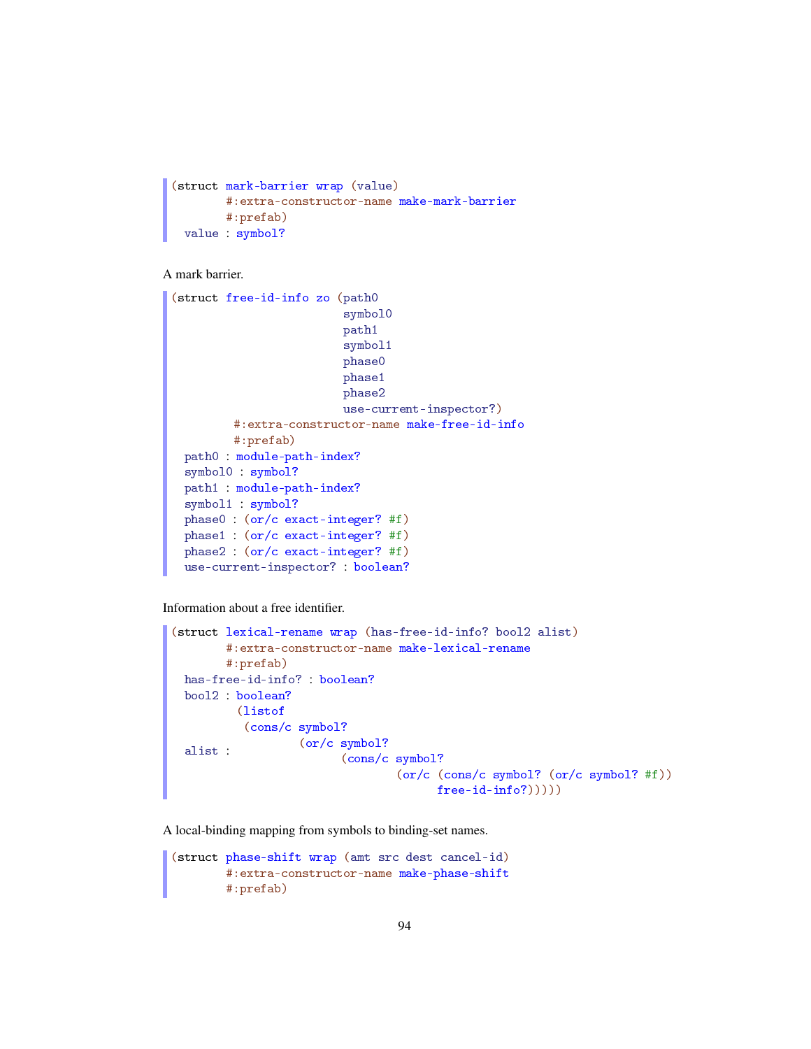```
(struct mark-barrier wrap (value)
        #:extra-constructor-name make-mark-barrier
        #:prefab)
  value : symbol?
```

A mark barrier.

```
(struct free-id-info zo (path0
                         symbol0
                         path1
                         symbol1
                         phase0
                         phase1
                         phase2
                         use-current-inspector?)
         #:extra-constructor-name make-free-id-info
         #:prefab)
  path0 : module-path-index?
  symbol0 : symbol?
  path1 : module-path-index?
  symbol1 : symbol?
  phase0 : (or/c exact-integer? #f)
  phase1 : (or/c exact-integer? #f)
  phase2 : (or/c exact-integer? #f)
  use-current-inspector? : boolean?
```

Information about a free identifier.

```
(struct lexical-rename wrap (has-free-id-info? bool2 alist)
        #:extra-constructor-name make-lexical-rename
        #:prefab)
  has-free-id-info? : boolean?
  bool2 : boolean?
          (listof
           (cons/c symbol?
                   (or/c symbol?
  alist :                (cons/c symbol?
                                 (or/c (cons/c symbol? (or/c symbol? #f))
                                       free-id-info?)))))
```

A local-binding mapping from symbols to binding-set names.

```
(struct phase-shift wrap (amt src dest cancel-id)
        #:extra-constructor-name make-phase-shift
        #:prefab)
```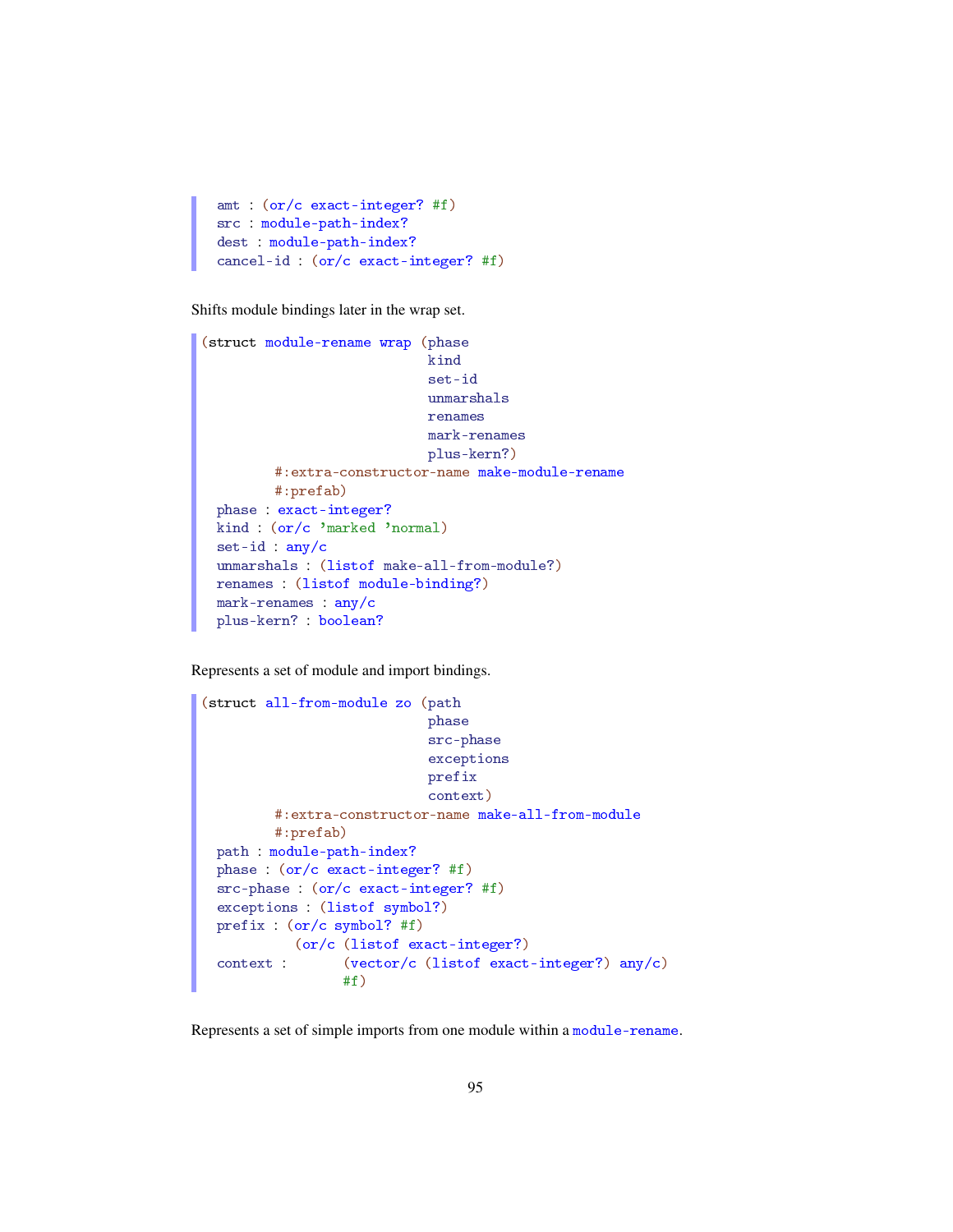```
  amt : (or/c exact-integer? #f)
  src : module-path-index?
  dest : module-path-index?
  cancel-id : (or/c exact-integer? #f)
```

Shifts module bindings later in the wrap set.

```
(struct module-rename wrap (phase
                            kind
                            set-id
                            unmarshals
                            renames
                            mark-renames
                            plus-kern?)
        #:extra-constructor-name make-module-rename
        #:prefab)
  phase : exact-integer?
  kind : (or/c 'marked 'normal)
  set-id : any/c
  unmarshals : (listof make-all-from-module?)
  renames : (listof module-binding?)
  mark-renames : any/c
  plus-kern? : boolean?
```

Represents a set of module and import bindings.

```
(struct all-from-module zo (path
                            phase
                            src-phase
                            exceptions
                            prefix
                            context)
        #:extra-constructor-name make-all-from-module
        #:prefab)
  path : module-path-index?
  phase : (or/c exact-integer? #f)
  src-phase : (or/c exact-integer? #f)
  exceptions : (listof symbol?)
  prefix : (or/c symbol? #f)
  context : (or/c (listof exact-integer?)
                  (vector/c (listof exact-integer?) any/c)
                  #f)
```

Represents a set of simple imports from one module within a `module-rename`.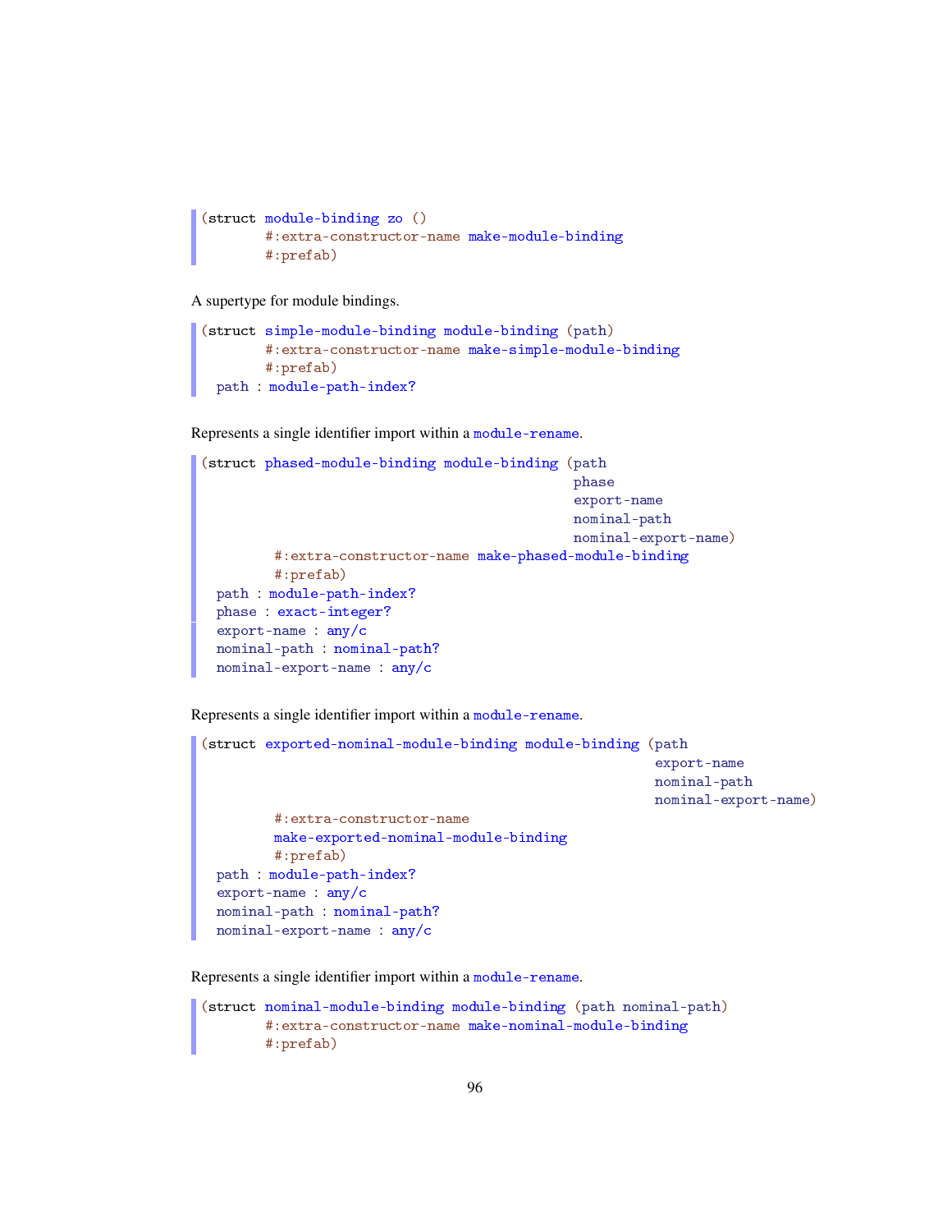```
(struct module-binding zo ()
        #:extra-constructor-name make-module-binding
        #:prefab)
```

A supertype for module bindings.

```
(struct simple-module-binding module-binding (path)
        #:extra-constructor-name make-simple-module-binding
        #:prefab)
  path : module-path-index?
```

Represents a single identifier import within a `module-rename`.

```
(struct phased-module-binding module-binding (path
                                              phase
                                              export-name
                                              nominal-path
                                              nominal-export-name)
         #:extra-constructor-name make-phased-module-binding
         #:prefab)
  path : module-path-index?
  phase : exact-integer?
  export-name : any/c
  nominal-path : nominal-path?
  nominal-export-name : any/c
```

Represents a single identifier import within a `module-rename`.

```
(struct exported-nominal-module-binding module-binding (path
                                                        export-name
                                                        nominal-path
                                                        nominal-export-name)
         #:extra-constructor-name
         make-exported-nominal-module-binding
         #:prefab)
  path : module-path-index?
  export-name : any/c
  nominal-path : nominal-path?
  nominal-export-name : any/c
```

Represents a single identifier import within a `module-rename`.

```
(struct nominal-module-binding module-binding (path nominal-path)
        #:extra-constructor-name make-nominal-module-binding
        #:prefab)
```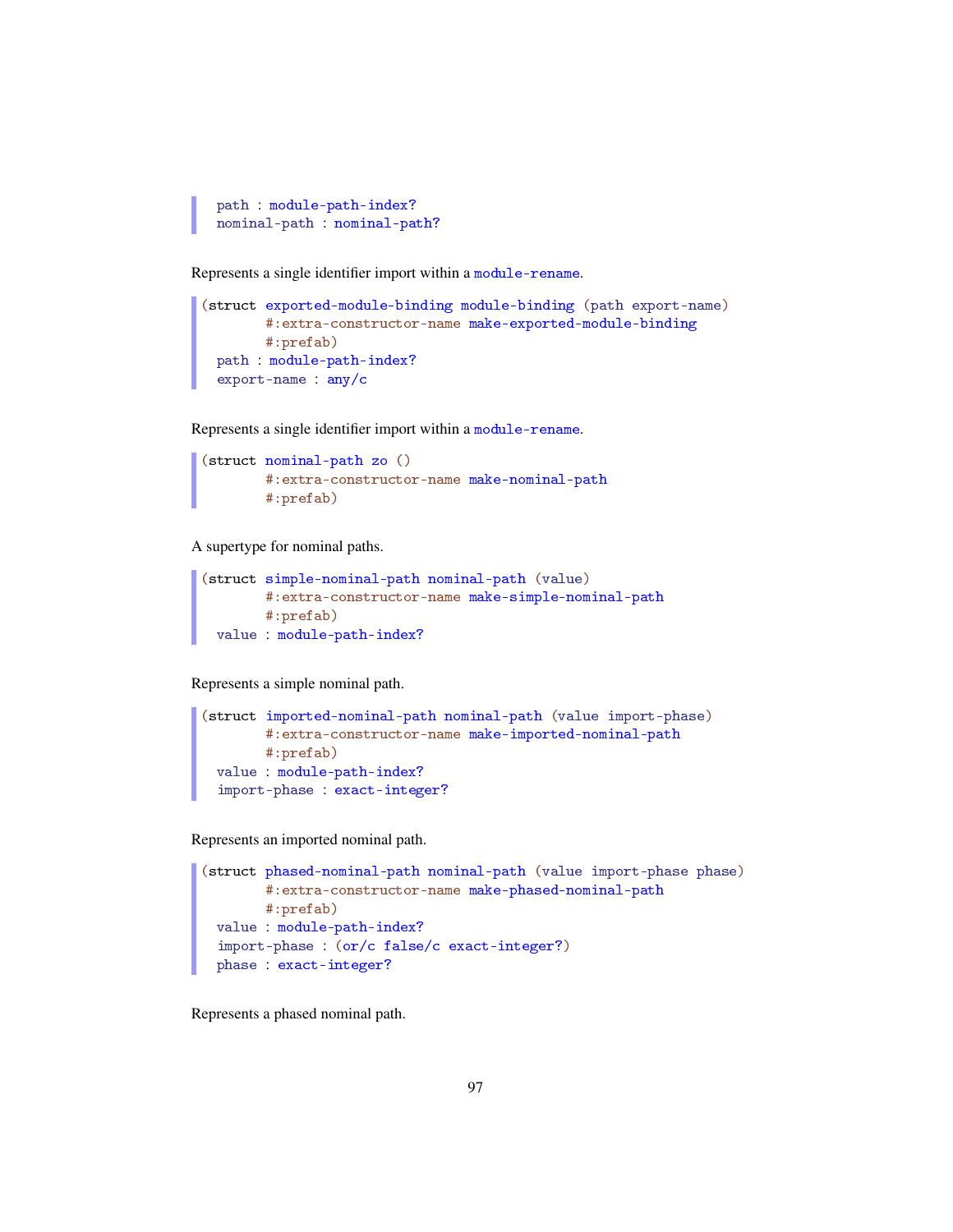```
  path : module-path-index?
  nominal-path : nominal-path?
```

Represents a single identifier import within a module-rename.

```
(struct exported-module-binding module-binding (path export-name)
        #:extra-constructor-name make-exported-module-binding
        #:prefab)
  path : module-path-index?
  export-name : any/c
```

Represents a single identifier import within a module-rename.

```
(struct nominal-path zo ()
        #:extra-constructor-name make-nominal-path
        #:prefab)
```

A supertype for nominal paths.

```
(struct simple-nominal-path nominal-path (value)
        #:extra-constructor-name make-simple-nominal-path
        #:prefab)
  value : module-path-index?
```

Represents a simple nominal path.

```
(struct imported-nominal-path nominal-path (value import-phase)
        #:extra-constructor-name make-imported-nominal-path
        #:prefab)
  value : module-path-index?
  import-phase : exact-integer?
```

Represents an imported nominal path.

```
(struct phased-nominal-path nominal-path (value import-phase phase)
        #:extra-constructor-name make-phased-nominal-path
        #:prefab)
  value : module-path-index?
  import-phase : (or/c false/c exact-integer?)
  phase : exact-integer?
```

Represents a phased nominal path.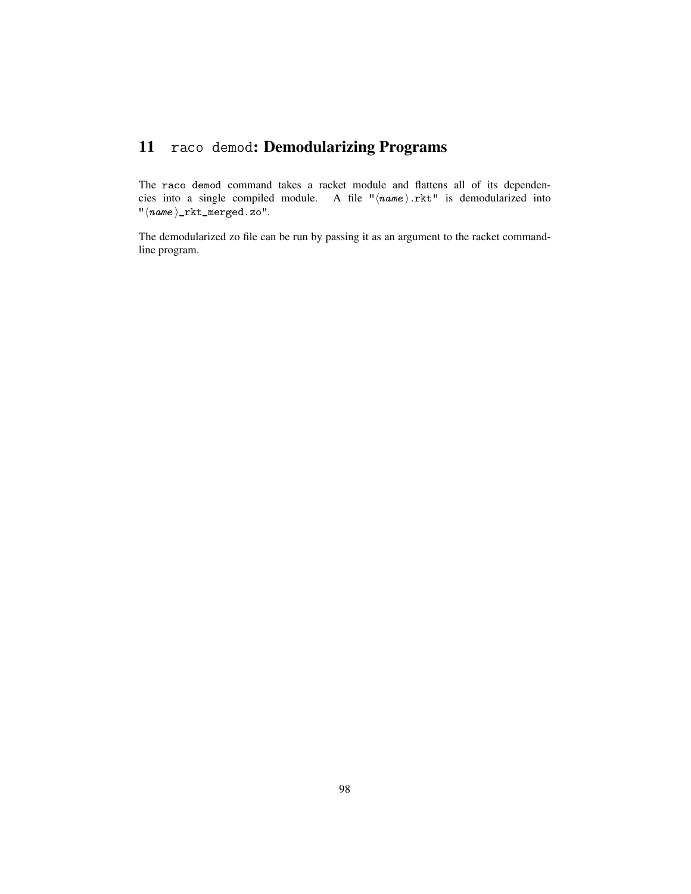# 11 `raco demod`: Demodularizing Programs

The `raco demod` command takes a racket module and flattens all of its dependencies into a single compiled module. A file "⟨*name*⟩.rkt" is demodularized into "⟨*name*⟩_rkt_merged.zo".

The demodularized zo file can be run by passing it as an argument to the racket command-line program.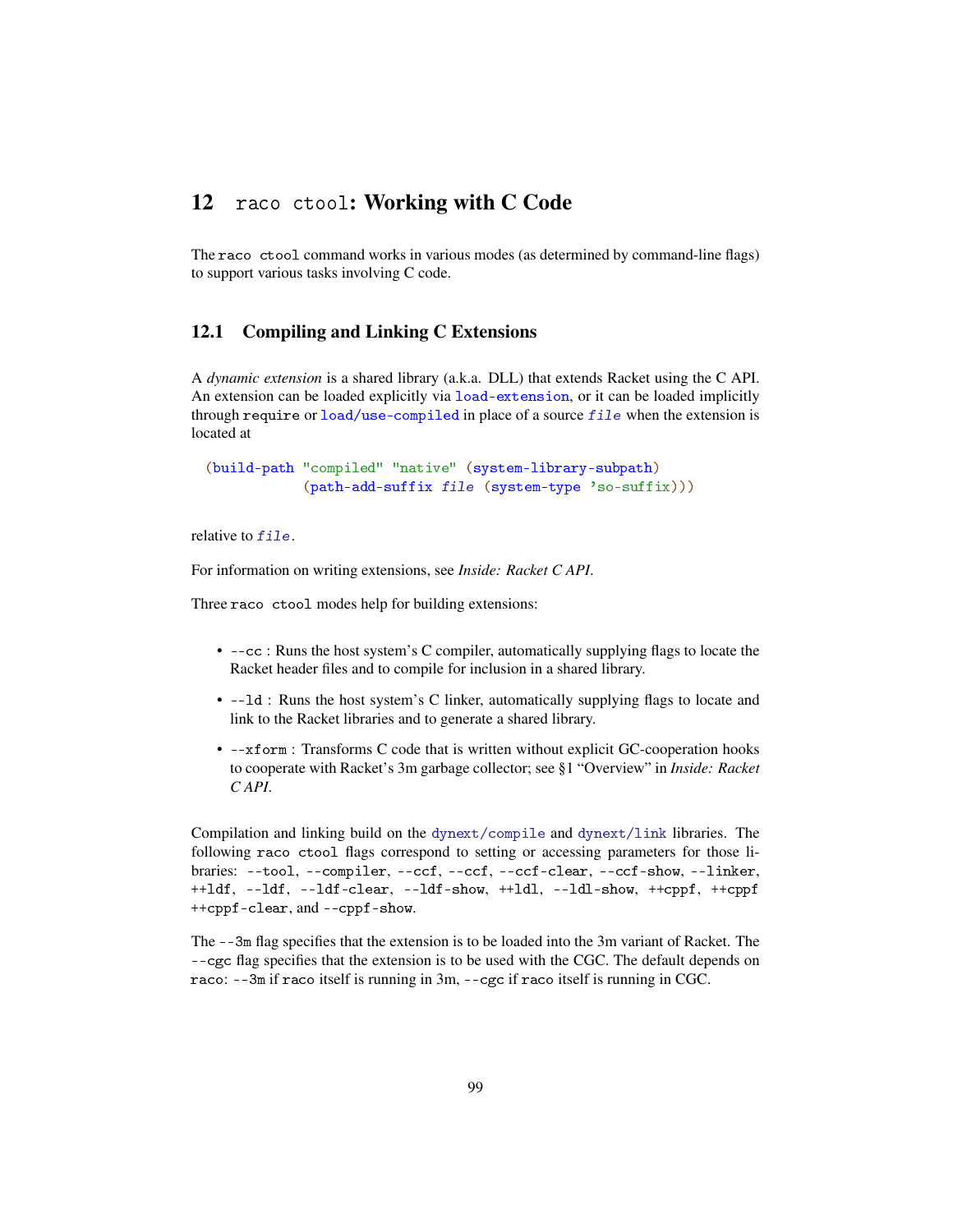# 12 `raco ctool`: Working with C Code

The `raco ctool` command works in various modes (as determined by command-line flags) to support various tasks involving C code.

## 12.1 Compiling and Linking C Extensions

A *dynamic extension* is a shared library (a.k.a. DLL) that extends Racket using the C API. An extension can be loaded explicitly via `load-extension`, or it can be loaded implicitly through `require` or `load/use-compiled` in place of a source *`file`* when the extension is located at

```
(build-path "compiled" "native" (system-library-subpath)
            (path-add-suffix file (system-type 'so-suffix)))
```

relative to *`file`*.

For information on writing extensions, see *Inside: Racket C API*.

Three `raco ctool` modes help for building extensions:

- `--cc` : Runs the host system's C compiler, automatically supplying flags to locate the Racket header files and to compile for inclusion in a shared library.
- `--ld` : Runs the host system's C linker, automatically supplying flags to locate and link to the Racket libraries and to generate a shared library.
- `--xform` : Transforms C code that is written without explicit GC-cooperation hooks to cooperate with Racket's 3m garbage collector; see §1 "Overview" in *Inside: Racket C API*.

Compilation and linking build on the `dynext/compile` and `dynext/link` libraries. The following `raco ctool` flags correspond to setting or accessing parameters for those libraries: `--tool`, `--compiler`, `--ccf`, `--ccf`, `--ccf-clear`, `--ccf-show`, `--linker`, `++ldf`, `--ldf`, `--ldf-clear`, `--ldf-show`, `++ldl`, `--ldl-show`, `++cppf`, `++cppf` `++cppf-clear`, and `--cppf-show`.

The `--3m` flag specifies that the extension is to be loaded into the 3m variant of Racket. The `--cgc` flag specifies that the extension is to be used with the CGC. The default depends on `raco`: `--3m` if `raco` itself is running in 3m, `--cgc` if `raco` itself is running in CGC.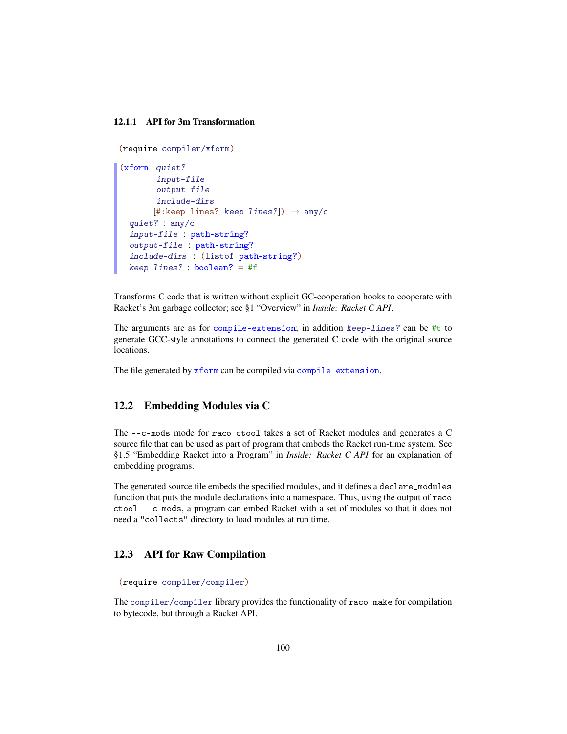### 12.1.1 API for 3m Transformation

```
(require compiler/xform)
```

```
(xform quiet?
       input-file
       output-file
       include-dirs
      [#:keep-lines? keep-lines?]) → any/c
  quiet? : any/c
  input-file : path-string?
  output-file : path-string?
  include-dirs : (listof path-string?)
  keep-lines? : boolean? = #f
```

Transforms C code that is written without explicit GC-cooperation hooks to cooperate with Racket's 3m garbage collector; see §1 "Overview" in *Inside: Racket C API*.

The arguments are as for `compile-extension`; in addition `keep-lines?` can be `#t` to generate GCC-style annotations to connect the generated C code with the original source locations.

The file generated by `xform` can be compiled via `compile-extension`.

## 12.2 Embedding Modules via C

The `--c-mods` mode for `raco ctool` takes a set of Racket modules and generates a C source file that can be used as part of program that embeds the Racket run-time system. See §1.5 "Embedding Racket into a Program" in *Inside: Racket C API* for an explanation of embedding programs.

The generated source file embeds the specified modules, and it defines a `declare_modules` function that puts the module declarations into a namespace. Thus, using the output of `raco ctool --c-mods`, a program can embed Racket with a set of modules so that it does not need a `"collects"` directory to load modules at run time.

## 12.3 API for Raw Compilation

```
(require compiler/compiler)
```

The `compiler/compiler` library provides the functionality of `raco make` for compilation to bytecode, but through a Racket API.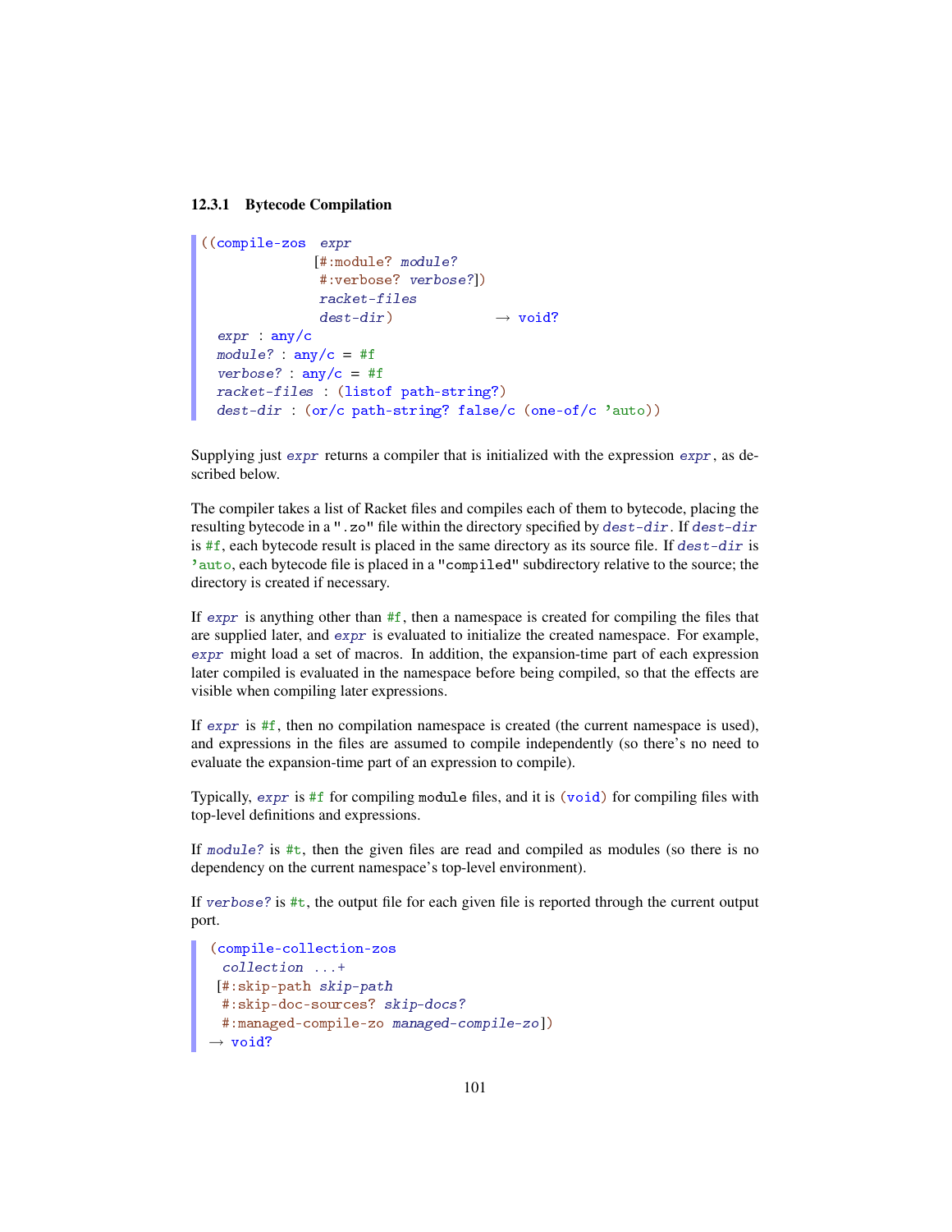#### 12.3.1 Bytecode Compilation

```
((compile-zos  expr
              [#:module? module?
               #:verbose? verbose?])
               racket-files
               dest-dir)             → void?
  expr : any/c
  module? : any/c = #f
  verbose? : any/c = #f
  racket-files : (listof path-string?)
  dest-dir : (or/c path-string? false/c (one-of/c 'auto))
```

Supplying just *expr* returns a compiler that is initialized with the expression *expr*, as described below.

The compiler takes a list of Racket files and compiles each of them to bytecode, placing the resulting bytecode in a `".zo"` file within the directory specified by *dest-dir*. If *dest-dir* is `#f`, each bytecode result is placed in the same directory as its source file. If *dest-dir* is `'auto`, each bytecode file is placed in a `"compiled"` subdirectory relative to the source; the directory is created if necessary.

If *expr* is anything other than `#f`, then a namespace is created for compiling the files that are supplied later, and *expr* is evaluated to initialize the created namespace. For example, *expr* might load a set of macros. In addition, the expansion-time part of each expression later compiled is evaluated in the namespace before being compiled, so that the effects are visible when compiling later expressions.

If *expr* is `#f`, then no compilation namespace is created (the current namespace is used), and expressions in the files are assumed to compile independently (so there's no need to evaluate the expansion-time part of an expression to compile).

Typically, *expr* is `#f` for compiling `module` files, and it is `(void)` for compiling files with top-level definitions and expressions.

If *module?* is `#t`, then the given files are read and compiled as modules (so there is no dependency on the current namespace's top-level environment).

If *verbose?* is `#t`, the output file for each given file is reported through the current output port.

```
(compile-collection-zos
  collection ...+
 [#:skip-path skip-path
  #:skip-doc-sources? skip-docs?
  #:managed-compile-zo managed-compile-zo])
→ void?
```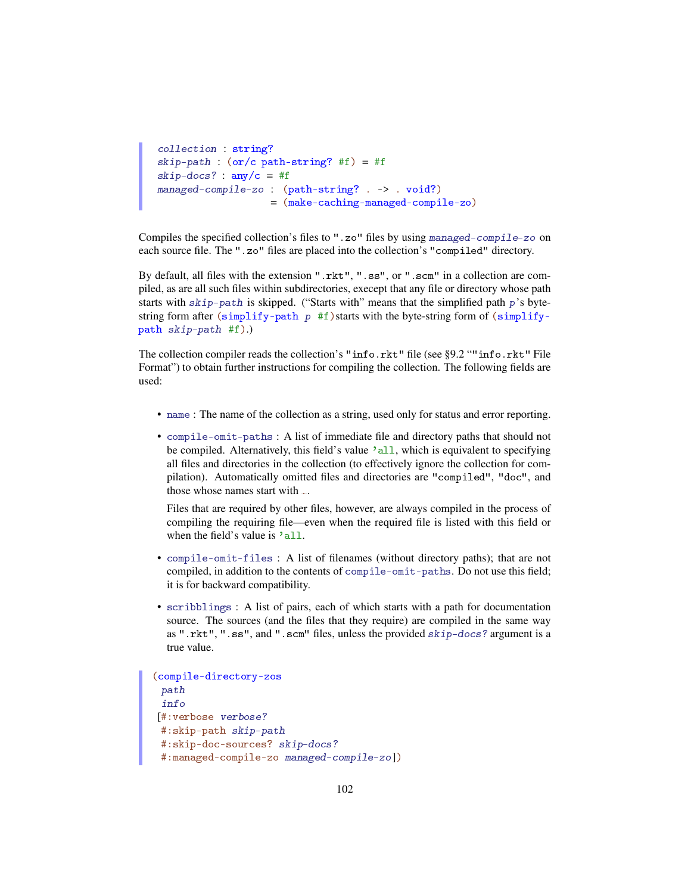```
collection : string?
skip-path : (or/c path-string? #f) = #f
skip-docs? : any/c = #f
managed-compile-zo : (path-string? . -> . void?)
                   = (make-caching-managed-compile-zo)
```

Compiles the specified collection's files to ".zo" files by using *managed-compile-zo* on each source file. The ".zo" files are placed into the collection's "compiled" directory.

By default, all files with the extension ".rkt", ".ss", or ".scm" in a collection are compiled, as are all such files within subdirectories, execept that any file or directory whose path starts with *skip-path* is skipped. ("Starts with" means that the simplified path *p*'s byte-string form after `(simplify-path p #f)` starts with the byte-string form of `(simplify-path skip-path #f)`.)

The collection compiler reads the collection's "info.rkt" file (see §9.2 ""info.rkt" File Format") to obtain further instructions for compiling the collection. The following fields are used:

- `name` : The name of the collection as a string, used only for status and error reporting.
- `compile-omit-paths` : A list of immediate file and directory paths that should not be compiled. Alternatively, this field's value `'all`, which is equivalent to specifying all files and directories in the collection (to effectively ignore the collection for compilation). Automatically omitted files and directories are "compiled", "doc", and those whose names start with `.`.

  Files that are required by other files, however, are always compiled in the process of compiling the requiring file—even when the required file is listed with this field or when the field's value is `'all`.
- `compile-omit-files` : A list of filenames (without directory paths); that are not compiled, in addition to the contents of `compile-omit-paths`. Do not use this field; it is for backward compatibility.
- `scribblings` : A list of pairs, each of which starts with a path for documentation source. The sources (and the files that they require) are compiled in the same way as ".rkt", ".ss", and ".scm" files, unless the provided *skip-docs?* argument is a true value.

```
(compile-directory-zos
  path
  info
 [#:verbose verbose?
  #:skip-path skip-path
  #:skip-doc-sources? skip-docs?
  #:managed-compile-zo managed-compile-zo])
```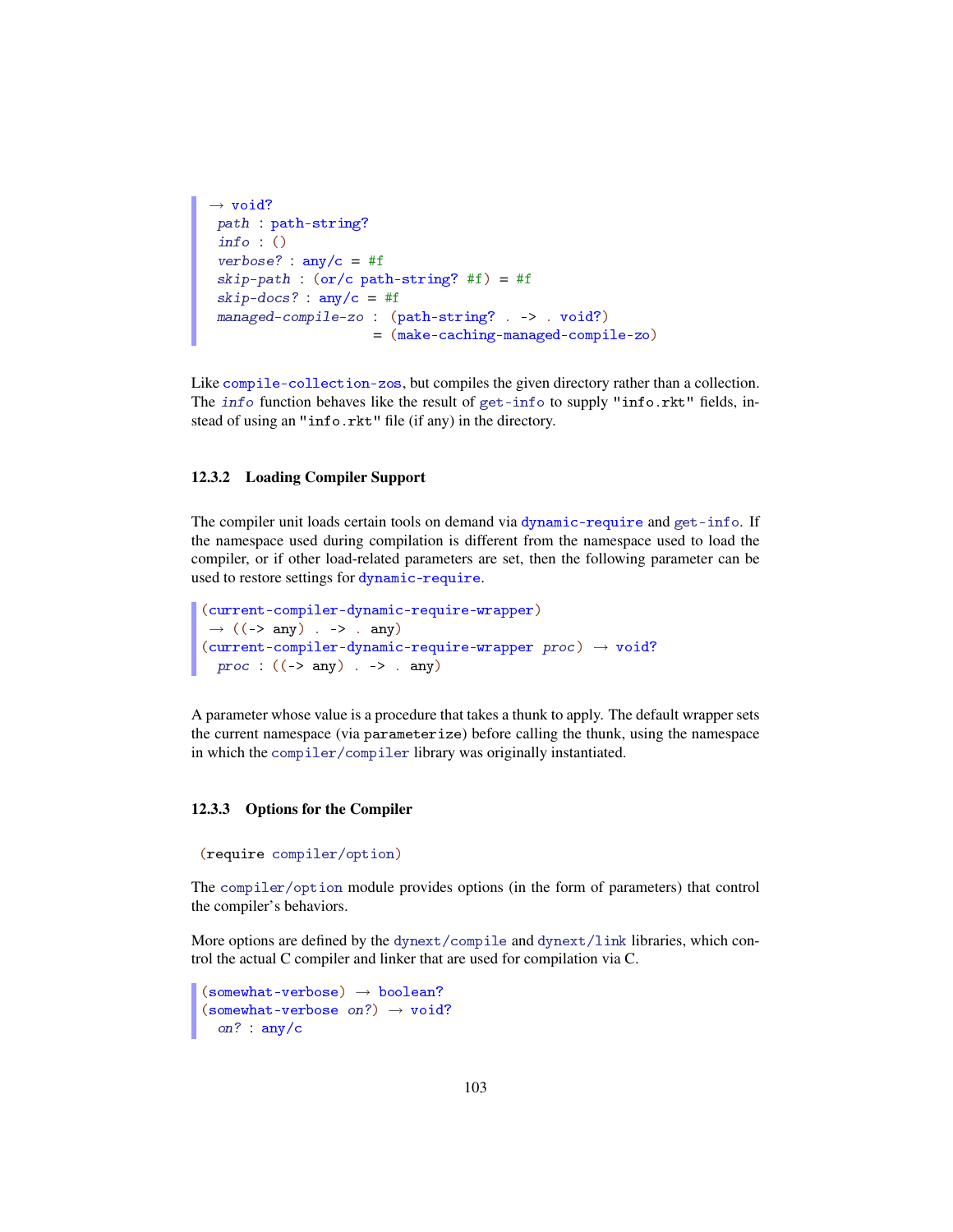```
 → void?
  path : path-string?
  info : ()
  verbose? : any/c = #f
  skip-path : (or/c path-string? #f) = #f
  skip-docs? : any/c = #f
  managed-compile-zo : (path-string? . -> . void?)
                     = (make-caching-managed-compile-zo)
```

Like `compile-collection-zos`, but compiles the given directory rather than a collection. The *info* function behaves like the result of `get-info` to supply `"info.rkt"` fields, instead of using an `"info.rkt"` file (if any) in the directory.

### 12.3.2 Loading Compiler Support

The compiler unit loads certain tools on demand via `dynamic-require` and `get-info`. If the namespace used during compilation is different from the namespace used to load the compiler, or if other load-related parameters are set, then the following parameter can be used to restore settings for `dynamic-require`.

```
(current-compiler-dynamic-require-wrapper)
 → ((-> any) . -> . any)
(current-compiler-dynamic-require-wrapper proc) → void?
  proc : ((-> any) . -> . any)
```

A parameter whose value is a procedure that takes a thunk to apply. The default wrapper sets the current namespace (via `parameterize`) before calling the thunk, using the namespace in which the `compiler/compiler` library was originally instantiated.

### 12.3.3 Options for the Compiler

```
(require compiler/option)
```

The `compiler/option` module provides options (in the form of parameters) that control the compiler's behaviors.

More options are defined by the `dynext/compile` and `dynext/link` libraries, which control the actual C compiler and linker that are used for compilation via C.

```
(somewhat-verbose) → boolean?
(somewhat-verbose on?) → void?
  on? : any/c
```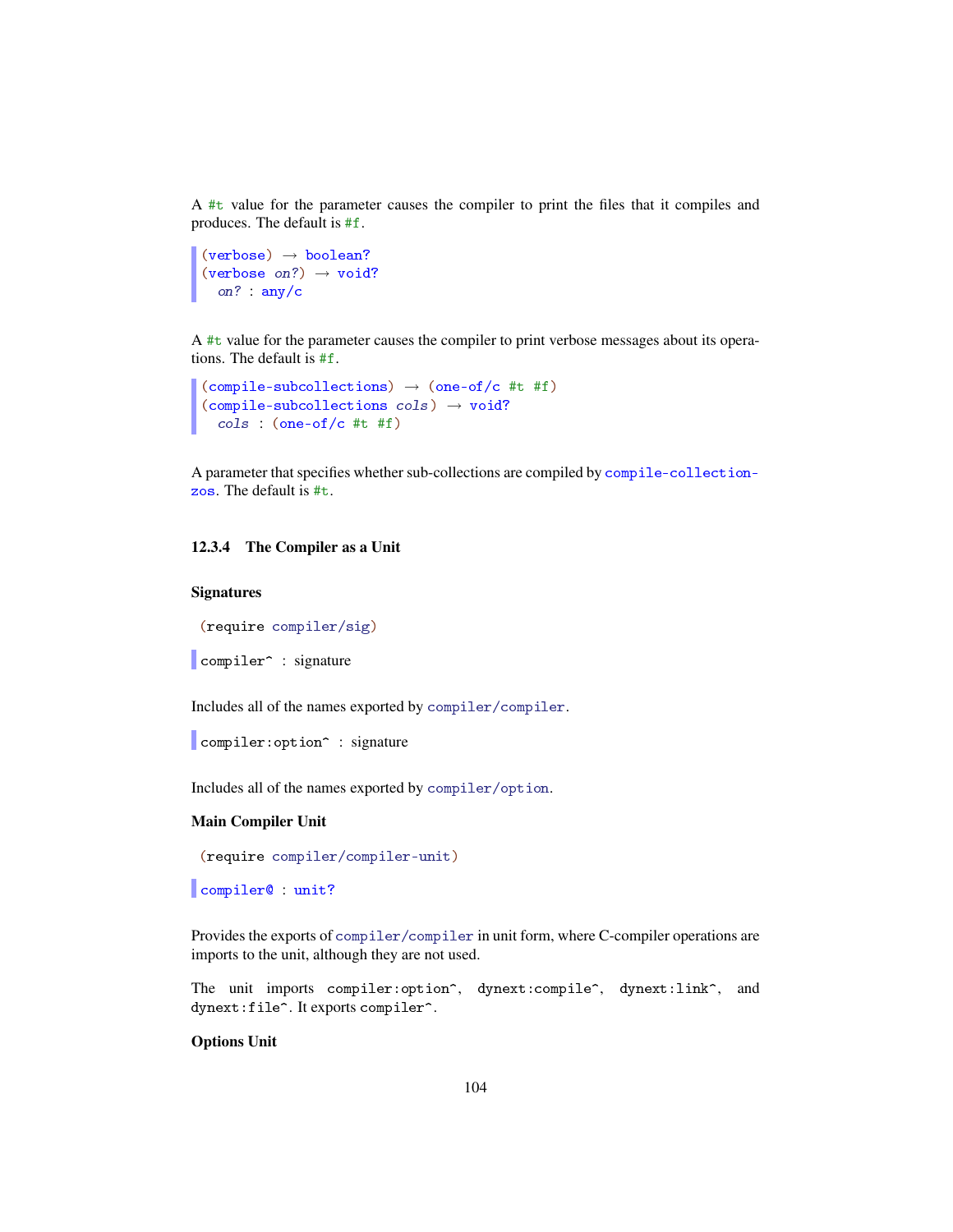A `#t` value for the parameter causes the compiler to print the files that it compiles and produces. The default is `#f`.

```
(verbose) → boolean?
(verbose on?) → void?
  on? : any/c
```

A `#t` value for the parameter causes the compiler to print verbose messages about its operations. The default is `#f`.

```
(compile-subcollections) → (one-of/c #t #f)
(compile-subcollections cols) → void?
  cols : (one-of/c #t #f)
```

A parameter that specifies whether sub-collections are compiled by `compile-collection-zos`. The default is `#t`.

### 12.3.4 The Compiler as a Unit

#### Signatures

```
(require compiler/sig)
```

```
compiler^ : signature
```

Includes all of the names exported by `compiler/compiler`.

```
compiler:option^ : signature
```

Includes all of the names exported by `compiler/option`.

#### Main Compiler Unit

```
(require compiler/compiler-unit)
```

```
compiler@ : unit?
```

Provides the exports of `compiler/compiler` in unit form, where C-compiler operations are imports to the unit, although they are not used.

The unit imports `compiler:option^`, `dynext:compile^`, `dynext:link^`, and `dynext:file^`. It exports `compiler^`.

#### Options Unit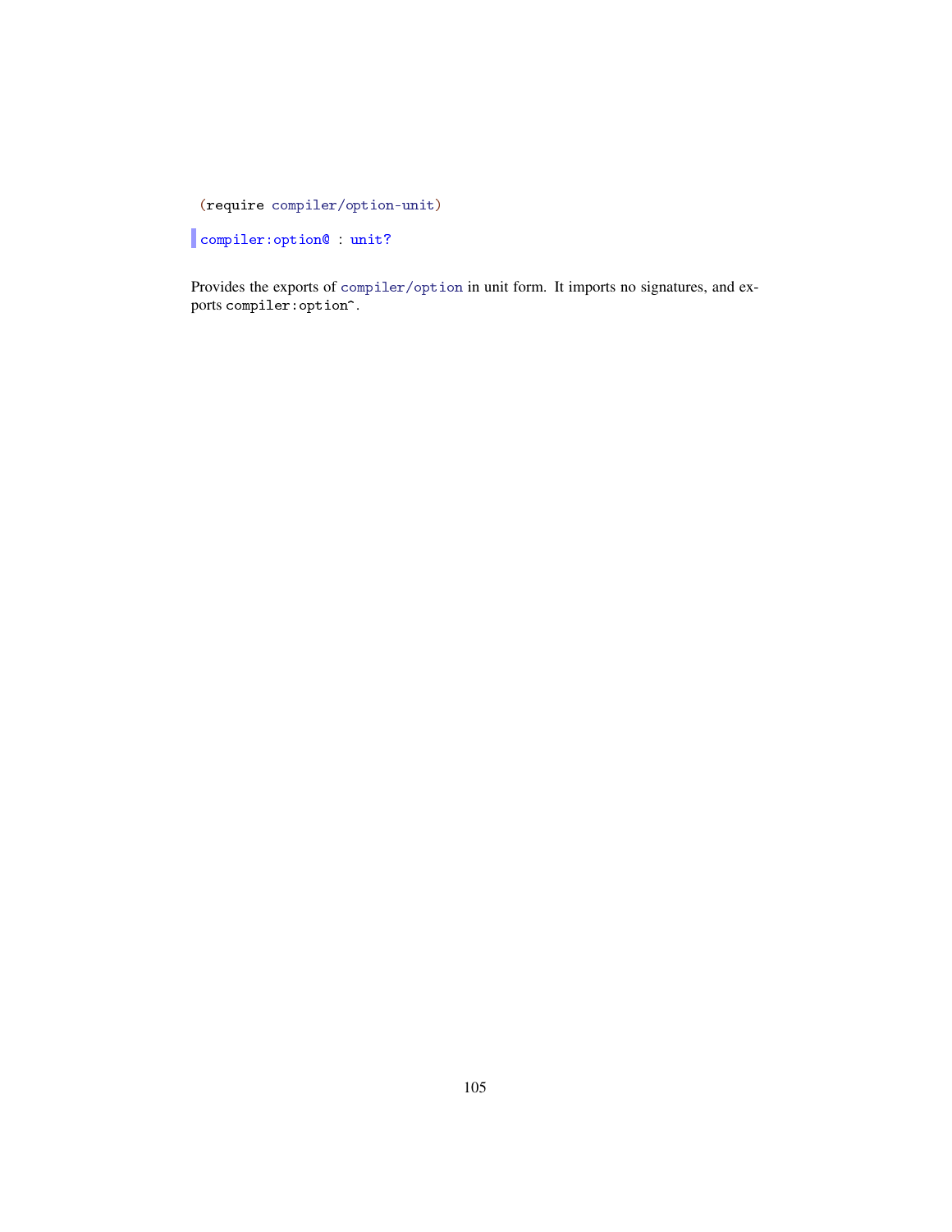```
(require compiler/option-unit)
```

```
compiler:option@ : unit?
```

Provides the exports of `compiler/option` in unit form. It imports no signatures, and exports `compiler:option^`.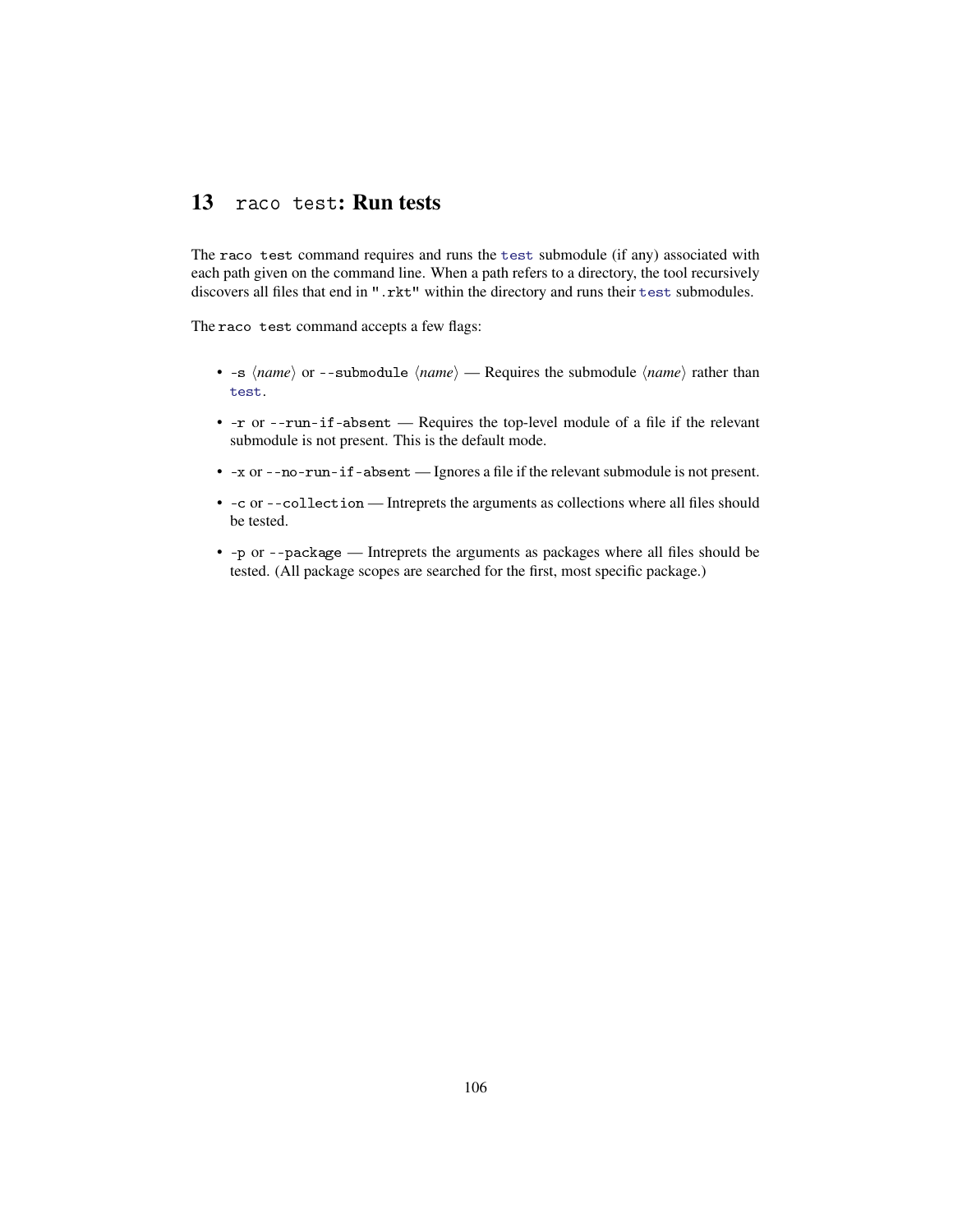# 13 `raco test`: Run tests

The `raco test` command requires and runs the `test` submodule (if any) associated with each path given on the command line. When a path refers to a directory, the tool recursively discovers all files that end in `".rkt"` within the directory and runs their `test` submodules.

The `raco test` command accepts a few flags:

- `-s` ⟨*name*⟩ or `--submodule` ⟨*name*⟩ — Requires the submodule ⟨*name*⟩ rather than `test`.
- `-r` or `--run-if-absent` — Requires the top-level module of a file if the relevant submodule is not present. This is the default mode.
- `-x` or `--no-run-if-absent` — Ignores a file if the relevant submodule is not present.
- `-c` or `--collection` — Intreprets the arguments as collections where all files should be tested.
- `-p` or `--package` — Intreprets the arguments as packages where all files should be tested. (All package scopes are searched for the first, most specific package.)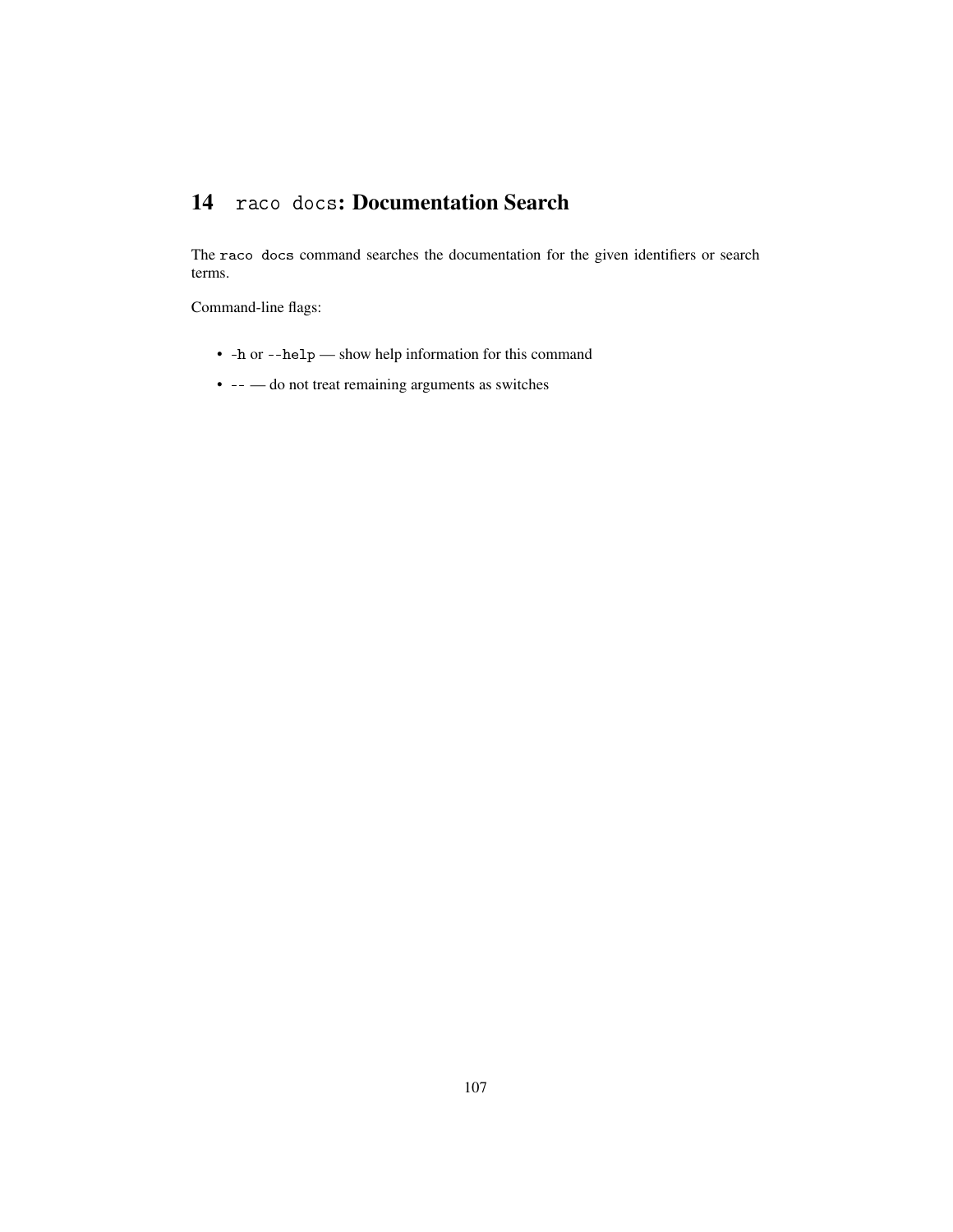# 14 `raco docs`: Documentation Search

The `raco docs` command searches the documentation for the given identifiers or search terms.

Command-line flags:

- `-h` or `--help` — show help information for this command
- `--` — do not treat remaining arguments as switches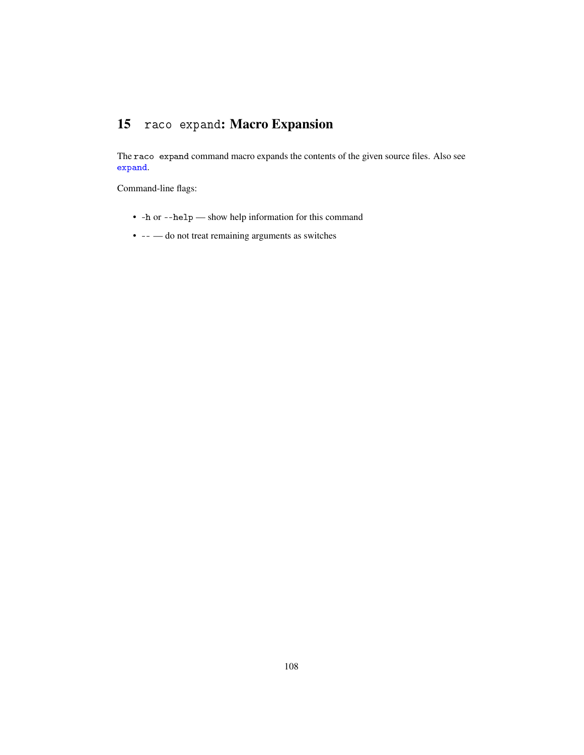# 15 `raco expand`: Macro Expansion

The `raco expand` command macro expands the contents of the given source files. Also see `expand`.

Command-line flags:

- `-h` or `--help` — show help information for this command
- `--` — do not treat remaining arguments as switches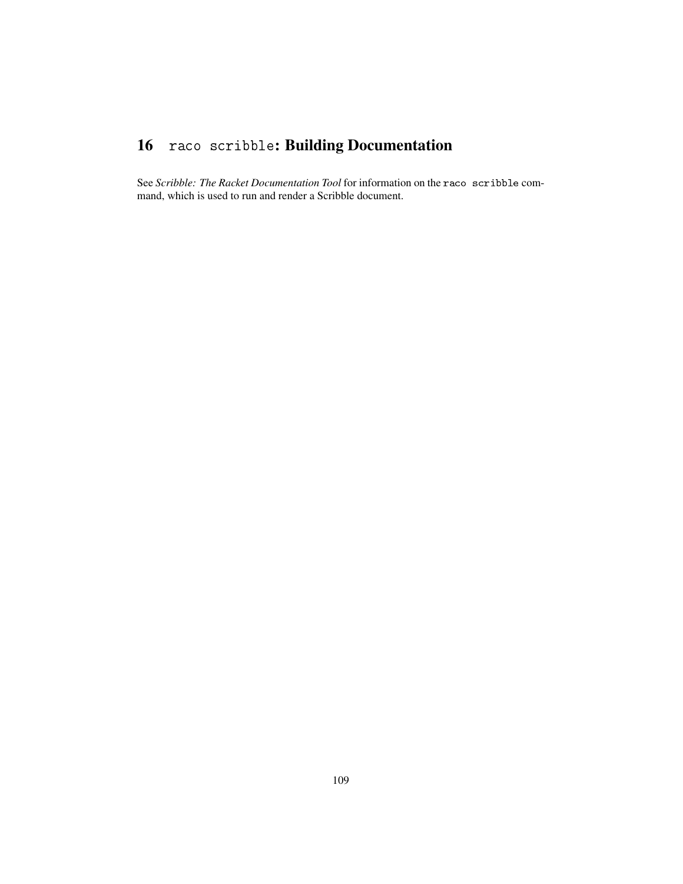# 16 `raco scribble`: Building Documentation

See *Scribble: The Racket Documentation Tool* for information on the `raco scribble` command, which is used to run and render a Scribble document.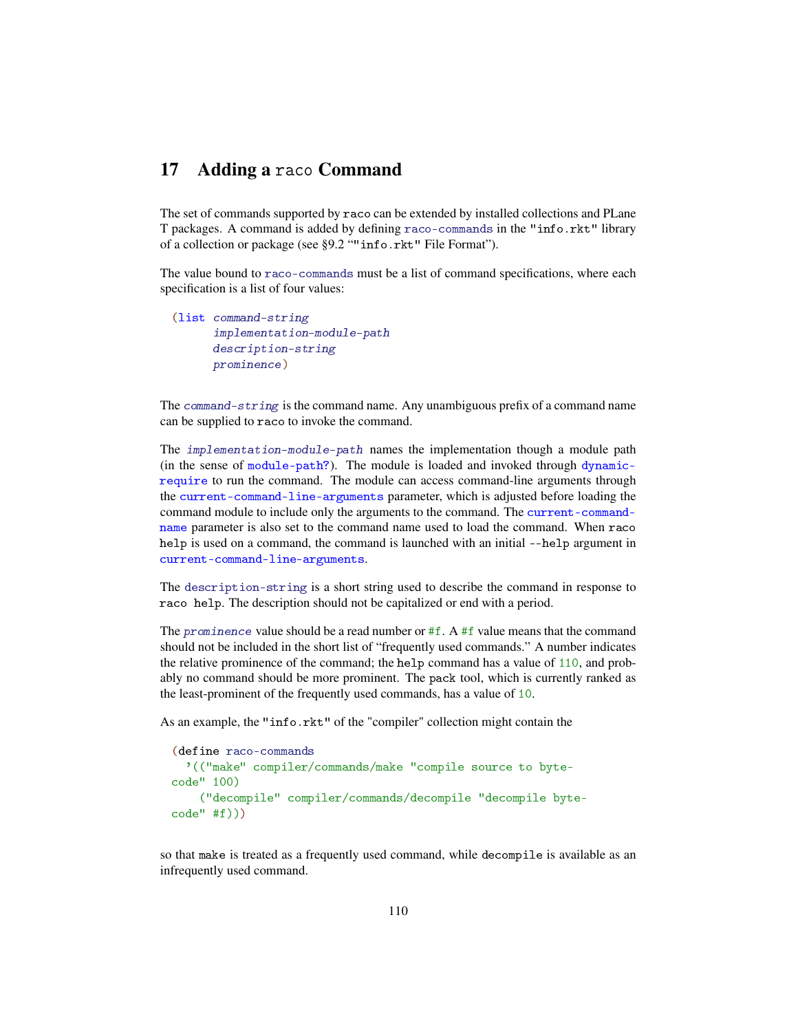# 17 Adding a raco Command

The set of commands supported by raco can be extended by installed collections and PLaneT packages. A command is added by defining raco-commands in the "info.rkt" library of a collection or package (see §9.2 “"info.rkt" File Format”).

The value bound to raco-commands must be a list of command specifications, where each specification is a list of four values:

```
(list command-string
      implementation-module-path
      description-string
      prominence)
```

The *command-string* is the command name. Any unambiguous prefix of a command name can be supplied to raco to invoke the command.

The *implementation-module-path* names the implementation though a module path (in the sense of module-path?). The module is loaded and invoked through dynamic-require to run the command. The module can access command-line arguments through the current-command-line-arguments parameter, which is adjusted before loading the command module to include only the arguments to the command. The current-command-name parameter is also set to the command name used to load the command. When raco help is used on a command, the command is launched with an initial --help argument in current-command-line-arguments.

The description-string is a short string used to describe the command in response to raco help. The description should not be capitalized or end with a period.

The *prominence* value should be a read number or #f. A #f value means that the command should not be included in the short list of “frequently used commands.” A number indicates the relative prominence of the command; the help command has a value of 110, and probably no command should be more prominent. The pack tool, which is currently ranked as the least-prominent of the frequently used commands, has a value of 10.

As an example, the "info.rkt" of the "compiler" collection might contain the

```
(define raco-commands
  '(("make" compiler/commands/make "compile source to byte-code" 100)
    ("decompile" compiler/commands/decompile "decompile byte-code" #f)))
```

so that make is treated as a frequently used command, while decompile is available as an infrequently used command.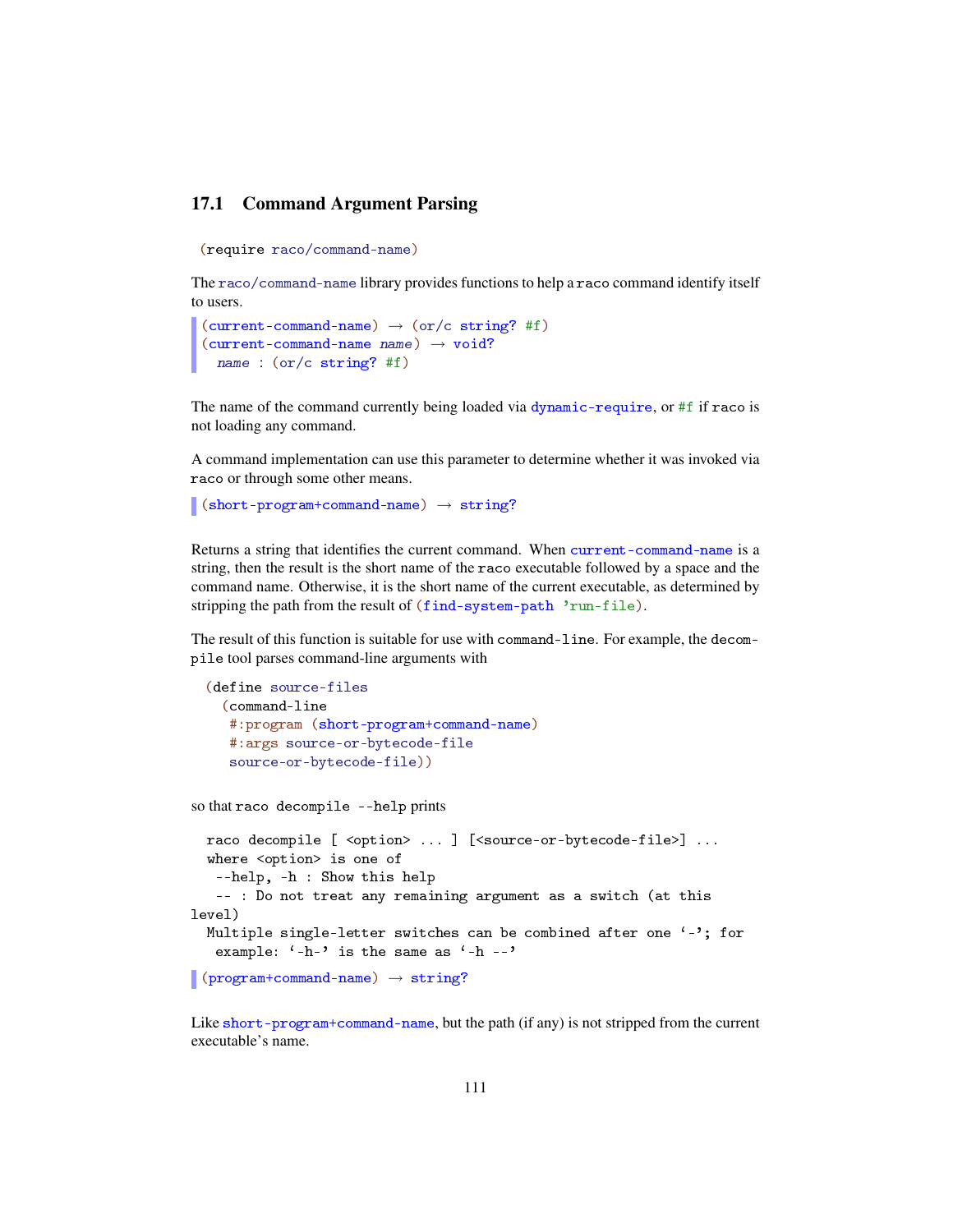## 17.1 Command Argument Parsing

```
(require raco/command-name)
```

The `raco/command-name` library provides functions to help a `raco` command identify itself to users.

```
(current-command-name) → (or/c string? #f)
(current-command-name name) → void?
  name : (or/c string? #f)
```

The name of the command currently being loaded via `dynamic-require`, or `#f` if `raco` is not loading any command.

A command implementation can use this parameter to determine whether it was invoked via `raco` or through some other means.

```
(short-program+command-name) → string?
```

Returns a string that identifies the current command. When `current-command-name` is a string, then the result is the short name of the `raco` executable followed by a space and the command name. Otherwise, it is the short name of the current executable, as determined by stripping the path from the result of `(find-system-path 'run-file)`.

The result of this function is suitable for use with `command-line`. For example, the `decompile` tool parses command-line arguments with

```
(define source-files
  (command-line
   #:program (short-program+command-name)
   #:args source-or-bytecode-file
   source-or-bytecode-file))
```

so that `raco decompile --help` prints

```
raco decompile [ <option> ... ] [<source-or-bytecode-file>] ...
where <option> is one of
 --help, -h : Show this help
 -- : Do not treat any remaining argument as a switch (at this
level)
Multiple single-letter switches can be combined after one `-'; for
 example: `-h-' is the same as `-h --'
```

```
(program+command-name) → string?
```

Like `short-program+command-name`, but the path (if any) is not stripped from the current executable's name.